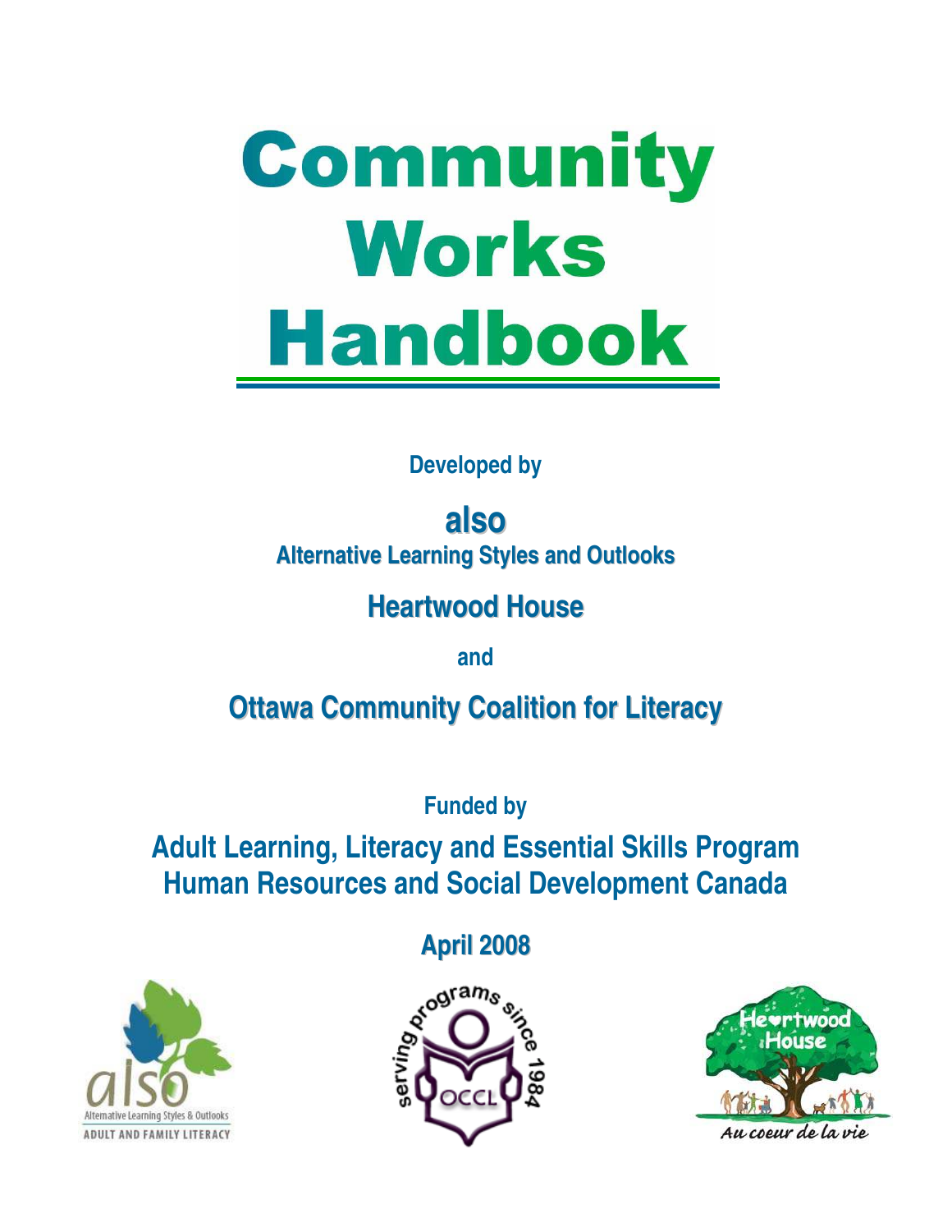# Community Works Handbook

**Developed by**

**also**
**Alternative Learning Styles and Outlooks**

**Heartwood House**

**and**

**Ottawa Community Coalition for Literacy**

**Funded by**

**Adult Learning, Literacy and Essential Skills Program**
**Human Resources and Social Development Canada**

**April 2008**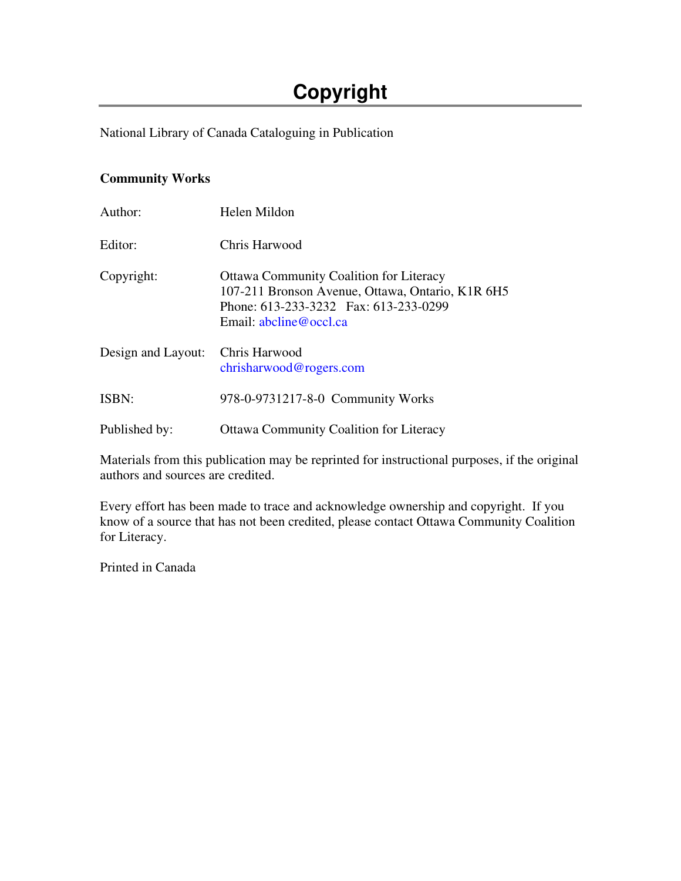# Copyright

National Library of Canada Cataloguing in Publication

**Community Works**

| | |
|---|---|
| Author: | Helen Mildon |
| Editor: | Chris Harwood |
| Copyright: | Ottawa Community Coalition for Literacy<br>107-211 Bronson Avenue, Ottawa, Ontario, K1R 6H5<br>Phone: 613-233-3232 Fax: 613-233-0299<br>Email: abcline@occl.ca |
| Design and Layout: | Chris Harwood<br>chrisharwood@rogers.com |
| ISBN: | 978-0-9731217-8-0 Community Works |
| Published by: | Ottawa Community Coalition for Literacy |

Materials from this publication may be reprinted for instructional purposes, if the original authors and sources are credited.

Every effort has been made to trace and acknowledge ownership and copyright. If you know of a source that has not been credited, please contact Ottawa Community Coalition for Literacy.

Printed in Canada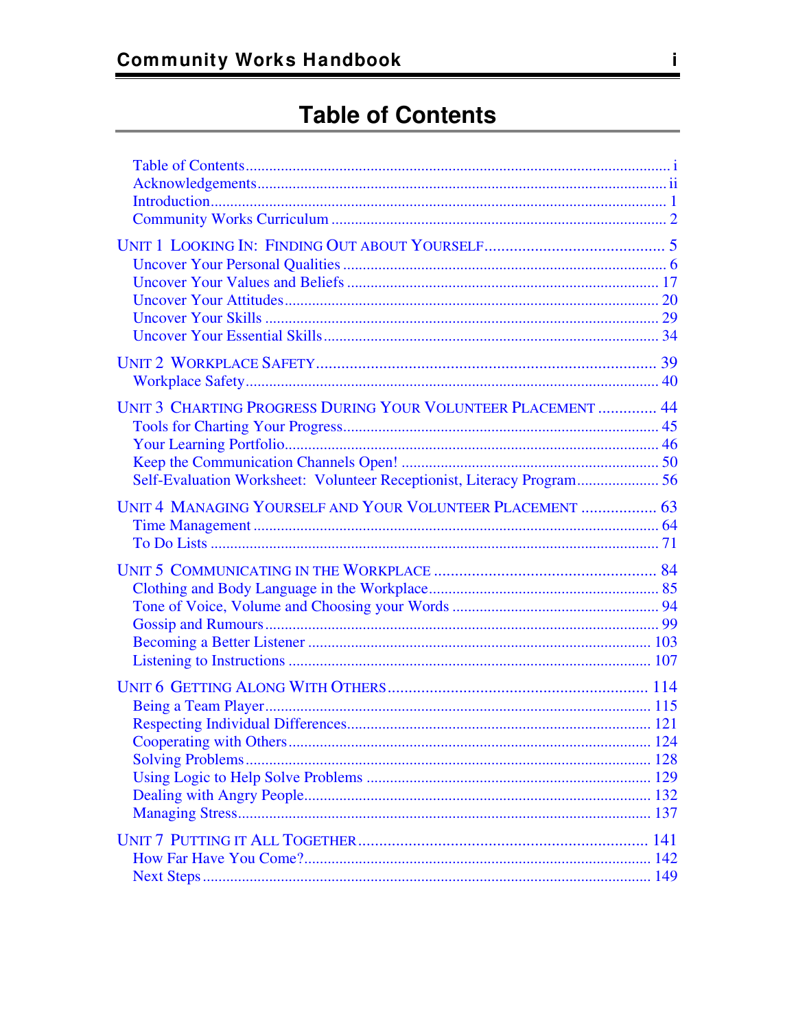# Table of Contents

Table of Contents ..... i
Acknowledgements ..... ii
Introduction ..... 1
Community Works Curriculum ..... 2

UNIT 1 LOOKING IN: FINDING OUT ABOUT YOURSELF ..... 5
- Uncover Your Personal Qualities ..... 6
- Uncover Your Values and Beliefs ..... 17
- Uncover Your Attitudes ..... 20
- Uncover Your Skills ..... 29
- Uncover Your Essential Skills ..... 34

UNIT 2 WORKPLACE SAFETY ..... 39
- Workplace Safety ..... 40

UNIT 3 CHARTING PROGRESS DURING YOUR VOLUNTEER PLACEMENT ..... 44
- Tools for Charting Your Progress ..... 45
- Your Learning Portfolio ..... 46
- Keep the Communication Channels Open! ..... 50
- Self-Evaluation Worksheet: Volunteer Receptionist, Literacy Program ..... 56

UNIT 4 MANAGING YOURSELF AND YOUR VOLUNTEER PLACEMENT ..... 63
- Time Management ..... 64
- To Do Lists ..... 71

UNIT 5 COMMUNICATING IN THE WORKPLACE ..... 84
- Clothing and Body Language in the Workplace ..... 85
- Tone of Voice, Volume and Choosing your Words ..... 94
- Gossip and Rumours ..... 99
- Becoming a Better Listener ..... 103
- Listening to Instructions ..... 107

UNIT 6 GETTING ALONG WITH OTHERS ..... 114
- Being a Team Player ..... 115
- Respecting Individual Differences ..... 121
- Cooperating with Others ..... 124
- Solving Problems ..... 128
- Using Logic to Help Solve Problems ..... 129
- Dealing with Angry People ..... 132
- Managing Stress ..... 137

UNIT 7 PUTTING IT ALL TOGETHER ..... 141
- How Far Have You Come? ..... 142
- Next Steps ..... 149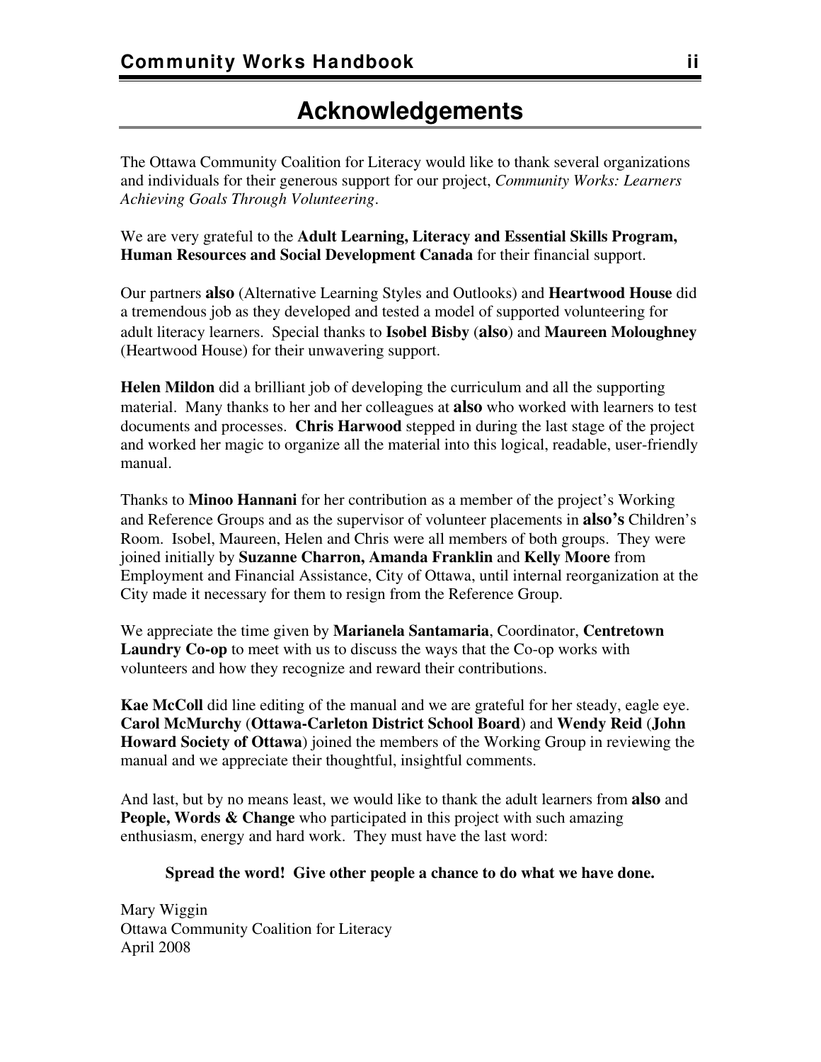# Acknowledgements

The Ottawa Community Coalition for Literacy would like to thank several organizations and individuals for their generous support for our project, *Community Works: Learners Achieving Goals Through Volunteering*.

We are very grateful to the **Adult Learning, Literacy and Essential Skills Program, Human Resources and Social Development Canada** for their financial support.

Our partners **also** (Alternative Learning Styles and Outlooks) and **Heartwood House** did a tremendous job as they developed and tested a model of supported volunteering for adult literacy learners. Special thanks to **Isobel Bisby** (**also**) and **Maureen Moloughney** (Heartwood House) for their unwavering support.

**Helen Mildon** did a brilliant job of developing the curriculum and all the supporting material. Many thanks to her and her colleagues at **also** who worked with learners to test documents and processes. **Chris Harwood** stepped in during the last stage of the project and worked her magic to organize all the material into this logical, readable, user-friendly manual.

Thanks to **Minoo Hannani** for her contribution as a member of the project's Working and Reference Groups and as the supervisor of volunteer placements in **also's** Children's Room. Isobel, Maureen, Helen and Chris were all members of both groups. They were joined initially by **Suzanne Charron, Amanda Franklin** and **Kelly Moore** from Employment and Financial Assistance, City of Ottawa, until internal reorganization at the City made it necessary for them to resign from the Reference Group.

We appreciate the time given by **Marianela Santamaria**, Coordinator, **Centretown Laundry Co-op** to meet with us to discuss the ways that the Co-op works with volunteers and how they recognize and reward their contributions.

**Kae McColl** did line editing of the manual and we are grateful for her steady, eagle eye. **Carol McMurchy** (**Ottawa-Carleton District School Board**) and **Wendy Reid** (**John Howard Society of Ottawa**) joined the members of the Working Group in reviewing the manual and we appreciate their thoughtful, insightful comments.

And last, but by no means least, we would like to thank the adult learners from **also** and **People, Words & Change** who participated in this project with such amazing enthusiasm, energy and hard work. They must have the last word:

**Spread the word! Give other people a chance to do what we have done.**

Mary Wiggin
Ottawa Community Coalition for Literacy
April 2008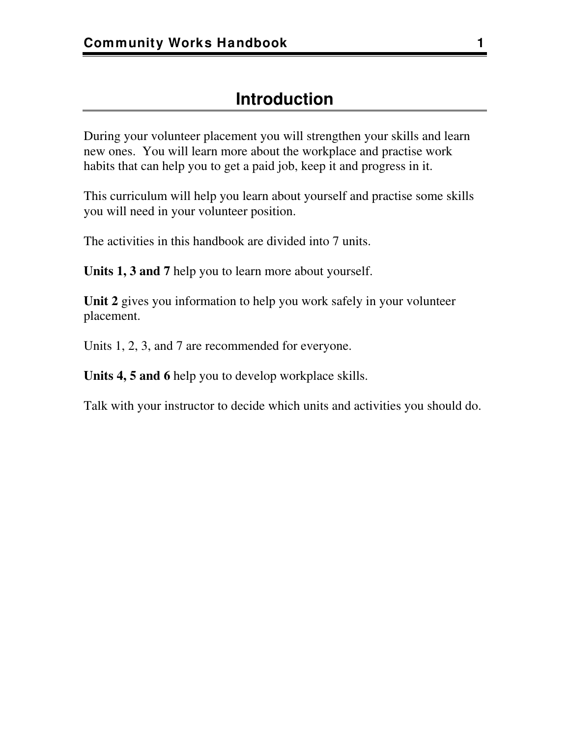# Introduction

During your volunteer placement you will strengthen your skills and learn new ones. You will learn more about the workplace and practise work habits that can help you to get a paid job, keep it and progress in it.

This curriculum will help you learn about yourself and practise some skills you will need in your volunteer position.

The activities in this handbook are divided into 7 units.

**Units 1, 3 and 7** help you to learn more about yourself.

**Unit 2** gives you information to help you work safely in your volunteer placement.

Units 1, 2, 3, and 7 are recommended for everyone.

**Units 4, 5 and 6** help you to develop workplace skills.

Talk with your instructor to decide which units and activities you should do.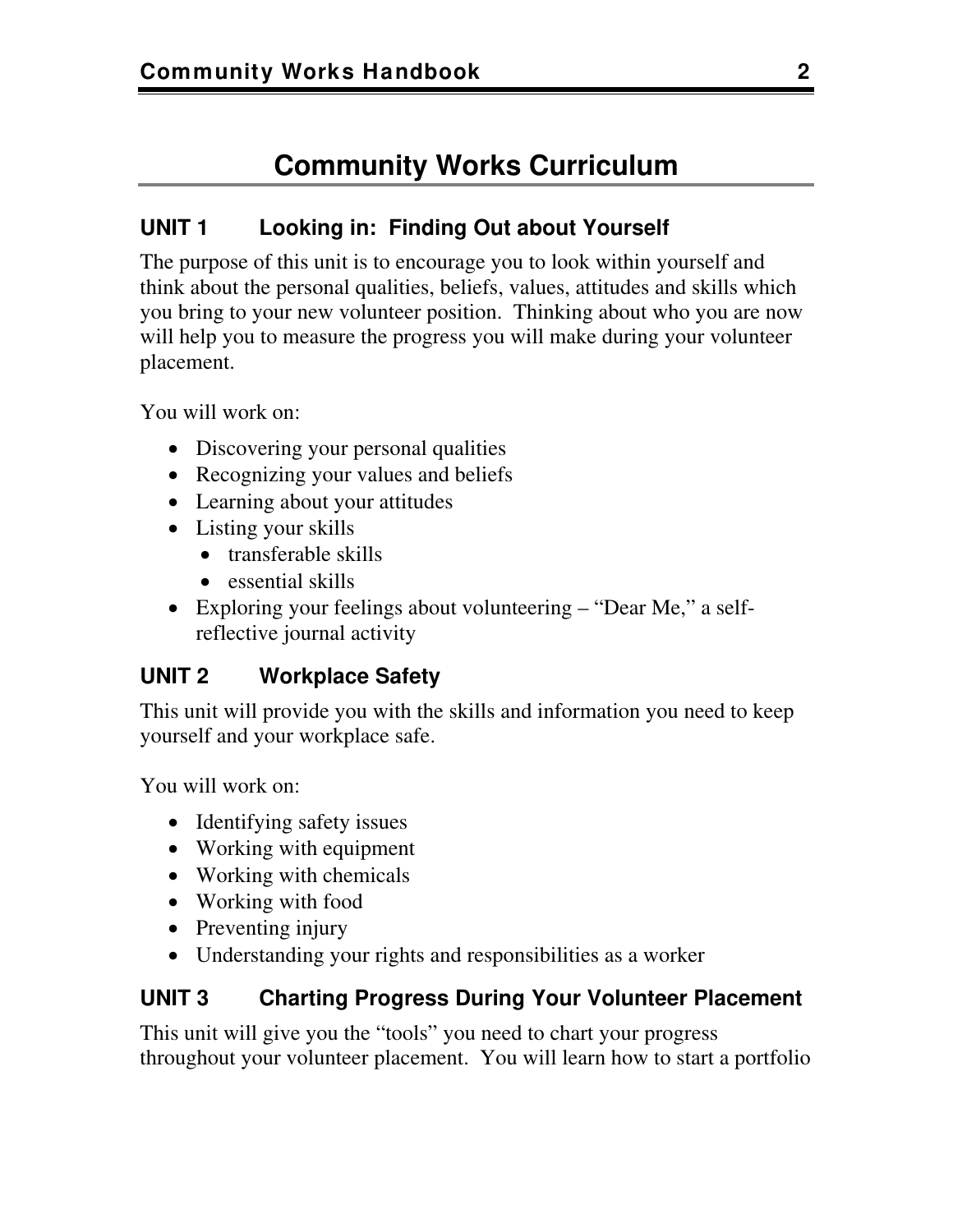# Community Works Curriculum

### UNIT 1 Looking in: Finding Out about Yourself

The purpose of this unit is to encourage you to look within yourself and think about the personal qualities, beliefs, values, attitudes and skills which you bring to your new volunteer position. Thinking about who you are now will help you to measure the progress you will make during your volunteer placement.

You will work on:

- Discovering your personal qualities
- Recognizing your values and beliefs
- Learning about your attitudes
- Listing your skills
  - transferable skills
  - essential skills
- Exploring your feelings about volunteering – "Dear Me," a self-reflective journal activity

### UNIT 2 Workplace Safety

This unit will provide you with the skills and information you need to keep yourself and your workplace safe.

You will work on:

- Identifying safety issues
- Working with equipment
- Working with chemicals
- Working with food
- Preventing injury
- Understanding your rights and responsibilities as a worker

### UNIT 3 Charting Progress During Your Volunteer Placement

This unit will give you the "tools" you need to chart your progress throughout your volunteer placement. You will learn how to start a portfolio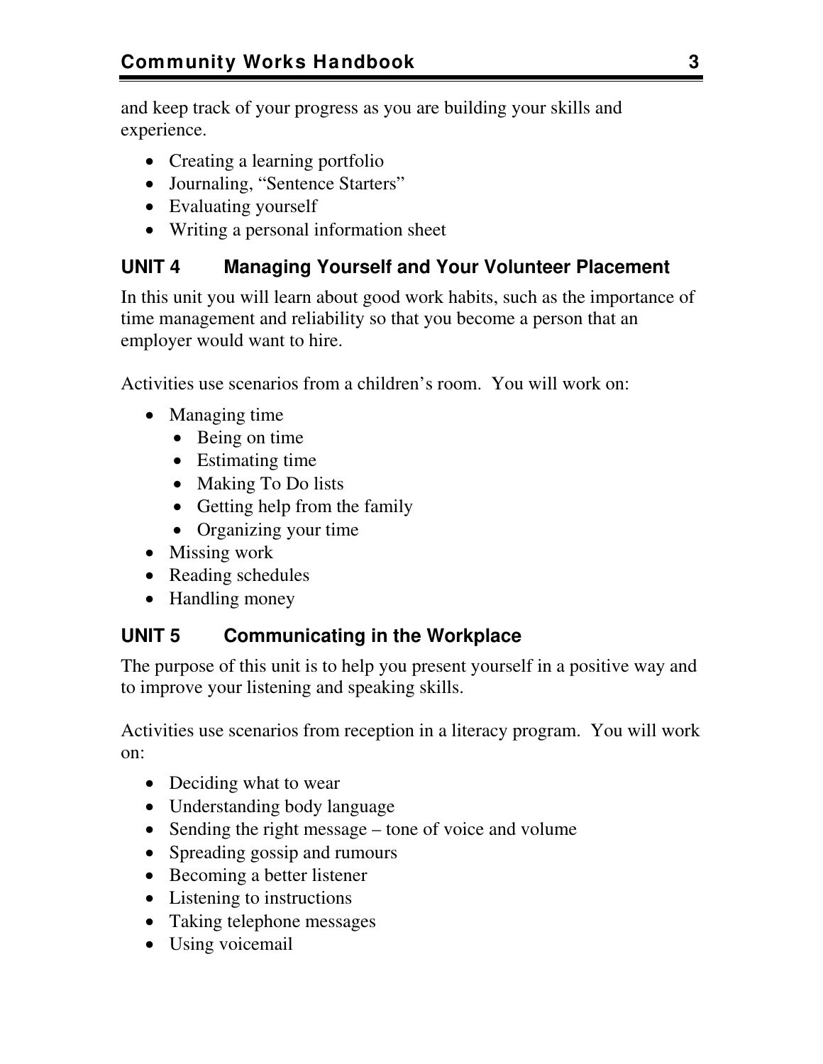and keep track of your progress as you are building your skills and experience.

- Creating a learning portfolio
- Journaling, “Sentence Starters”
- Evaluating yourself
- Writing a personal information sheet

### UNIT 4 Managing Yourself and Your Volunteer Placement

In this unit you will learn about good work habits, such as the importance of time management and reliability so that you become a person that an employer would want to hire.

Activities use scenarios from a children’s room. You will work on:

- Managing time
  - Being on time
  - Estimating time
  - Making To Do lists
  - Getting help from the family
  - Organizing your time
- Missing work
- Reading schedules
- Handling money

### UNIT 5 Communicating in the Workplace

The purpose of this unit is to help you present yourself in a positive way and to improve your listening and speaking skills.

Activities use scenarios from reception in a literacy program. You will work on:

- Deciding what to wear
- Understanding body language
- Sending the right message – tone of voice and volume
- Spreading gossip and rumours
- Becoming a better listener
- Listening to instructions
- Taking telephone messages
- Using voicemail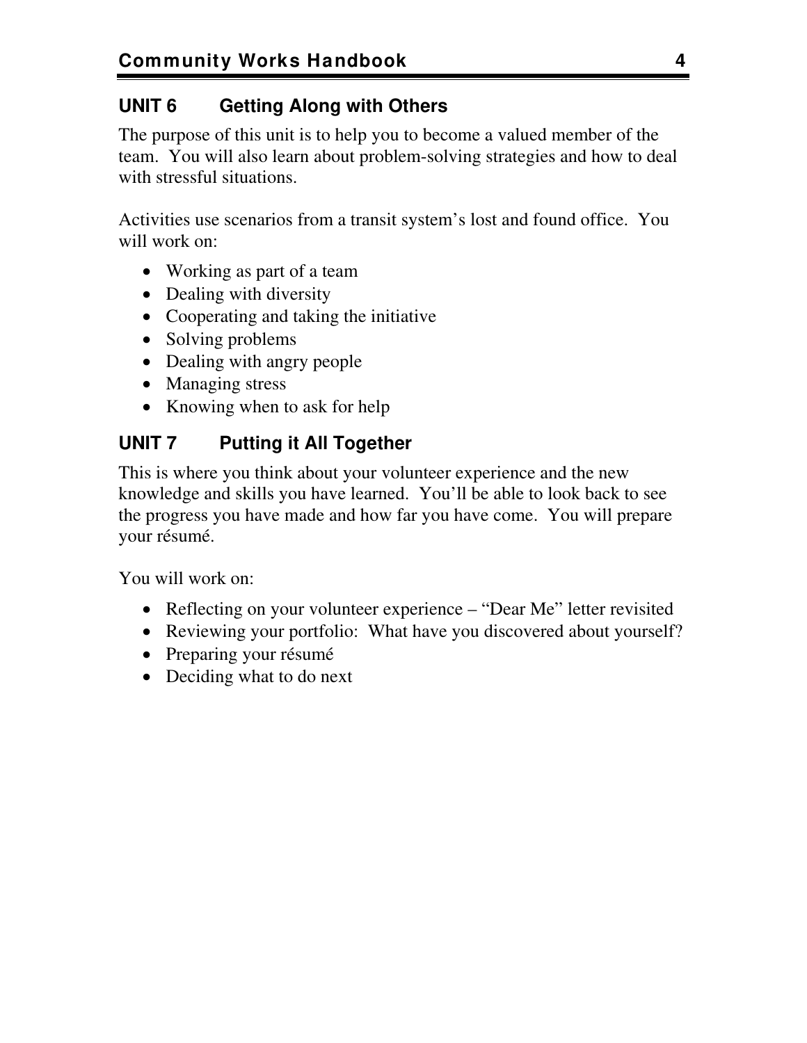## UNIT 6 Getting Along with Others

The purpose of this unit is to help you to become a valued member of the team. You will also learn about problem-solving strategies and how to deal with stressful situations.

Activities use scenarios from a transit system's lost and found office. You will work on:

- Working as part of a team
- Dealing with diversity
- Cooperating and taking the initiative
- Solving problems
- Dealing with angry people
- Managing stress
- Knowing when to ask for help

## UNIT 7 Putting it All Together

This is where you think about your volunteer experience and the new knowledge and skills you have learned. You'll be able to look back to see the progress you have made and how far you have come. You will prepare your résumé.

You will work on:

- Reflecting on your volunteer experience – "Dear Me" letter revisited
- Reviewing your portfolio: What have you discovered about yourself?
- Preparing your résumé
- Deciding what to do next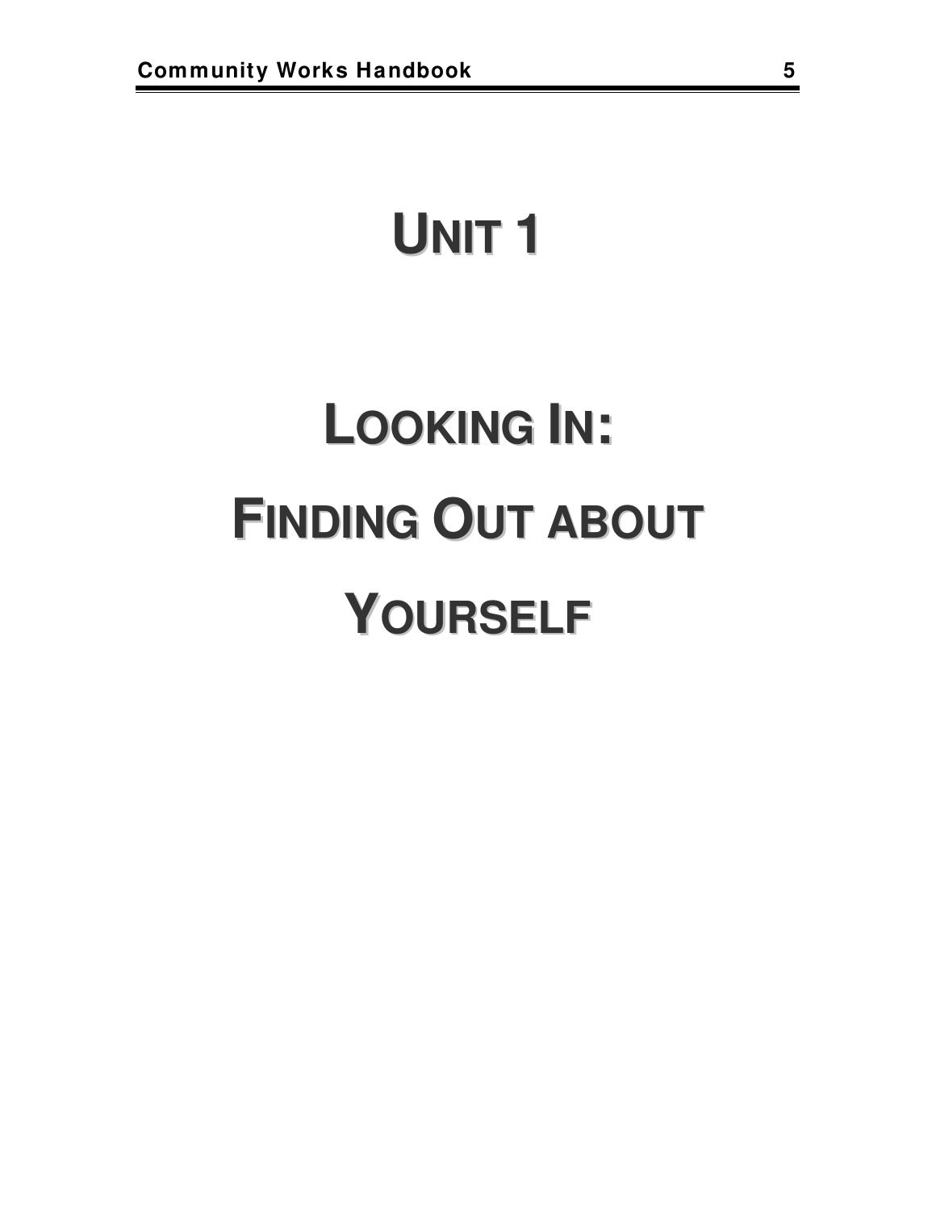# UNIT 1

# LOOKING IN:

# FINDING OUT ABOUT YOURSELF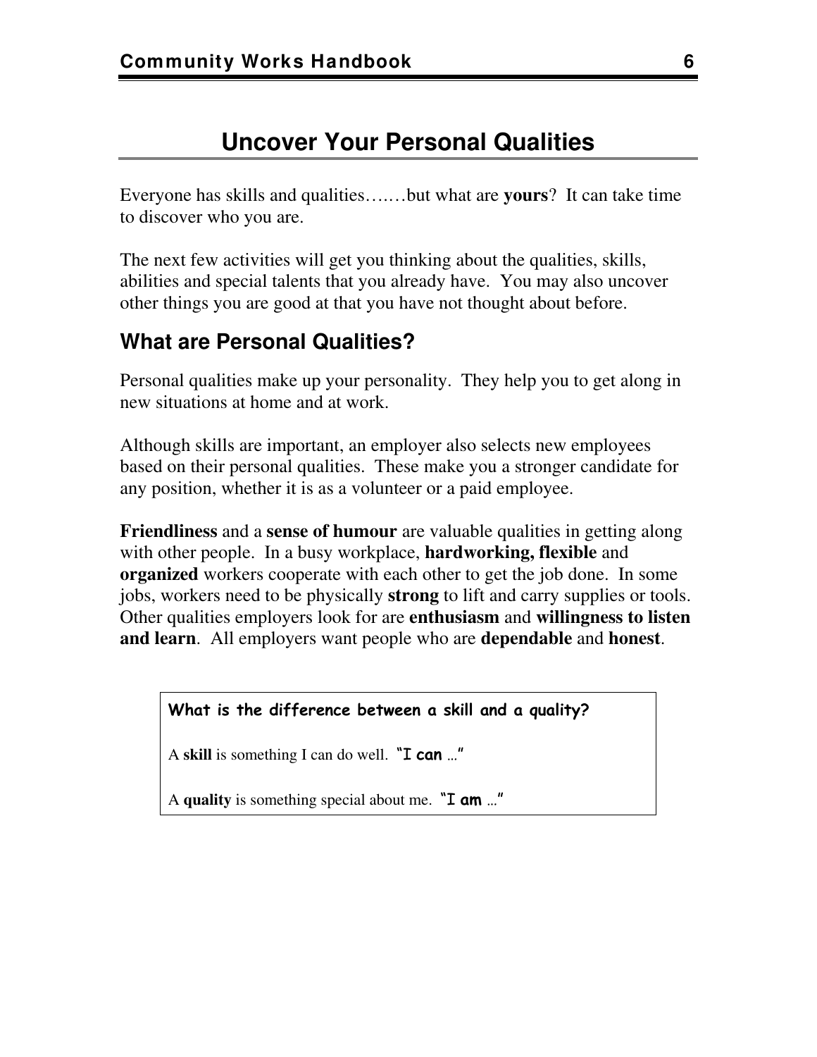# Uncover Your Personal Qualities

Everyone has skills and qualities……but what are **yours**? It can take time to discover who you are.

The next few activities will get you thinking about the qualities, skills, abilities and special talents that you already have. You may also uncover other things you are good at that you have not thought about before.

## What are Personal Qualities?

Personal qualities make up your personality. They help you to get along in new situations at home and at work.

Although skills are important, an employer also selects new employees based on their personal qualities. These make you a stronger candidate for any position, whether it is as a volunteer or a paid employee.

**Friendliness** and a **sense of humour** are valuable qualities in getting along with other people. In a busy workplace, **hardworking, flexible** and **organized** workers cooperate with each other to get the job done. In some jobs, workers need to be physically **strong** to lift and carry supplies or tools. Other qualities employers look for are **enthusiasm** and **willingness to listen and learn**. All employers want people who are **dependable** and **honest**.

**What is the difference between a skill and a quality?**

A **skill** is something I can do well. "**I can** …"

A **quality** is something special about me. "**I am** …"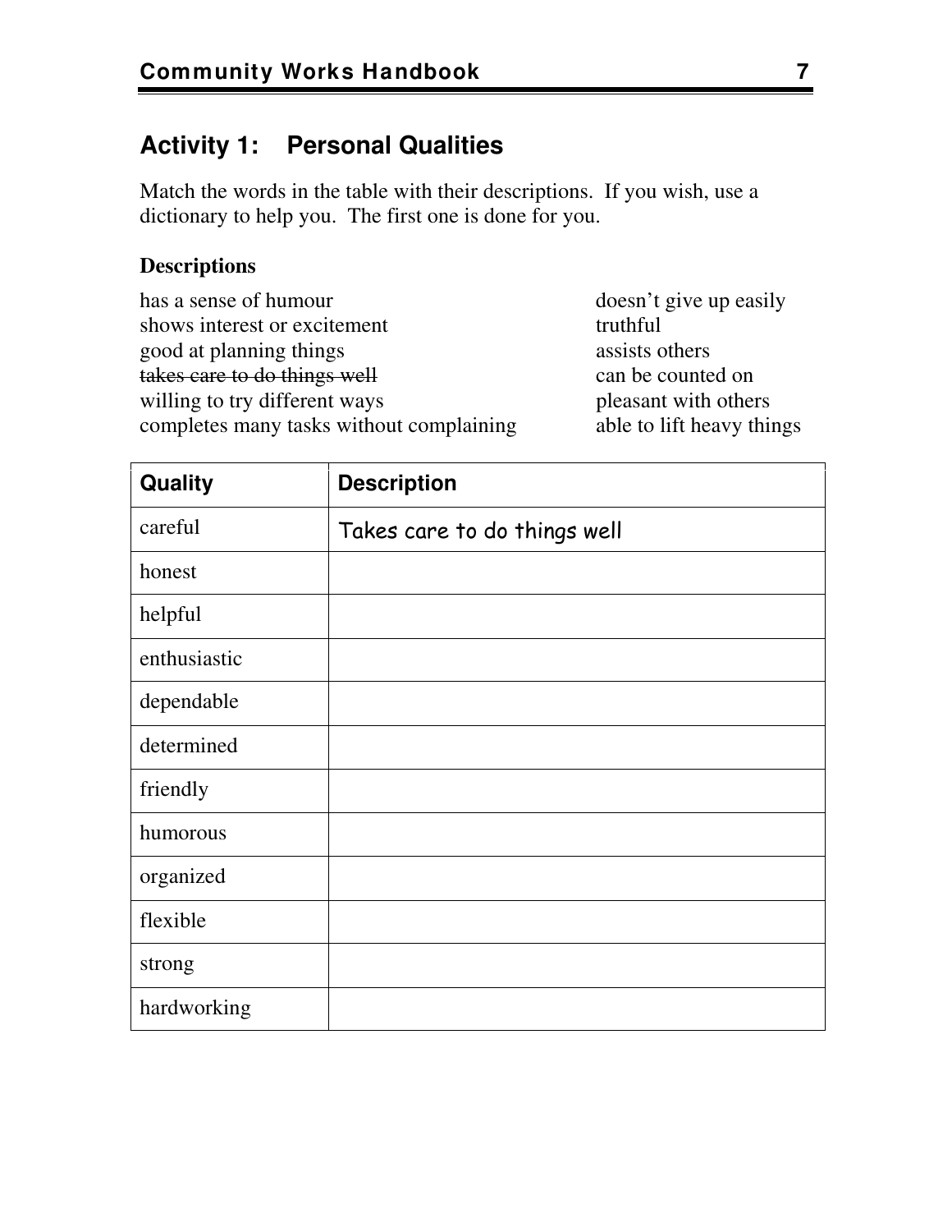## Activity 1: Personal Qualities

Match the words in the table with their descriptions. If you wish, use a dictionary to help you. The first one is done for you.

**Descriptions**

has a sense of humour
shows interest or excitement
good at planning things
~~takes care to do things well~~
willing to try different ways
completes many tasks without complaining
doesn't give up easily
truthful
assists others
can be counted on
pleasant with others
able to lift heavy things

| Quality | Description |
| --- | --- |
| careful | Takes care to do things well |
| honest | |
| helpful | |
| enthusiastic | |
| dependable | |
| determined | |
| friendly | |
| humorous | |
| organized | |
| flexible | |
| strong | |
| hardworking | |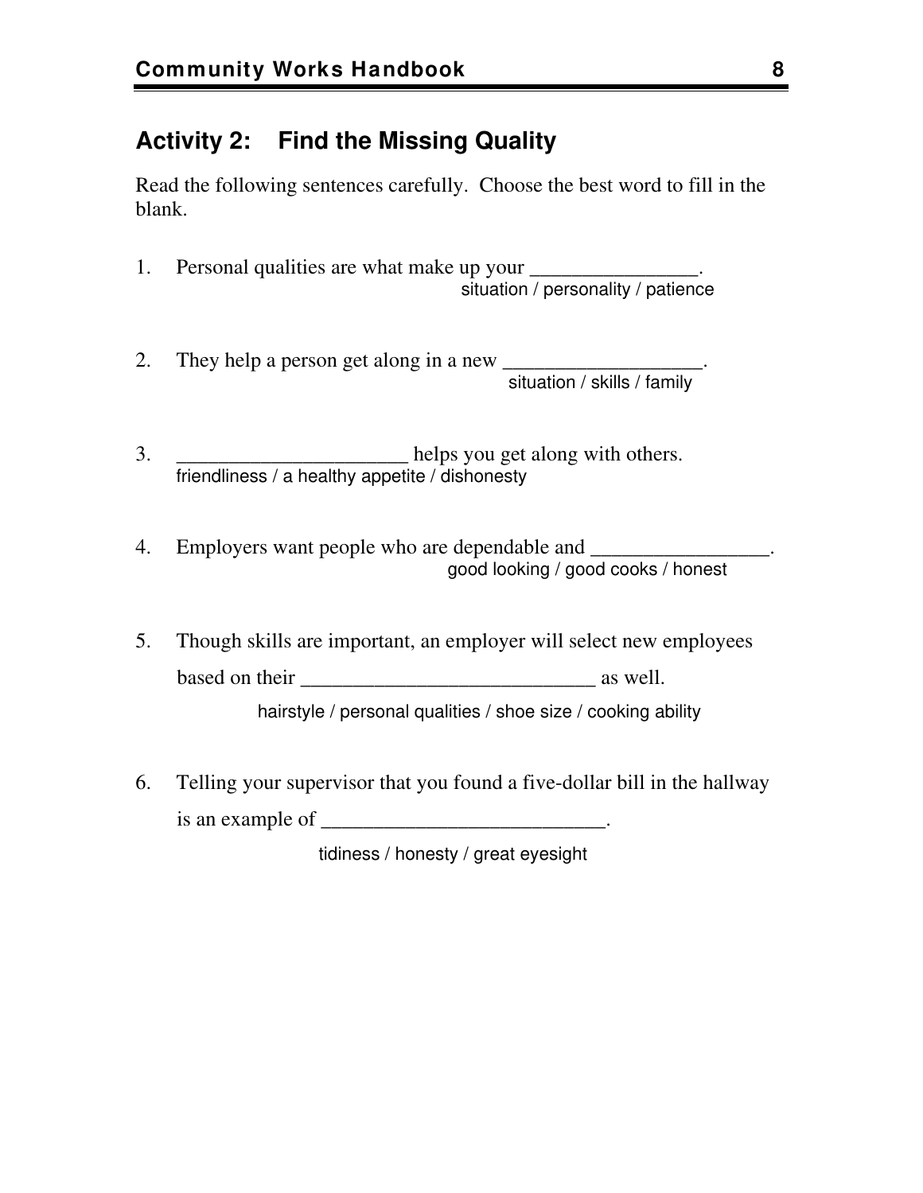## Activity 2: Find the Missing Quality

Read the following sentences carefully. Choose the best word to fill in the blank.

1. Personal qualities are what make up your ________________.
   situation / personality / patience

2. They help a person get along in a new ___________________.
   situation / skills / family

3. ______________________ helps you get along with others.
   friendliness / a healthy appetite / dishonesty

4. Employers want people who are dependable and _________________.
   good looking / good cooks / honest

5. Though skills are important, an employer will select new employees based on their ____________________________ as well.
   hairstyle / personal qualities / shoe size / cooking ability

6. Telling your supervisor that you found a five-dollar bill in the hallway is an example of ___________________________.
   tidiness / honesty / great eyesight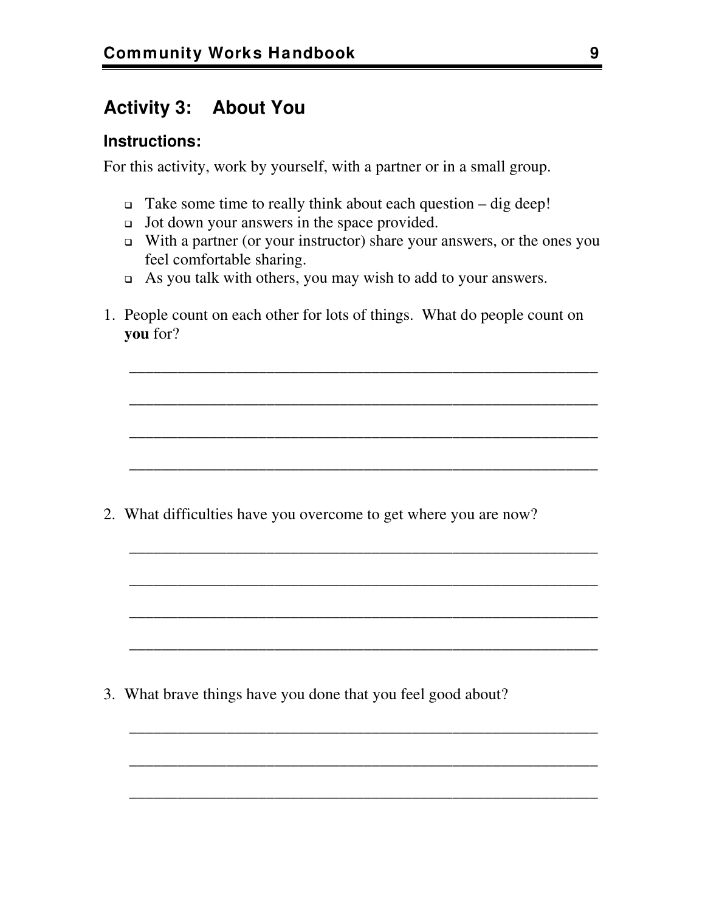## Activity 3: About You

### Instructions:

For this activity, work by yourself, with a partner or in a small group.

- Take some time to really think about each question – dig deep!
- Jot down your answers in the space provided.
- With a partner (or your instructor) share your answers, or the ones you feel comfortable sharing.
- As you talk with others, you may wish to add to your answers.

1. People count on each other for lots of things. What do people count on **you** for?

   ____________________________________________________________

   ____________________________________________________________

   ____________________________________________________________

   ____________________________________________________________

2. What difficulties have you overcome to get where you are now?

   ____________________________________________________________

   ____________________________________________________________

   ____________________________________________________________

   ____________________________________________________________

3. What brave things have you done that you feel good about?

   ____________________________________________________________

   ____________________________________________________________

   ____________________________________________________________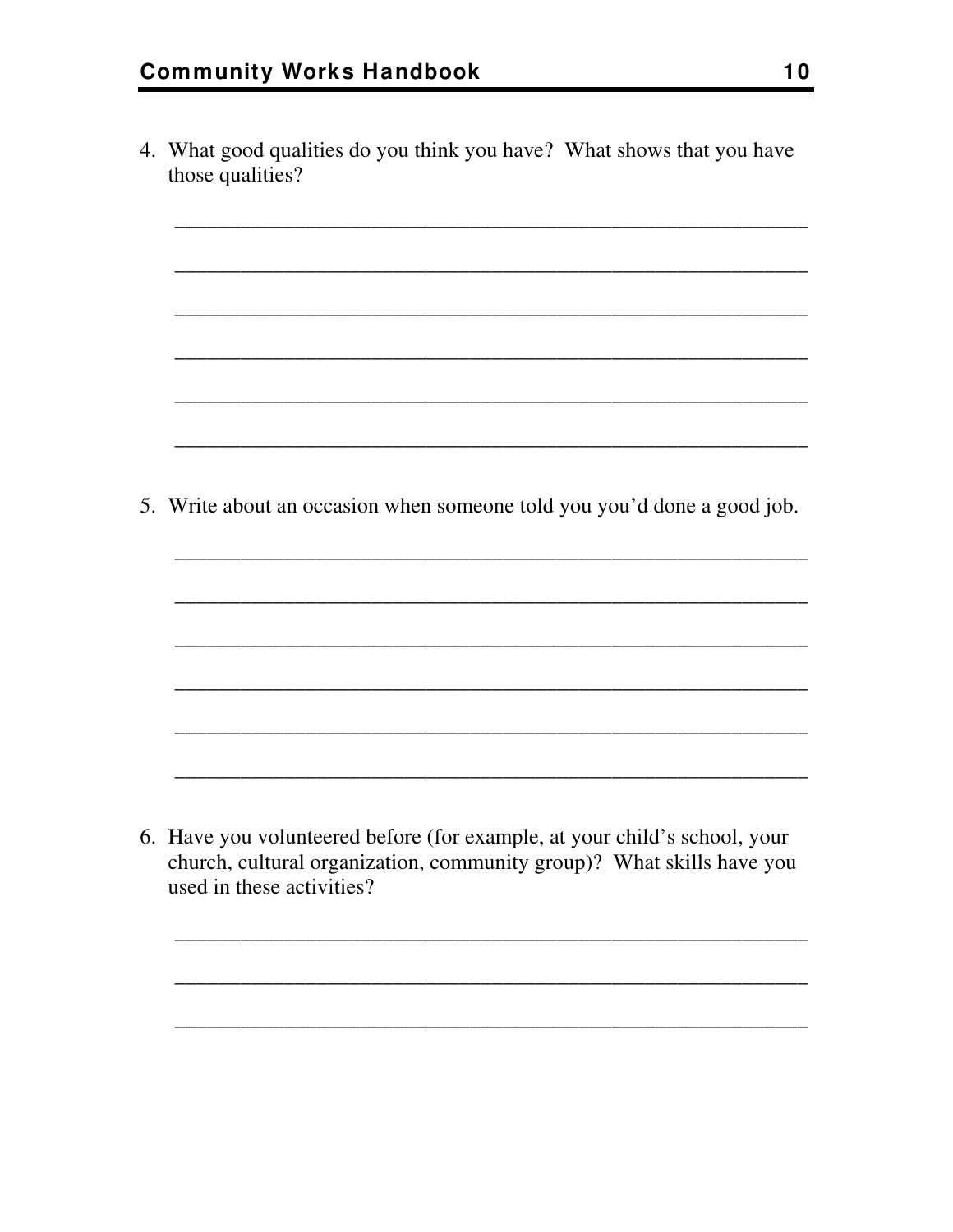4. What good qualities do you think you have? What shows that you have those qualities?

____________________________________________________________

____________________________________________________________

____________________________________________________________

____________________________________________________________

____________________________________________________________

____________________________________________________________

5. Write about an occasion when someone told you you'd done a good job.

____________________________________________________________

____________________________________________________________

____________________________________________________________

____________________________________________________________

____________________________________________________________

____________________________________________________________

6. Have you volunteered before (for example, at your child's school, your church, cultural organization, community group)? What skills have you used in these activities?

____________________________________________________________

____________________________________________________________

____________________________________________________________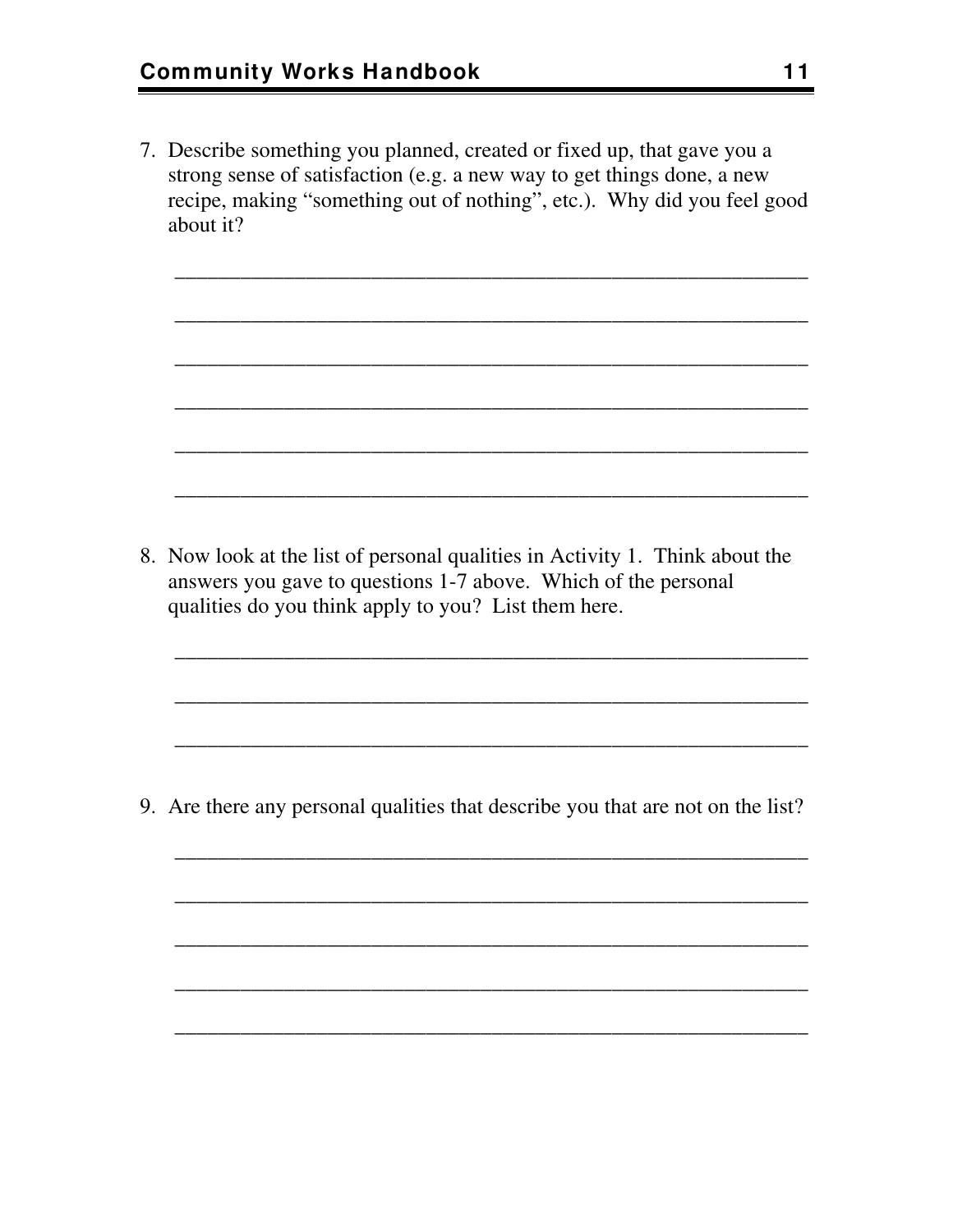7. Describe something you planned, created or fixed up, that gave you a strong sense of satisfaction (e.g. a new way to get things done, a new recipe, making "something out of nothing", etc.). Why did you feel good about it?

    ___________________________________________________________

    ___________________________________________________________

    ___________________________________________________________

    ___________________________________________________________

    ___________________________________________________________

    ___________________________________________________________

8. Now look at the list of personal qualities in Activity 1. Think about the answers you gave to questions 1-7 above. Which of the personal qualities do you think apply to you? List them here.

    ___________________________________________________________

    ___________________________________________________________

    ___________________________________________________________

9. Are there any personal qualities that describe you that are not on the list?

    ___________________________________________________________

    ___________________________________________________________

    ___________________________________________________________

    ___________________________________________________________

    ___________________________________________________________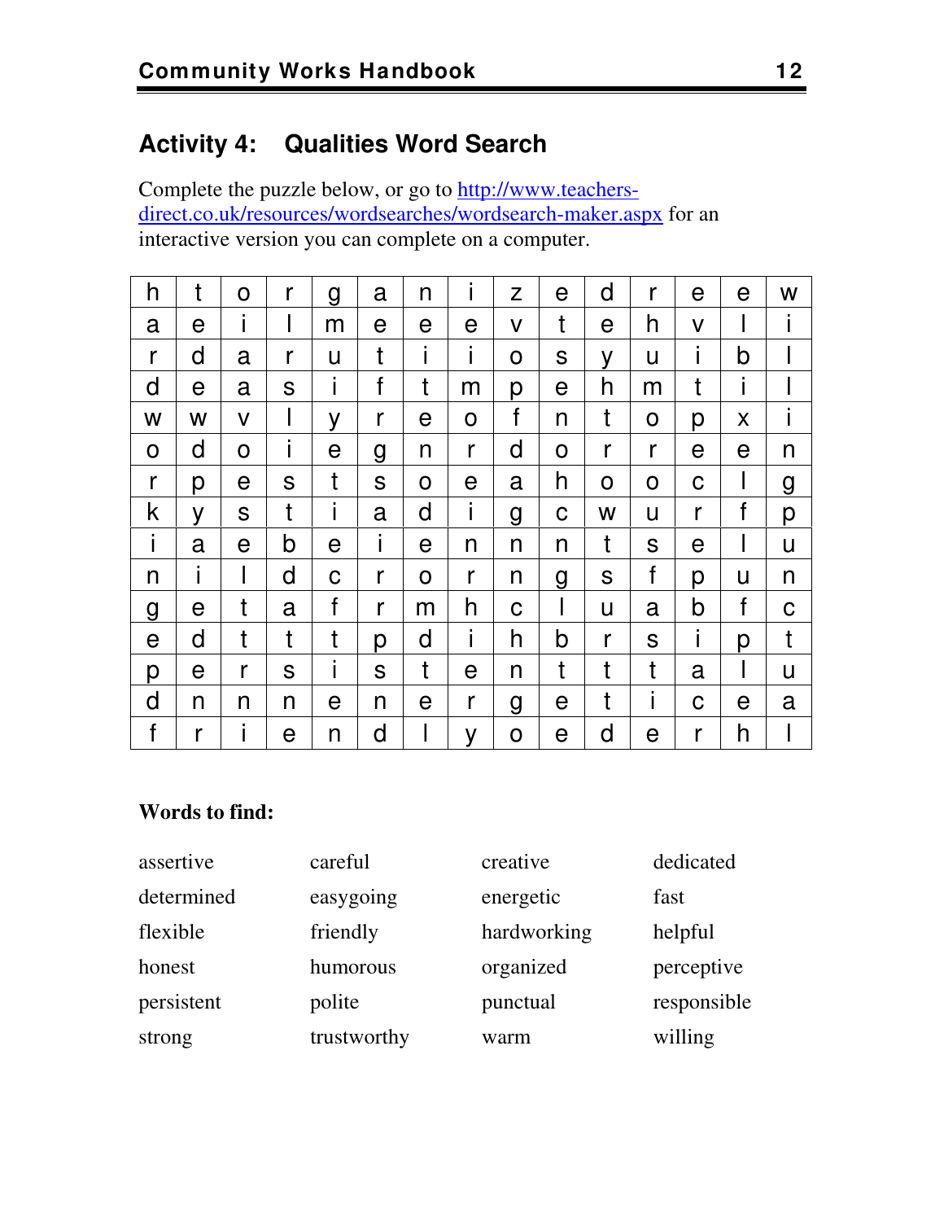## Activity 4: Qualities Word Search

Complete the puzzle below, or go to http://www.teachers-direct.co.uk/resources/wordsearches/wordsearch-maker.aspx for an interactive version you can complete on a computer.

| | | | | | | | | | | | | | | |
|---|---|---|---|---|---|---|---|---|---|---|---|---|---|---|
| h | t | o | r | g | a | n | i | z | e | d | r | e | e | w |
| a | e | i | l | m | e | e | e | v | t | e | h | v | l | i |
| r | d | a | r | u | t | i | i | o | s | y | u | i | b | l |
| d | e | a | s | i | f | t | m | p | e | h | m | t | i | l |
| w | w | v | l | y | r | e | o | f | n | t | o | p | x | i |
| o | d | o | i | e | g | n | r | d | o | r | r | e | e | n |
| r | p | e | s | t | s | o | e | a | h | o | o | c | l | g |
| k | y | s | t | i | a | d | i | g | c | w | u | r | f | p |
| i | a | e | b | e | i | e | n | n | n | t | s | e | l | u |
| n | i | l | d | c | r | o | r | n | g | s | f | p | u | n |
| g | e | t | a | f | r | m | h | c | l | u | a | b | f | c |
| e | d | t | t | t | p | d | i | h | b | r | s | i | p | t |
| p | e | r | s | i | s | t | e | n | t | t | t | a | l | u |
| d | n | n | n | e | n | e | r | g | e | t | i | c | e | a |
| f | r | i | e | n | d | l | y | o | e | d | e | r | h | l |

**Words to find:**

| | | | |
|---|---|---|---|
| assertive | careful | creative | dedicated |
| determined | easygoing | energetic | fast |
| flexible | friendly | hardworking | helpful |
| honest | humorous | organized | perceptive |
| persistent | polite | punctual | responsible |
| strong | trustworthy | warm | willing |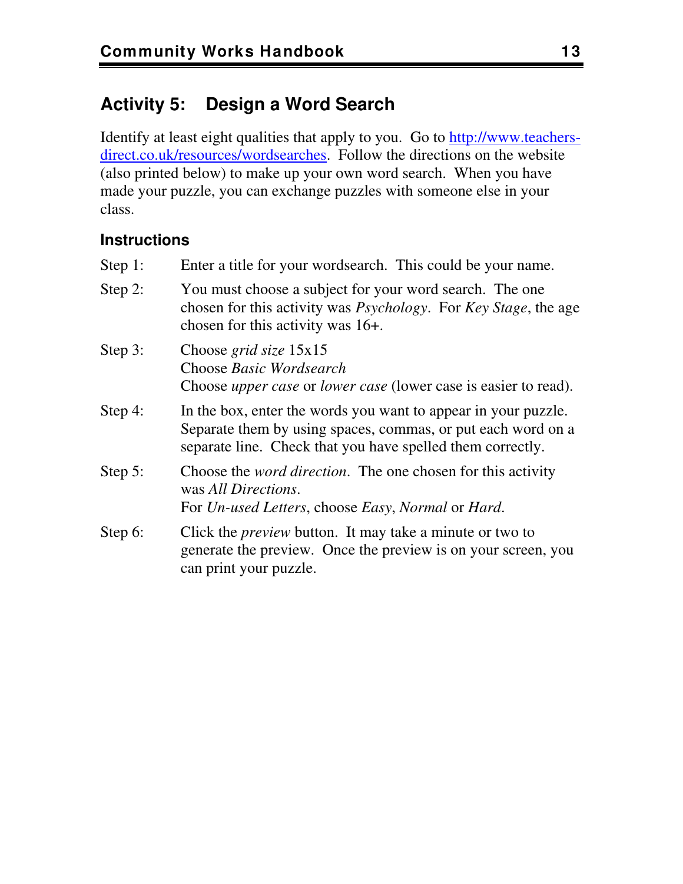## Activity 5: Design a Word Search

Identify at least eight qualities that apply to you. Go to [http://www.teachers-direct.co.uk/resources/wordsearches](http://www.teachers-direct.co.uk/resources/wordsearches). Follow the directions on the website (also printed below) to make up your own word search. When you have made your puzzle, you can exchange puzzles with someone else in your class.

### Instructions

Step 1: Enter a title for your wordsearch. This could be your name.

Step 2: You must choose a subject for your word search. The one chosen for this activity was *Psychology*. For *Key Stage*, the age chosen for this activity was 16+.

Step 3: Choose *grid size* 15x15
Choose *Basic Wordsearch*
Choose *upper case* or *lower case* (lower case is easier to read).

Step 4: In the box, enter the words you want to appear in your puzzle. Separate them by using spaces, commas, or put each word on a separate line. Check that you have spelled them correctly.

Step 5: Choose the *word direction*. The one chosen for this activity was *All Directions*.
For *Un-used Letters*, choose *Easy*, *Normal* or *Hard*.

Step 6: Click the *preview* button. It may take a minute or two to generate the preview. Once the preview is on your screen, you can print your puzzle.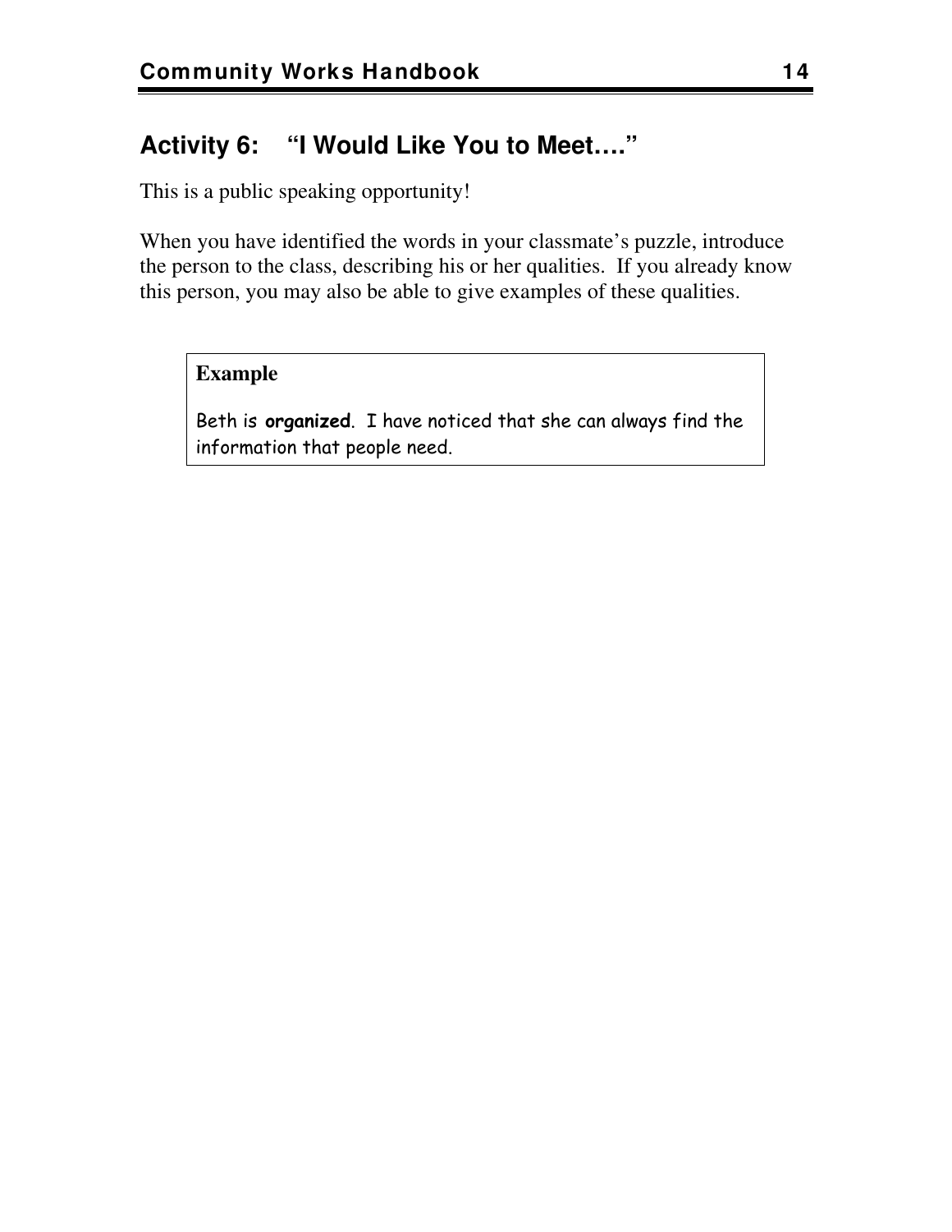## Activity 6: "I Would Like You to Meet…."

This is a public speaking opportunity!

When you have identified the words in your classmate's puzzle, introduce the person to the class, describing his or her qualities. If you already know this person, you may also be able to give examples of these qualities.

> **Example**
>
> Beth is **organized**. I have noticed that she can always find the information that people need.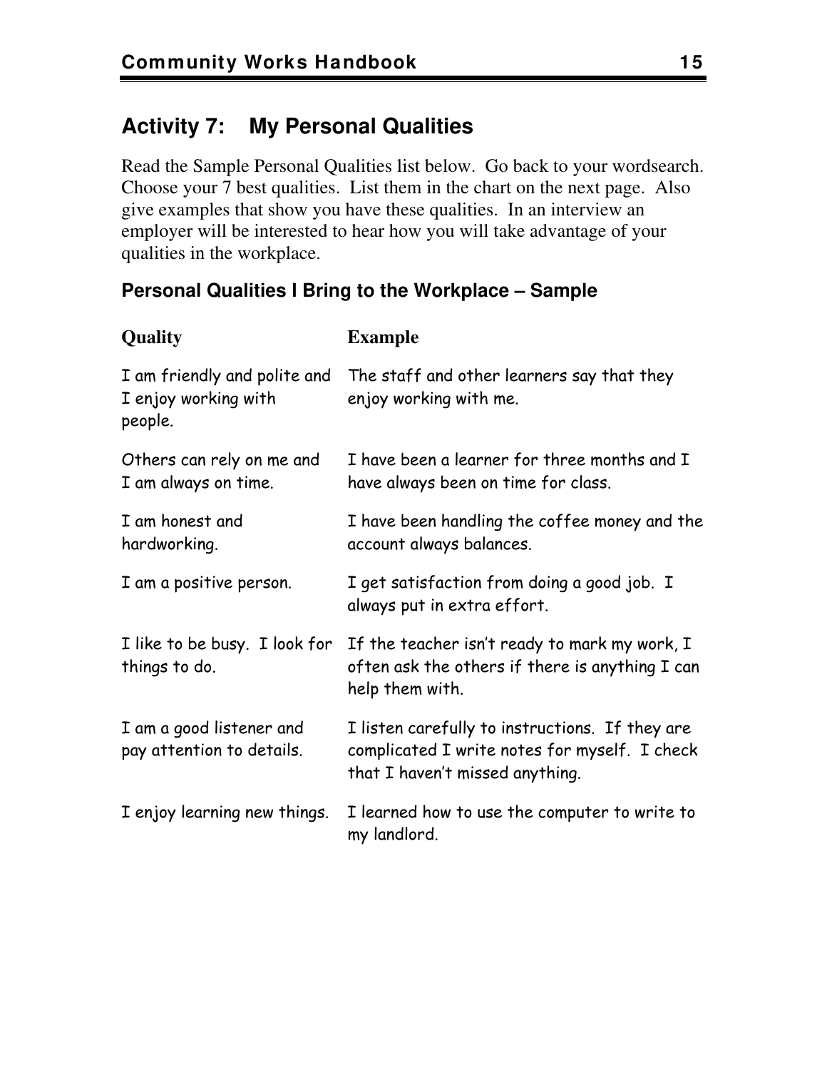## Activity 7: My Personal Qualities

Read the Sample Personal Qualities list below. Go back to your wordsearch. Choose your 7 best qualities. List them in the chart on the next page. Also give examples that show you have these qualities. In an interview an employer will be interested to hear how you will take advantage of your qualities in the workplace.

### Personal Qualities I Bring to the Workplace – Sample

| Quality | Example |
| --- | --- |
| I am friendly and polite and I enjoy working with people. | The staff and other learners say that they enjoy working with me. |
| Others can rely on me and I am always on time. | I have been a learner for three months and I have always been on time for class. |
| I am honest and hardworking. | I have been handling the coffee money and the account always balances. |
| I am a positive person. | I get satisfaction from doing a good job. I always put in extra effort. |
| I like to be busy. I look for things to do. | If the teacher isn't ready to mark my work, I often ask the others if there is anything I can help them with. |
| I am a good listener and pay attention to details. | I listen carefully to instructions. If they are complicated I write notes for myself. I check that I haven't missed anything. |
| I enjoy learning new things. | I learned how to use the computer to write to my landlord. |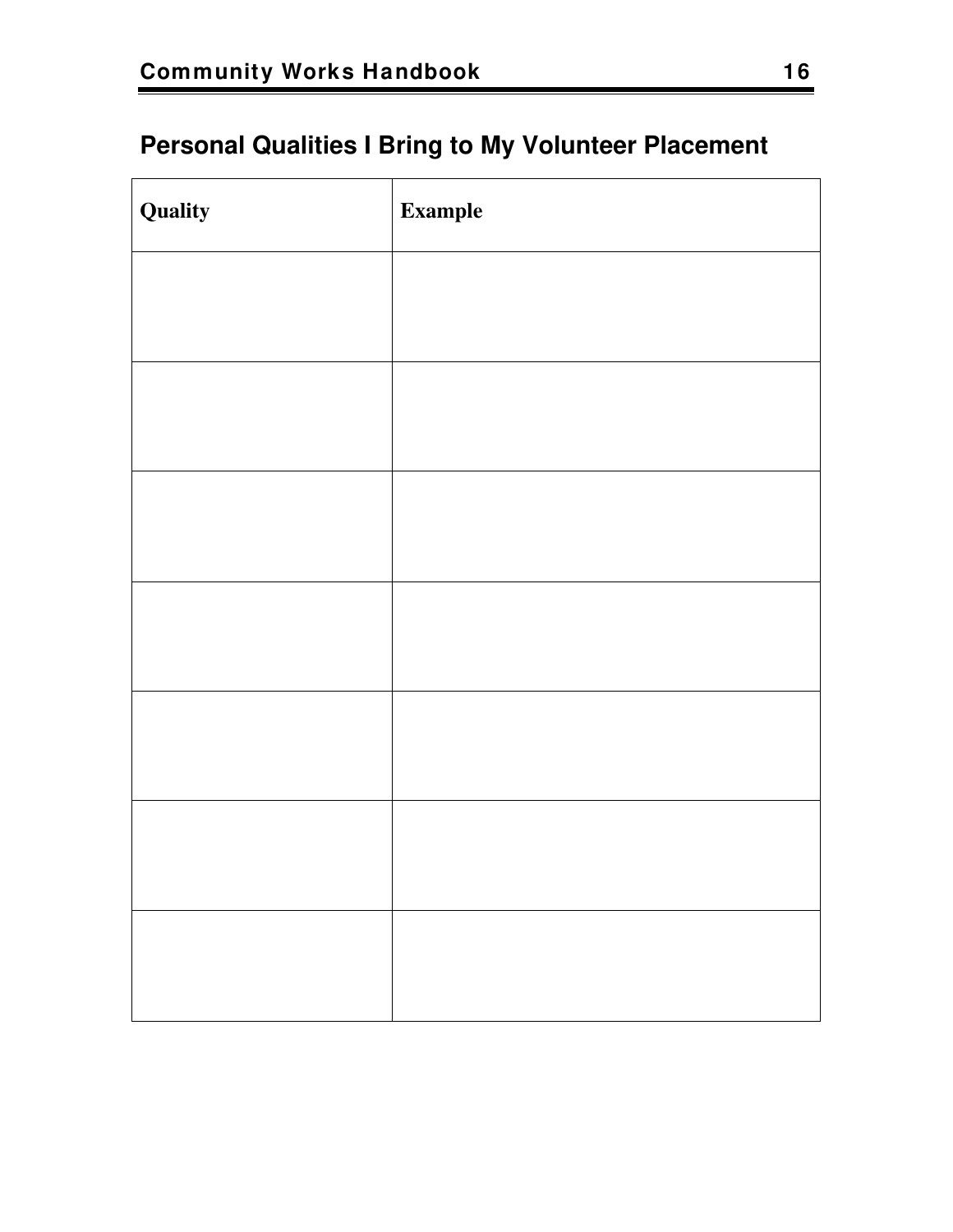## Personal Qualities I Bring to My Volunteer Placement

| Quality | Example |
|---|---|
| | |
| | |
| | |
| | |
| | |
| | |
| | |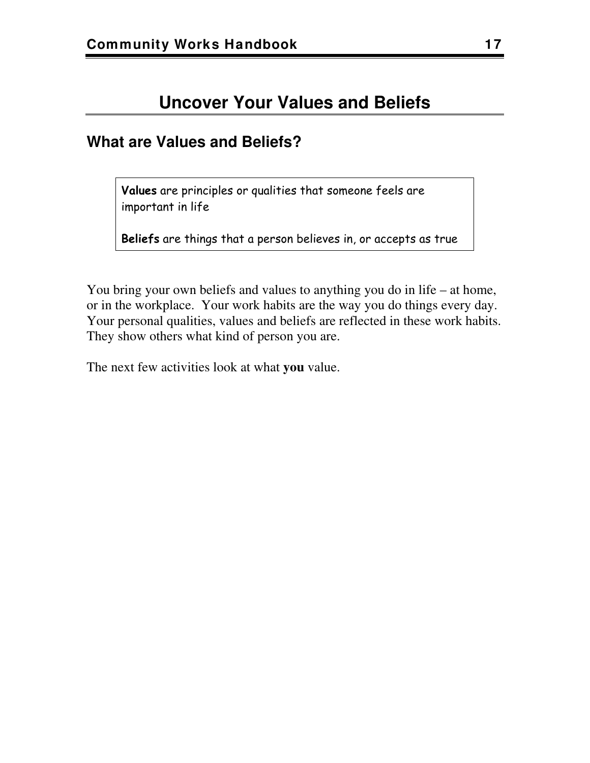# Uncover Your Values and Beliefs

## What are Values and Beliefs?

> **Values** are principles or qualities that someone feels are important in life
>
> **Beliefs** are things that a person believes in, or accepts as true

You bring your own beliefs and values to anything you do in life – at home, or in the workplace. Your work habits are the way you do things every day. Your personal qualities, values and beliefs are reflected in these work habits. They show others what kind of person you are.

The next few activities look at what **you** value.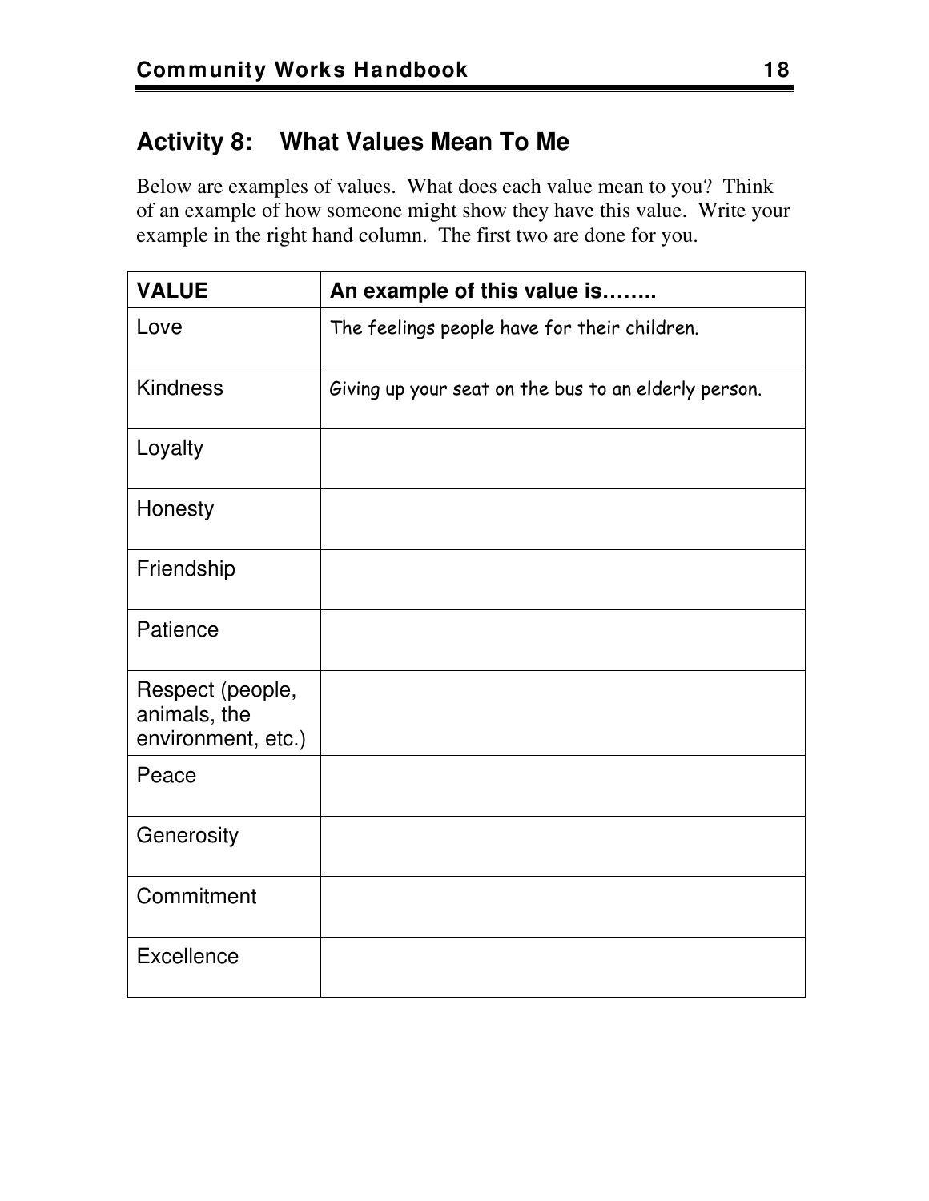## Activity 8: What Values Mean To Me

Below are examples of values. What does each value mean to you? Think of an example of how someone might show they have this value. Write your example in the right hand column. The first two are done for you.

| VALUE | An example of this value is…….. |
|---|---|
| Love | The feelings people have for their children. |
| Kindness | Giving up your seat on the bus to an elderly person. |
| Loyalty | |
| Honesty | |
| Friendship | |
| Patience | |
| Respect (people, animals, the environment, etc.) | |
| Peace | |
| Generosity | |
| Commitment | |
| Excellence | |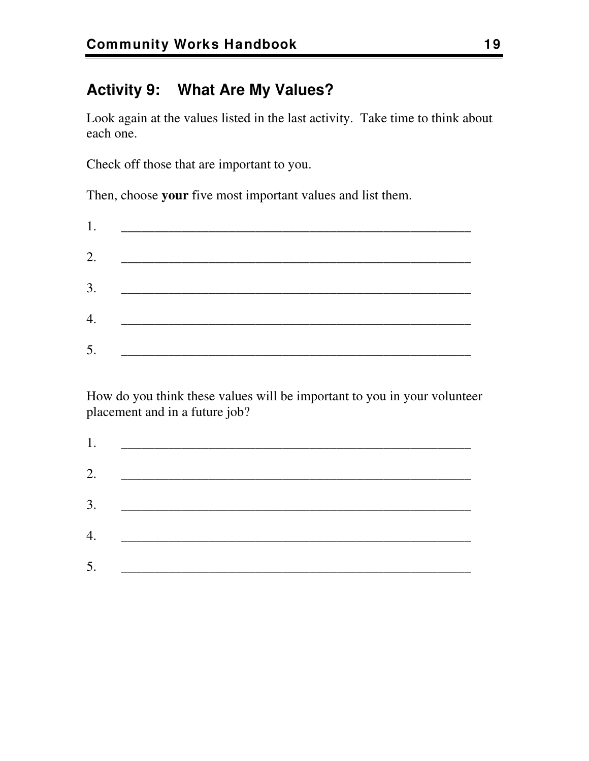## Activity 9: What Are My Values?

Look again at the values listed in the last activity. Take time to think about each one.

Check off those that are important to you.

Then, choose **your** five most important values and list them.

1. _______________________________________________________

2. _______________________________________________________

3. _______________________________________________________

4. _______________________________________________________

5. _______________________________________________________

How do you think these values will be important to you in your volunteer placement and in a future job?

1. _______________________________________________________

2. _______________________________________________________

3. _______________________________________________________

4. _______________________________________________________

5. _______________________________________________________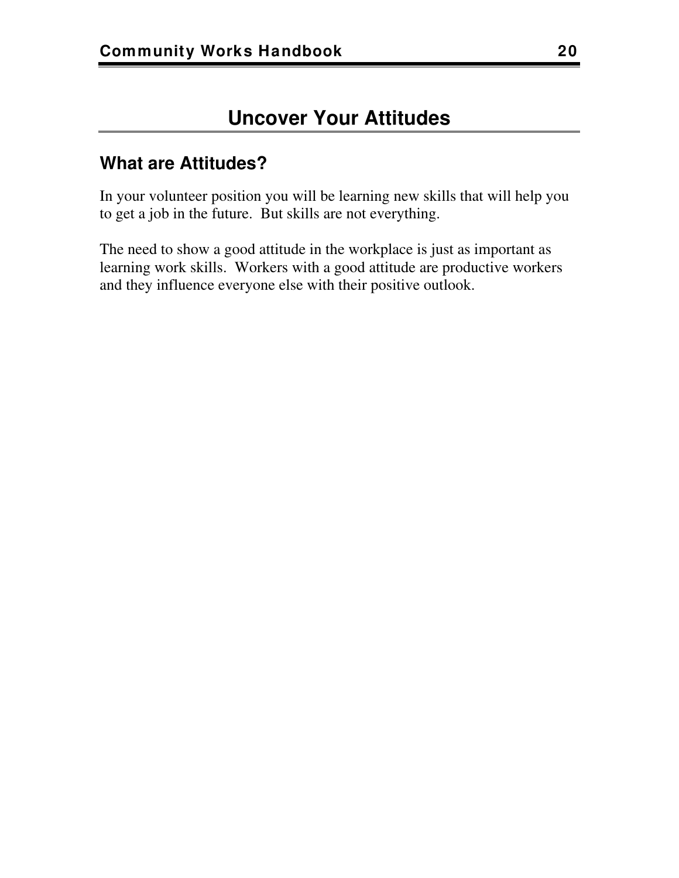# Uncover Your Attitudes

## What are Attitudes?

In your volunteer position you will be learning new skills that will help you to get a job in the future. But skills are not everything.

The need to show a good attitude in the workplace is just as important as learning work skills. Workers with a good attitude are productive workers and they influence everyone else with their positive outlook.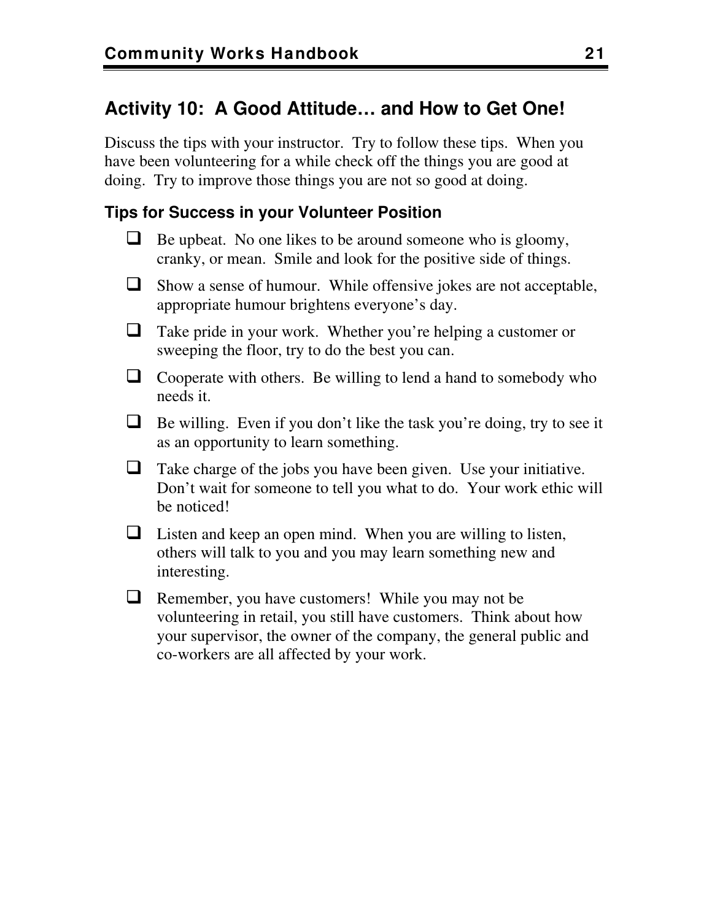## Activity 10: A Good Attitude… and How to Get One!

Discuss the tips with your instructor. Try to follow these tips. When you have been volunteering for a while check off the things you are good at doing. Try to improve those things you are not so good at doing.

### Tips for Success in your Volunteer Position

- [ ] Be upbeat. No one likes to be around someone who is gloomy, cranky, or mean. Smile and look for the positive side of things.
- [ ] Show a sense of humour. While offensive jokes are not acceptable, appropriate humour brightens everyone's day.
- [ ] Take pride in your work. Whether you're helping a customer or sweeping the floor, try to do the best you can.
- [ ] Cooperate with others. Be willing to lend a hand to somebody who needs it.
- [ ] Be willing. Even if you don't like the task you're doing, try to see it as an opportunity to learn something.
- [ ] Take charge of the jobs you have been given. Use your initiative. Don't wait for someone to tell you what to do. Your work ethic will be noticed!
- [ ] Listen and keep an open mind. When you are willing to listen, others will talk to you and you may learn something new and interesting.
- [ ] Remember, you have customers! While you may not be volunteering in retail, you still have customers. Think about how your supervisor, the owner of the company, the general public and co-workers are all affected by your work.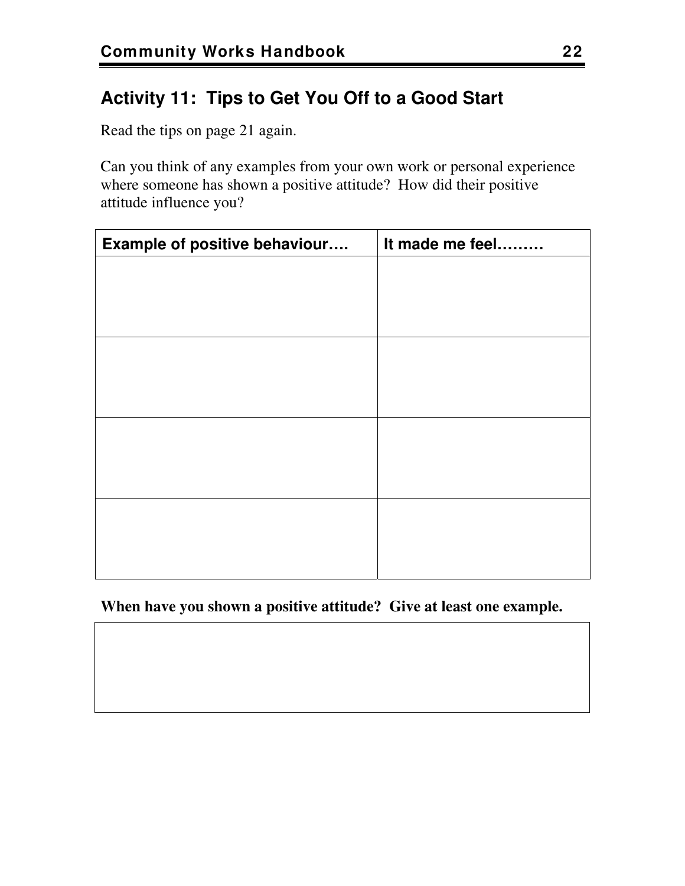## Activity 11: Tips to Get You Off to a Good Start

Read the tips on page 21 again.

Can you think of any examples from your own work or personal experience where someone has shown a positive attitude? How did their positive attitude influence you?

| Example of positive behaviour…. | It made me feel……… |
| --- | --- |
| | |
| | |
| | |
| | |

**When have you shown a positive attitude? Give at least one example.**

| |
| --- |
| |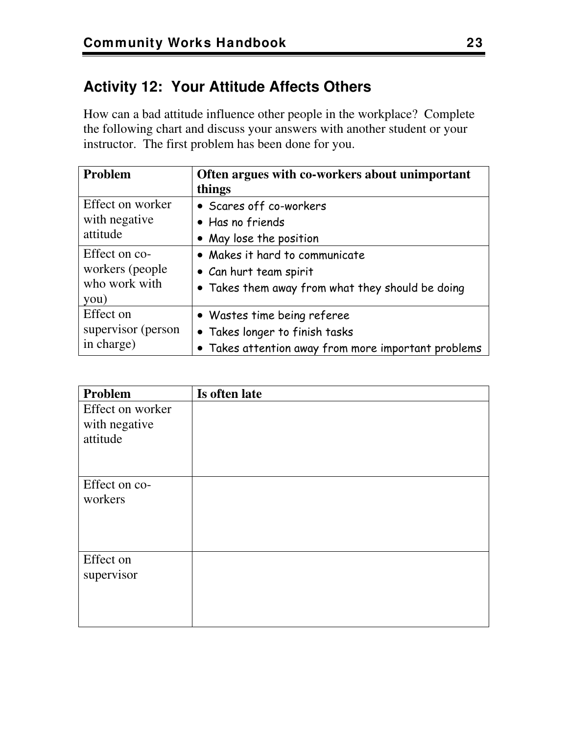## Activity 12: Your Attitude Affects Others

How can a bad attitude influence other people in the workplace? Complete the following chart and discuss your answers with another student or your instructor. The first problem has been done for you.

| **Problem** | **Often argues with co-workers about unimportant things** |
| --- | --- |
| Effect on worker with negative attitude | • Scares off co-workers<br>• Has no friends<br>• May lose the position |
| Effect on co-workers (people who work with you) | • Makes it hard to communicate<br>• Can hurt team spirit<br>• Takes them away from what they should be doing |
| Effect on supervisor (person in charge) | • Wastes time being referee<br>• Takes longer to finish tasks<br>• Takes attention away from more important problems |

| **Problem** | **Is often late** |
| --- | --- |
| Effect on worker with negative attitude | |
| Effect on co-workers | |
| Effect on supervisor | |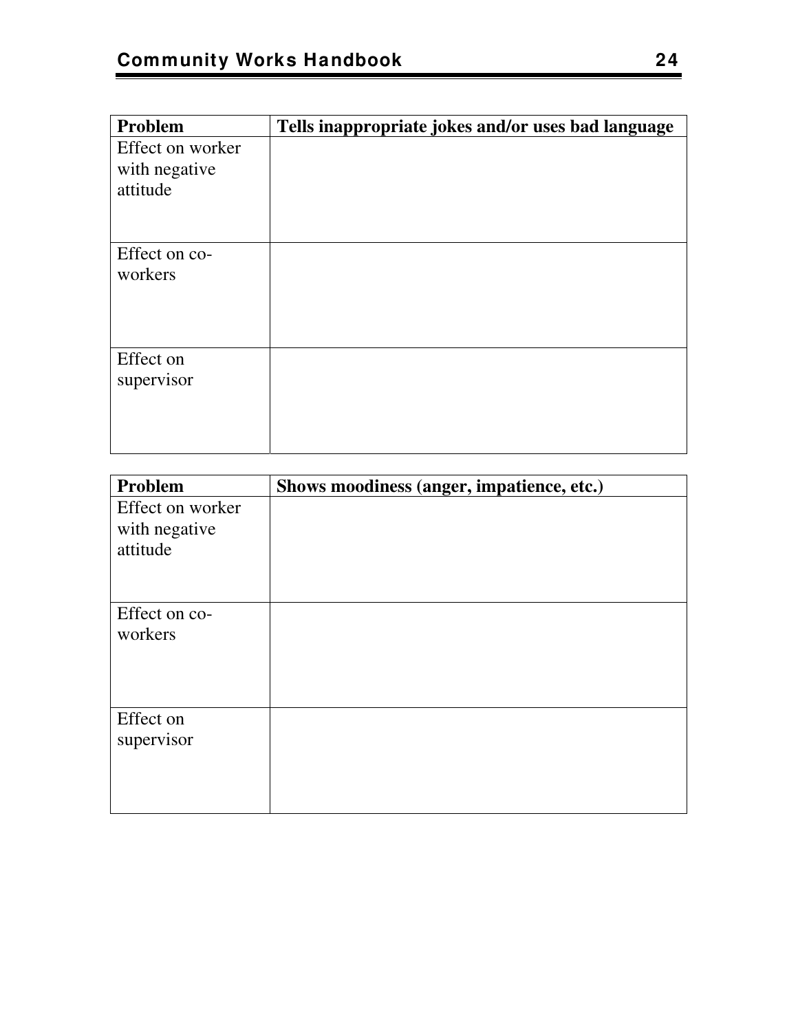| Problem | Tells inappropriate jokes and/or uses bad language |
|---|---|
| Effect on worker with negative attitude | |
| Effect on co-workers | |
| Effect on supervisor | |

| Problem | Shows moodiness (anger, impatience, etc.) |
|---|---|
| Effect on worker with negative attitude | |
| Effect on co-workers | |
| Effect on supervisor | |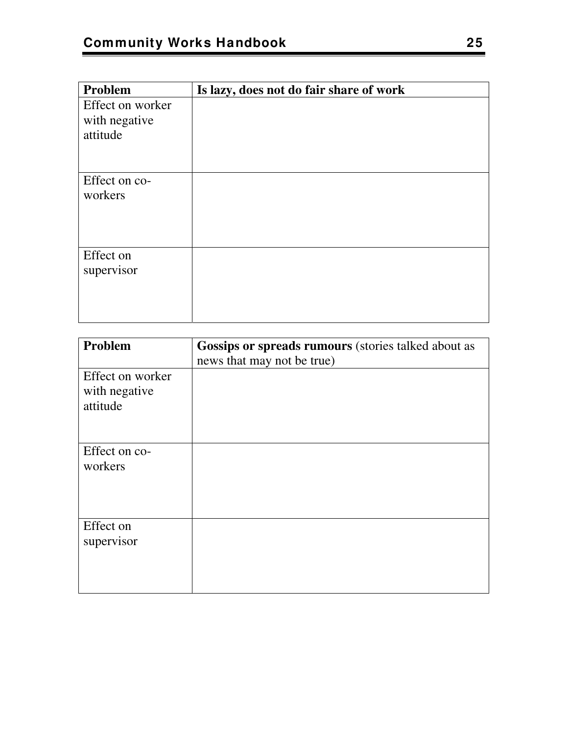| Problem | **Is lazy, does not do fair share of work** |
| --- | --- |
| Effect on worker with negative attitude | |
| Effect on co-workers | |
| Effect on supervisor | |

| Problem | **Gossips or spreads rumours** (stories talked about as news that may not be true) |
| --- | --- |
| Effect on worker with negative attitude | |
| Effect on co-workers | |
| Effect on supervisor | |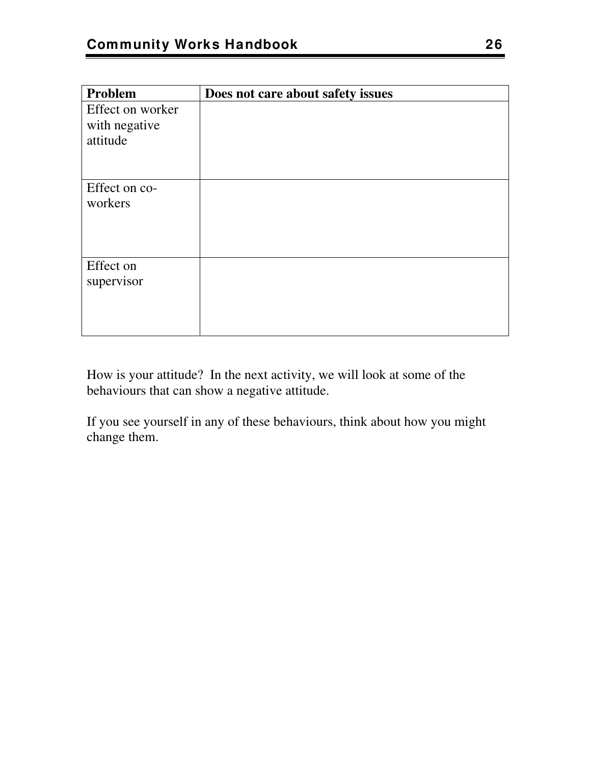| Problem | Does not care about safety issues |
| --- | --- |
| Effect on worker with negative attitude | |
| Effect on co-workers | |
| Effect on supervisor | |

How is your attitude? In the next activity, we will look at some of the behaviours that can show a negative attitude.

If you see yourself in any of these behaviours, think about how you might change them.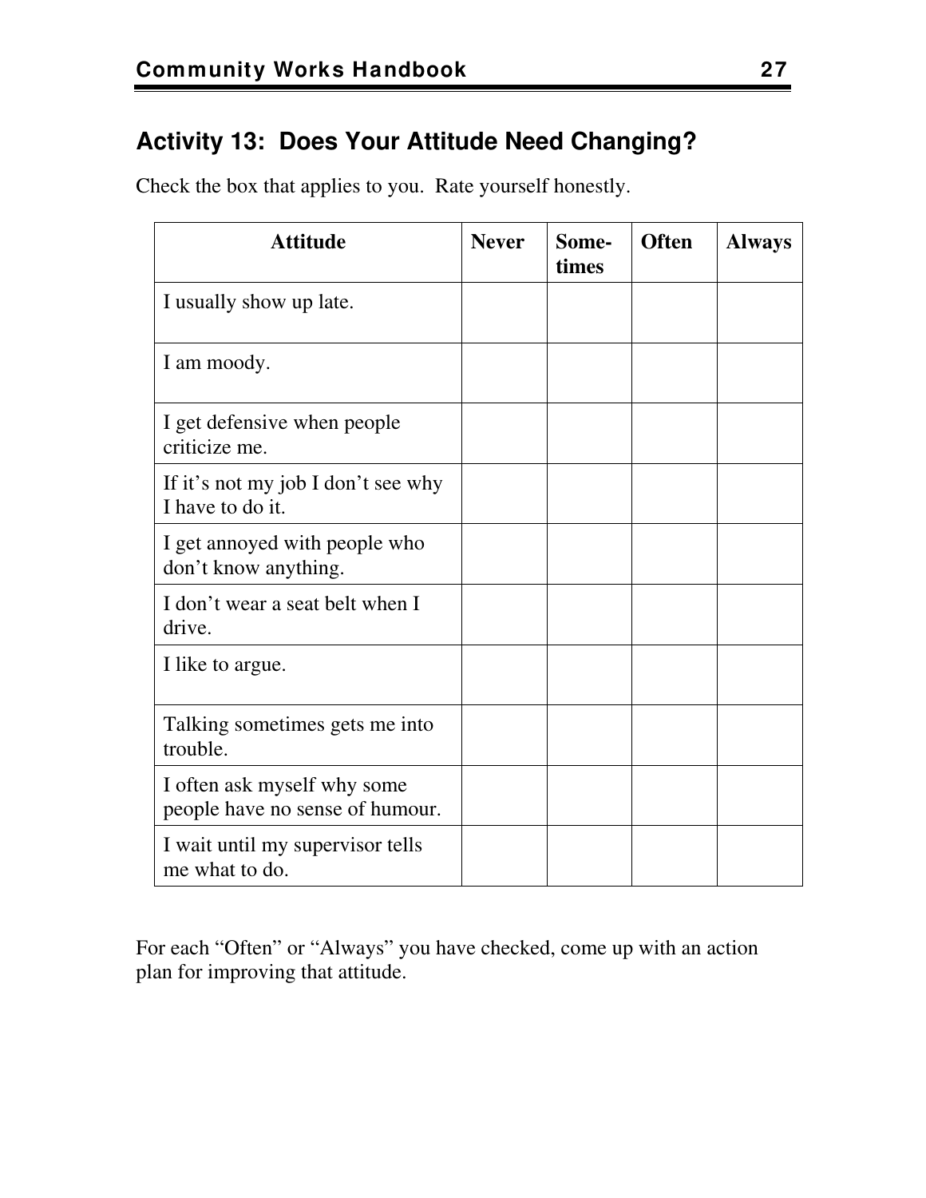## Activity 13: Does Your Attitude Need Changing?

Check the box that applies to you. Rate yourself honestly.

| Attitude | Never | Some-times | Often | Always |
|---|---|---|---|---|
| I usually show up late. | | | | |
| I am moody. | | | | |
| I get defensive when people criticize me. | | | | |
| If it's not my job I don't see why I have to do it. | | | | |
| I get annoyed with people who don't know anything. | | | | |
| I don't wear a seat belt when I drive. | | | | |
| I like to argue. | | | | |
| Talking sometimes gets me into trouble. | | | | |
| I often ask myself why some people have no sense of humour. | | | | |
| I wait until my supervisor tells me what to do. | | | | |

For each "Often" or "Always" you have checked, come up with an action plan for improving that attitude.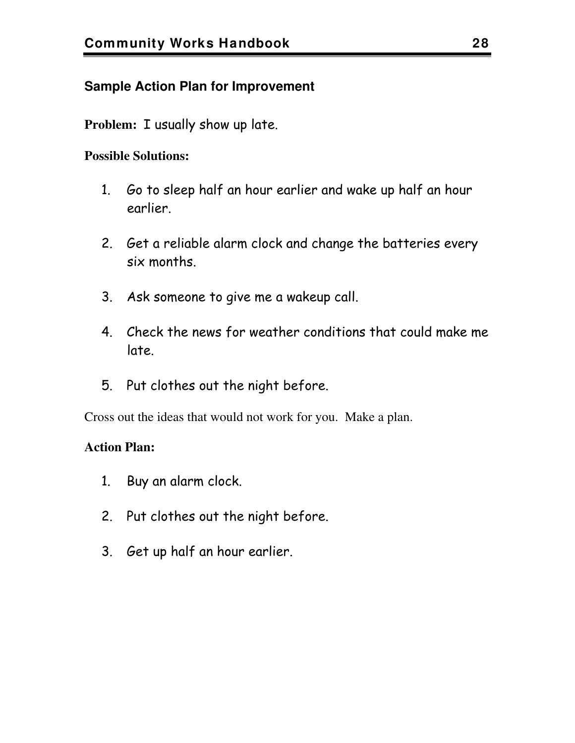## Sample Action Plan for Improvement

**Problem:** I usually show up late.

**Possible Solutions:**

1. Go to sleep half an hour earlier and wake up half an hour earlier.
2. Get a reliable alarm clock and change the batteries every six months.
3. Ask someone to give me a wakeup call.
4. Check the news for weather conditions that could make me late.
5. Put clothes out the night before.

Cross out the ideas that would not work for you. Make a plan.

**Action Plan:**

1. Buy an alarm clock.
2. Put clothes out the night before.
3. Get up half an hour earlier.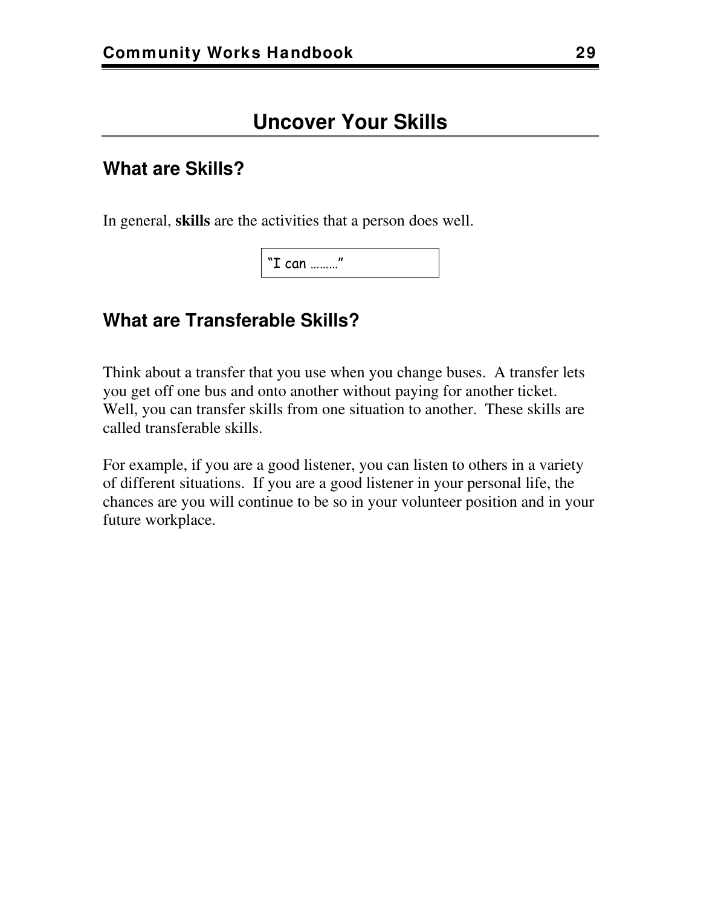# Uncover Your Skills

## What are Skills?

In general, **skills** are the activities that a person does well.

"I can ………"

## What are Transferable Skills?

Think about a transfer that you use when you change buses. A transfer lets you get off one bus and onto another without paying for another ticket. Well, you can transfer skills from one situation to another. These skills are called transferable skills.

For example, if you are a good listener, you can listen to others in a variety of different situations. If you are a good listener in your personal life, the chances are you will continue to be so in your volunteer position and in your future workplace.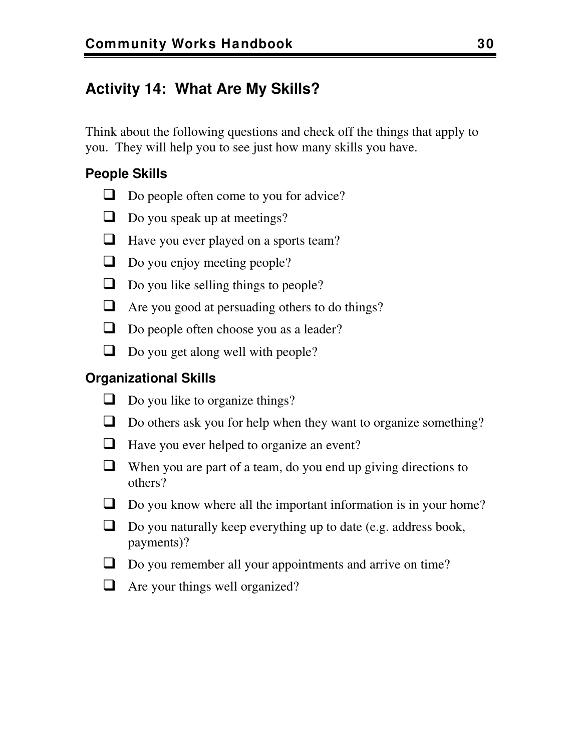## Activity 14: What Are My Skills?

Think about the following questions and check off the things that apply to you. They will help you to see just how many skills you have.

### People Skills

- [ ] Do people often come to you for advice?
- [ ] Do you speak up at meetings?
- [ ] Have you ever played on a sports team?
- [ ] Do you enjoy meeting people?
- [ ] Do you like selling things to people?
- [ ] Are you good at persuading others to do things?
- [ ] Do people often choose you as a leader?
- [ ] Do you get along well with people?

### Organizational Skills

- [ ] Do you like to organize things?
- [ ] Do others ask you for help when they want to organize something?
- [ ] Have you ever helped to organize an event?
- [ ] When you are part of a team, do you end up giving directions to others?
- [ ] Do you know where all the important information is in your home?
- [ ] Do you naturally keep everything up to date (e.g. address book, payments)?
- [ ] Do you remember all your appointments and arrive on time?
- [ ] Are your things well organized?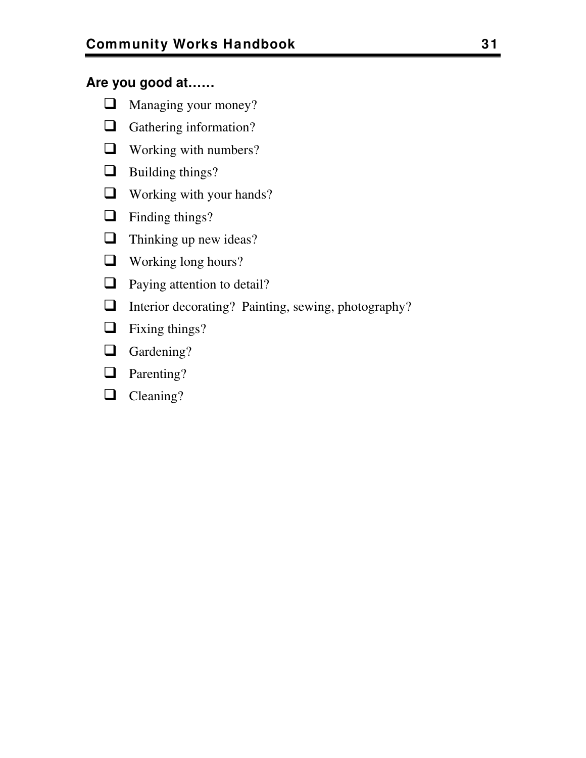**Are you good at……**

- [ ] Managing your money?
- [ ] Gathering information?
- [ ] Working with numbers?
- [ ] Building things?
- [ ] Working with your hands?
- [ ] Finding things?
- [ ] Thinking up new ideas?
- [ ] Working long hours?
- [ ] Paying attention to detail?
- [ ] Interior decorating?  Painting, sewing, photography?
- [ ] Fixing things?
- [ ] Gardening?
- [ ] Parenting?
- [ ] Cleaning?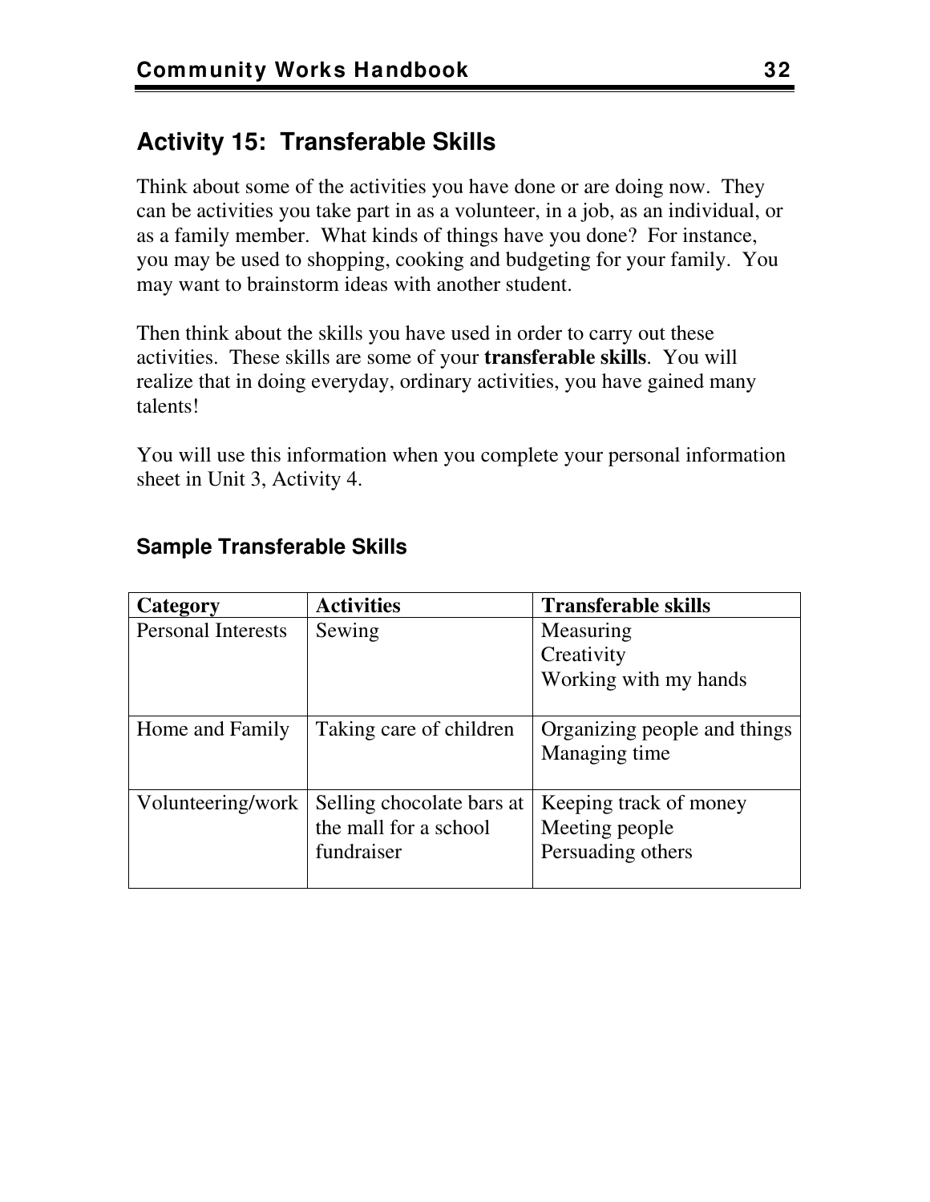## Activity 15: Transferable Skills

Think about some of the activities you have done or are doing now. They can be activities you take part in as a volunteer, in a job, as an individual, or as a family member. What kinds of things have you done? For instance, you may be used to shopping, cooking and budgeting for your family. You may want to brainstorm ideas with another student.

Then think about the skills you have used in order to carry out these activities. These skills are some of your **transferable skills**. You will realize that in doing everyday, ordinary activities, you have gained many talents!

You will use this information when you complete your personal information sheet in Unit 3, Activity 4.

### Sample Transferable Skills

| Category | Activities | Transferable skills |
|---|---|---|
| Personal Interests | Sewing | Measuring<br>Creativity<br>Working with my hands |
| Home and Family | Taking care of children | Organizing people and things<br>Managing time |
| Volunteering/work | Selling chocolate bars at the mall for a school fundraiser | Keeping track of money<br>Meeting people<br>Persuading others |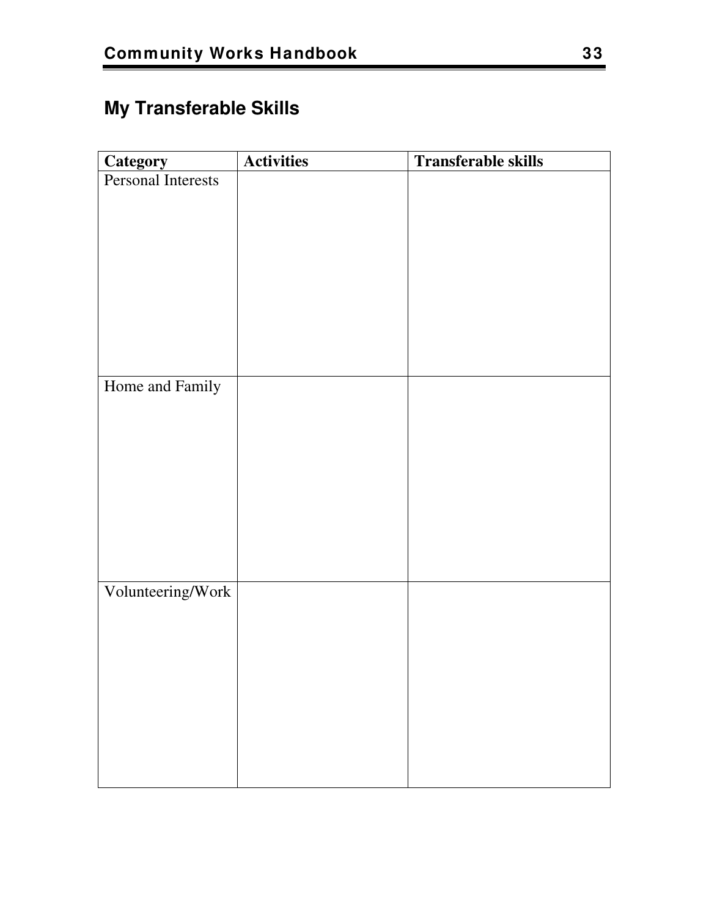## My Transferable Skills

| Category | Activities | Transferable skills |
| --- | --- | --- |
| Personal Interests | | |
| Home and Family | | |
| Volunteering/Work | | |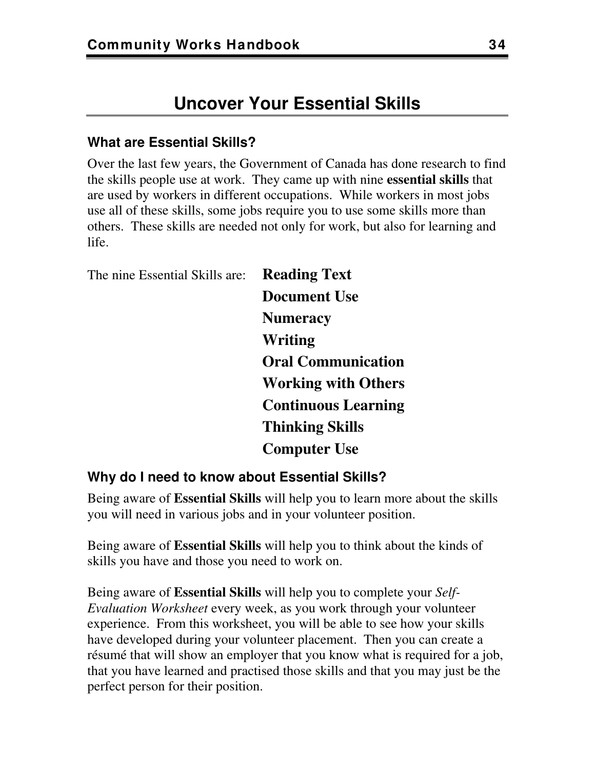# Uncover Your Essential Skills

### What are Essential Skills?

Over the last few years, the Government of Canada has done research to find the skills people use at work. They came up with nine **essential skills** that are used by workers in different occupations. While workers in most jobs use all of these skills, some jobs require you to use some skills more than others. These skills are needed not only for work, but also for learning and life.

The nine Essential Skills are:

- **Reading Text**
- **Document Use**
- **Numeracy**
- **Writing**
- **Oral Communication**
- **Working with Others**
- **Continuous Learning**
- **Thinking Skills**
- **Computer Use**

### Why do I need to know about Essential Skills?

Being aware of **Essential Skills** will help you to learn more about the skills you will need in various jobs and in your volunteer position.

Being aware of **Essential Skills** will help you to think about the kinds of skills you have and those you need to work on.

Being aware of **Essential Skills** will help you to complete your *Self-Evaluation Worksheet* every week, as you work through your volunteer experience. From this worksheet, you will be able to see how your skills have developed during your volunteer placement. Then you can create a résumé that will show an employer that you know what is required for a job, that you have learned and practised those skills and that you may just be the perfect person for their position.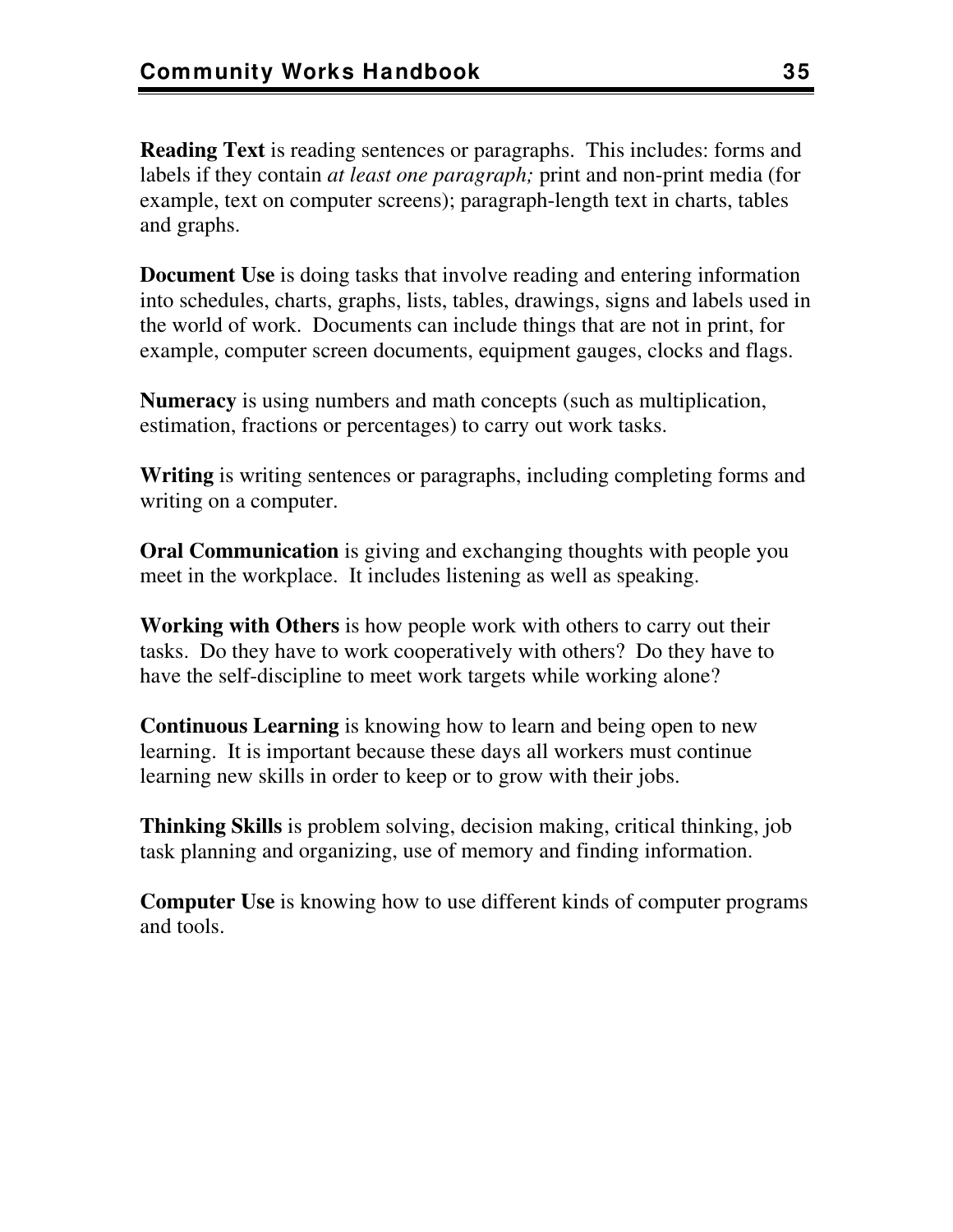**Reading Text** is reading sentences or paragraphs. This includes: forms and labels if they contain *at least one paragraph;* print and non-print media (for example, text on computer screens); paragraph-length text in charts, tables and graphs.

**Document Use** is doing tasks that involve reading and entering information into schedules, charts, graphs, lists, tables, drawings, signs and labels used in the world of work. Documents can include things that are not in print, for example, computer screen documents, equipment gauges, clocks and flags.

**Numeracy** is using numbers and math concepts (such as multiplication, estimation, fractions or percentages) to carry out work tasks.

**Writing** is writing sentences or paragraphs, including completing forms and writing on a computer.

**Oral Communication** is giving and exchanging thoughts with people you meet in the workplace. It includes listening as well as speaking.

**Working with Others** is how people work with others to carry out their tasks. Do they have to work cooperatively with others? Do they have to have the self-discipline to meet work targets while working alone?

**Continuous Learning** is knowing how to learn and being open to new learning. It is important because these days all workers must continue learning new skills in order to keep or to grow with their jobs.

**Thinking Skills** is problem solving, decision making, critical thinking, job task planning and organizing, use of memory and finding information.

**Computer Use** is knowing how to use different kinds of computer programs and tools.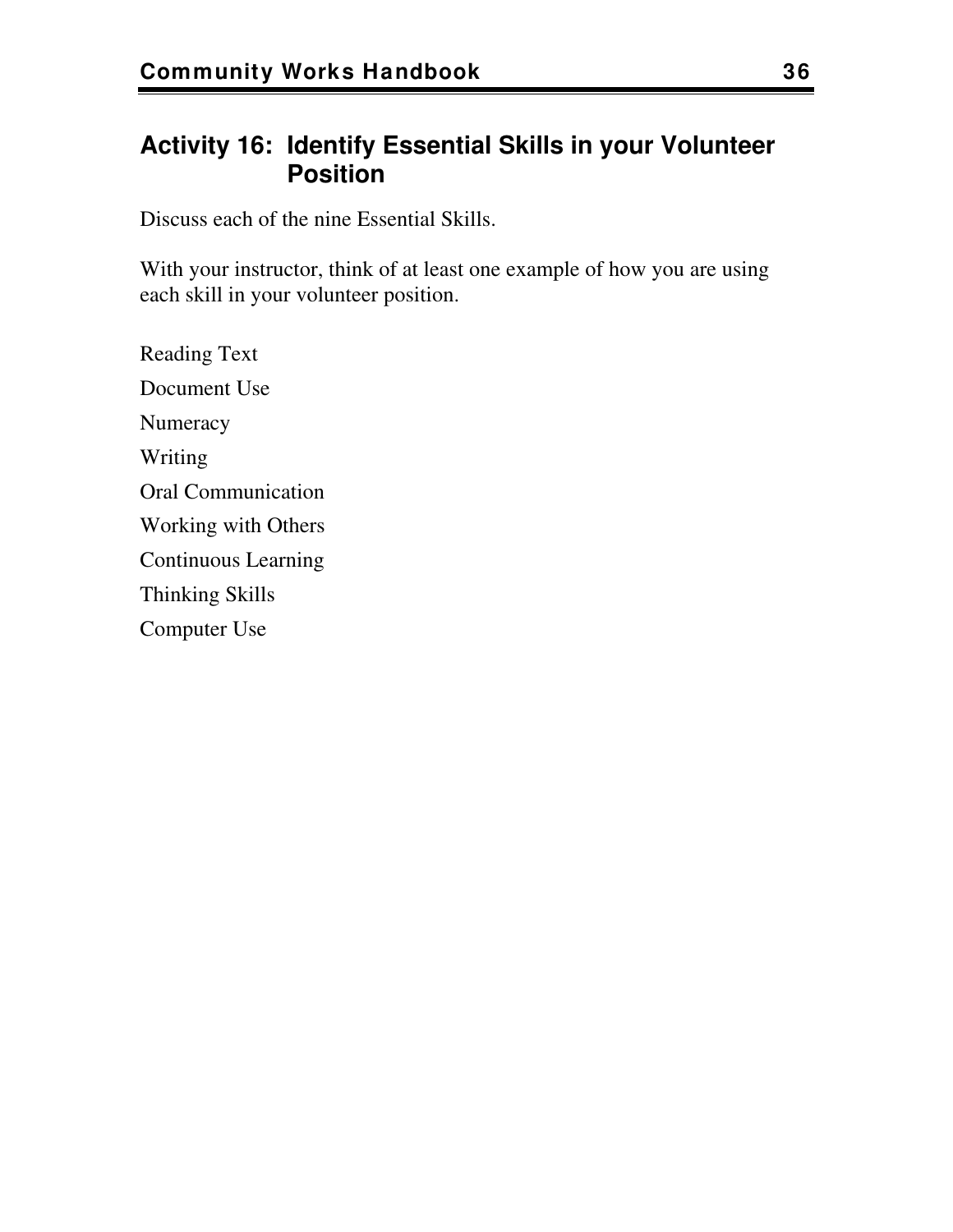## Activity 16: Identify Essential Skills in your Volunteer Position

Discuss each of the nine Essential Skills.

With your instructor, think of at least one example of how you are using each skill in your volunteer position.

Reading Text

Document Use

Numeracy

Writing

Oral Communication

Working with Others

Continuous Learning

Thinking Skills

Computer Use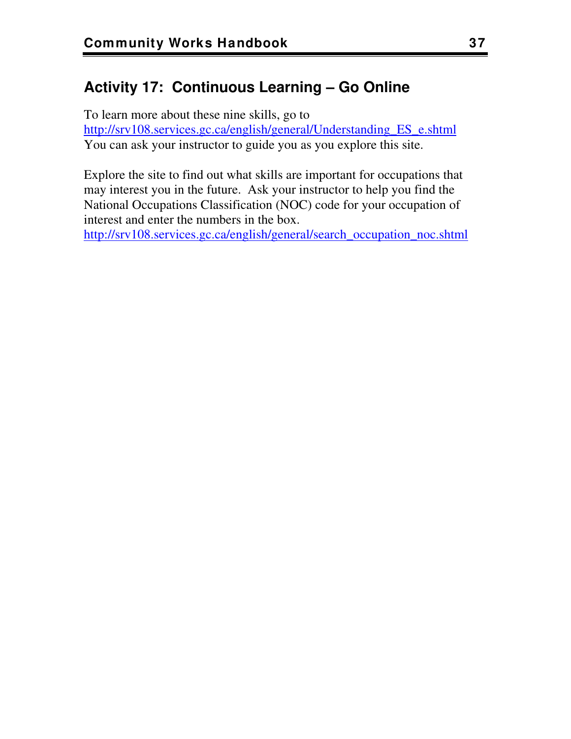## Activity 17: Continuous Learning – Go Online

To learn more about these nine skills, go to
http://srv108.services.gc.ca/english/general/Understanding_ES_e.shtml
You can ask your instructor to guide you as you explore this site.

Explore the site to find out what skills are important for occupations that may interest you in the future. Ask your instructor to help you find the National Occupations Classification (NOC) code for your occupation of interest and enter the numbers in the box.
http://srv108.services.gc.ca/english/general/search_occupation_noc.shtml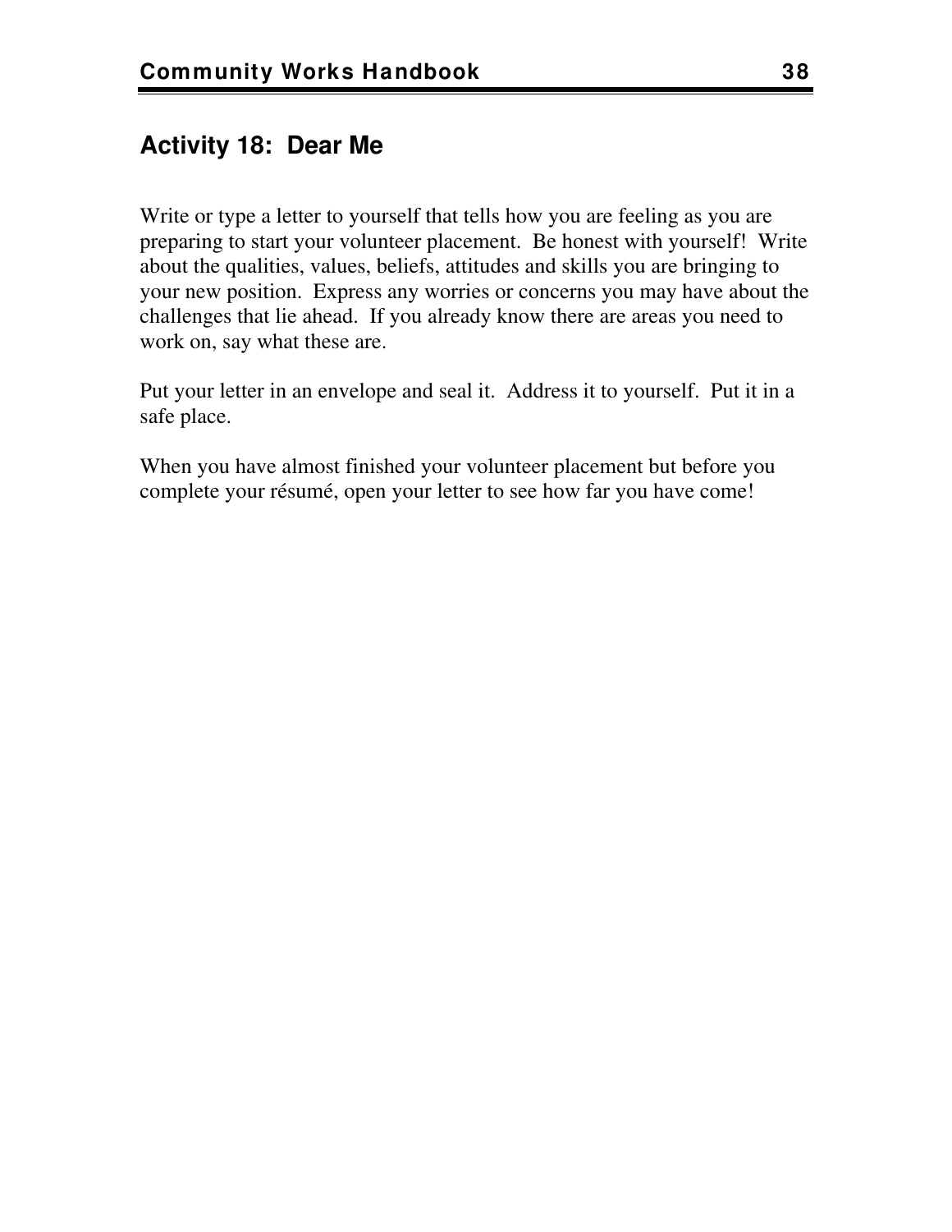## Activity 18:  Dear Me

Write or type a letter to yourself that tells how you are feeling as you are preparing to start your volunteer placement.  Be honest with yourself!  Write about the qualities, values, beliefs, attitudes and skills you are bringing to your new position.  Express any worries or concerns you may have about the challenges that lie ahead.  If you already know there are areas you need to work on, say what these are.

Put your letter in an envelope and seal it.  Address it to yourself.  Put it in a safe place.

When you have almost finished your volunteer placement but before you complete your résumé, open your letter to see how far you have come!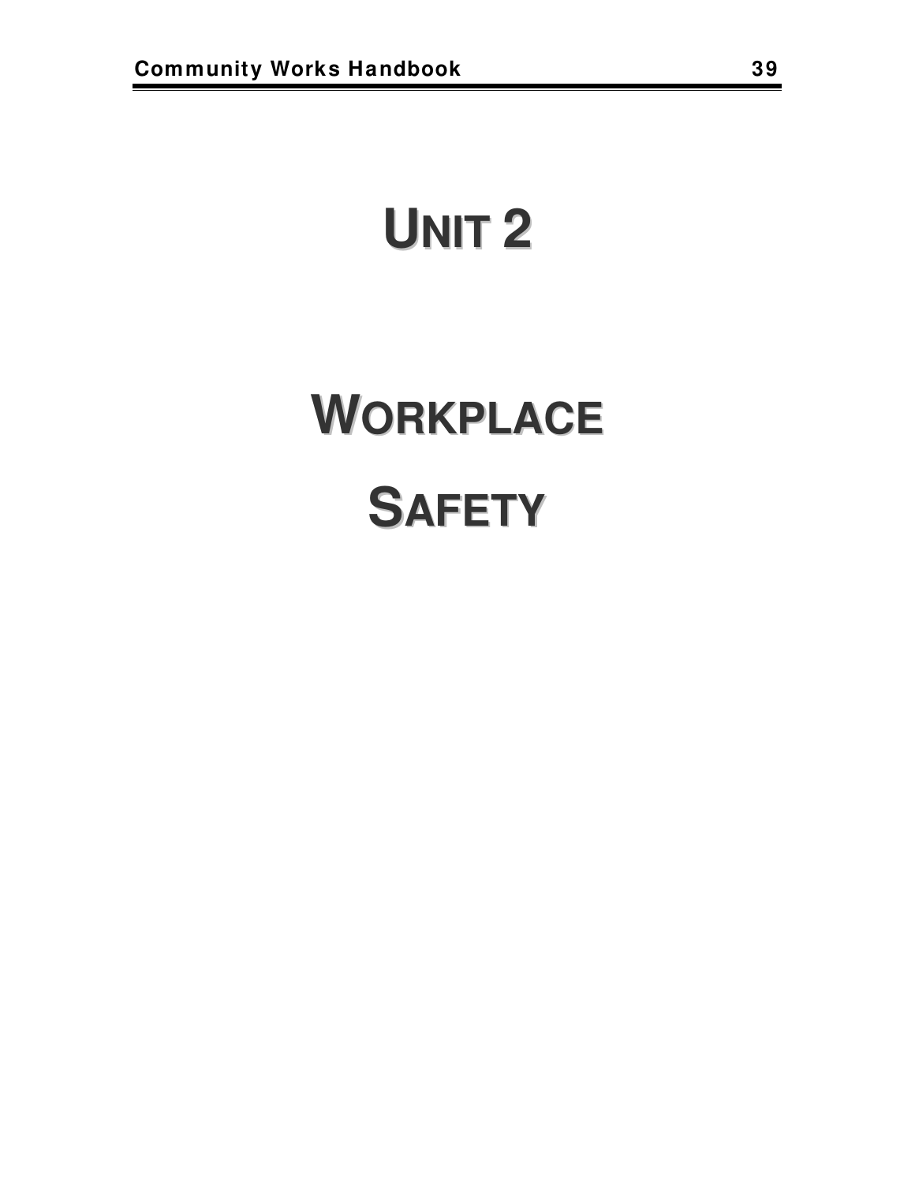# UNIT 2

# WORKPLACE SAFETY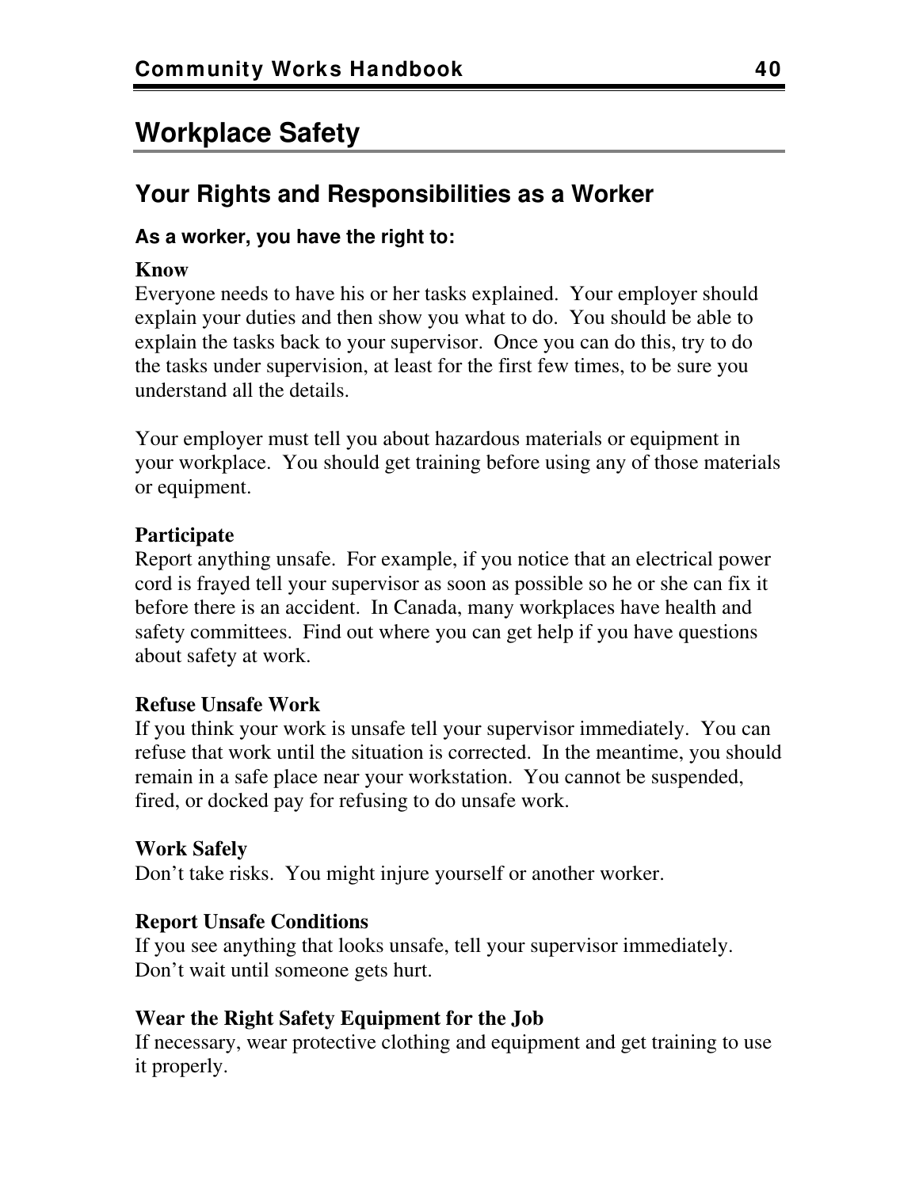# Workplace Safety

## Your Rights and Responsibilities as a Worker

### As a worker, you have the right to:

**Know**
Everyone needs to have his or her tasks explained. Your employer should explain your duties and then show you what to do. You should be able to explain the tasks back to your supervisor. Once you can do this, try to do the tasks under supervision, at least for the first few times, to be sure you understand all the details.

Your employer must tell you about hazardous materials or equipment in your workplace. You should get training before using any of those materials or equipment.

**Participate**
Report anything unsafe. For example, if you notice that an electrical power cord is frayed tell your supervisor as soon as possible so he or she can fix it before there is an accident. In Canada, many workplaces have health and safety committees. Find out where you can get help if you have questions about safety at work.

**Refuse Unsafe Work**
If you think your work is unsafe tell your supervisor immediately. You can refuse that work until the situation is corrected. In the meantime, you should remain in a safe place near your workstation. You cannot be suspended, fired, or docked pay for refusing to do unsafe work.

**Work Safely**
Don't take risks. You might injure yourself or another worker.

**Report Unsafe Conditions**
If you see anything that looks unsafe, tell your supervisor immediately. Don't wait until someone gets hurt.

**Wear the Right Safety Equipment for the Job**
If necessary, wear protective clothing and equipment and get training to use it properly.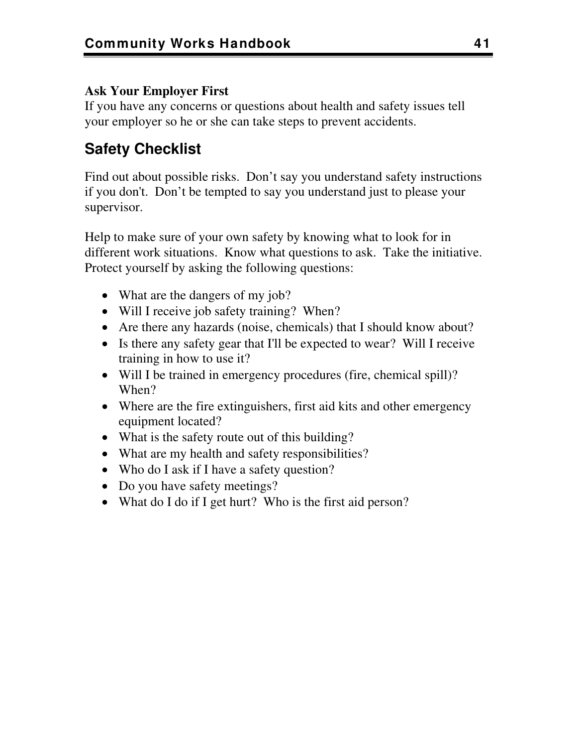**Ask Your Employer First**
If you have any concerns or questions about health and safety issues tell your employer so he or she can take steps to prevent accidents.

## Safety Checklist

Find out about possible risks. Don't say you understand safety instructions if you don't. Don't be tempted to say you understand just to please your supervisor.

Help to make sure of your own safety by knowing what to look for in different work situations. Know what questions to ask. Take the initiative. Protect yourself by asking the following questions:

- What are the dangers of my job?
- Will I receive job safety training? When?
- Are there any hazards (noise, chemicals) that I should know about?
- Is there any safety gear that I'll be expected to wear? Will I receive training in how to use it?
- Will I be trained in emergency procedures (fire, chemical spill)? When?
- Where are the fire extinguishers, first aid kits and other emergency equipment located?
- What is the safety route out of this building?
- What are my health and safety responsibilities?
- Who do I ask if I have a safety question?
- Do you have safety meetings?
- What do I do if I get hurt? Who is the first aid person?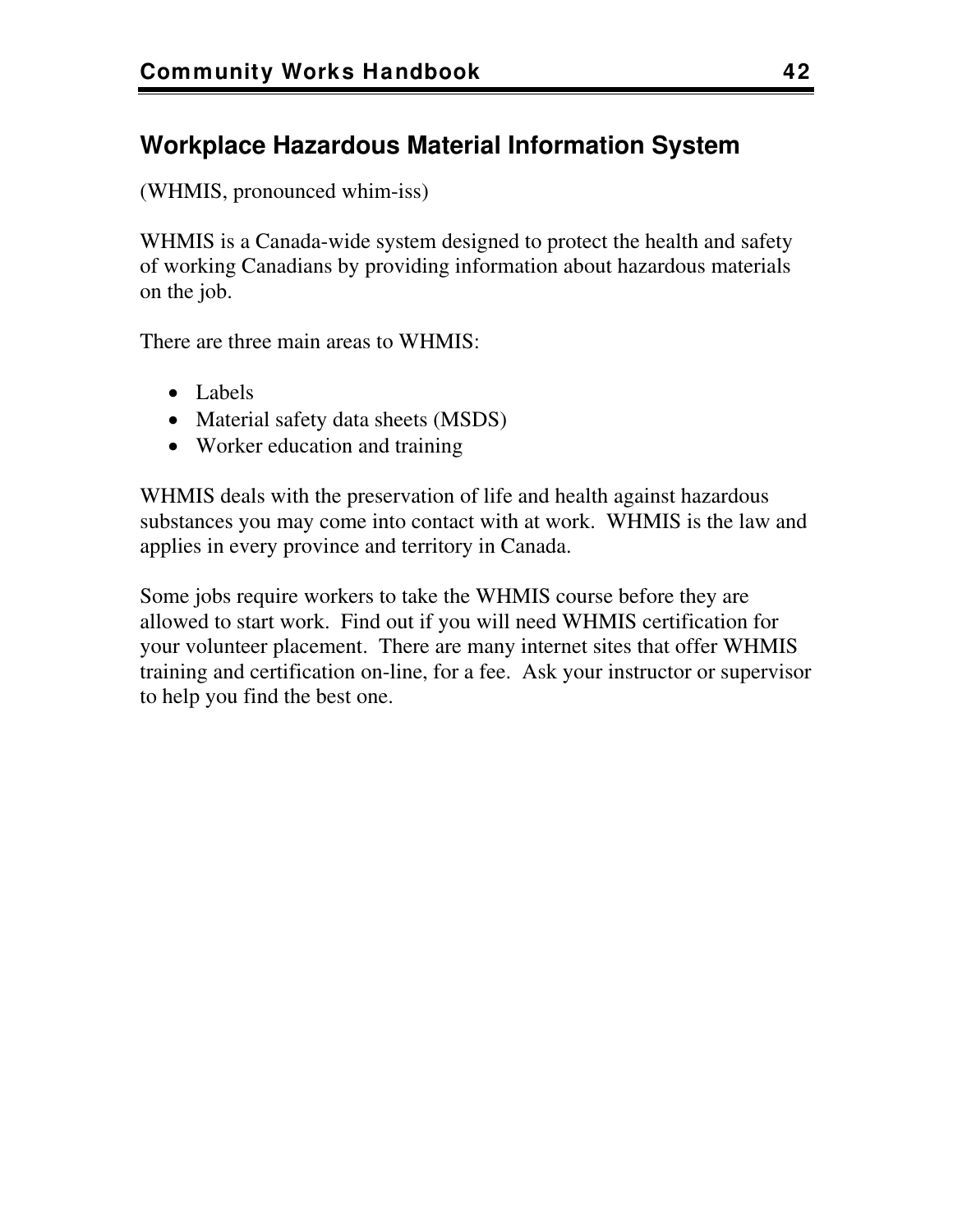## Workplace Hazardous Material Information System

(WHMIS, pronounced whim-iss)

WHMIS is a Canada-wide system designed to protect the health and safety of working Canadians by providing information about hazardous materials on the job.

There are three main areas to WHMIS:

- Labels
- Material safety data sheets (MSDS)
- Worker education and training

WHMIS deals with the preservation of life and health against hazardous substances you may come into contact with at work. WHMIS is the law and applies in every province and territory in Canada.

Some jobs require workers to take the WHMIS course before they are allowed to start work. Find out if you will need WHMIS certification for your volunteer placement. There are many internet sites that offer WHMIS training and certification on-line, for a fee. Ask your instructor or supervisor to help you find the best one.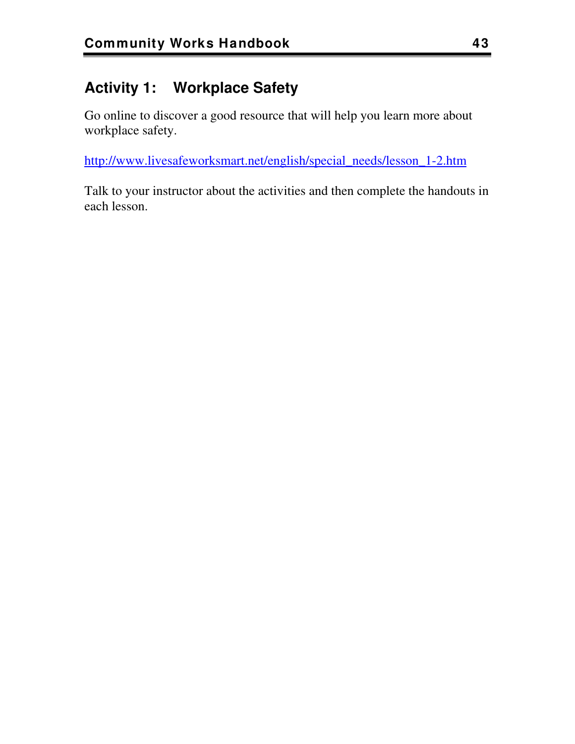## Activity 1: Workplace Safety

Go online to discover a good resource that will help you learn more about workplace safety.

http://www.livesafeworksmart.net/english/special_needs/lesson_1-2.htm

Talk to your instructor about the activities and then complete the handouts in each lesson.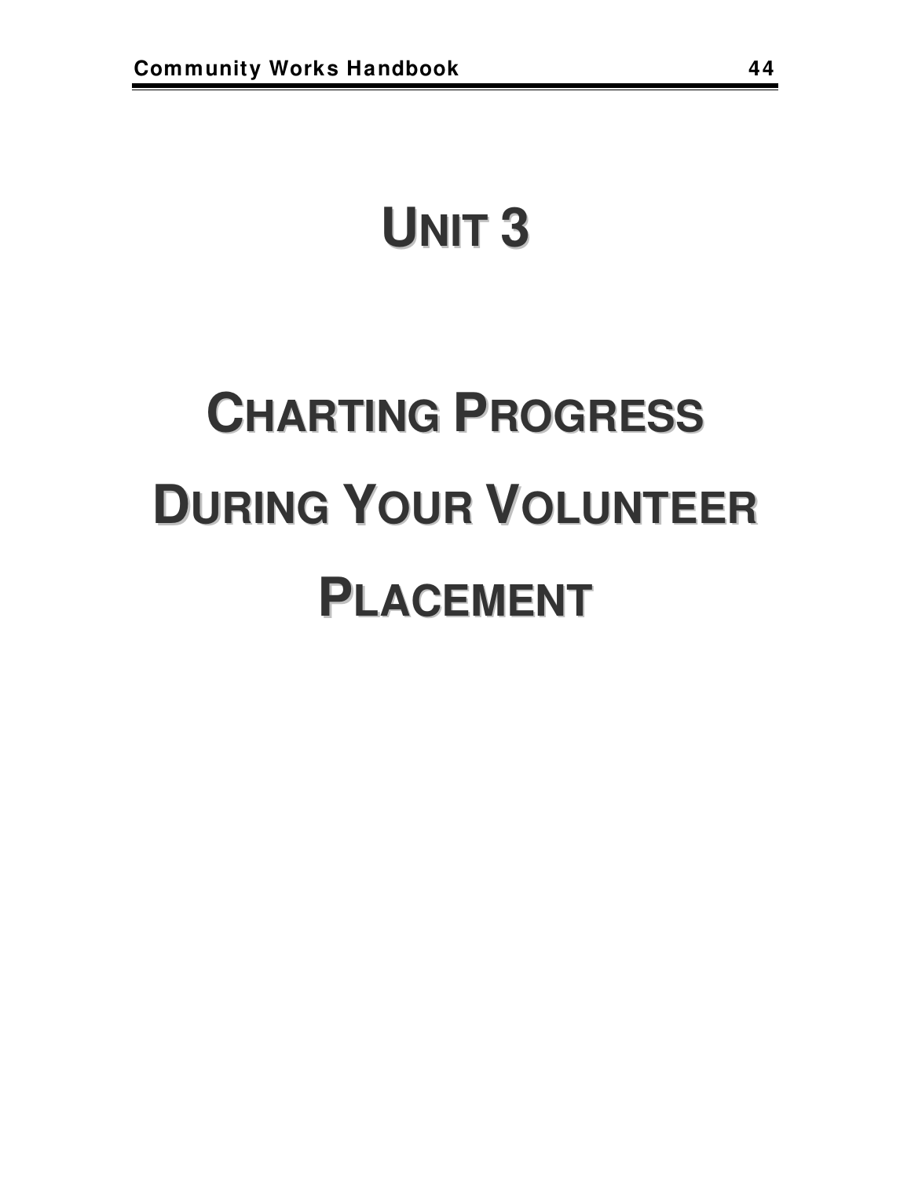# UNIT 3

# CHARTING PROGRESS DURING YOUR VOLUNTEER PLACEMENT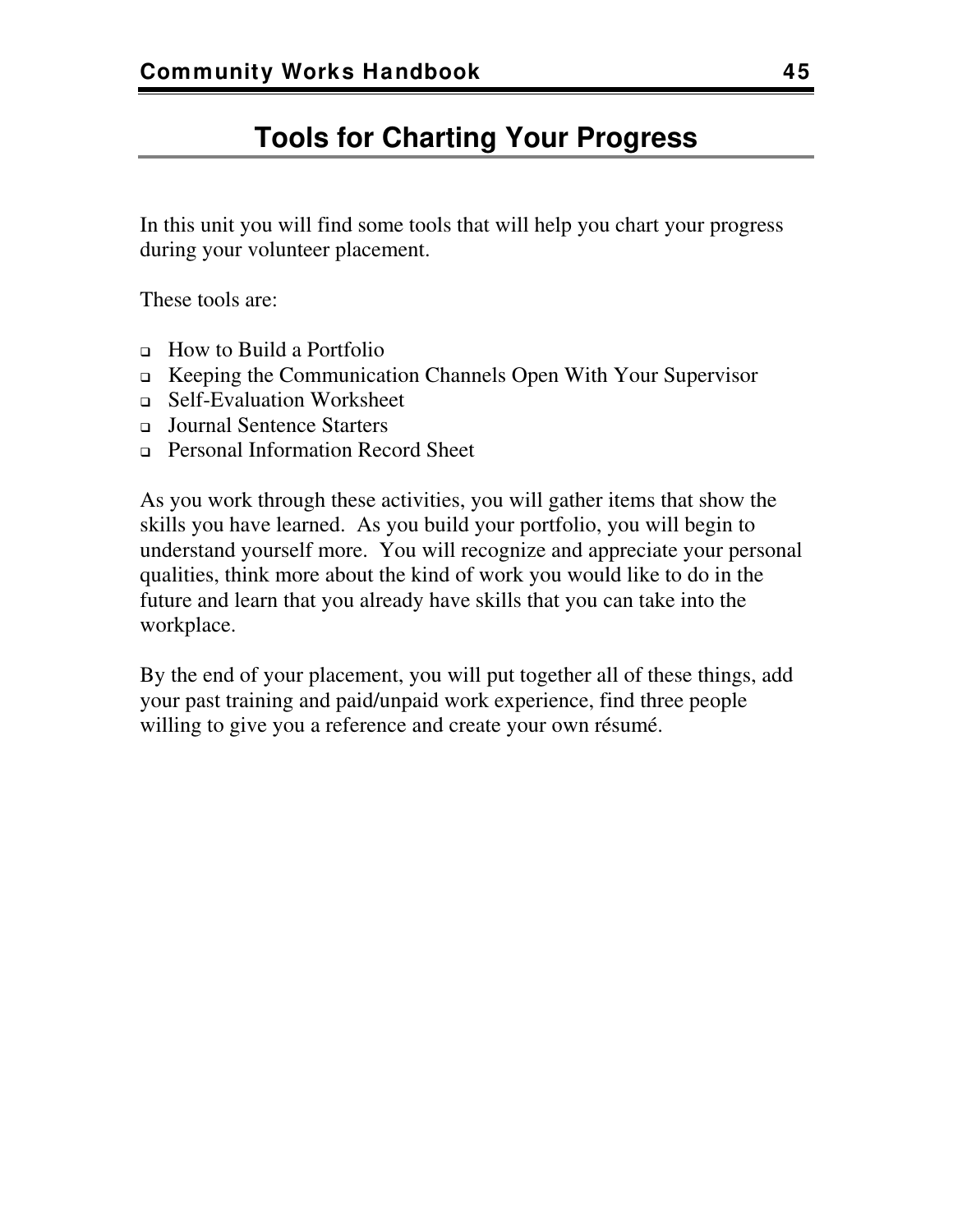# Tools for Charting Your Progress

In this unit you will find some tools that will help you chart your progress during your volunteer placement.

These tools are:

- How to Build a Portfolio
- Keeping the Communication Channels Open With Your Supervisor
- Self-Evaluation Worksheet
- Journal Sentence Starters
- Personal Information Record Sheet

As you work through these activities, you will gather items that show the skills you have learned. As you build your portfolio, you will begin to understand yourself more. You will recognize and appreciate your personal qualities, think more about the kind of work you would like to do in the future and learn that you already have skills that you can take into the workplace.

By the end of your placement, you will put together all of these things, add your past training and paid/unpaid work experience, find three people willing to give you a reference and create your own résumé.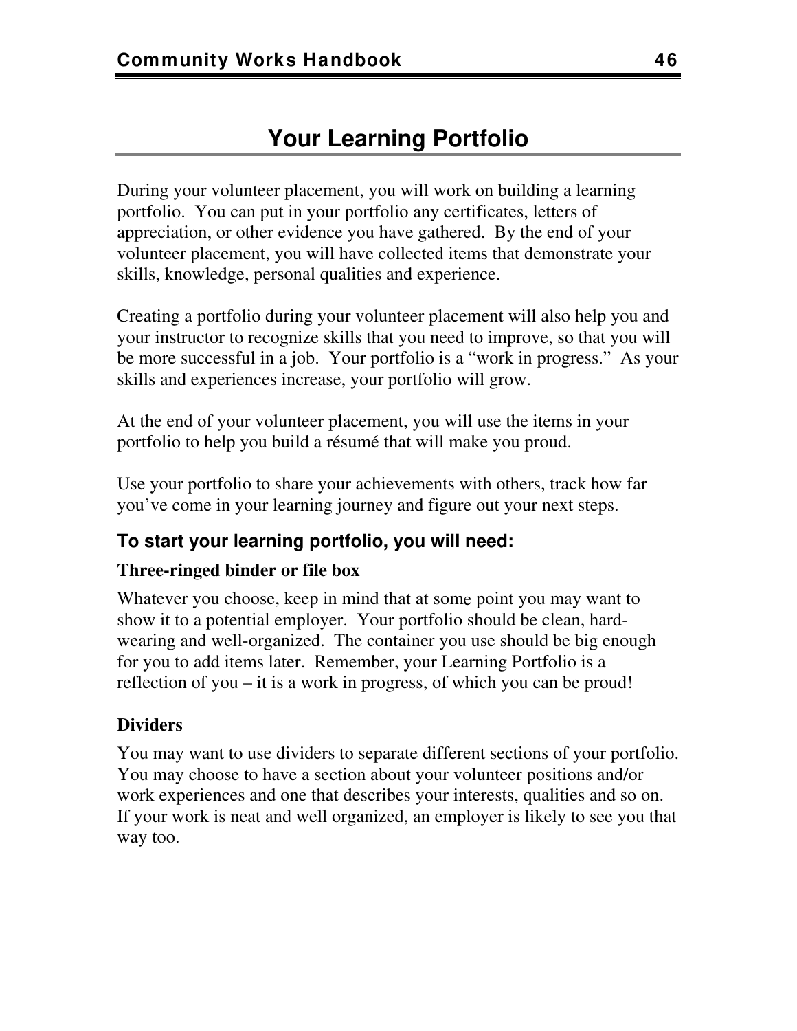# Your Learning Portfolio

During your volunteer placement, you will work on building a learning portfolio. You can put in your portfolio any certificates, letters of appreciation, or other evidence you have gathered. By the end of your volunteer placement, you will have collected items that demonstrate your skills, knowledge, personal qualities and experience.

Creating a portfolio during your volunteer placement will also help you and your instructor to recognize skills that you need to improve, so that you will be more successful in a job. Your portfolio is a "work in progress." As your skills and experiences increase, your portfolio will grow.

At the end of your volunteer placement, you will use the items in your portfolio to help you build a résumé that will make you proud.

Use your portfolio to share your achievements with others, track how far you've come in your learning journey and figure out your next steps.

### To start your learning portfolio, you will need:

**Three-ringed binder or file box**

Whatever you choose, keep in mind that at some point you may want to show it to a potential employer. Your portfolio should be clean, hard-wearing and well-organized. The container you use should be big enough for you to add items later. Remember, your Learning Portfolio is a reflection of you – it is a work in progress, of which you can be proud!

**Dividers**

You may want to use dividers to separate different sections of your portfolio. You may choose to have a section about your volunteer positions and/or work experiences and one that describes your interests, qualities and so on. If your work is neat and well organized, an employer is likely to see you that way too.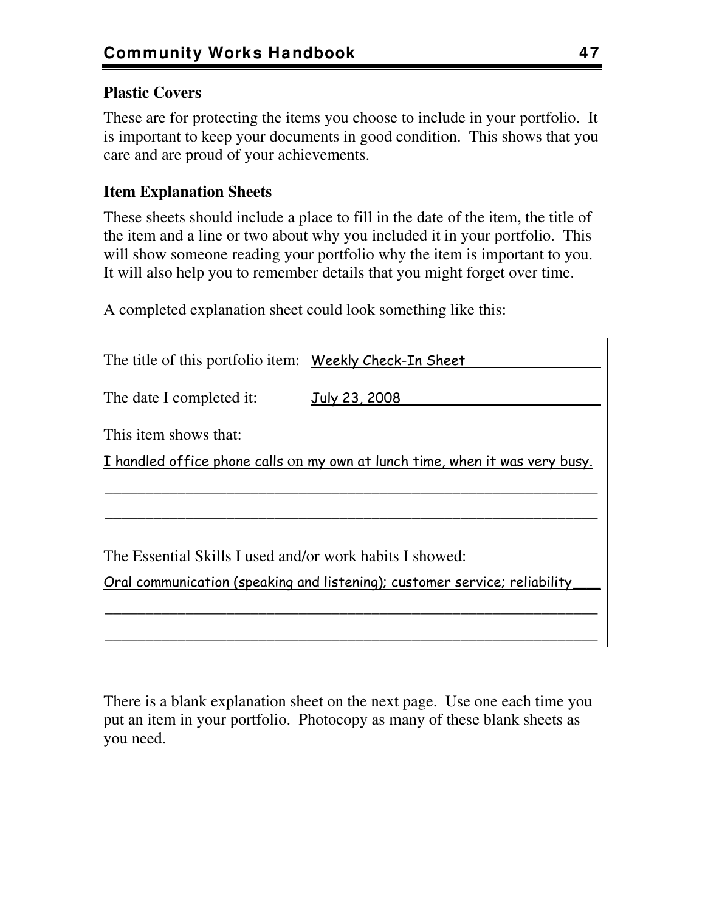### Plastic Covers

These are for protecting the items you choose to include in your portfolio. It is important to keep your documents in good condition. This shows that you care and are proud of your achievements.

### Item Explanation Sheets

These sheets should include a place to fill in the date of the item, the title of the item and a line or two about why you included it in your portfolio. This will show someone reading your portfolio why the item is important to you. It will also help you to remember details that you might forget over time.

A completed explanation sheet could look something like this:

> The title of this portfolio item: Weekly Check-In Sheet
>
> The date I completed it: July 23, 2008
>
> This item shows that:
>
> I handled office phone calls on my own at lunch time, when it was very busy.
>
> ______________________________________________________________
>
> ______________________________________________________________
>
> The Essential Skills I used and/or work habits I showed:
>
> Oral communication (speaking and listening); customer service; reliability
>
> ______________________________________________________________
>
> ______________________________________________________________

There is a blank explanation sheet on the next page. Use one each time you put an item in your portfolio. Photocopy as many of these blank sheets as you need.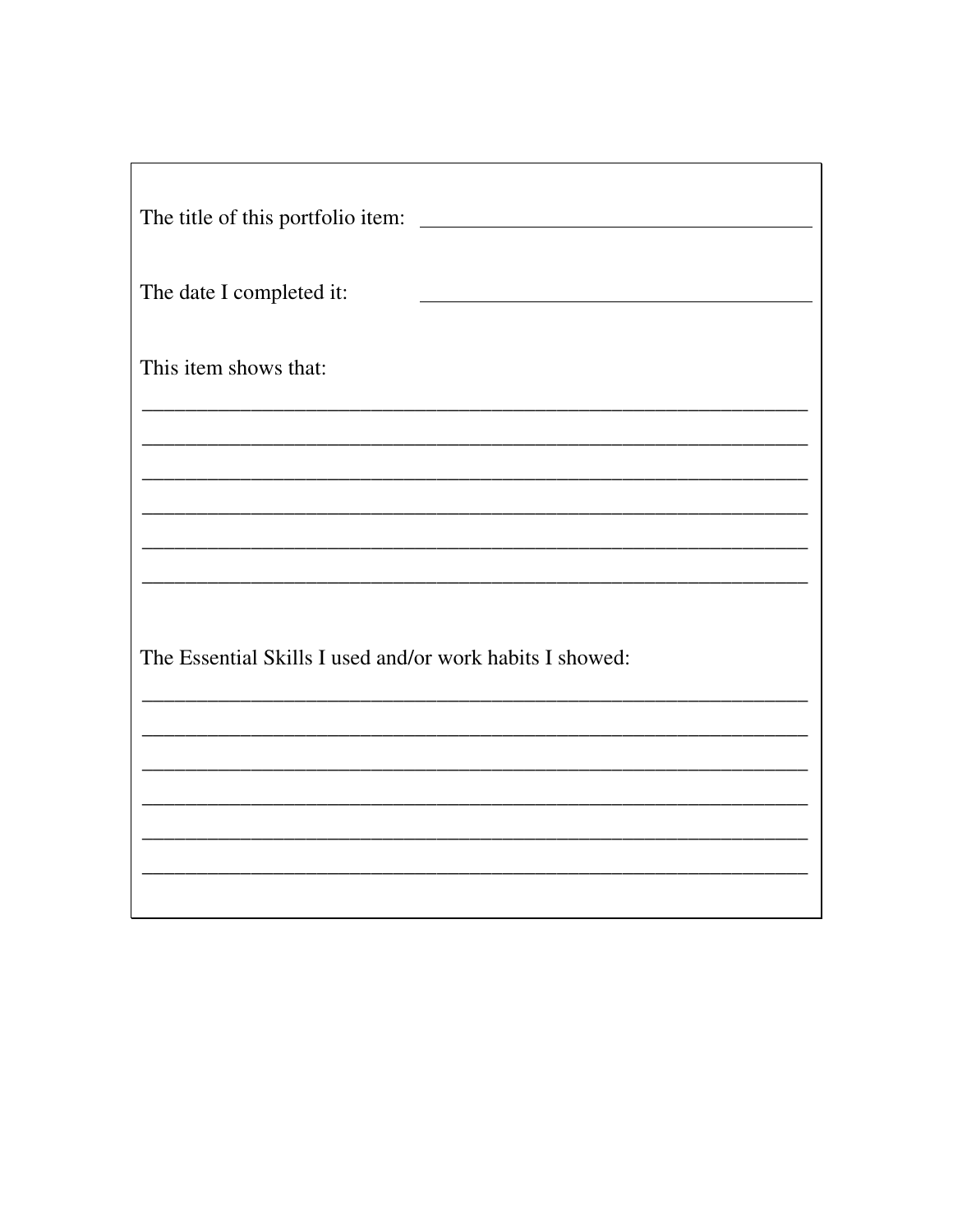The title of this portfolio item: ____________________________________

The date I completed it: ____________________________________

This item shows that:

_______________________________________________________________

_______________________________________________________________

_______________________________________________________________

_______________________________________________________________

_______________________________________________________________

_______________________________________________________________

The Essential Skills I used and/or work habits I showed:

_______________________________________________________________

_______________________________________________________________

_______________________________________________________________

_______________________________________________________________

_______________________________________________________________

_______________________________________________________________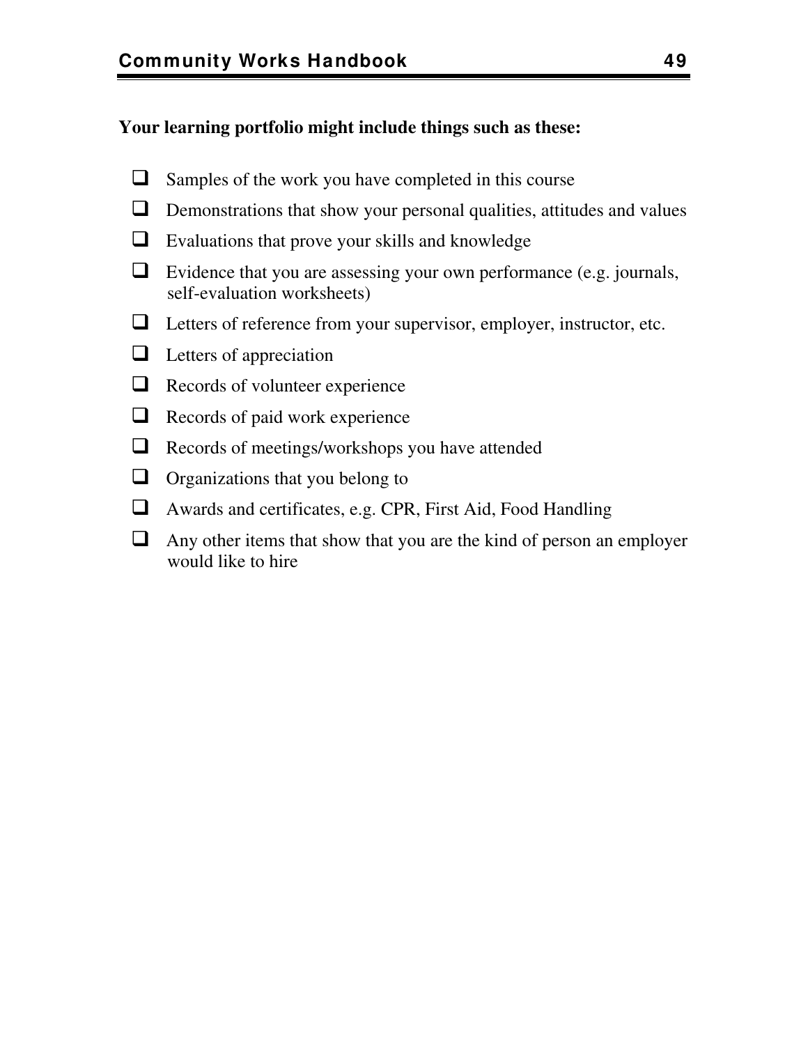**Your learning portfolio might include things such as these:**

- [ ] Samples of the work you have completed in this course
- [ ] Demonstrations that show your personal qualities, attitudes and values
- [ ] Evaluations that prove your skills and knowledge
- [ ] Evidence that you are assessing your own performance (e.g. journals, self-evaluation worksheets)
- [ ] Letters of reference from your supervisor, employer, instructor, etc.
- [ ] Letters of appreciation
- [ ] Records of volunteer experience
- [ ] Records of paid work experience
- [ ] Records of meetings/workshops you have attended
- [ ] Organizations that you belong to
- [ ] Awards and certificates, e.g. CPR, First Aid, Food Handling
- [ ] Any other items that show that you are the kind of person an employer would like to hire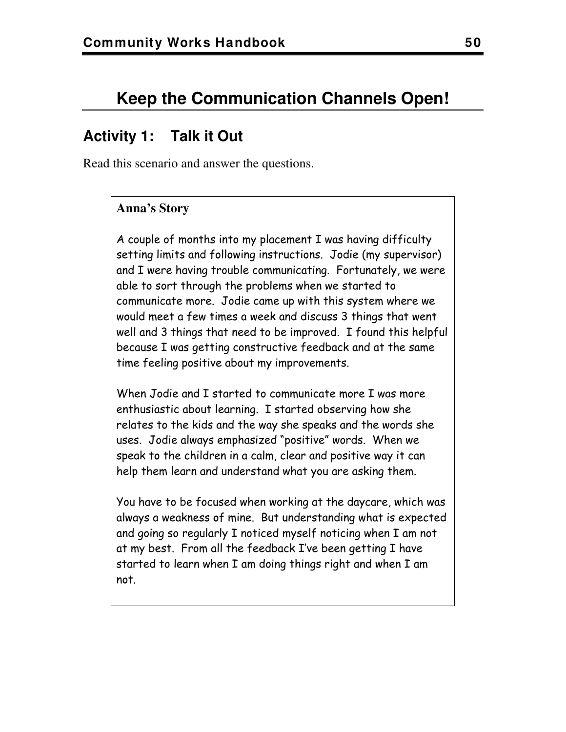# Keep the Communication Channels Open!

## Activity 1: Talk it Out

Read this scenario and answer the questions.

**Anna's Story**

A couple of months into my placement I was having difficulty setting limits and following instructions. Jodie (my supervisor) and I were having trouble communicating. Fortunately, we were able to sort through the problems when we started to communicate more. Jodie came up with this system where we would meet a few times a week and discuss 3 things that went well and 3 things that need to be improved. I found this helpful because I was getting constructive feedback and at the same time feeling positive about my improvements.

When Jodie and I started to communicate more I was more enthusiastic about learning. I started observing how she relates to the kids and the way she speaks and the words she uses. Jodie always emphasized "positive" words. When we speak to the children in a calm, clear and positive way it can help them learn and understand what you are asking them.

You have to be focused when working at the daycare, which was always a weakness of mine. But understanding what is expected and going so regularly I noticed myself noticing when I am not at my best. From all the feedback I've been getting I have started to learn when I am doing things right and when I am not.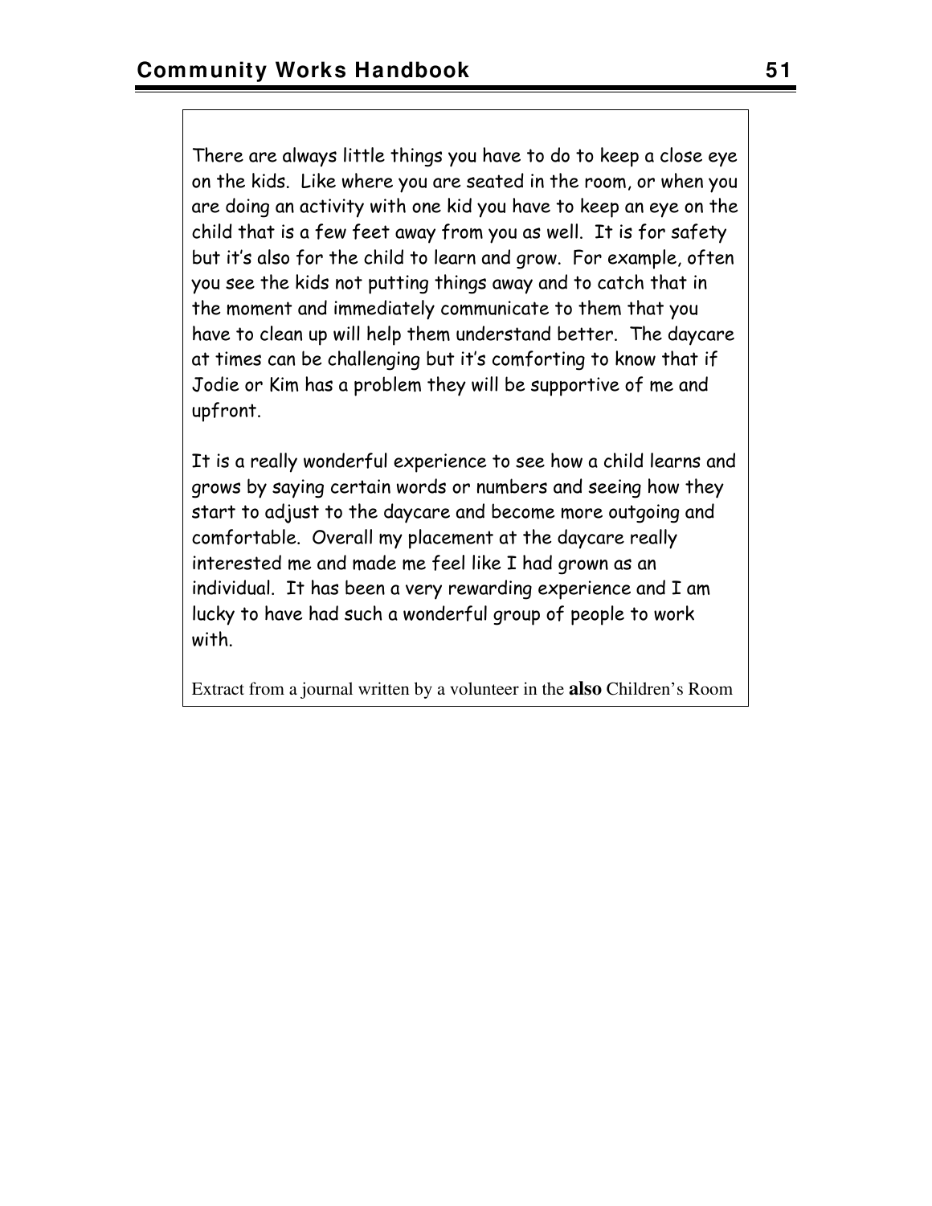There are always little things you have to do to keep a close eye on the kids. Like where you are seated in the room, or when you are doing an activity with one kid you have to keep an eye on the child that is a few feet away from you as well. It is for safety but it's also for the child to learn and grow. For example, often you see the kids not putting things away and to catch that in the moment and immediately communicate to them that you have to clean up will help them understand better. The daycare at times can be challenging but it's comforting to know that if Jodie or Kim has a problem they will be supportive of me and upfront.

It is a really wonderful experience to see how a child learns and grows by saying certain words or numbers and seeing how they start to adjust to the daycare and become more outgoing and comfortable. Overall my placement at the daycare really interested me and made me feel like I had grown as an individual. It has been a very rewarding experience and I am lucky to have had such a wonderful group of people to work with.

Extract from a journal written by a volunteer in the **also** Children's Room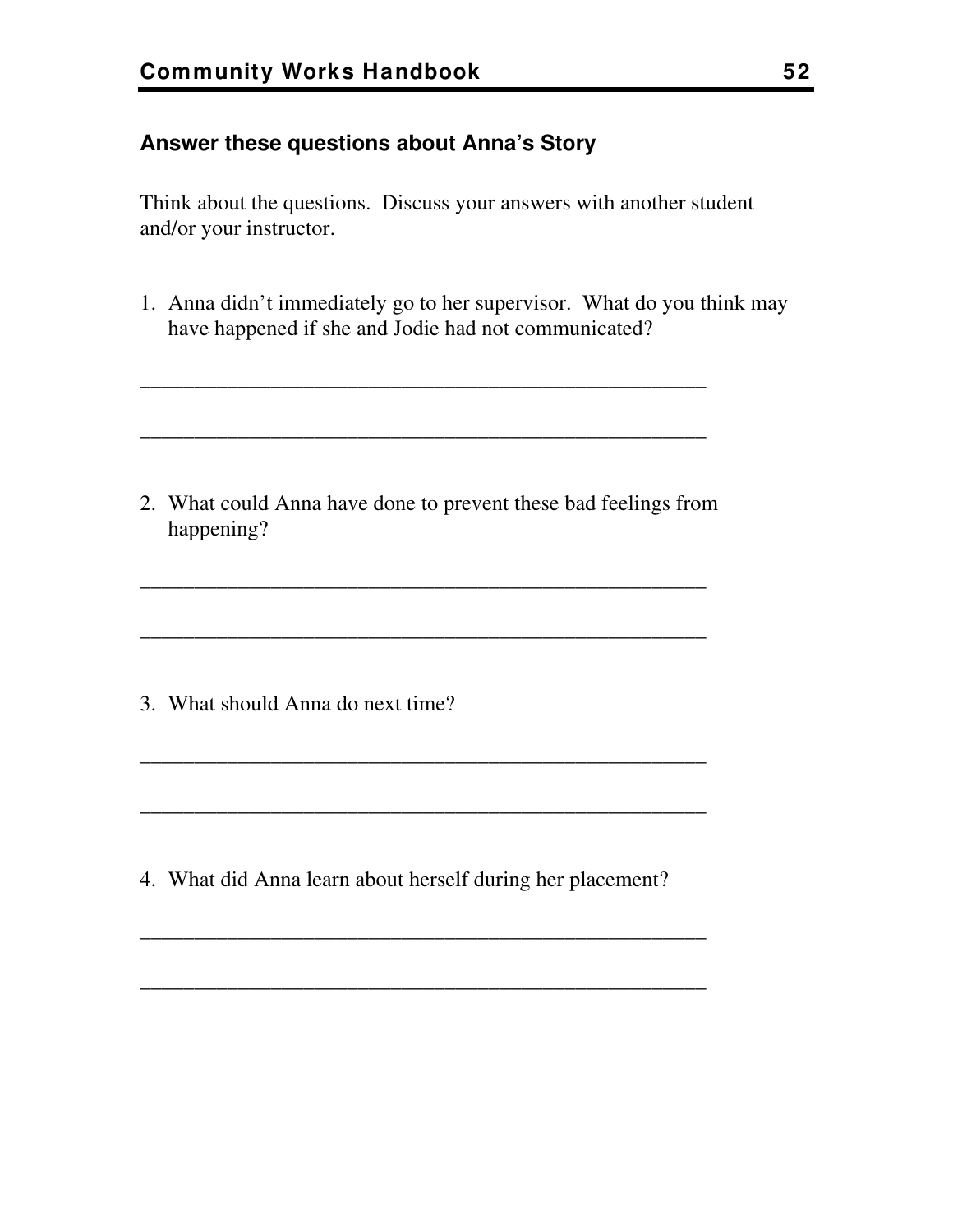### Answer these questions about Anna's Story

Think about the questions. Discuss your answers with another student and/or your instructor.

1. Anna didn't immediately go to her supervisor. What do you think may have happened if she and Jodie had not communicated?

_____________________________________________________

_____________________________________________________

2. What could Anna have done to prevent these bad feelings from happening?

_____________________________________________________

_____________________________________________________

3. What should Anna do next time?

_____________________________________________________

_____________________________________________________

4. What did Anna learn about herself during her placement?

_____________________________________________________

_____________________________________________________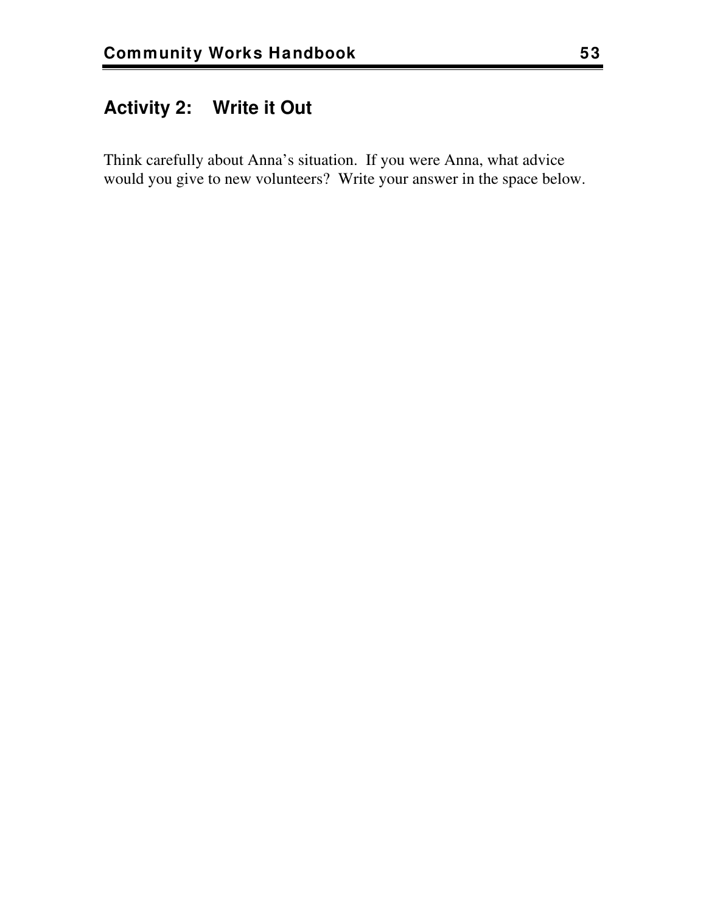## Activity 2: Write it Out

Think carefully about Anna's situation. If you were Anna, what advice would you give to new volunteers? Write your answer in the space below.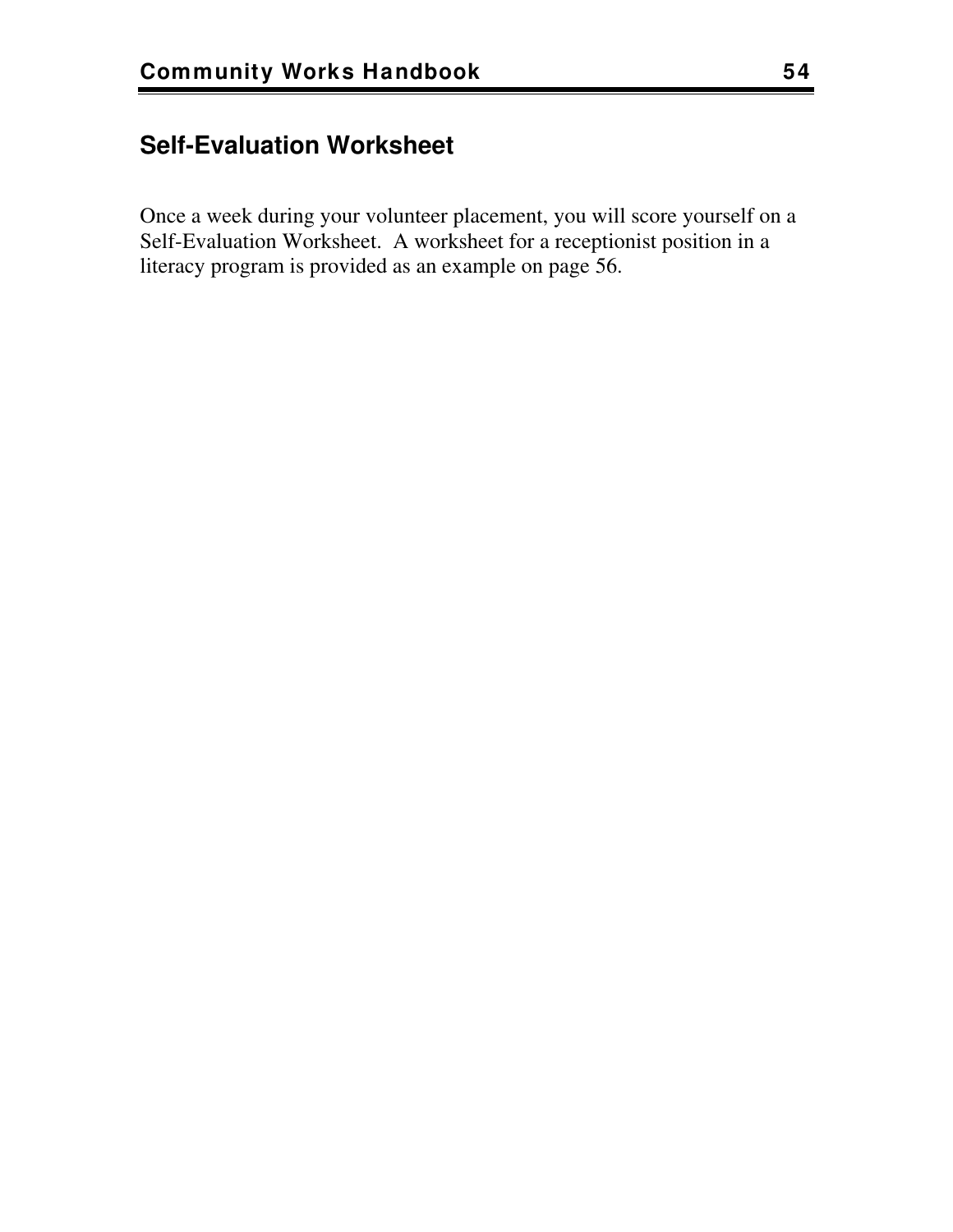## Self-Evaluation Worksheet

Once a week during your volunteer placement, you will score yourself on a Self-Evaluation Worksheet. A worksheet for a receptionist position in a literacy program is provided as an example on page 56.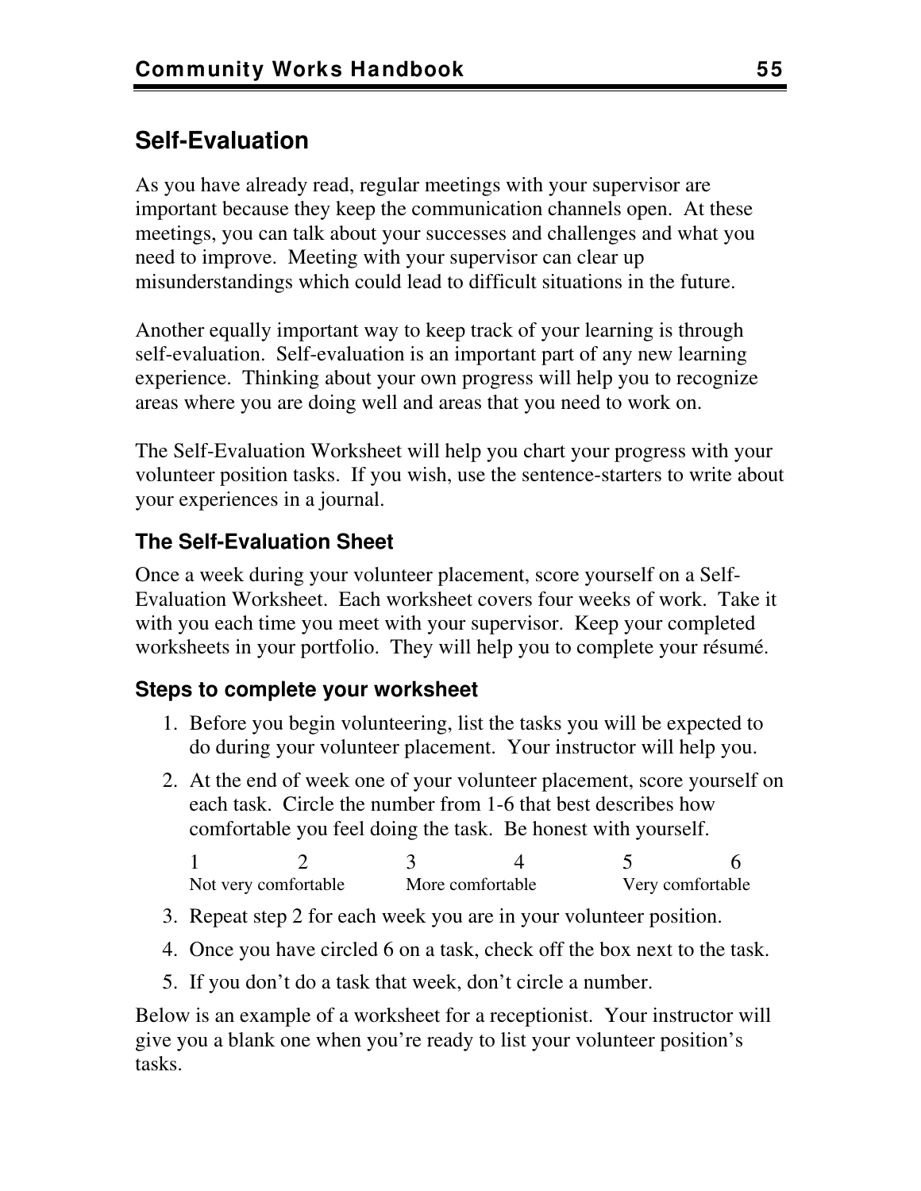## Self-Evaluation

As you have already read, regular meetings with your supervisor are important because they keep the communication channels open. At these meetings, you can talk about your successes and challenges and what you need to improve. Meeting with your supervisor can clear up misunderstandings which could lead to difficult situations in the future.

Another equally important way to keep track of your learning is through self-evaluation. Self-evaluation is an important part of any new learning experience. Thinking about your own progress will help you to recognize areas where you are doing well and areas that you need to work on.

The Self-Evaluation Worksheet will help you chart your progress with your volunteer position tasks. If you wish, use the sentence-starters to write about your experiences in a journal.

### The Self-Evaluation Sheet

Once a week during your volunteer placement, score yourself on a Self-Evaluation Worksheet. Each worksheet covers four weeks of work. Take it with you each time you meet with your supervisor. Keep your completed worksheets in your portfolio. They will help you to complete your résumé.

### Steps to complete your worksheet

1. Before you begin volunteering, list the tasks you will be expected to do during your volunteer placement. Your instructor will help you.
2. At the end of week one of your volunteer placement, score yourself on each task. Circle the number from 1-6 that best describes how comfortable you feel doing the task. Be honest with yourself.

   | 1 | 2 | 3 | 4 | 5 | 6 |
   |---|---|---|---|---|---|
   | Not very comfortable | | More comfortable | | Very comfortable | |

3. Repeat step 2 for each week you are in your volunteer position.
4. Once you have circled 6 on a task, check off the box next to the task.
5. If you don't do a task that week, don't circle a number.

Below is an example of a worksheet for a receptionist. Your instructor will give you a blank one when you're ready to list your volunteer position's tasks.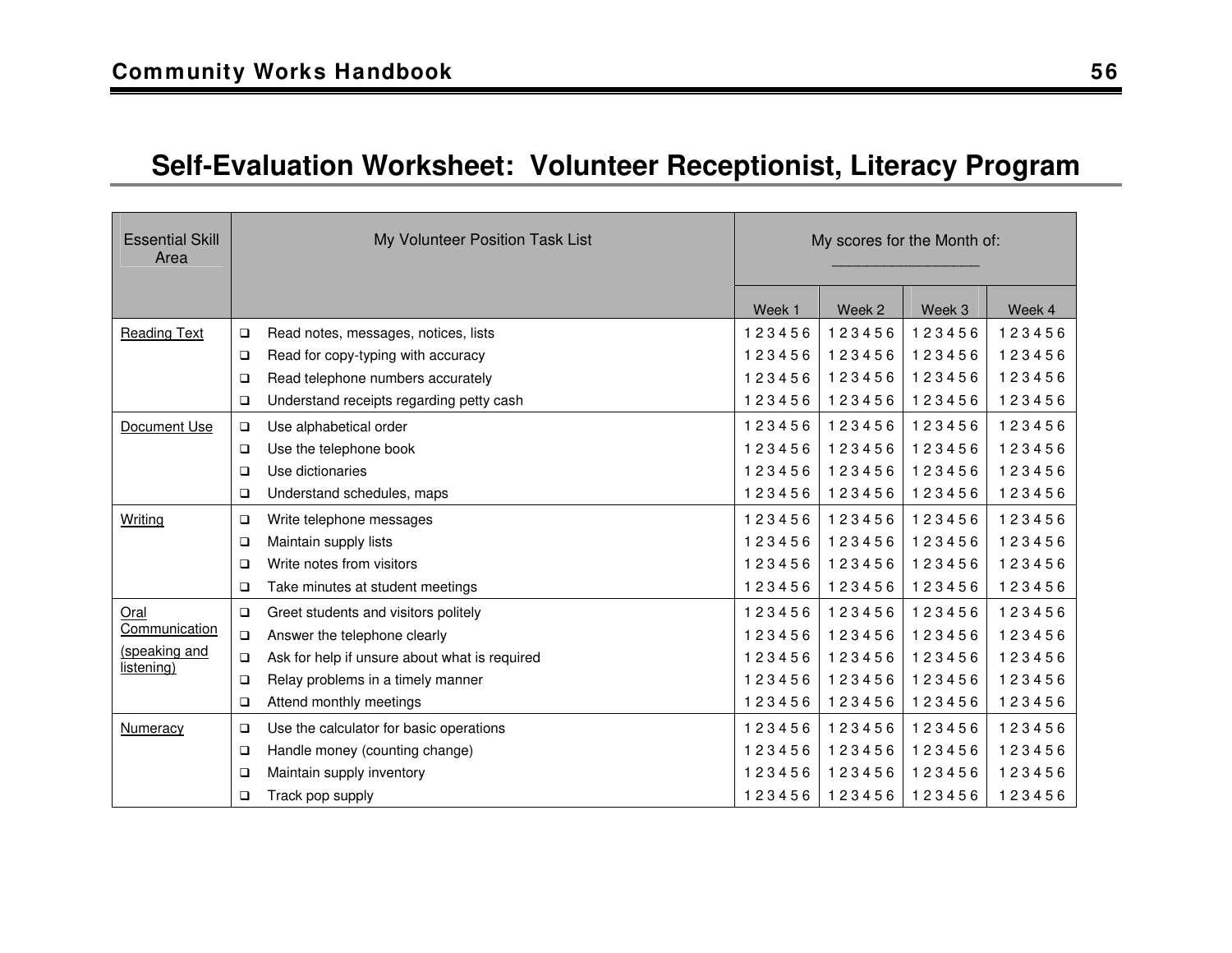# Self-Evaluation Worksheet: Volunteer Receptionist, Literacy Program

| Essential Skill Area | My Volunteer Position Task List | My scores for the Month of: ________________ | | | |
|---|---|---|---|---|---|
| | | Week 1 | Week 2 | Week 3 | Week 4 |
| Reading Text | ❑ Read notes, messages, notices, lists | 1 2 3 4 5 6 | 1 2 3 4 5 6 | 1 2 3 4 5 6 | 1 2 3 4 5 6 |
| | ❑ Read for copy-typing with accuracy | 1 2 3 4 5 6 | 1 2 3 4 5 6 | 1 2 3 4 5 6 | 1 2 3 4 5 6 |
| | ❑ Read telephone numbers accurately | 1 2 3 4 5 6 | 1 2 3 4 5 6 | 1 2 3 4 5 6 | 1 2 3 4 5 6 |
| | ❑ Understand receipts regarding petty cash | 1 2 3 4 5 6 | 1 2 3 4 5 6 | 1 2 3 4 5 6 | 1 2 3 4 5 6 |
| Document Use | ❑ Use alphabetical order | 1 2 3 4 5 6 | 1 2 3 4 5 6 | 1 2 3 4 5 6 | 1 2 3 4 5 6 |
| | ❑ Use the telephone book | 1 2 3 4 5 6 | 1 2 3 4 5 6 | 1 2 3 4 5 6 | 1 2 3 4 5 6 |
| | ❑ Use dictionaries | 1 2 3 4 5 6 | 1 2 3 4 5 6 | 1 2 3 4 5 6 | 1 2 3 4 5 6 |
| | ❑ Understand schedules, maps | 1 2 3 4 5 6 | 1 2 3 4 5 6 | 1 2 3 4 5 6 | 1 2 3 4 5 6 |
| Writing | ❑ Write telephone messages | 1 2 3 4 5 6 | 1 2 3 4 5 6 | 1 2 3 4 5 6 | 1 2 3 4 5 6 |
| | ❑ Maintain supply lists | 1 2 3 4 5 6 | 1 2 3 4 5 6 | 1 2 3 4 5 6 | 1 2 3 4 5 6 |
| | ❑ Write notes from visitors | 1 2 3 4 5 6 | 1 2 3 4 5 6 | 1 2 3 4 5 6 | 1 2 3 4 5 6 |
| | ❑ Take minutes at student meetings | 1 2 3 4 5 6 | 1 2 3 4 5 6 | 1 2 3 4 5 6 | 1 2 3 4 5 6 |
| Oral Communication (speaking and listening) | ❑ Greet students and visitors politely | 1 2 3 4 5 6 | 1 2 3 4 5 6 | 1 2 3 4 5 6 | 1 2 3 4 5 6 |
| | ❑ Answer the telephone clearly | 1 2 3 4 5 6 | 1 2 3 4 5 6 | 1 2 3 4 5 6 | 1 2 3 4 5 6 |
| | ❑ Ask for help if unsure about what is required | 1 2 3 4 5 6 | 1 2 3 4 5 6 | 1 2 3 4 5 6 | 1 2 3 4 5 6 |
| | ❑ Relay problems in a timely manner | 1 2 3 4 5 6 | 1 2 3 4 5 6 | 1 2 3 4 5 6 | 1 2 3 4 5 6 |
| | ❑ Attend monthly meetings | 1 2 3 4 5 6 | 1 2 3 4 5 6 | 1 2 3 4 5 6 | 1 2 3 4 5 6 |
| Numeracy | ❑ Use the calculator for basic operations | 1 2 3 4 5 6 | 1 2 3 4 5 6 | 1 2 3 4 5 6 | 1 2 3 4 5 6 |
| | ❑ Handle money (counting change) | 1 2 3 4 5 6 | 1 2 3 4 5 6 | 1 2 3 4 5 6 | 1 2 3 4 5 6 |
| | ❑ Maintain supply inventory | 1 2 3 4 5 6 | 1 2 3 4 5 6 | 1 2 3 4 5 6 | 1 2 3 4 5 6 |
| | ❑ Track pop supply | 1 2 3 4 5 6 | 1 2 3 4 5 6 | 1 2 3 4 5 6 | 1 2 3 4 5 6 |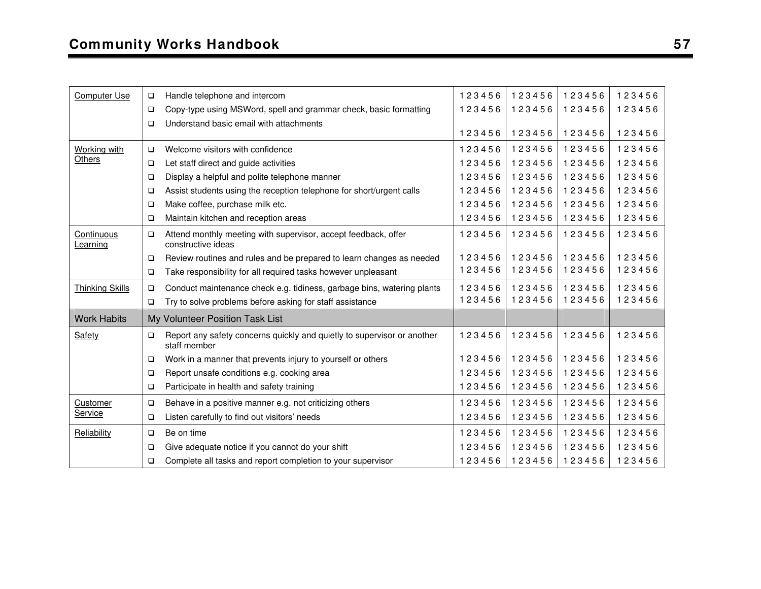| | | | | | |
|---|---|---|---|---|---|
| Computer Use | ❑ Handle telephone and intercom | 1 2 3 4 5 6 | 1 2 3 4 5 6 | 1 2 3 4 5 6 | 1 2 3 4 5 6 |
| | ❑ Copy-type using MSWord, spell and grammar check, basic formatting | 1 2 3 4 5 6 | 1 2 3 4 5 6 | 1 2 3 4 5 6 | 1 2 3 4 5 6 |
| | ❑ Understand basic email with attachments | 1 2 3 4 5 6 | 1 2 3 4 5 6 | 1 2 3 4 5 6 | 1 2 3 4 5 6 |
| Working with Others | ❑ Welcome visitors with confidence | 1 2 3 4 5 6 | 1 2 3 4 5 6 | 1 2 3 4 5 6 | 1 2 3 4 5 6 |
| | ❑ Let staff direct and guide activities | 1 2 3 4 5 6 | 1 2 3 4 5 6 | 1 2 3 4 5 6 | 1 2 3 4 5 6 |
| | ❑ Display a helpful and polite telephone manner | 1 2 3 4 5 6 | 1 2 3 4 5 6 | 1 2 3 4 5 6 | 1 2 3 4 5 6 |
| | ❑ Assist students using the reception telephone for short/urgent calls | 1 2 3 4 5 6 | 1 2 3 4 5 6 | 1 2 3 4 5 6 | 1 2 3 4 5 6 |
| | ❑ Make coffee, purchase milk etc. | 1 2 3 4 5 6 | 1 2 3 4 5 6 | 1 2 3 4 5 6 | 1 2 3 4 5 6 |
| | ❑ Maintain kitchen and reception areas | 1 2 3 4 5 6 | 1 2 3 4 5 6 | 1 2 3 4 5 6 | 1 2 3 4 5 6 |
| Continuous Learning | ❑ Attend monthly meeting with supervisor, accept feedback, offer constructive ideas | 1 2 3 4 5 6 | 1 2 3 4 5 6 | 1 2 3 4 5 6 | 1 2 3 4 5 6 |
| | ❑ Review routines and rules and be prepared to learn changes as needed | 1 2 3 4 5 6 | 1 2 3 4 5 6 | 1 2 3 4 5 6 | 1 2 3 4 5 6 |
| | ❑ Take responsibility for all required tasks however unpleasant | 1 2 3 4 5 6 | 1 2 3 4 5 6 | 1 2 3 4 5 6 | 1 2 3 4 5 6 |
| Thinking Skills | ❑ Conduct maintenance check e.g. tidiness, garbage bins, watering plants | 1 2 3 4 5 6 | 1 2 3 4 5 6 | 1 2 3 4 5 6 | 1 2 3 4 5 6 |
| | ❑ Try to solve problems before asking for staff assistance | 1 2 3 4 5 6 | 1 2 3 4 5 6 | 1 2 3 4 5 6 | 1 2 3 4 5 6 |
| **Work Habits** | **My Volunteer Position Task List** | | | | |
| Safety | ❑ Report any safety concerns quickly and quietly to supervisor or another staff member | 1 2 3 4 5 6 | 1 2 3 4 5 6 | 1 2 3 4 5 6 | 1 2 3 4 5 6 |
| | ❑ Work in a manner that prevents injury to yourself or others | 1 2 3 4 5 6 | 1 2 3 4 5 6 | 1 2 3 4 5 6 | 1 2 3 4 5 6 |
| | ❑ Report unsafe conditions e.g. cooking area | 1 2 3 4 5 6 | 1 2 3 4 5 6 | 1 2 3 4 5 6 | 1 2 3 4 5 6 |
| | ❑ Participate in health and safety training | 1 2 3 4 5 6 | 1 2 3 4 5 6 | 1 2 3 4 5 6 | 1 2 3 4 5 6 |
| Customer Service | ❑ Behave in a positive manner e.g. not criticizing others | 1 2 3 4 5 6 | 1 2 3 4 5 6 | 1 2 3 4 5 6 | 1 2 3 4 5 6 |
| | ❑ Listen carefully to find out visitors' needs | 1 2 3 4 5 6 | 1 2 3 4 5 6 | 1 2 3 4 5 6 | 1 2 3 4 5 6 |
| Reliability | ❑ Be on time | 1 2 3 4 5 6 | 1 2 3 4 5 6 | 1 2 3 4 5 6 | 1 2 3 4 5 6 |
| | ❑ Give adequate notice if you cannot do your shift | 1 2 3 4 5 6 | 1 2 3 4 5 6 | 1 2 3 4 5 6 | 1 2 3 4 5 6 |
| | ❑ Complete all tasks and report completion to your supervisor | 1 2 3 4 5 6 | 1 2 3 4 5 6 | 1 2 3 4 5 6 | 1 2 3 4 5 6 |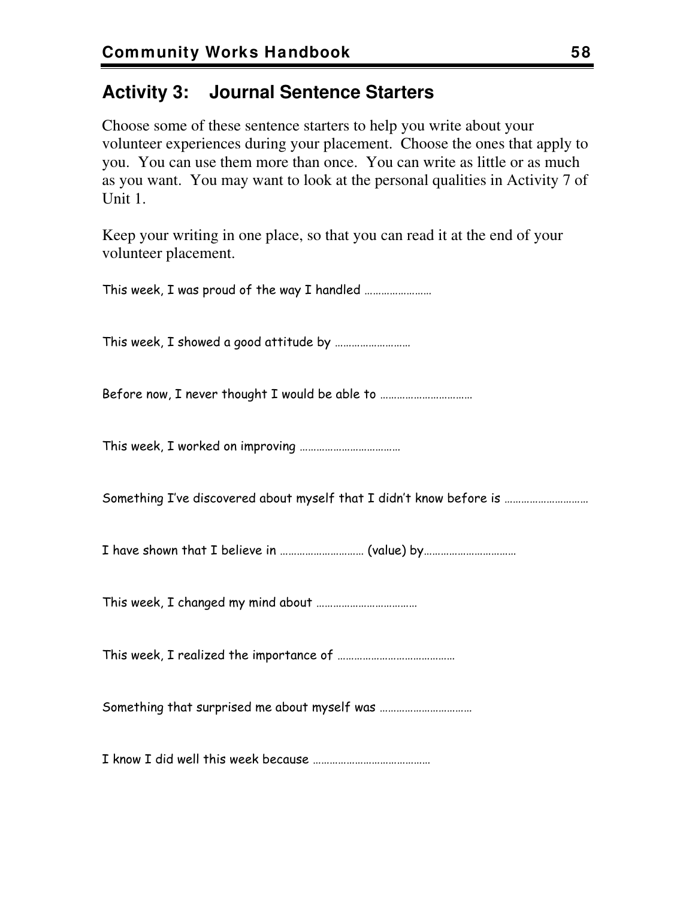## Activity 3: Journal Sentence Starters

Choose some of these sentence starters to help you write about your volunteer experiences during your placement. Choose the ones that apply to you. You can use them more than once. You can write as little or as much as you want. You may want to look at the personal qualities in Activity 7 of Unit 1.

Keep your writing in one place, so that you can read it at the end of your volunteer placement.

This week, I was proud of the way I handled ……………………

This week, I showed a good attitude by ………………………

Before now, I never thought I would be able to ……………………………

This week, I worked on improving ………………………………

Something I've discovered about myself that I didn't know before is …………………………

I have shown that I believe in ………………………… (value) by……………………………

This week, I changed my mind about ………………………………

This week, I realized the importance of ……………………………………

Something that surprised me about myself was ……………………………

I know I did well this week because ……………………………………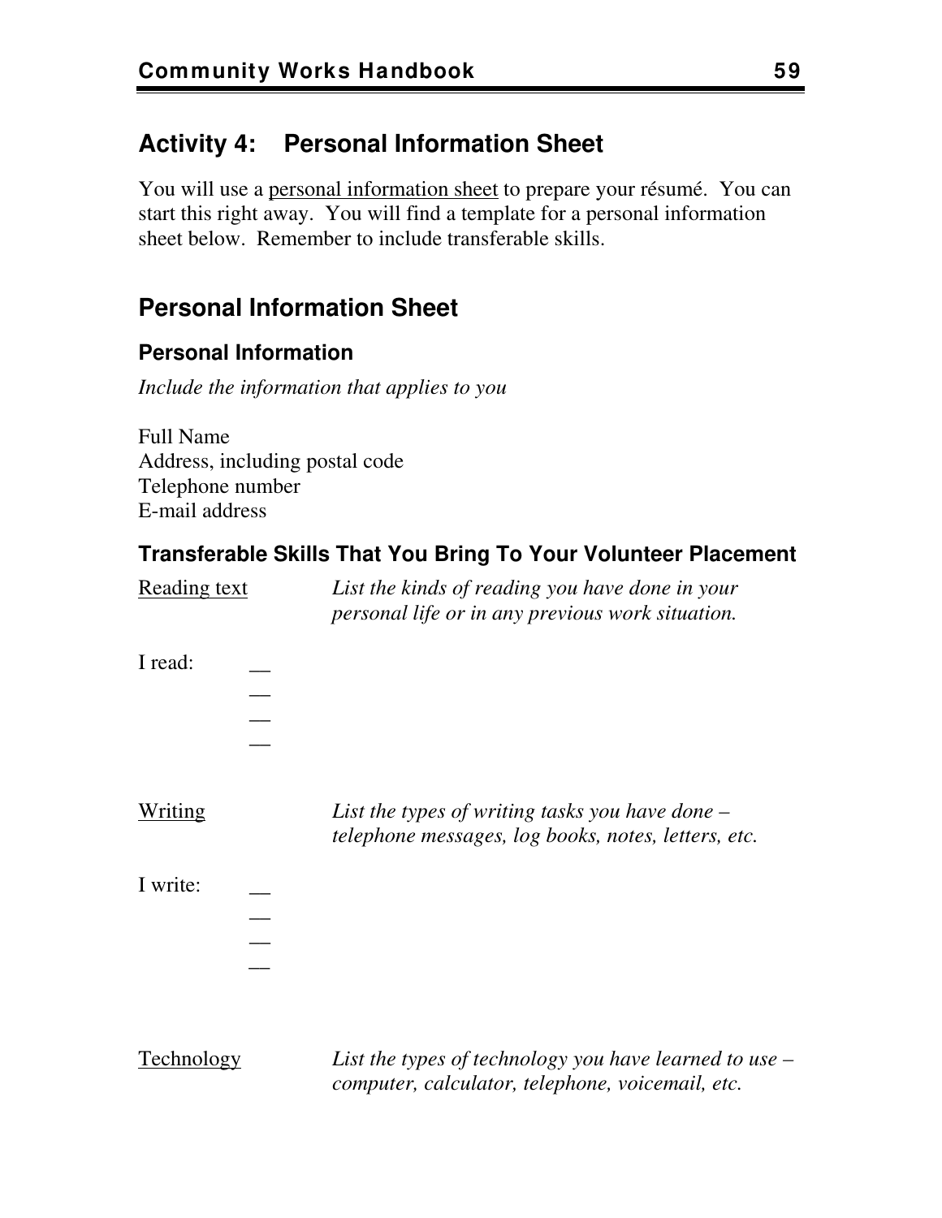## Activity 4: Personal Information Sheet

You will use a personal information sheet to prepare your résumé. You can start this right away. You will find a template for a personal information sheet below. Remember to include transferable skills.

## Personal Information Sheet

### Personal Information

*Include the information that applies to you*

Full Name
Address, including postal code
Telephone number
E-mail address

### Transferable Skills That You Bring To Your Volunteer Placement

Reading text — *List the kinds of reading you have done in your personal life or in any previous work situation.*

I read:
— 
— 
— 
— 

Writing — *List the types of writing tasks you have done – telephone messages, log books, notes, letters, etc.*

I write:
— 
— 
— 
— 

Technology — *List the types of technology you have learned to use – computer, calculator, telephone, voicemail, etc.*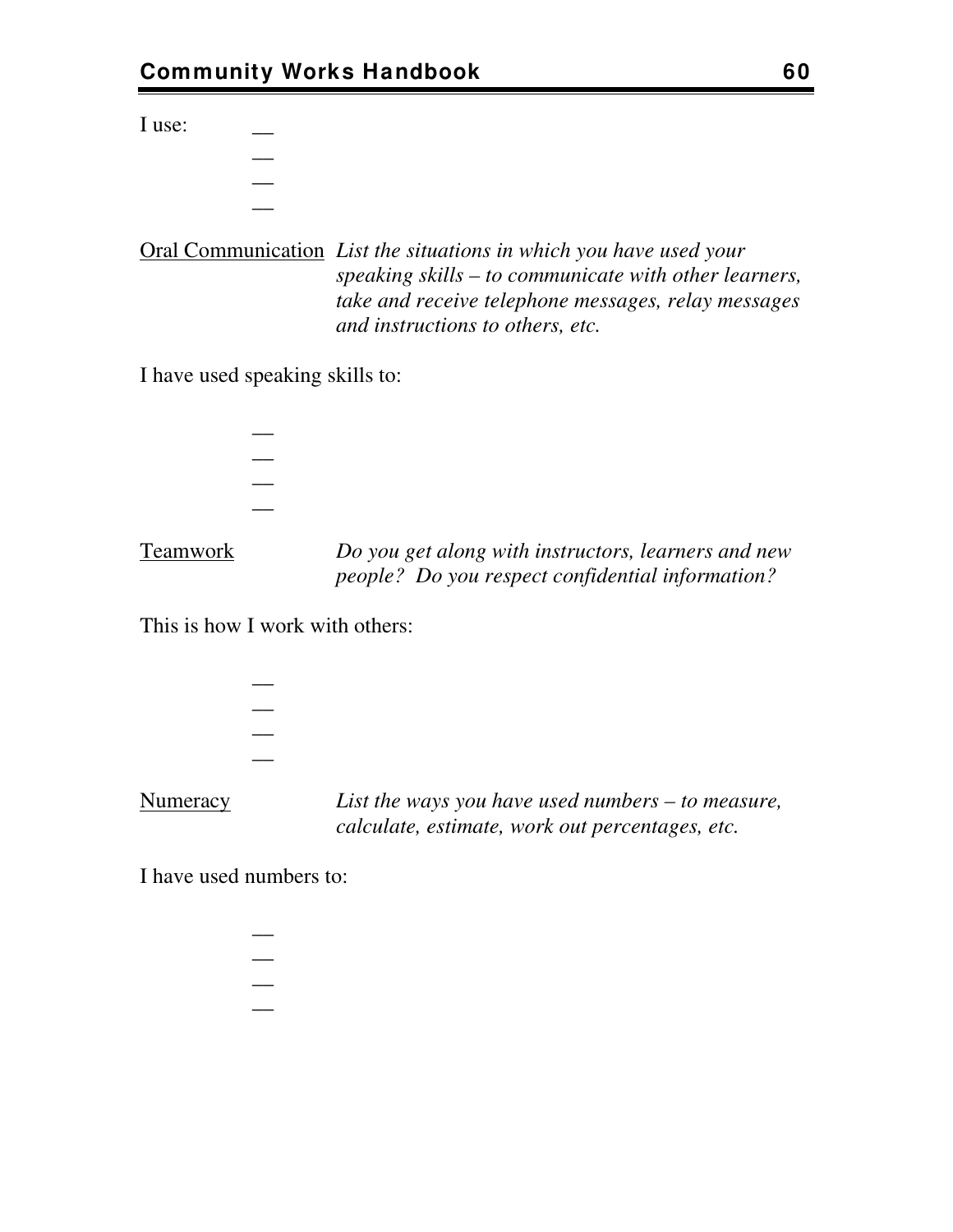I use:
—
—
—
—

<u>Oral Communication</u> *List the situations in which you have used your speaking skills – to communicate with other learners, take and receive telephone messages, relay messages and instructions to others, etc.*

I have used speaking skills to:

—
—
—
—

<u>Teamwork</u> *Do you get along with instructors, learners and new people? Do you respect confidential information?*

This is how I work with others:

—
—
—
—

<u>Numeracy</u> *List the ways you have used numbers – to measure, calculate, estimate, work out percentages, etc.*

I have used numbers to:

—
—
—
—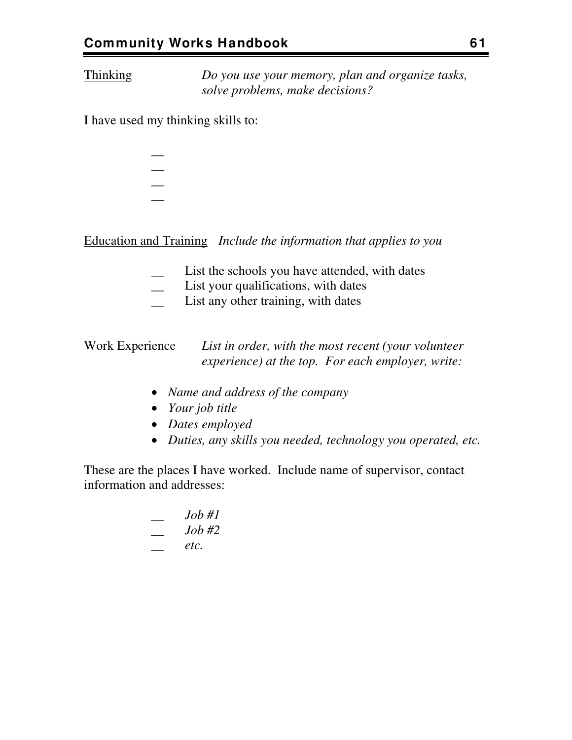<u>Thinking</u> *Do you use your memory, plan and organize tasks, solve problems, make decisions?*

I have used my thinking skills to:

- __
- __
- __
- __

<u>Education and Training</u> *Include the information that applies to you*

- __ List the schools you have attended, with dates
- __ List your qualifications, with dates
- __ List any other training, with dates

<u>Work Experience</u> *List in order, with the most recent (your volunteer experience) at the top. For each employer, write:*

- *Name and address of the company*
- *Your job title*
- *Dates employed*
- *Duties, any skills you needed, technology you operated, etc.*

These are the places I have worked. Include name of supervisor, contact information and addresses:

- __ *Job #1*
- __ *Job #2*
- __ *etc.*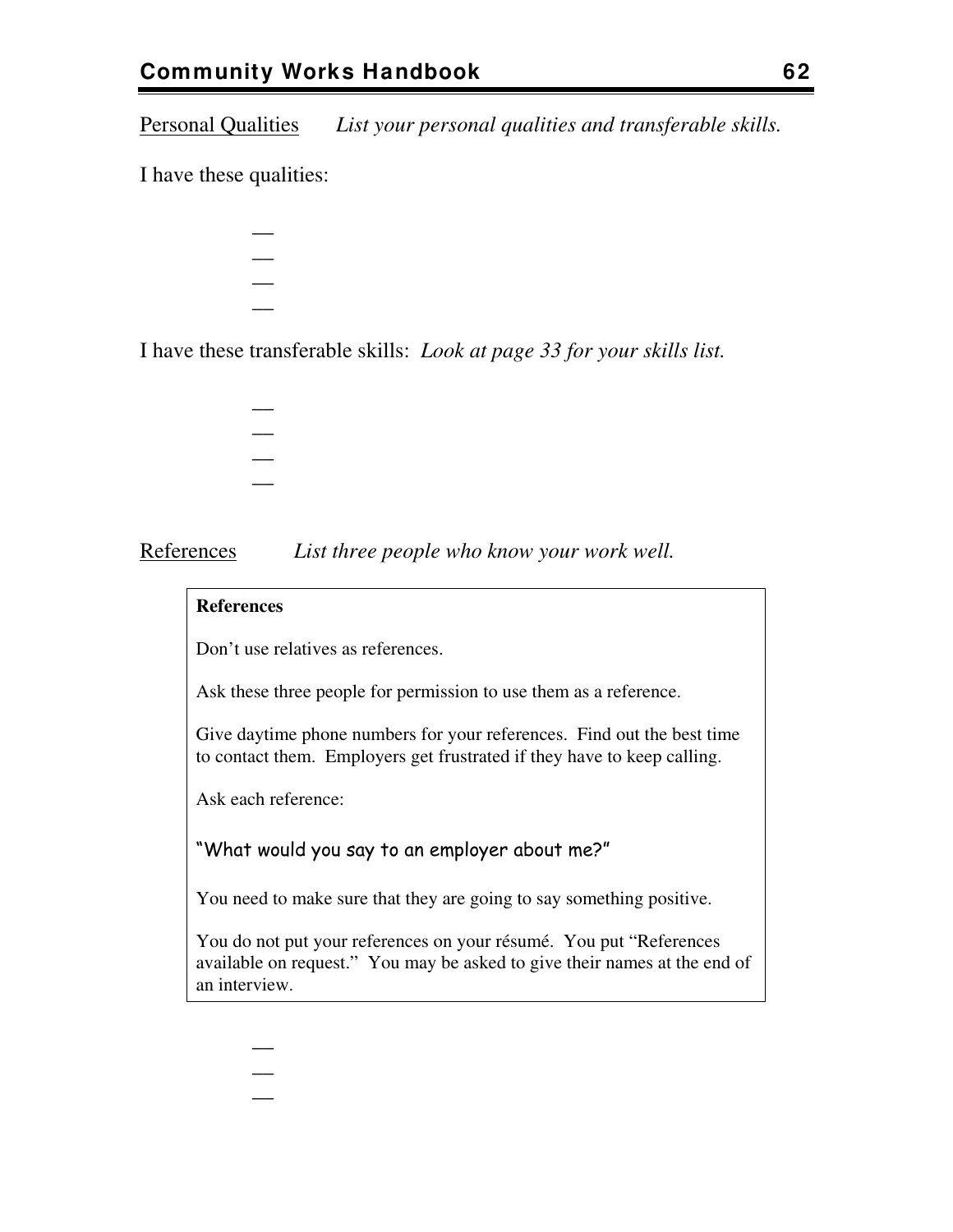<u>Personal Qualities</u> *List your personal qualities and transferable skills.*

I have these qualities:

—
—
—
—

I have these transferable skills: *Look at page 33 for your skills list.*

—
—
—
—

<u>References</u> *List three people who know your work well.*

> **References**
>
> Don't use relatives as references.
>
> Ask these three people for permission to use them as a reference.
>
> Give daytime phone numbers for your references. Find out the best time to contact them. Employers get frustrated if they have to keep calling.
>
> Ask each reference:
>
> "What would you say to an employer about me?"
>
> You need to make sure that they are going to say something positive.
>
> You do not put your references on your résumé. You put "References available on request." You may be asked to give their names at the end of an interview.

—
—
—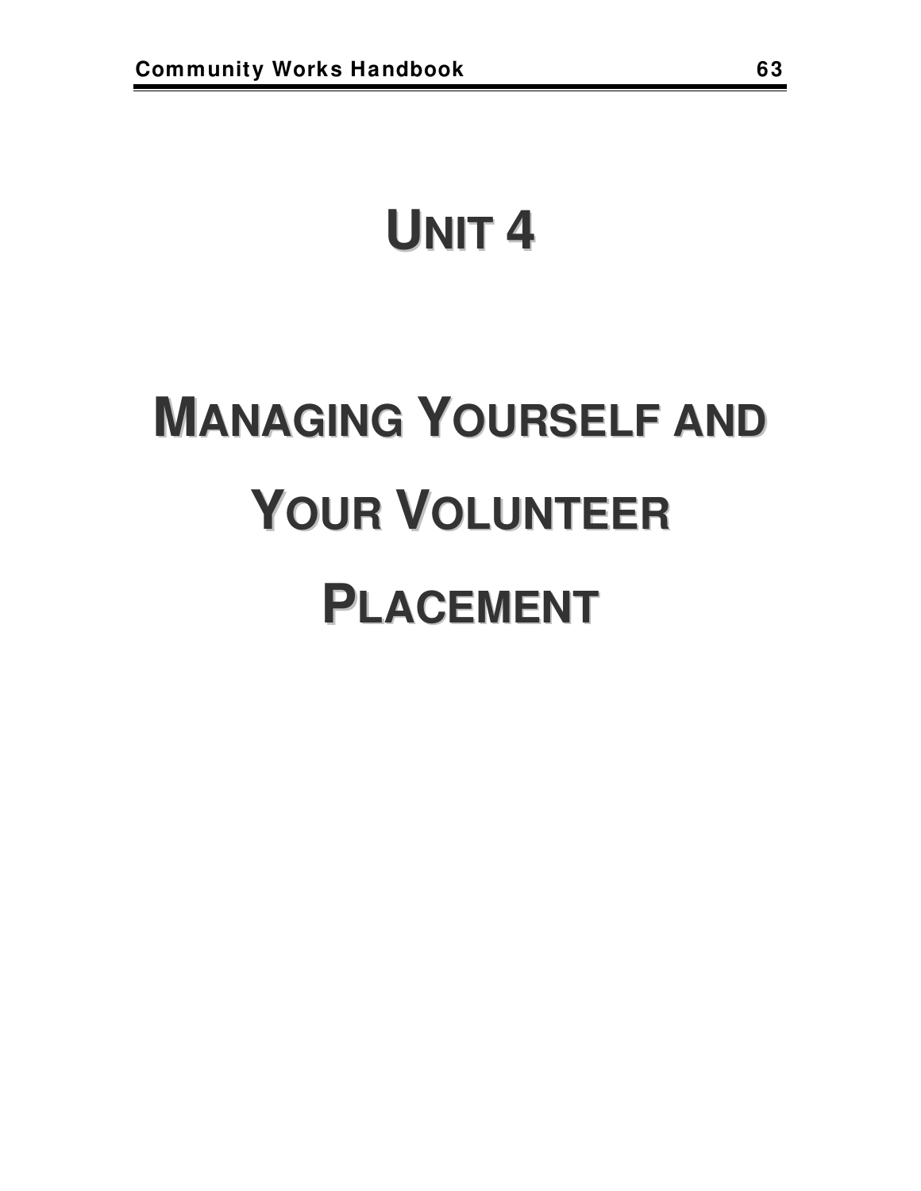# UNIT 4

# MANAGING YOURSELF AND YOUR VOLUNTEER PLACEMENT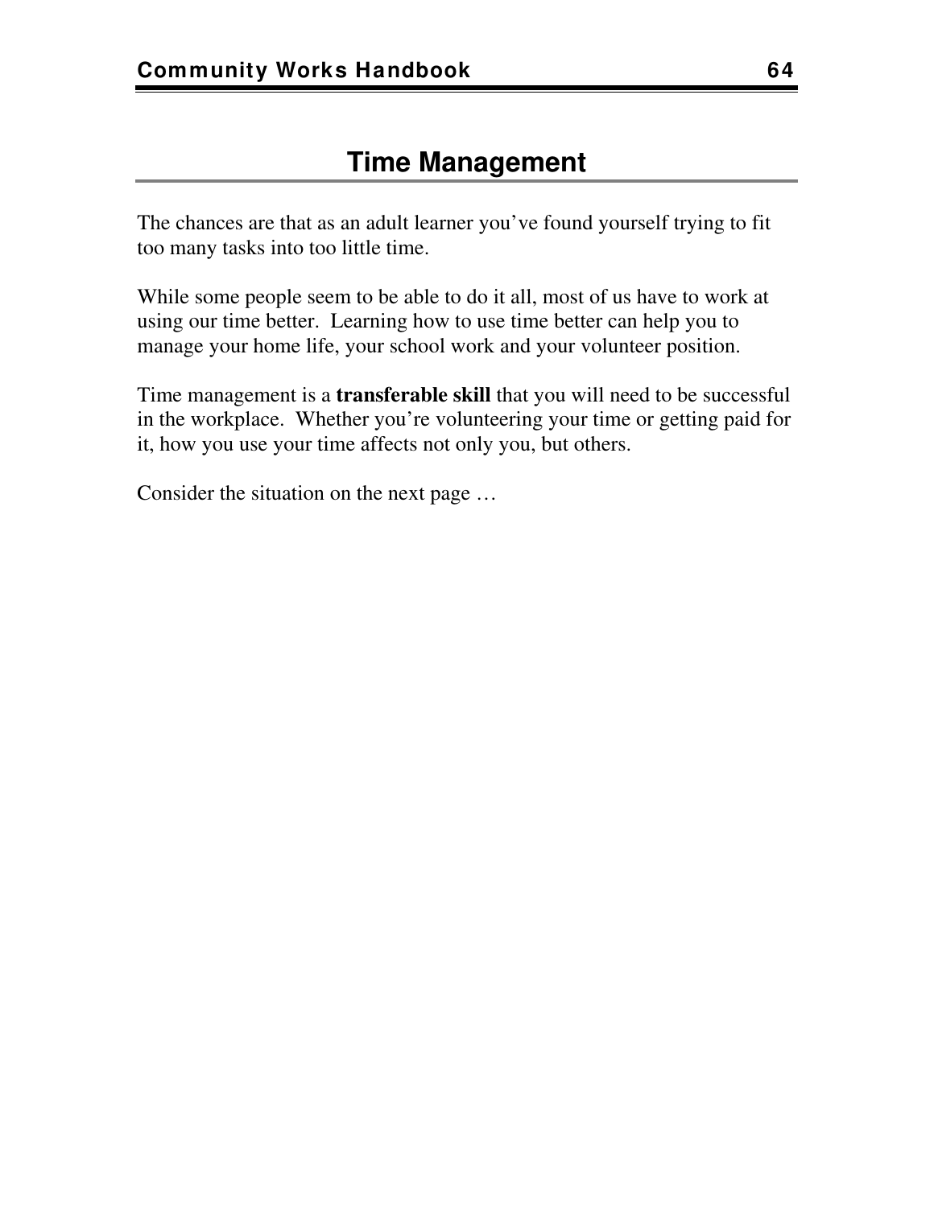# Time Management

The chances are that as an adult learner you've found yourself trying to fit too many tasks into too little time.

While some people seem to be able to do it all, most of us have to work at using our time better. Learning how to use time better can help you to manage your home life, your school work and your volunteer position.

Time management is a **transferable skill** that you will need to be successful in the workplace. Whether you're volunteering your time or getting paid for it, how you use your time affects not only you, but others.

Consider the situation on the next page …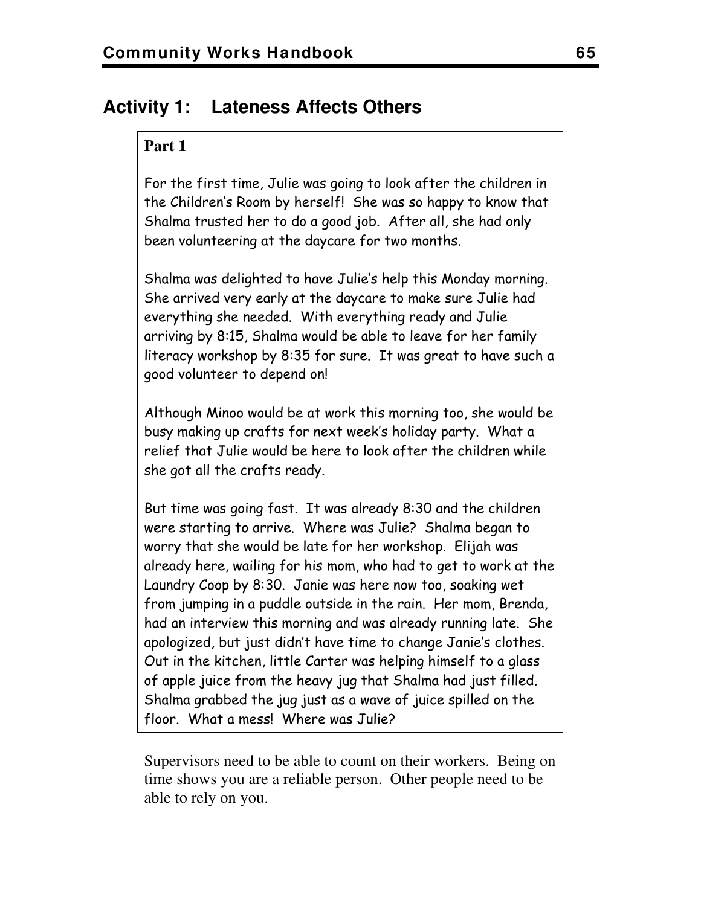## Activity 1: Lateness Affects Others

**Part 1**

For the first time, Julie was going to look after the children in the Children's Room by herself! She was so happy to know that Shalma trusted her to do a good job. After all, she had only been volunteering at the daycare for two months.

Shalma was delighted to have Julie's help this Monday morning. She arrived very early at the daycare to make sure Julie had everything she needed. With everything ready and Julie arriving by 8:15, Shalma would be able to leave for her family literacy workshop by 8:35 for sure. It was great to have such a good volunteer to depend on!

Although Minoo would be at work this morning too, she would be busy making up crafts for next week's holiday party. What a relief that Julie would be here to look after the children while she got all the crafts ready.

But time was going fast. It was already 8:30 and the children were starting to arrive. Where was Julie? Shalma began to worry that she would be late for her workshop. Elijah was already here, wailing for his mom, who had to get to work at the Laundry Coop by 8:30. Janie was here now too, soaking wet from jumping in a puddle outside in the rain. Her mom, Brenda, had an interview this morning and was already running late. She apologized, but just didn't have time to change Janie's clothes. Out in the kitchen, little Carter was helping himself to a glass of apple juice from the heavy jug that Shalma had just filled. Shalma grabbed the jug just as a wave of juice spilled on the floor. What a mess! Where was Julie?

Supervisors need to be able to count on their workers. Being on time shows you are a reliable person. Other people need to be able to rely on you.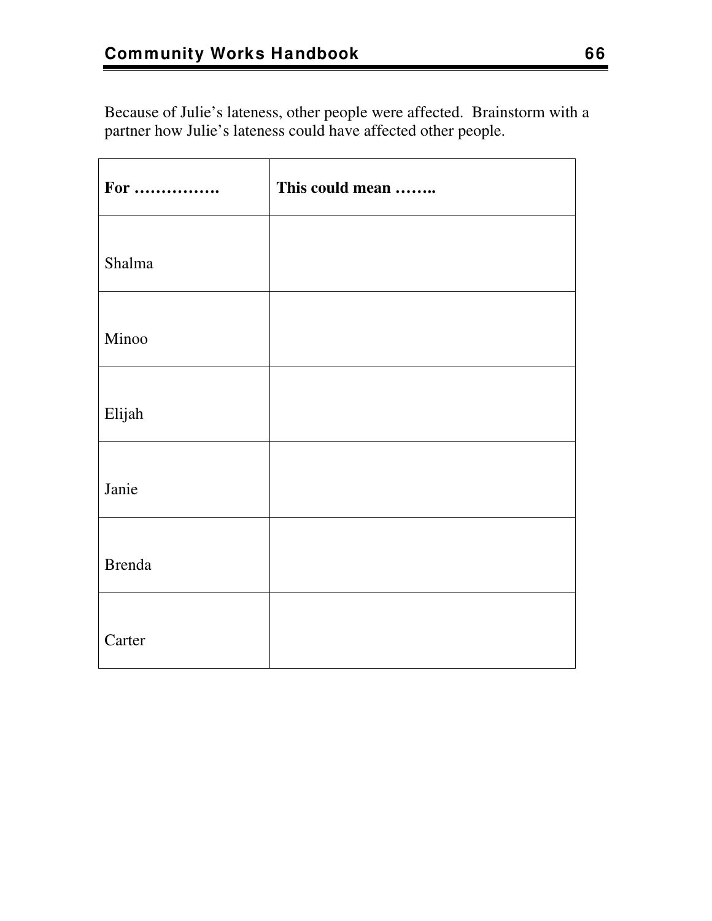Because of Julie's lateness, other people were affected. Brainstorm with a partner how Julie's lateness could have affected other people.

| **For …………….** | **This could mean ……..** |
|---|---|
| Shalma | |
| Minoo | |
| Elijah | |
| Janie | |
| Brenda | |
| Carter | |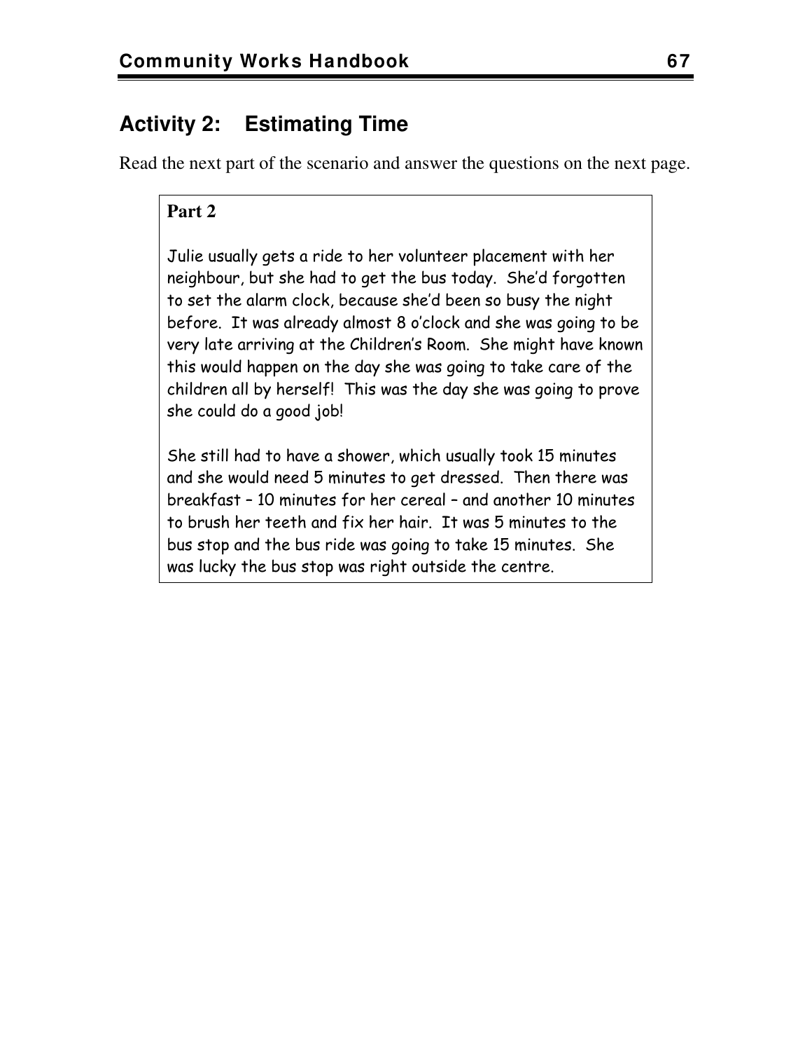## Activity 2: Estimating Time

Read the next part of the scenario and answer the questions on the next page.

**Part 2**

Julie usually gets a ride to her volunteer placement with her neighbour, but she had to get the bus today. She'd forgotten to set the alarm clock, because she'd been so busy the night before. It was already almost 8 o'clock and she was going to be very late arriving at the Children's Room. She might have known this would happen on the day she was going to take care of the children all by herself! This was the day she was going to prove she could do a good job!

She still had to have a shower, which usually took 15 minutes and she would need 5 minutes to get dressed. Then there was breakfast – 10 minutes for her cereal – and another 10 minutes to brush her teeth and fix her hair. It was 5 minutes to the bus stop and the bus ride was going to take 15 minutes. She was lucky the bus stop was right outside the centre.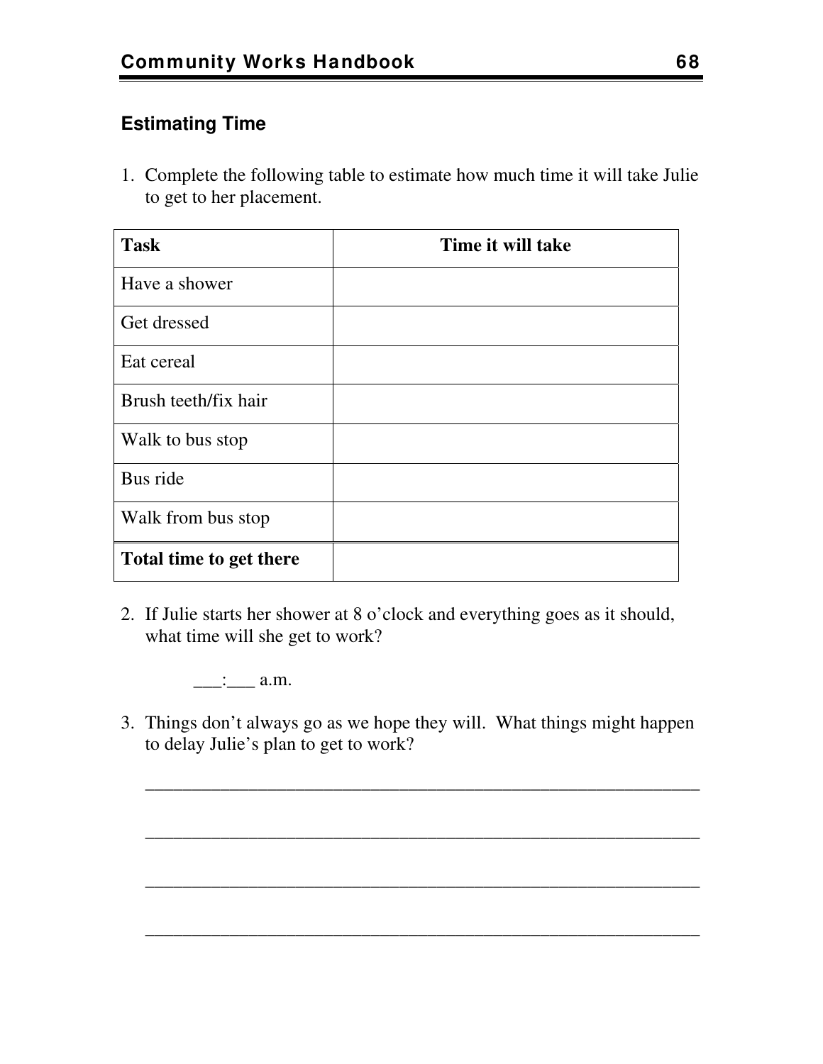## Estimating Time

1. Complete the following table to estimate how much time it will take Julie to get to her placement.

| Task | Time it will take |
|---|---|
| Have a shower | |
| Get dressed | |
| Eat cereal | |
| Brush teeth/fix hair | |
| Walk to bus stop | |
| Bus ride | |
| Walk from bus stop | |
| **Total time to get there** | |

2. If Julie starts her shower at 8 o'clock and everything goes as it should, what time will she get to work?

   ___:___ a.m.

3. Things don't always go as we hope they will. What things might happen to delay Julie's plan to get to work?

   ____________________________________________________________

   ____________________________________________________________

   ____________________________________________________________

   ____________________________________________________________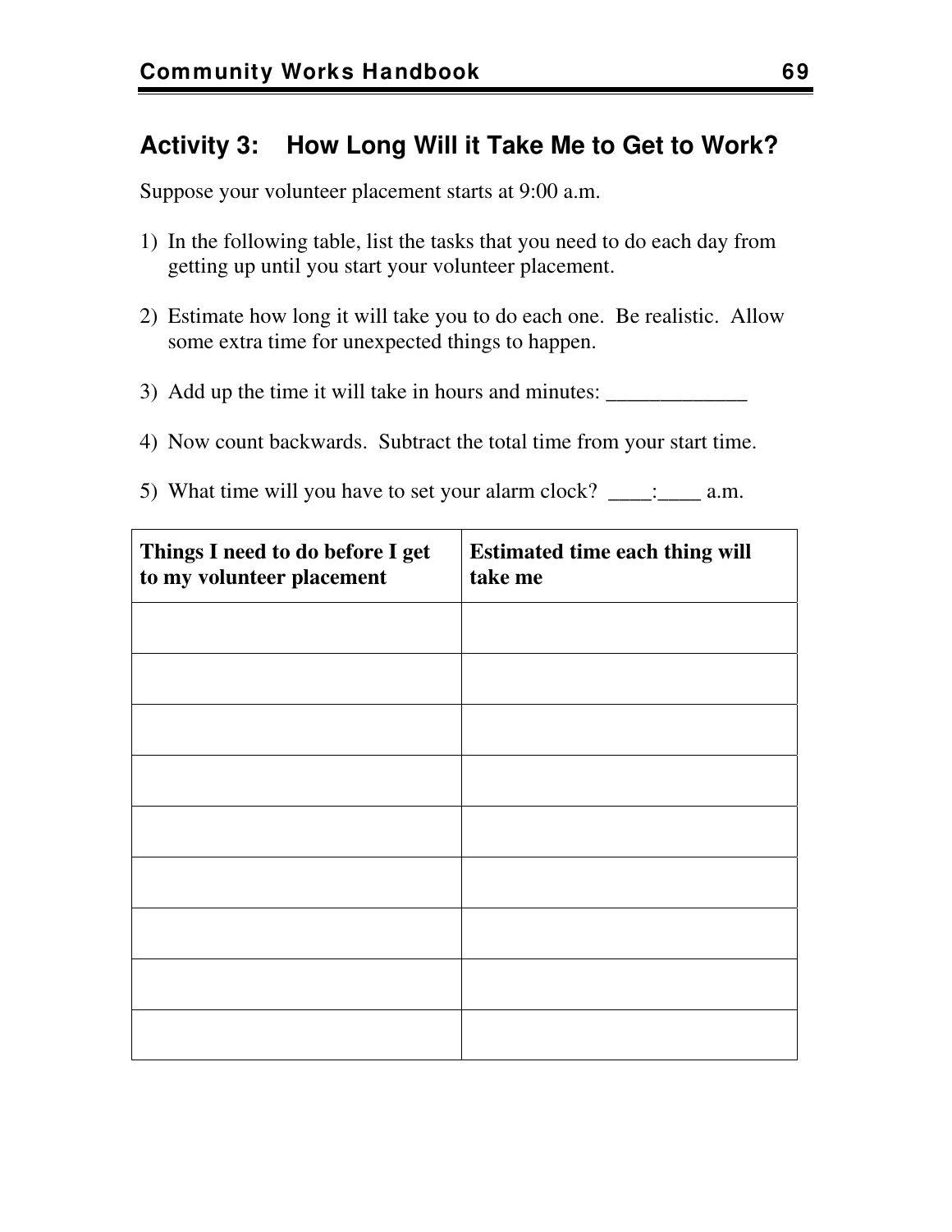## Activity 3:    How Long Will it Take Me to Get to Work?

Suppose your volunteer placement starts at 9:00 a.m.

1) In the following table, list the tasks that you need to do each day from getting up until you start your volunteer placement.

2) Estimate how long it will take you to do each one.  Be realistic.  Allow some extra time for unexpected things to happen.

3) Add up the time it will take in hours and minutes: _____________

4) Now count backwards.  Subtract the total time from your start time.

5) What time will you have to set your alarm clock?  ____:____ a.m.

| **Things I need to do before I get to my volunteer placement** | **Estimated time each thing will take me** |
|---|---|
| | |
| | |
| | |
| | |
| | |
| | |
| | |
| | |
| | |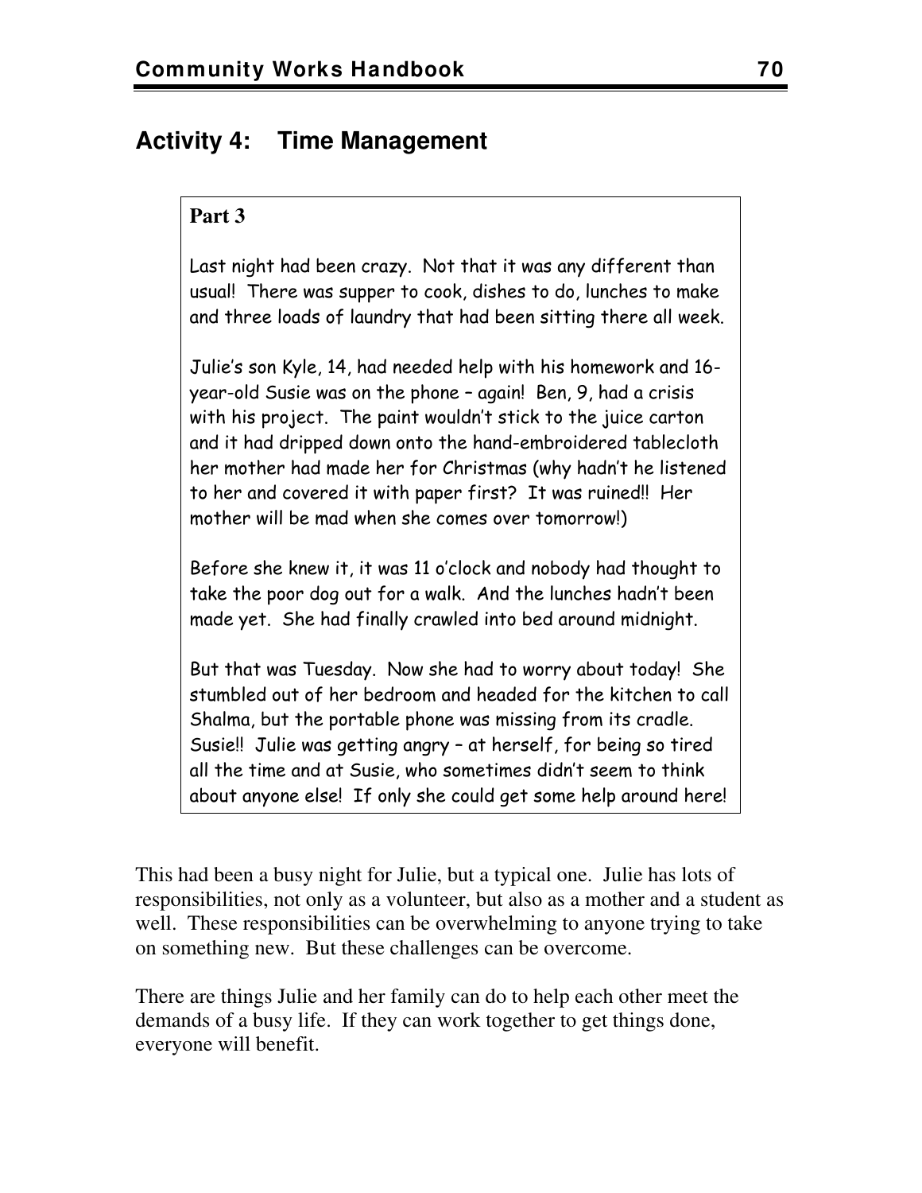## Activity 4: Time Management

**Part 3**

Last night had been crazy. Not that it was any different than usual! There was supper to cook, dishes to do, lunches to make and three loads of laundry that had been sitting there all week.

Julie's son Kyle, 14, had needed help with his homework and 16-year-old Susie was on the phone – again! Ben, 9, had a crisis with his project. The paint wouldn't stick to the juice carton and it had dripped down onto the hand-embroidered tablecloth her mother had made her for Christmas (why hadn't he listened to her and covered it with paper first? It was ruined!! Her mother will be mad when she comes over tomorrow!)

Before she knew it, it was 11 o'clock and nobody had thought to take the poor dog out for a walk. And the lunches hadn't been made yet. She had finally crawled into bed around midnight.

But that was Tuesday. Now she had to worry about today! She stumbled out of her bedroom and headed for the kitchen to call Shalma, but the portable phone was missing from its cradle. Susie!! Julie was getting angry – at herself, for being so tired all the time and at Susie, who sometimes didn't seem to think about anyone else! If only she could get some help around here!

This had been a busy night for Julie, but a typical one. Julie has lots of responsibilities, not only as a volunteer, but also as a mother and a student as well. These responsibilities can be overwhelming to anyone trying to take on something new. But these challenges can be overcome.

There are things Julie and her family can do to help each other meet the demands of a busy life. If they can work together to get things done, everyone will benefit.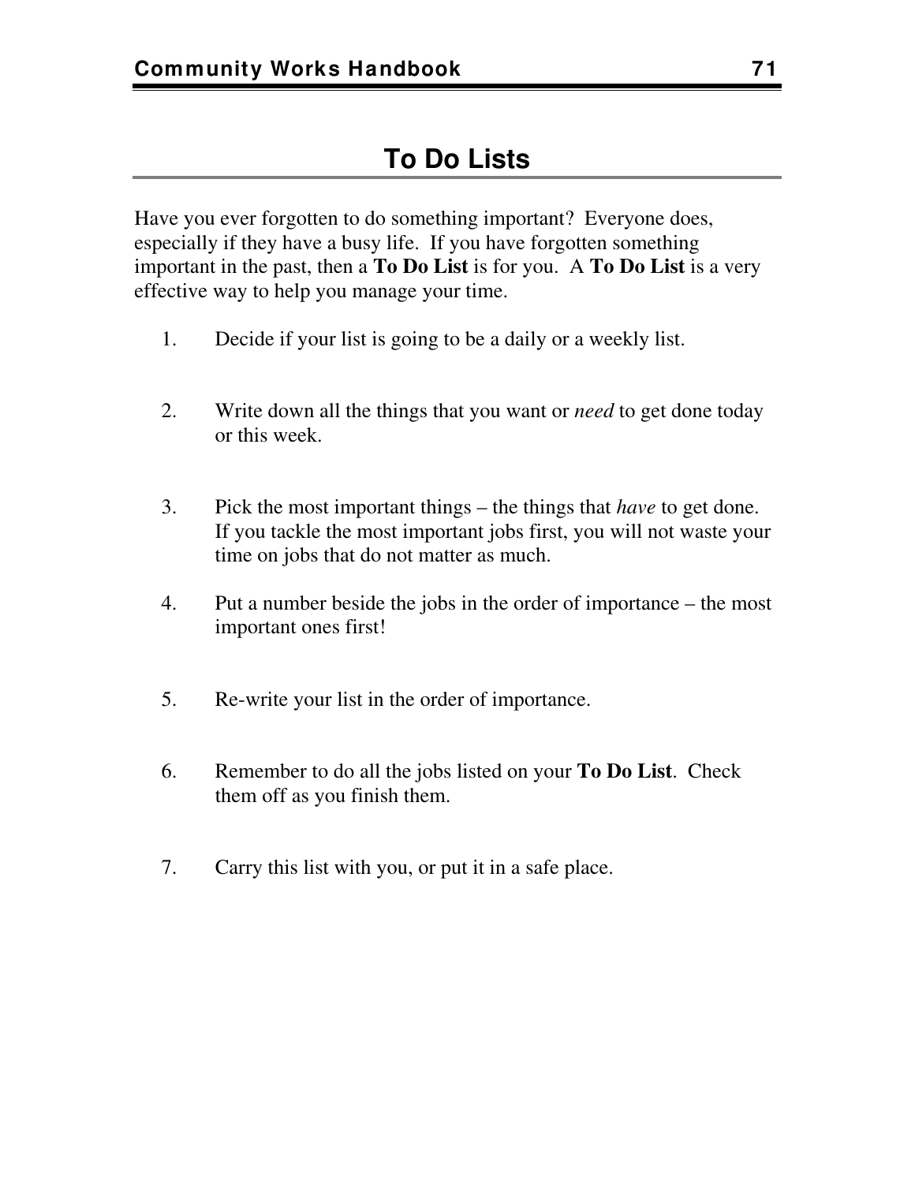# To Do Lists

Have you ever forgotten to do something important? Everyone does, especially if they have a busy life. If you have forgotten something important in the past, then a **To Do List** is for you. A **To Do List** is a very effective way to help you manage your time.

1. Decide if your list is going to be a daily or a weekly list.

2. Write down all the things that you want or *need* to get done today or this week.

3. Pick the most important things – the things that *have* to get done. If you tackle the most important jobs first, you will not waste your time on jobs that do not matter as much.

4. Put a number beside the jobs in the order of importance – the most important ones first!

5. Re-write your list in the order of importance.

6. Remember to do all the jobs listed on your **To Do List**. Check them off as you finish them.

7. Carry this list with you, or put it in a safe place.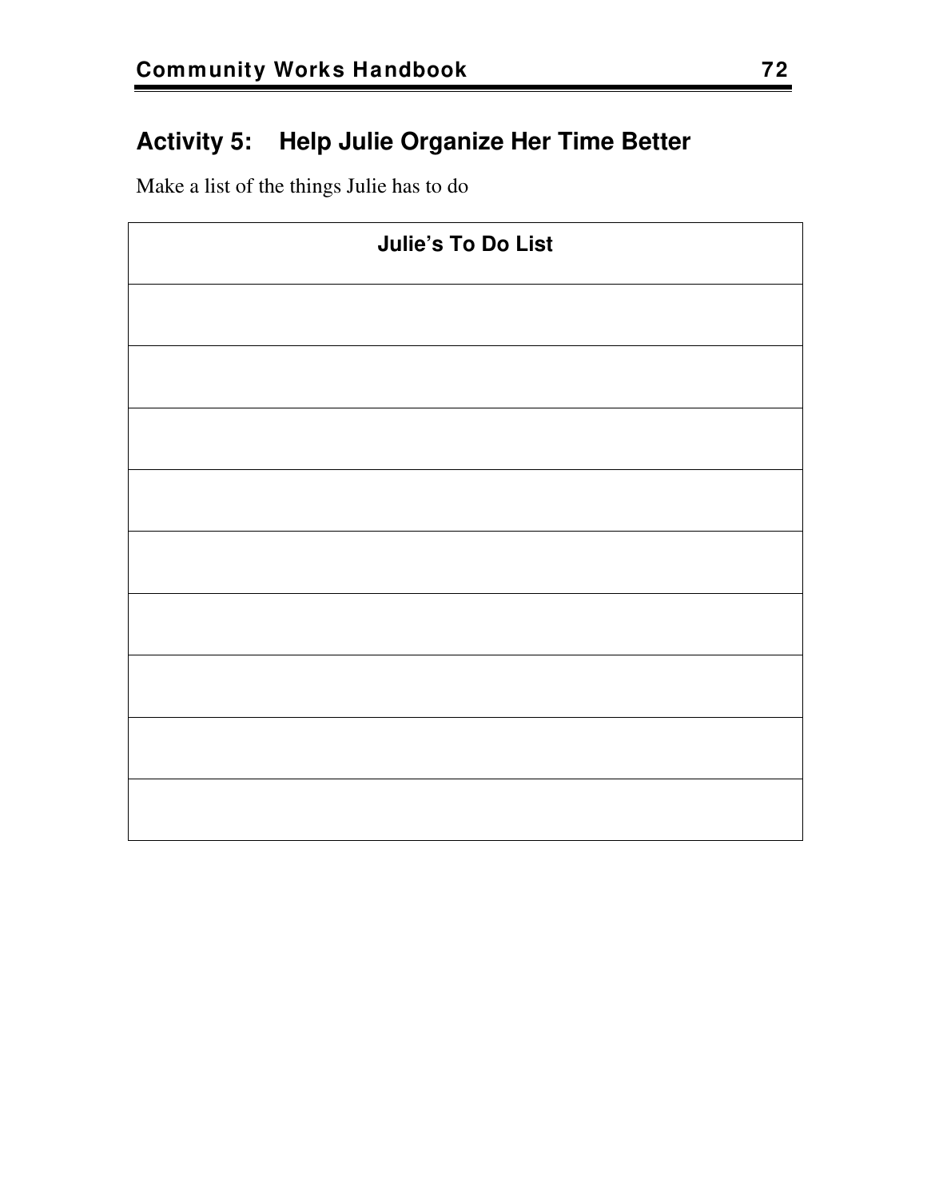## Activity 5: Help Julie Organize Her Time Better

Make a list of the things Julie has to do

| Julie's To Do List |
| --- |
| |
| |
| |
| |
| |
| |
| |
| |
| |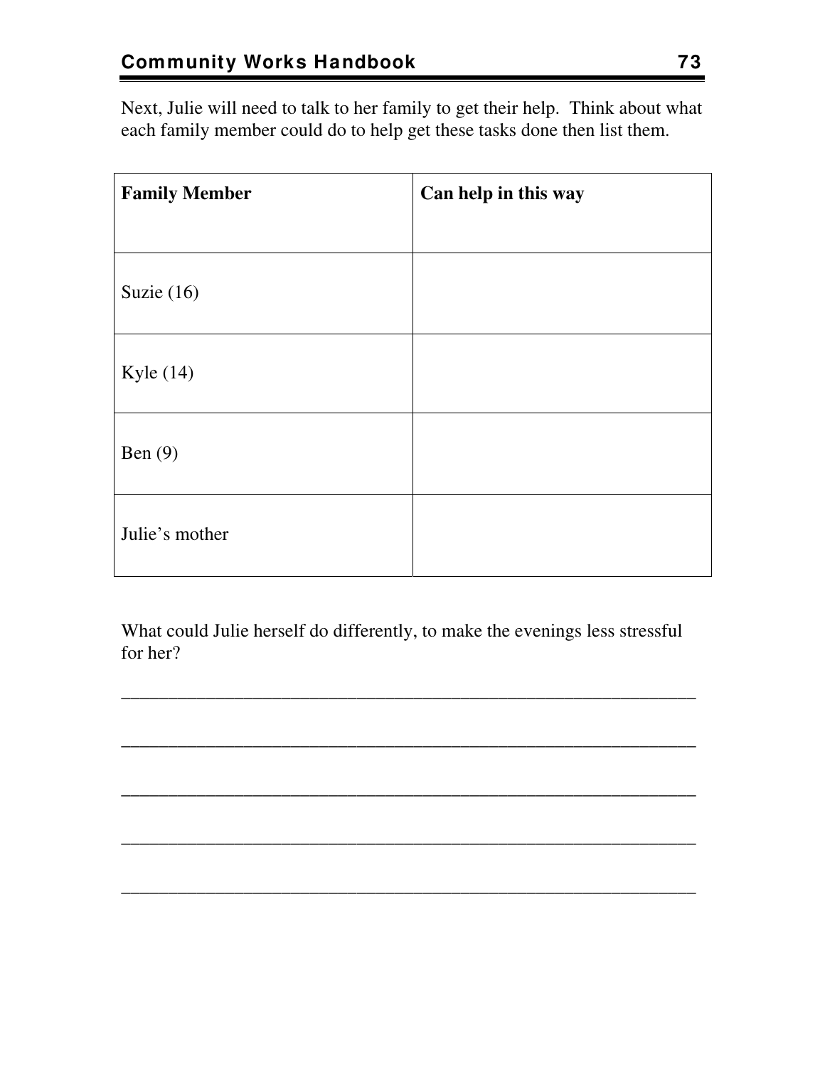Next, Julie will need to talk to her family to get their help. Think about what each family member could do to help get these tasks done then list them.

| Family Member | Can help in this way |
| --- | --- |
| Suzie (16) | |
| Kyle (14) | |
| Ben (9) | |
| Julie's mother | |

What could Julie herself do differently, to make the evenings less stressful for her?

_______________________________________________________________

_______________________________________________________________

_______________________________________________________________

_______________________________________________________________

_______________________________________________________________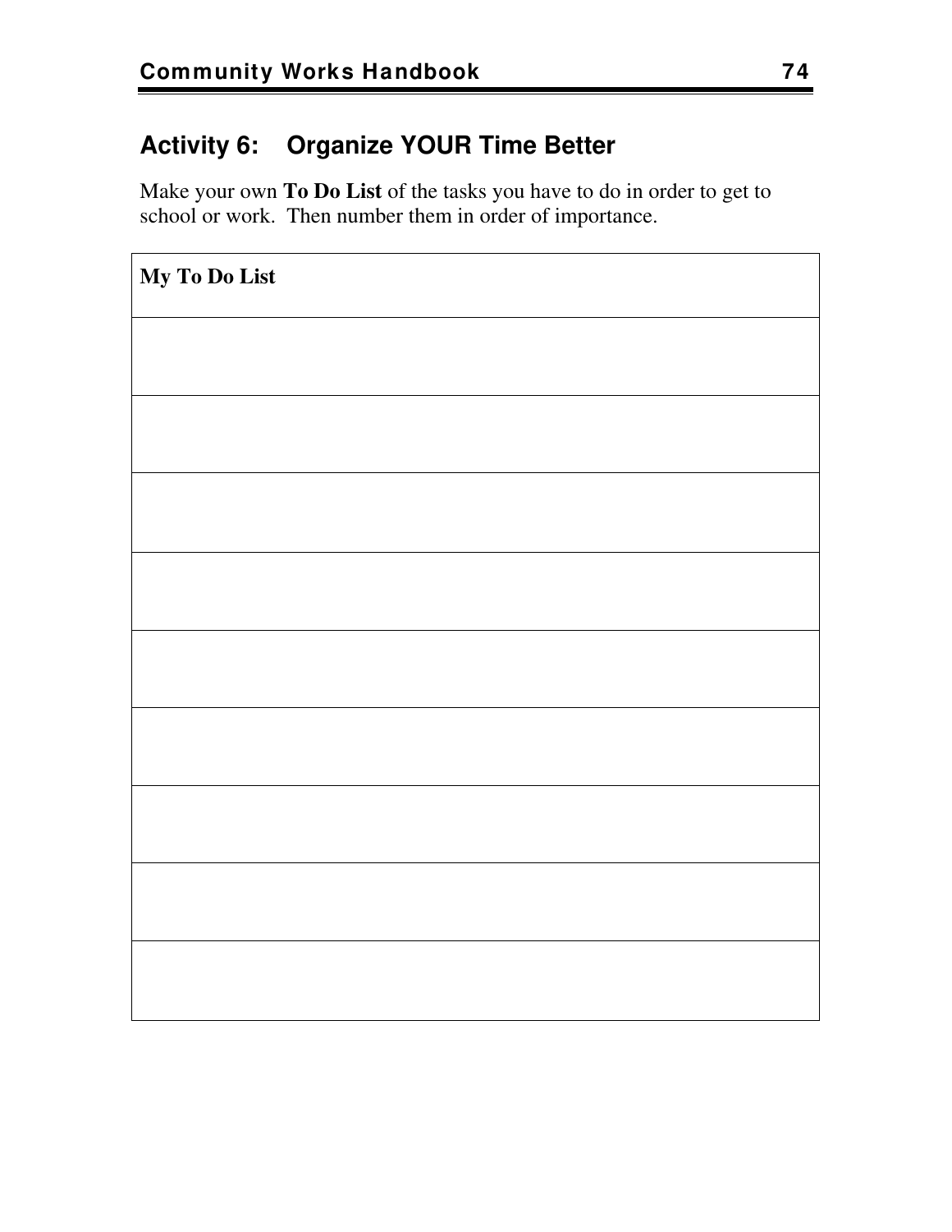## Activity 6: Organize YOUR Time Better

Make your own **To Do List** of the tasks you have to do in order to get to school or work. Then number them in order of importance.

| **My To Do List** |
| --- |
| |
| |
| |
| |
| |
| |
| |
| |
| |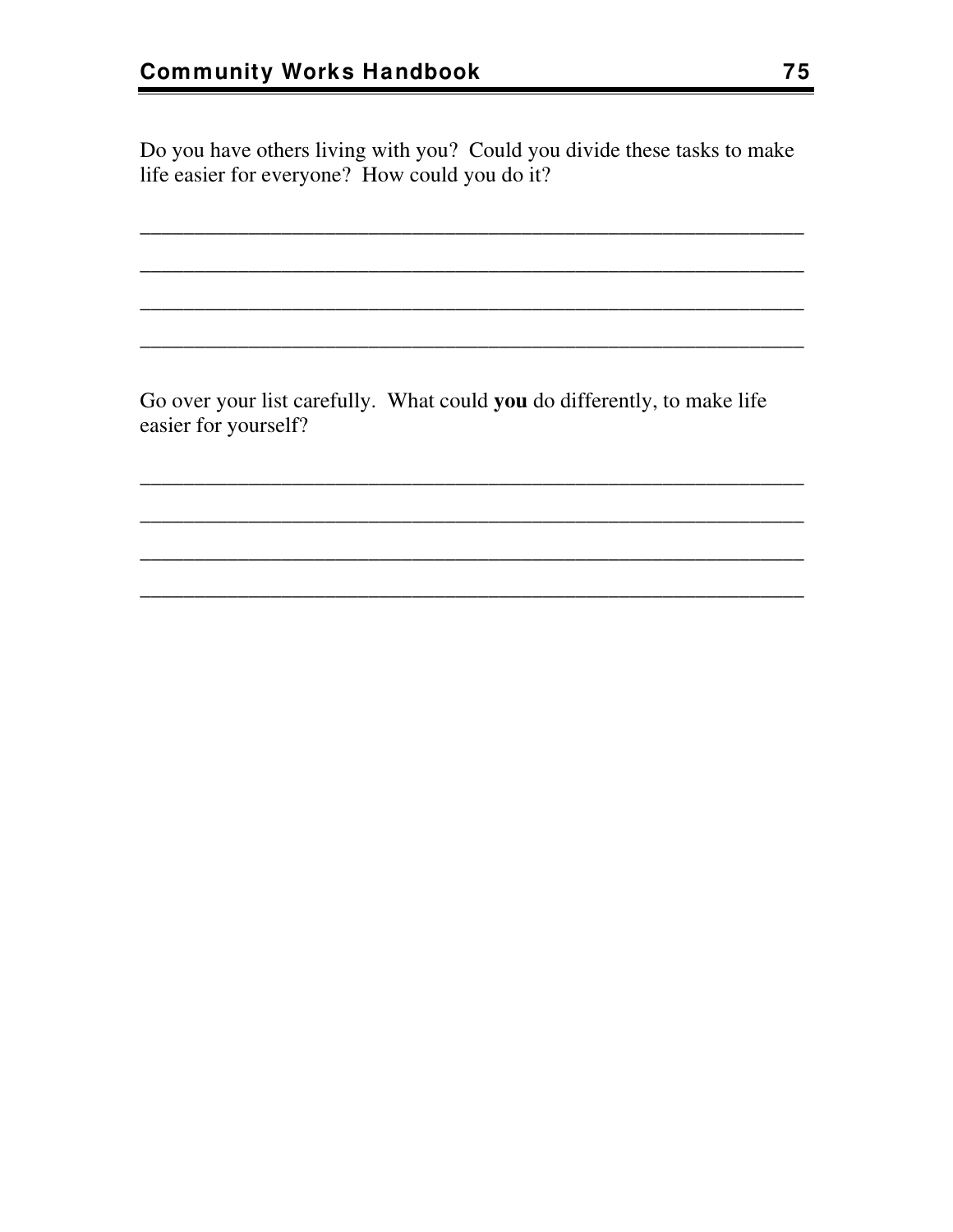Do you have others living with you? Could you divide these tasks to make life easier for everyone? How could you do it?

_______________________________________________________________

_______________________________________________________________

_______________________________________________________________

_______________________________________________________________

Go over your list carefully. What could **you** do differently, to make life easier for yourself?

_______________________________________________________________

_______________________________________________________________

_______________________________________________________________

_______________________________________________________________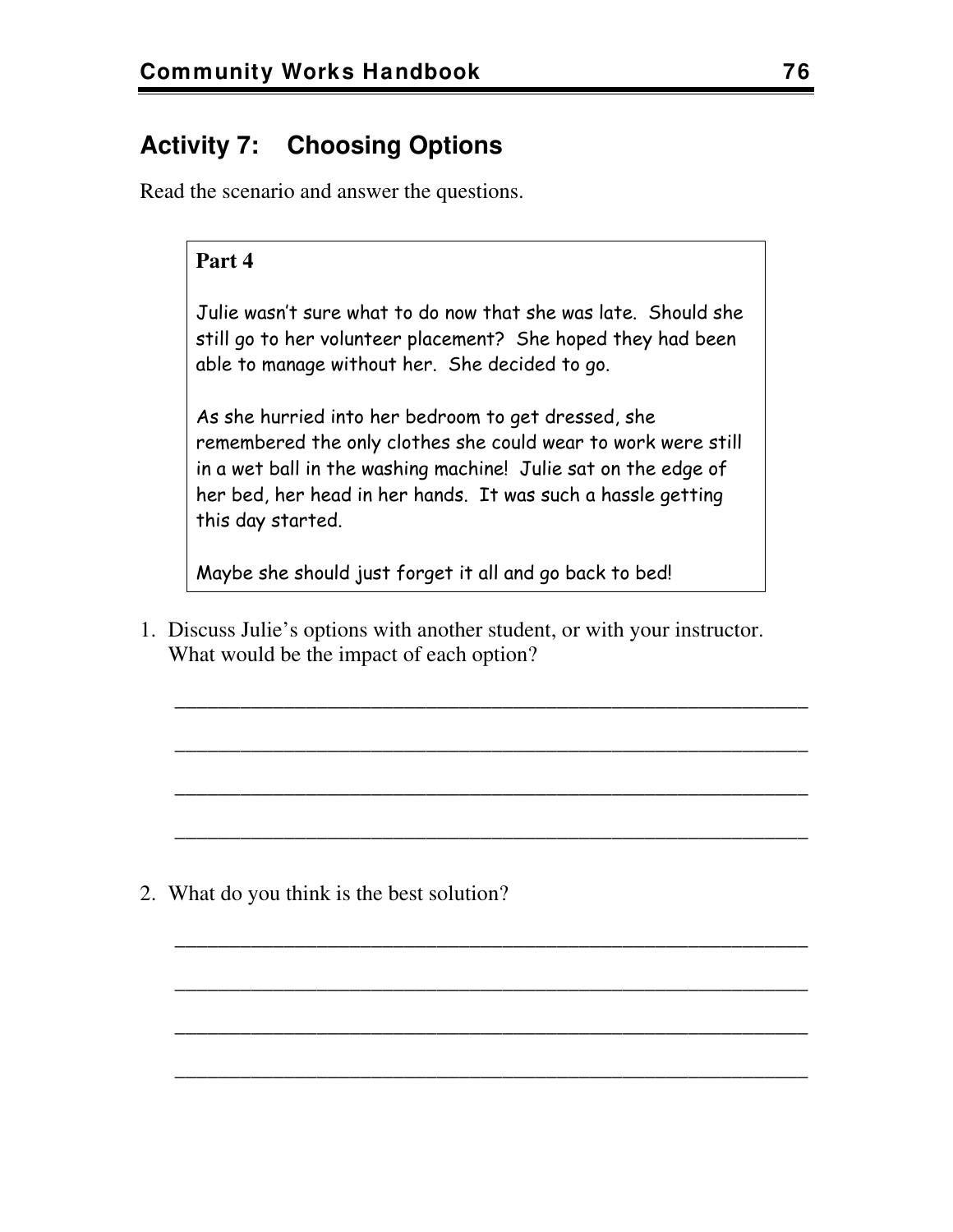## Activity 7: Choosing Options

Read the scenario and answer the questions.

> **Part 4**
>
> Julie wasn't sure what to do now that she was late. Should she still go to her volunteer placement? She hoped they had been able to manage without her. She decided to go.
>
> As she hurried into her bedroom to get dressed, she remembered the only clothes she could wear to work were still in a wet ball in the washing machine! Julie sat on the edge of her bed, her head in her hands. It was such a hassle getting this day started.
>
> Maybe she should just forget it all and go back to bed!

1. Discuss Julie's options with another student, or with your instructor. What would be the impact of each option?

   ____________________________________________________________

   ____________________________________________________________

   ____________________________________________________________

   ____________________________________________________________

2. What do you think is the best solution?

   ____________________________________________________________

   ____________________________________________________________

   ____________________________________________________________

   ____________________________________________________________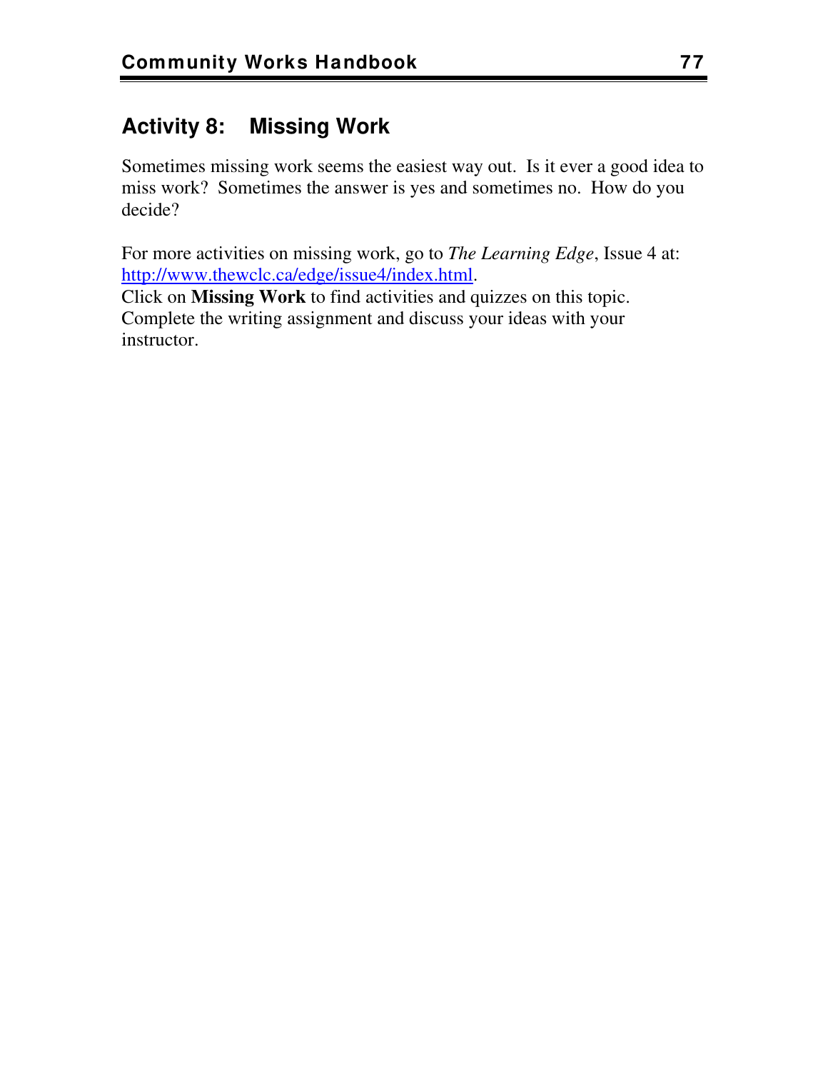## Activity 8: Missing Work

Sometimes missing work seems the easiest way out. Is it ever a good idea to miss work? Sometimes the answer is yes and sometimes no. How do you decide?

For more activities on missing work, go to *The Learning Edge*, Issue 4 at: [http://www.thewclc.ca/edge/issue4/index.html](http://www.thewclc.ca/edge/issue4/index.html).
Click on **Missing Work** to find activities and quizzes on this topic. Complete the writing assignment and discuss your ideas with your instructor.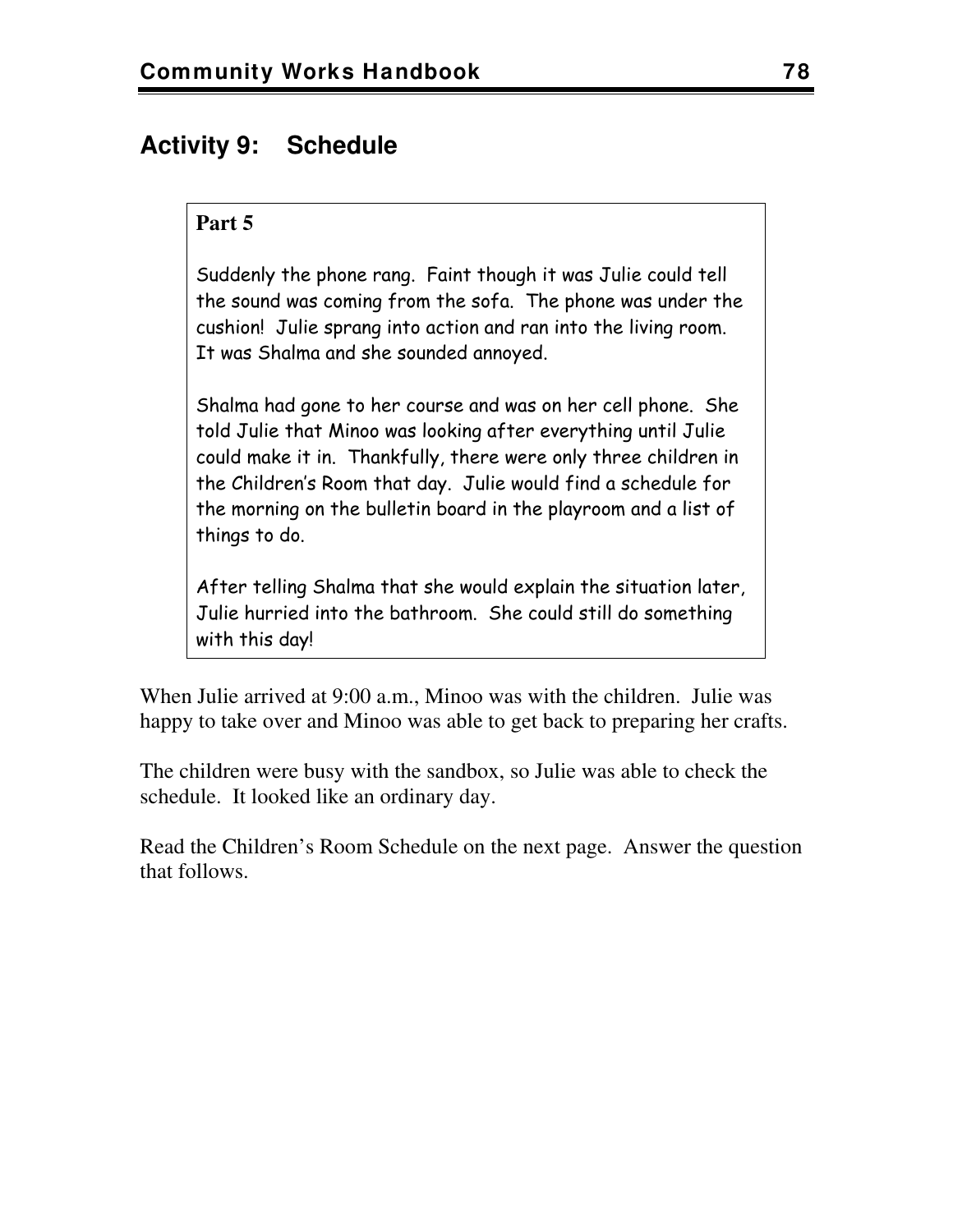## Activity 9: Schedule

> **Part 5**
>
> Suddenly the phone rang. Faint though it was Julie could tell the sound was coming from the sofa. The phone was under the cushion! Julie sprang into action and ran into the living room. It was Shalma and she sounded annoyed.
>
> Shalma had gone to her course and was on her cell phone. She told Julie that Minoo was looking after everything until Julie could make it in. Thankfully, there were only three children in the Children's Room that day. Julie would find a schedule for the morning on the bulletin board in the playroom and a list of things to do.
>
> After telling Shalma that she would explain the situation later, Julie hurried into the bathroom. She could still do something with this day!

When Julie arrived at 9:00 a.m., Minoo was with the children. Julie was happy to take over and Minoo was able to get back to preparing her crafts.

The children were busy with the sandbox, so Julie was able to check the schedule. It looked like an ordinary day.

Read the Children's Room Schedule on the next page. Answer the question that follows.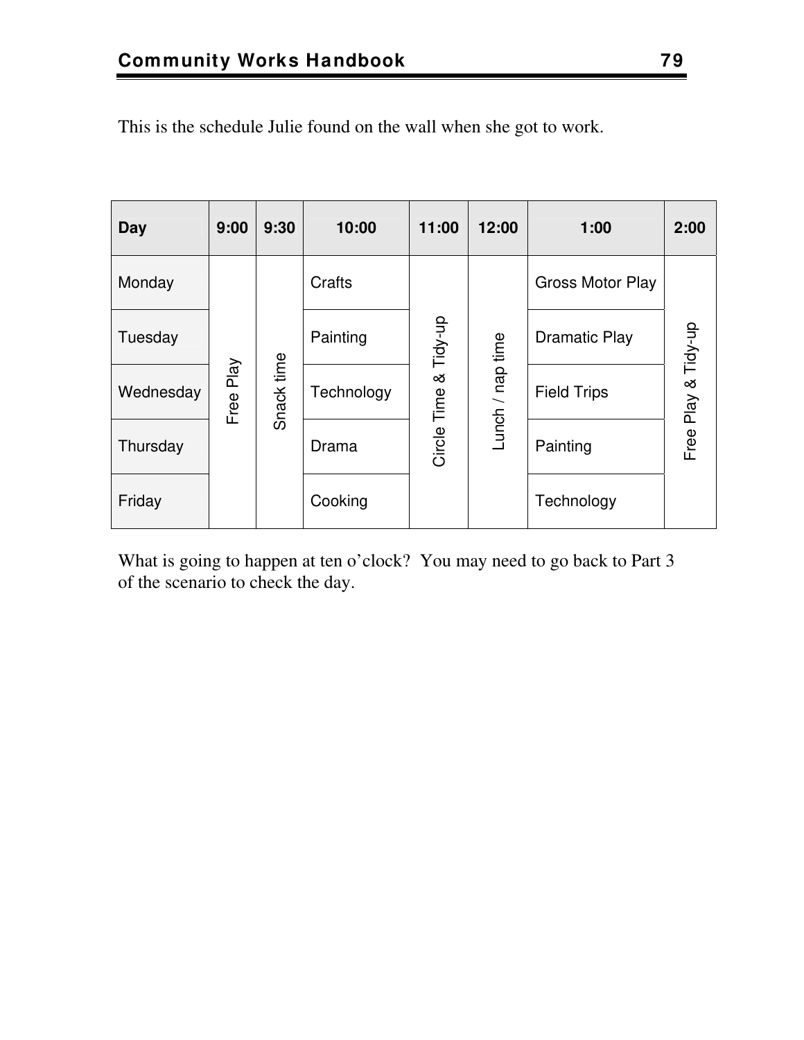This is the schedule Julie found on the wall when she got to work.

| Day | 9:00 | 9:30 | 10:00 | 11:00 | 12:00 | 1:00 | 2:00 |
|---|---|---|---|---|---|---|---|
| Monday | Free Play | Snack time | Crafts | Circle Time & Tidy-up | Lunch / nap time | Gross Motor Play | Free Play & Tidy-up |
| Tuesday | | | Painting | | | Dramatic Play | |
| Wednesday | | | Technology | | | Field Trips | |
| Thursday | | | Drama | | | Painting | |
| Friday | | | Cooking | | | Technology | |

What is going to happen at ten o'clock? You may need to go back to Part 3 of the scenario to check the day.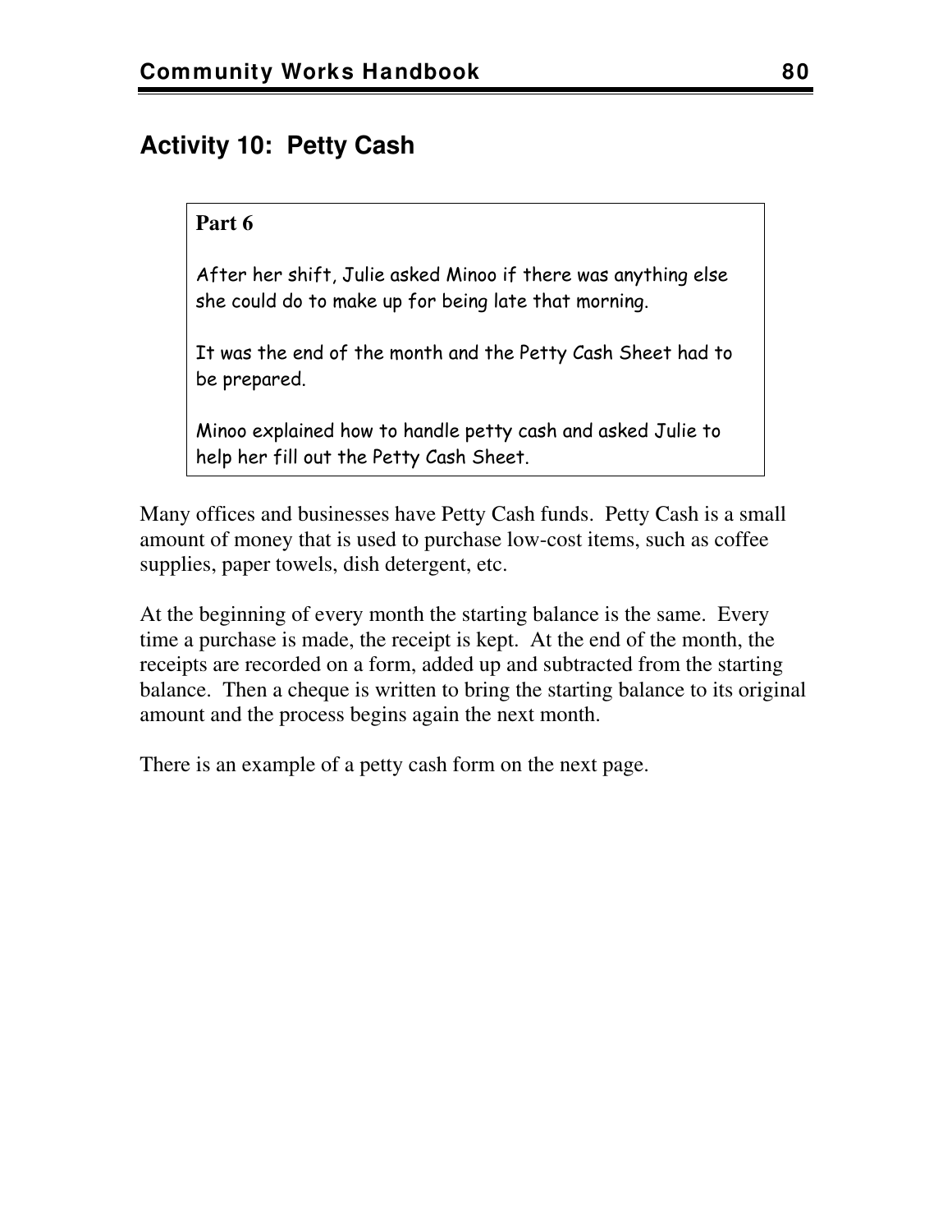## Activity 10: Petty Cash

> **Part 6**
>
> After her shift, Julie asked Minoo if there was anything else she could do to make up for being late that morning.
>
> It was the end of the month and the Petty Cash Sheet had to be prepared.
>
> Minoo explained how to handle petty cash and asked Julie to help her fill out the Petty Cash Sheet.

Many offices and businesses have Petty Cash funds. Petty Cash is a small amount of money that is used to purchase low-cost items, such as coffee supplies, paper towels, dish detergent, etc.

At the beginning of every month the starting balance is the same. Every time a purchase is made, the receipt is kept. At the end of the month, the receipts are recorded on a form, added up and subtracted from the starting balance. Then a cheque is written to bring the starting balance to its original amount and the process begins again the next month.

There is an example of a petty cash form on the next page.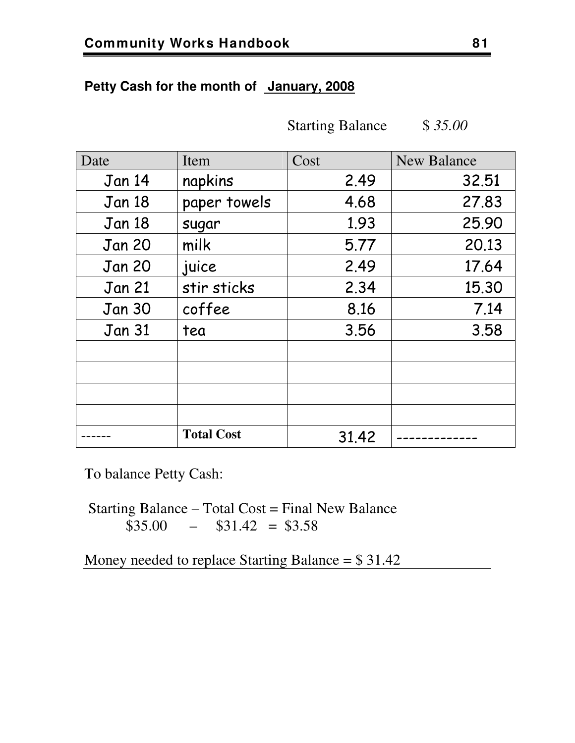**Petty Cash for the month of January, 2008**

Starting Balance $ *35.00*

| Date | Item | Cost | New Balance |
|---|---|---|---|
| Jan 14 | napkins | 2.49 | 32.51 |
| Jan 18 | paper towels | 4.68 | 27.83 |
| Jan 18 | sugar | 1.93 | 25.90 |
| Jan 20 | milk | 5.77 | 20.13 |
| Jan 20 | juice | 2.49 | 17.64 |
| Jan 21 | stir sticks | 2.34 | 15.30 |
| Jan 30 | coffee | 8.16 | 7.14 |
| Jan 31 | tea | 3.56 | 3.58 |
| | | | |
| | | | |
| | | | |
| | | | |
| ------ | **Total Cost** | 31.42 | ------------- |

To balance Petty Cash:

Starting Balance – Total Cost = Final New Balance
$35.00 – $31.42 = $3.58

Money needed to replace Starting Balance = $ 31.42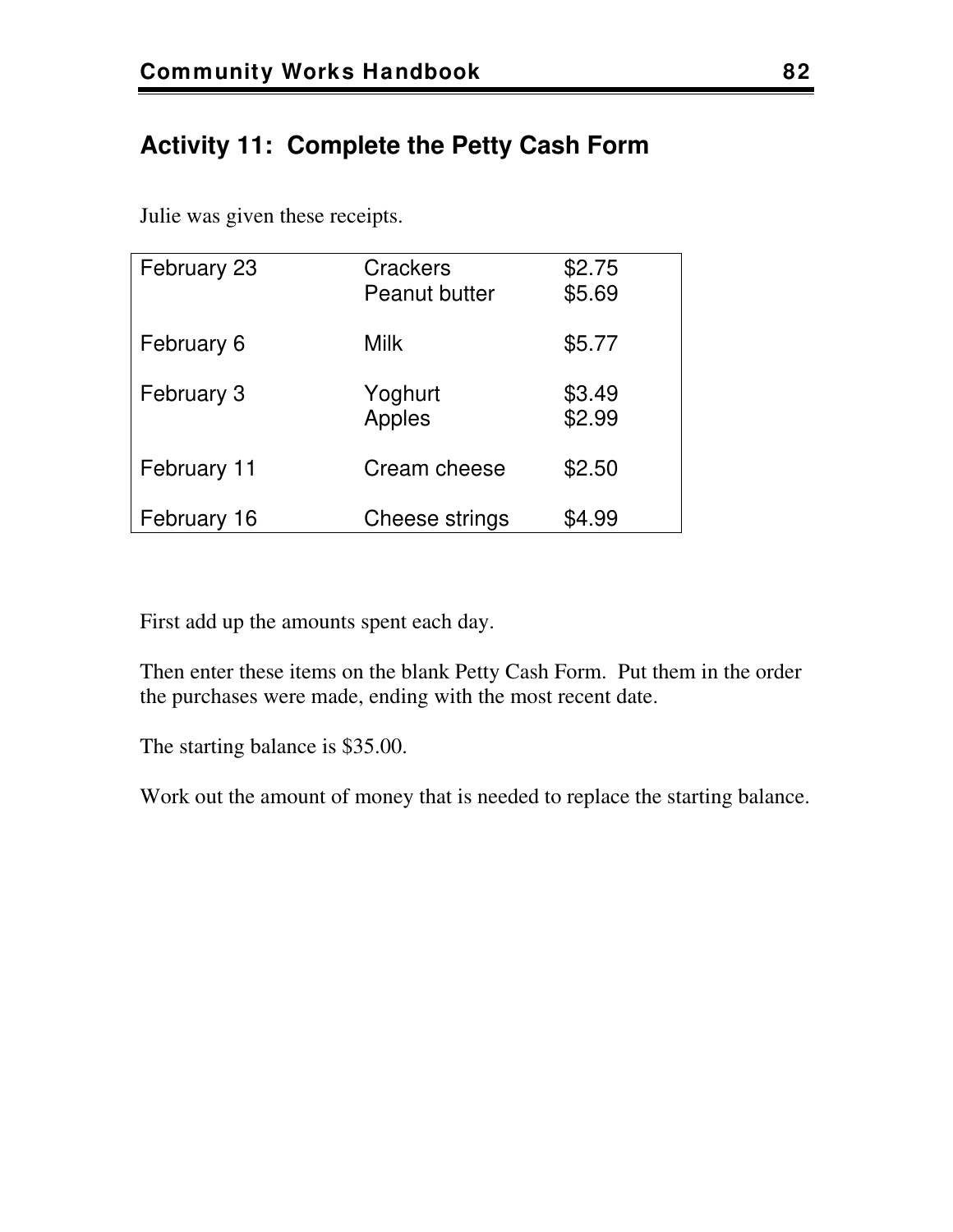## Activity 11: Complete the Petty Cash Form

Julie was given these receipts.

| | | |
|---|---|---|
| February 23 | Crackers | $2.75 |
| | Peanut butter | $5.69 |
| February 6 | Milk | $5.77 |
| February 3 | Yoghurt | $3.49 |
| | Apples | $2.99 |
| February 11 | Cream cheese | $2.50 |
| February 16 | Cheese strings | $4.99 |

First add up the amounts spent each day.

Then enter these items on the blank Petty Cash Form. Put them in the order the purchases were made, ending with the most recent date.

The starting balance is $35.00.

Work out the amount of money that is needed to replace the starting balance.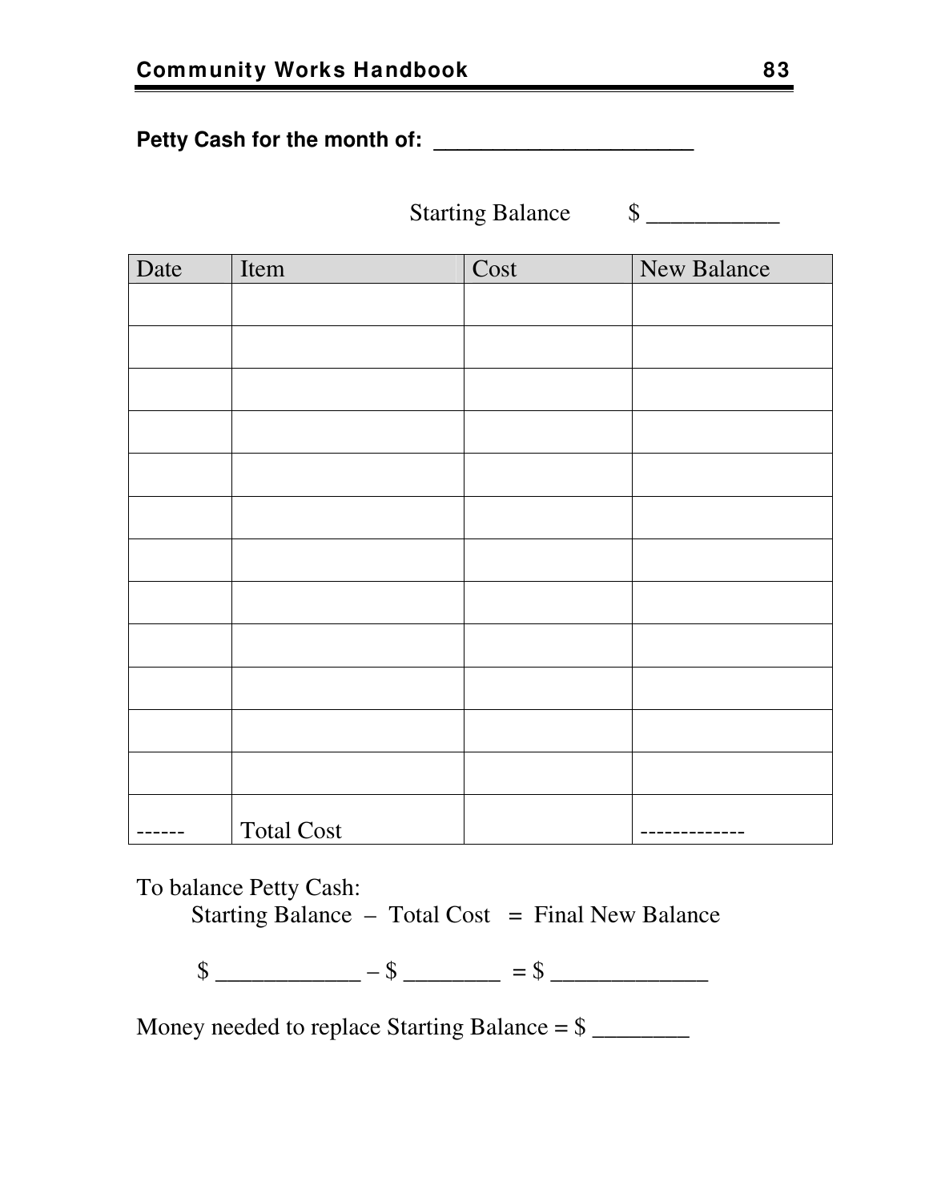**Petty Cash for the month of: ______________________**

Starting Balance $ ___________

| Date | Item | Cost | New Balance |
|---|---|---|---|
| | | | |
| | | | |
| | | | |
| | | | |
| | | | |
| | | | |
| | | | |
| | | | |
| | | | |
| | | | |
| | | | |
| | | | |
| ------ | Total Cost | | ------------- |

To balance Petty Cash:

Starting Balance – Total Cost = Final New Balance

$ ____________ – $ ________ = $ _____________

Money needed to replace Starting Balance = $ ________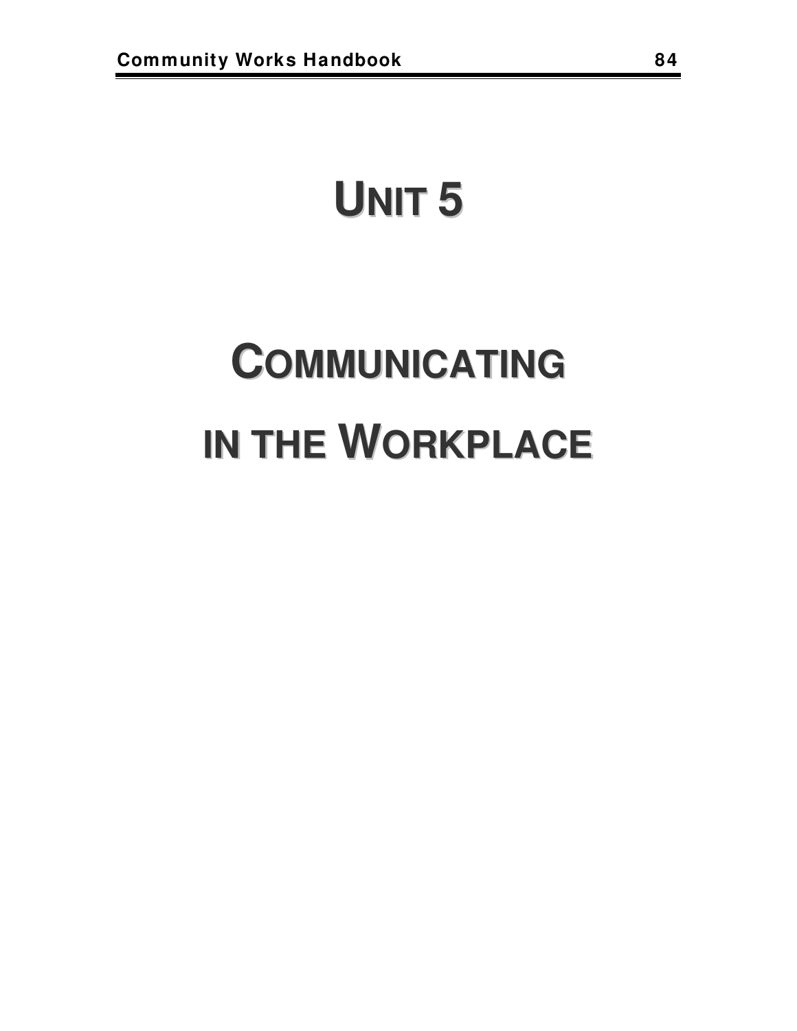# UNIT 5

# COMMUNICATING IN THE WORKPLACE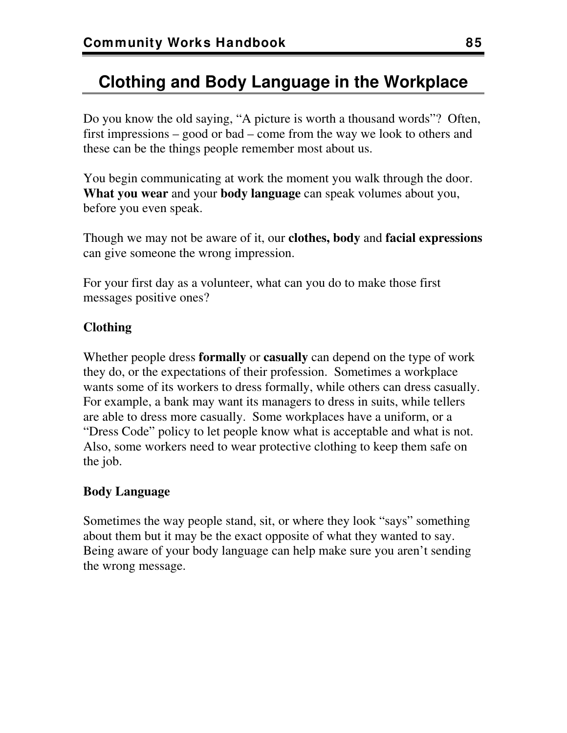# Clothing and Body Language in the Workplace

Do you know the old saying, "A picture is worth a thousand words"? Often, first impressions – good or bad – come from the way we look to others and these can be the things people remember most about us.

You begin communicating at work the moment you walk through the door. **What you wear** and your **body language** can speak volumes about you, before you even speak.

Though we may not be aware of it, our **clothes, body** and **facial expressions** can give someone the wrong impression.

For your first day as a volunteer, what can you do to make those first messages positive ones?

**Clothing**

Whether people dress **formally** or **casually** can depend on the type of work they do, or the expectations of their profession. Sometimes a workplace wants some of its workers to dress formally, while others can dress casually. For example, a bank may want its managers to dress in suits, while tellers are able to dress more casually. Some workplaces have a uniform, or a "Dress Code" policy to let people know what is acceptable and what is not. Also, some workers need to wear protective clothing to keep them safe on the job.

**Body Language**

Sometimes the way people stand, sit, or where they look "says" something about them but it may be the exact opposite of what they wanted to say. Being aware of your body language can help make sure you aren't sending the wrong message.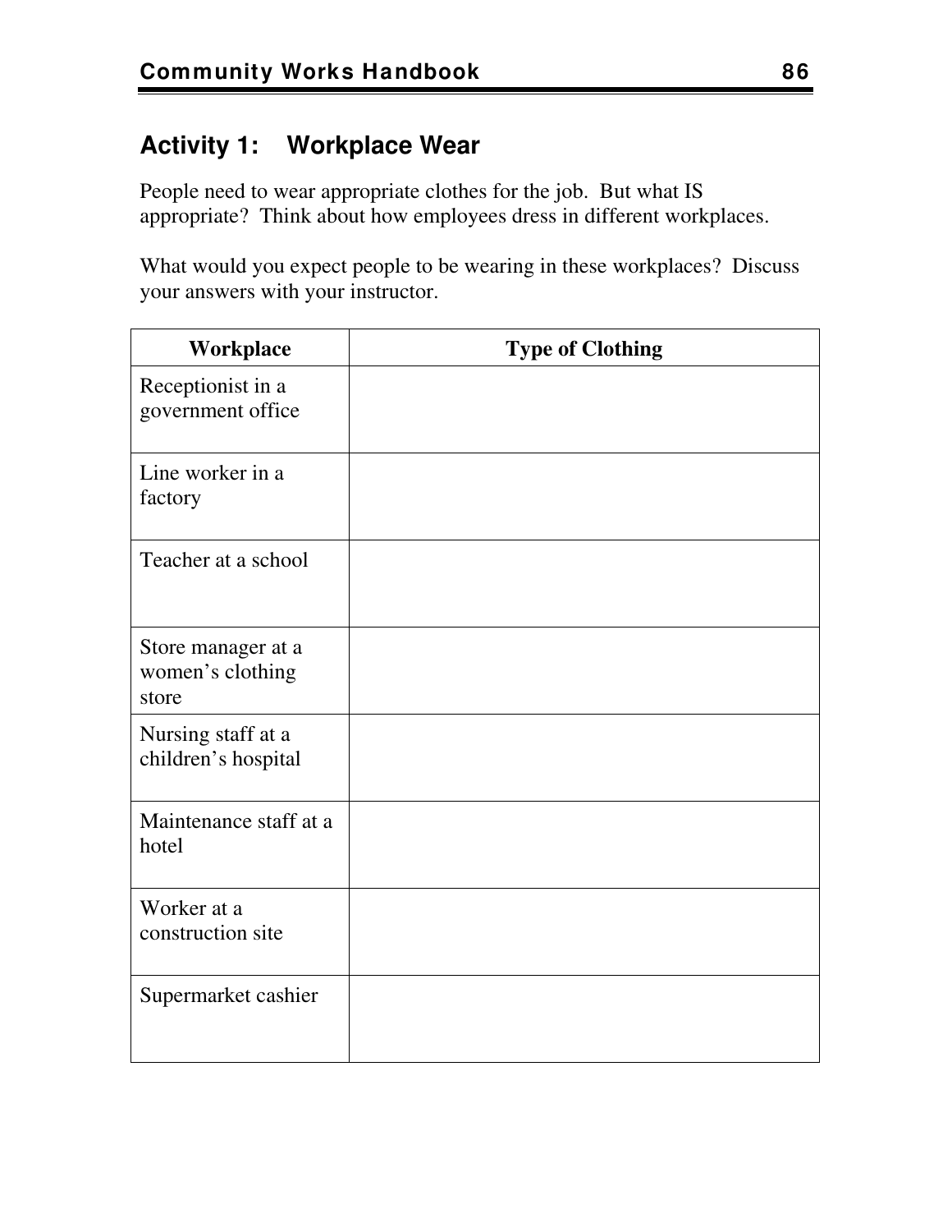## Activity 1: Workplace Wear

People need to wear appropriate clothes for the job. But what IS appropriate? Think about how employees dress in different workplaces.

What would you expect people to be wearing in these workplaces? Discuss your answers with your instructor.

| Workplace | Type of Clothing |
| --- | --- |
| Receptionist in a government office | |
| Line worker in a factory | |
| Teacher at a school | |
| Store manager at a women's clothing store | |
| Nursing staff at a children's hospital | |
| Maintenance staff at a hotel | |
| Worker at a construction site | |
| Supermarket cashier | |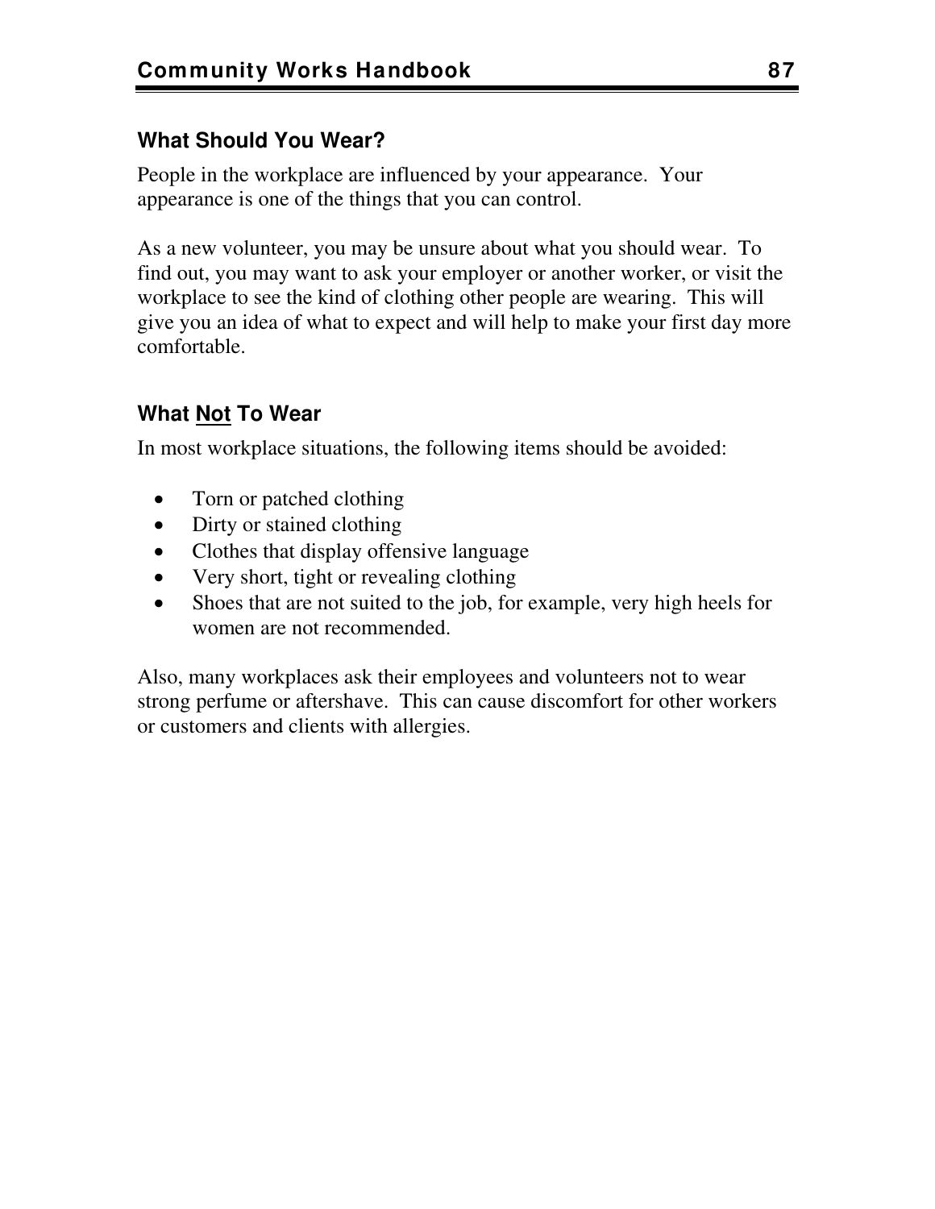### What Should You Wear?

People in the workplace are influenced by your appearance. Your appearance is one of the things that you can control.

As a new volunteer, you may be unsure about what you should wear. To find out, you may want to ask your employer or another worker, or visit the workplace to see the kind of clothing other people are wearing. This will give you an idea of what to expect and will help to make your first day more comfortable.

### What <u>Not</u> To Wear

In most workplace situations, the following items should be avoided:

- Torn or patched clothing
- Dirty or stained clothing
- Clothes that display offensive language
- Very short, tight or revealing clothing
- Shoes that are not suited to the job, for example, very high heels for women are not recommended.

Also, many workplaces ask their employees and volunteers not to wear strong perfume or aftershave. This can cause discomfort for other workers or customers and clients with allergies.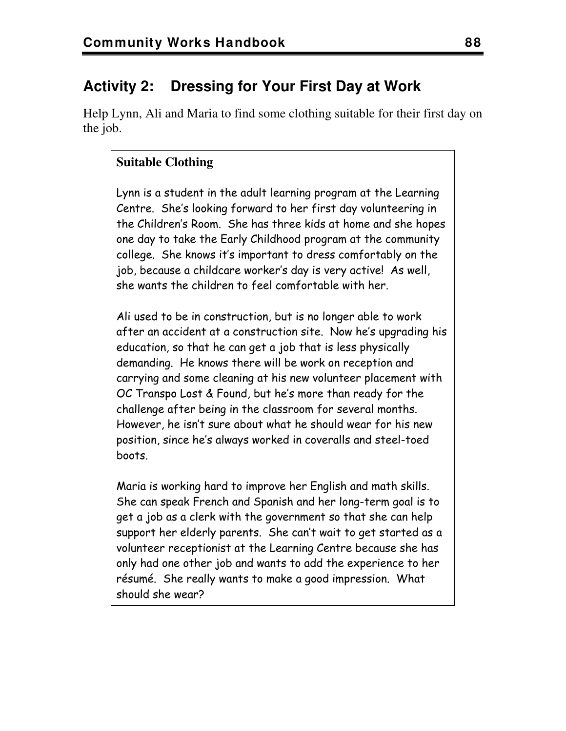## Activity 2: Dressing for Your First Day at Work

Help Lynn, Ali and Maria to find some clothing suitable for their first day on the job.

**Suitable Clothing**

Lynn is a student in the adult learning program at the Learning Centre. She's looking forward to her first day volunteering in the Children's Room. She has three kids at home and she hopes one day to take the Early Childhood program at the community college. She knows it's important to dress comfortably on the job, because a childcare worker's day is very active! As well, she wants the children to feel comfortable with her.

Ali used to be in construction, but is no longer able to work after an accident at a construction site. Now he's upgrading his education, so that he can get a job that is less physically demanding. He knows there will be work on reception and carrying and some cleaning at his new volunteer placement with OC Transpo Lost & Found, but he's more than ready for the challenge after being in the classroom for several months. However, he isn't sure about what he should wear for his new position, since he's always worked in coveralls and steel-toed boots.

Maria is working hard to improve her English and math skills. She can speak French and Spanish and her long-term goal is to get a job as a clerk with the government so that she can help support her elderly parents. She can't wait to get started as a volunteer receptionist at the Learning Centre because she has only had one other job and wants to add the experience to her résumé. She really wants to make a good impression. What should she wear?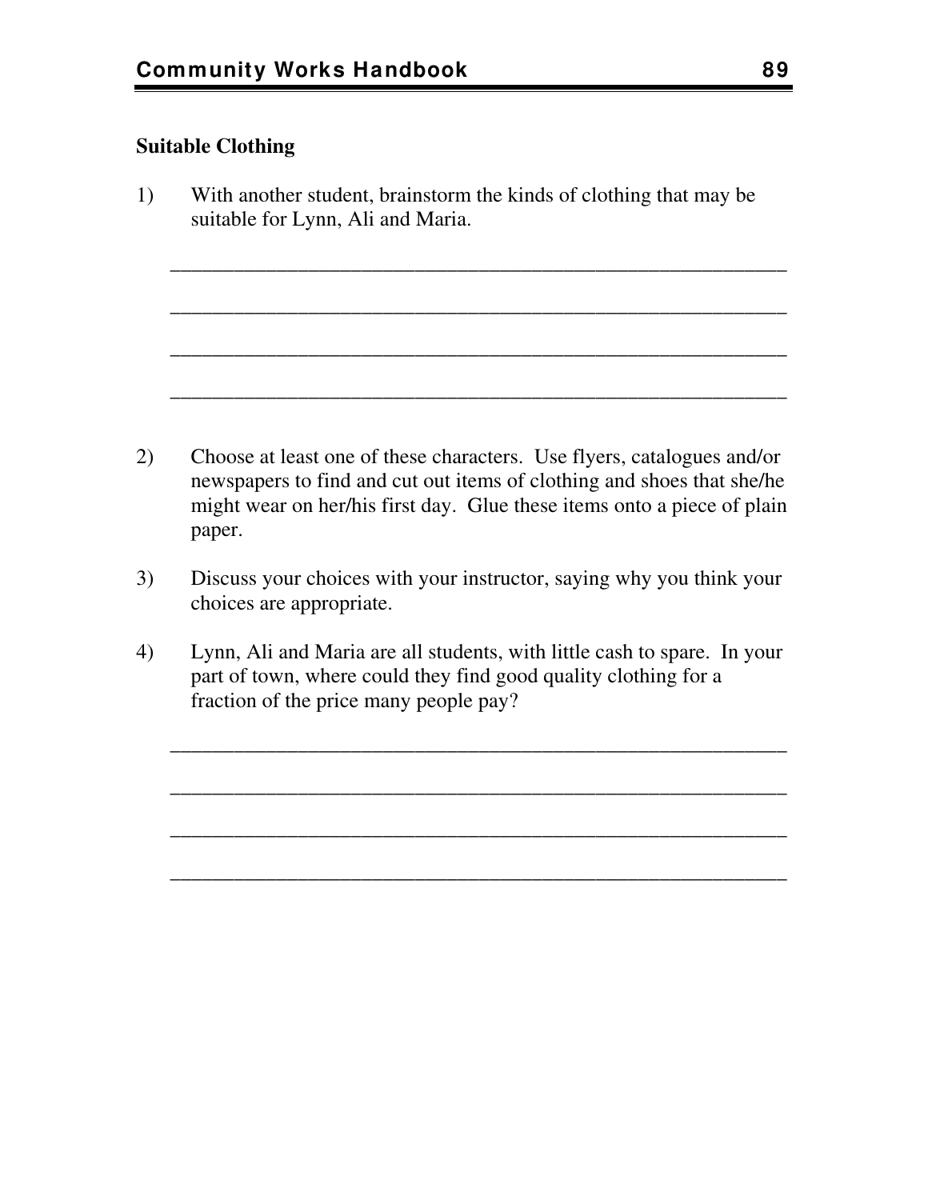### Suitable Clothing

1) With another student, brainstorm the kinds of clothing that may be suitable for Lynn, Ali and Maria.

____________________________________________________________

____________________________________________________________

____________________________________________________________

____________________________________________________________

2) Choose at least one of these characters. Use flyers, catalogues and/or newspapers to find and cut out items of clothing and shoes that she/he might wear on her/his first day. Glue these items onto a piece of plain paper.

3) Discuss your choices with your instructor, saying why you think your choices are appropriate.

4) Lynn, Ali and Maria are all students, with little cash to spare. In your part of town, where could they find good quality clothing for a fraction of the price many people pay?

____________________________________________________________

____________________________________________________________

____________________________________________________________

____________________________________________________________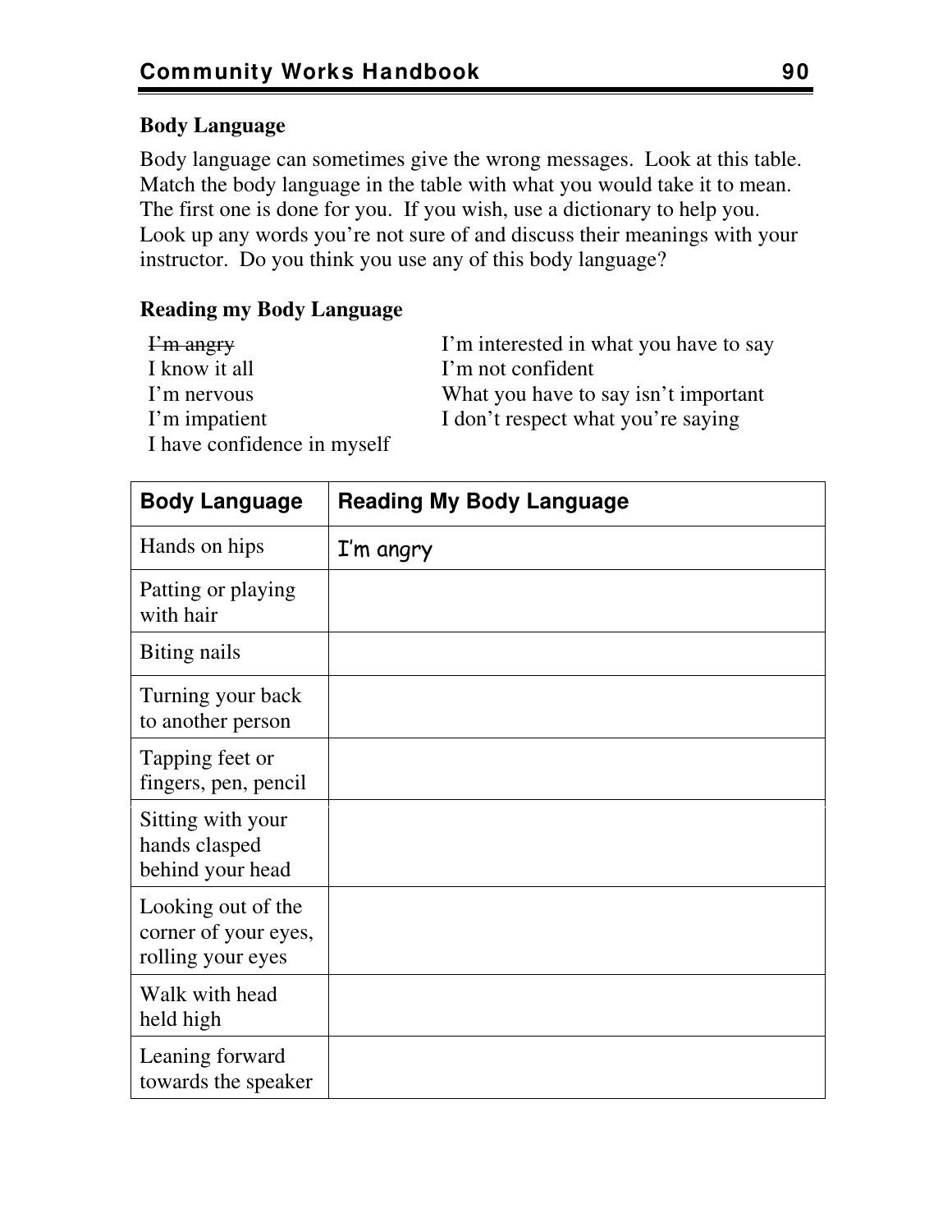**Body Language**

Body language can sometimes give the wrong messages. Look at this table. Match the body language in the table with what you would take it to mean. The first one is done for you. If you wish, use a dictionary to help you. Look up any words you're not sure of and discuss their meanings with your instructor. Do you think you use any of this body language?

**Reading my Body Language**

~~I'm angry~~
I know it all
I'm nervous
I'm impatient
I have confidence in myself
I'm interested in what you have to say
I'm not confident
What you have to say isn't important
I don't respect what you're saying

| Body Language | Reading My Body Language |
|---|---|
| Hands on hips | I'm angry |
| Patting or playing with hair | |
| Biting nails | |
| Turning your back to another person | |
| Tapping feet or fingers, pen, pencil | |
| Sitting with your hands clasped behind your head | |
| Looking out of the corner of your eyes, rolling your eyes | |
| Walk with head held high | |
| Leaning forward towards the speaker | |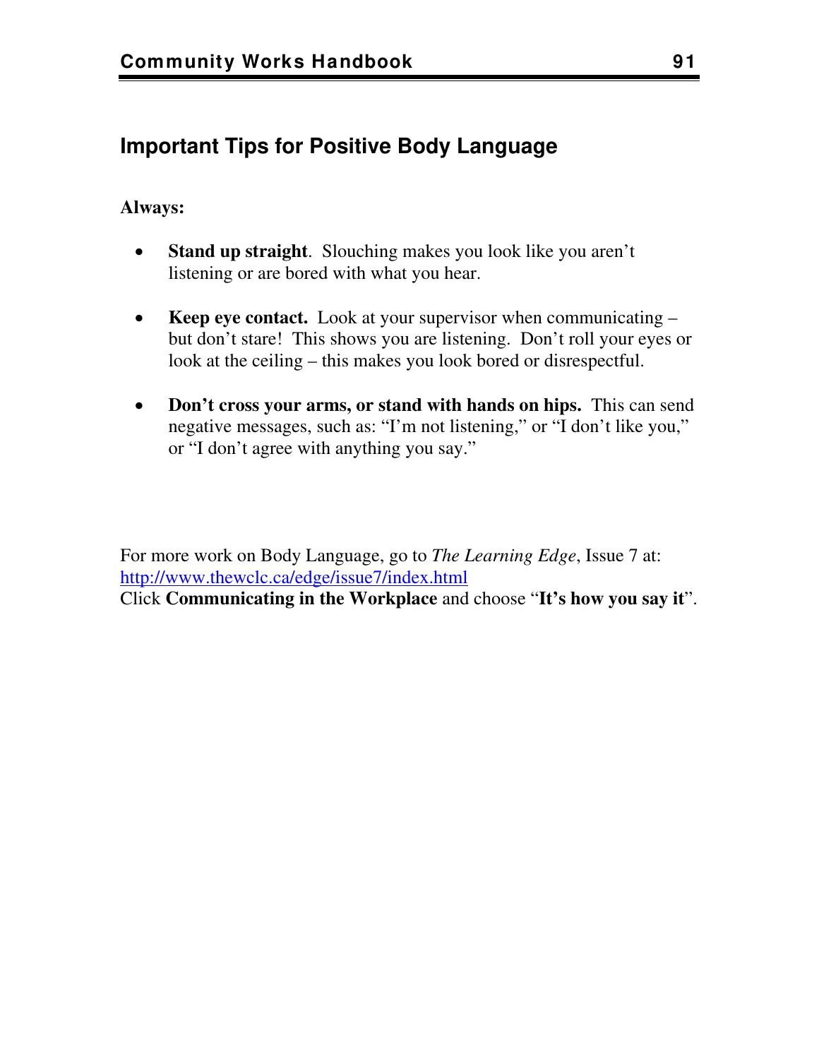## Important Tips for Positive Body Language

**Always:**

- **Stand up straight**. Slouching makes you look like you aren't listening or are bored with what you hear.
- **Keep eye contact.** Look at your supervisor when communicating – but don't stare! This shows you are listening. Don't roll your eyes or look at the ceiling – this makes you look bored or disrespectful.
- **Don't cross your arms, or stand with hands on hips.** This can send negative messages, such as: "I'm not listening," or "I don't like you," or "I don't agree with anything you say."

For more work on Body Language, go to *The Learning Edge*, Issue 7 at: http://www.thewclc.ca/edge/issue7/index.html
Click **Communicating in the Workplace** and choose "**It's how you say it**".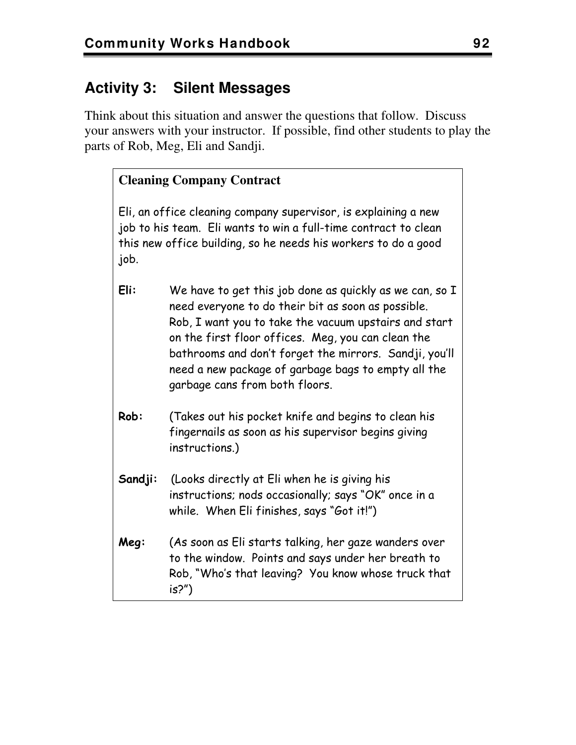## Activity 3: Silent Messages

Think about this situation and answer the questions that follow. Discuss your answers with your instructor. If possible, find other students to play the parts of Rob, Meg, Eli and Sandji.

**Cleaning Company Contract**

Eli, an office cleaning company supervisor, is explaining a new job to his team. Eli wants to win a full-time contract to clean this new office building, so he needs his workers to do a good job.

**Eli:** We have to get this job done as quickly as we can, so I need everyone to do their bit as soon as possible. Rob, I want you to take the vacuum upstairs and start on the first floor offices. Meg, you can clean the bathrooms and don't forget the mirrors. Sandji, you'll need a new package of garbage bags to empty all the garbage cans from both floors.

**Rob:** (Takes out his pocket knife and begins to clean his fingernails as soon as his supervisor begins giving instructions.)

**Sandji:** (Looks directly at Eli when he is giving his instructions; nods occasionally; says "OK" once in a while. When Eli finishes, says "Got it!")

**Meg:** (As soon as Eli starts talking, her gaze wanders over to the window. Points and says under her breath to Rob, "Who's that leaving? You know whose truck that is?")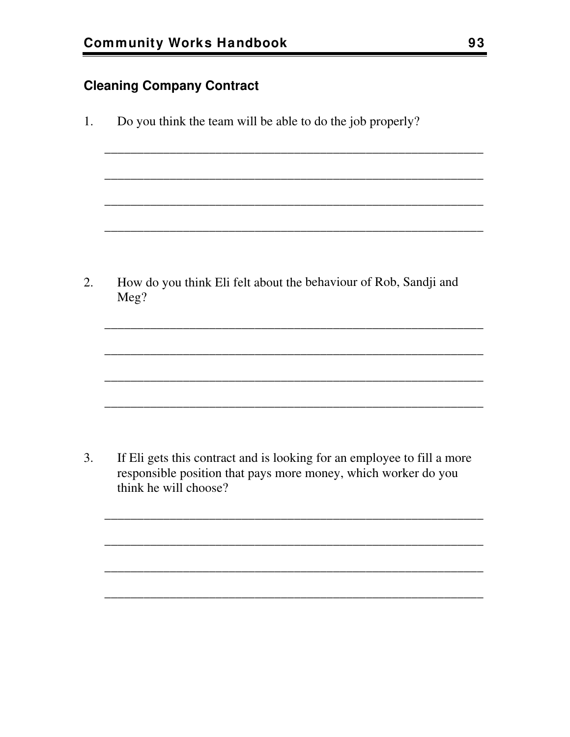## Cleaning Company Contract

1. Do you think the team will be able to do the job properly?

______________________________________________________________

______________________________________________________________

______________________________________________________________

______________________________________________________________

2. How do you think Eli felt about the behaviour of Rob, Sandji and Meg?

______________________________________________________________

______________________________________________________________

______________________________________________________________

______________________________________________________________

3. If Eli gets this contract and is looking for an employee to fill a more responsible position that pays more money, which worker do you think he will choose?

______________________________________________________________

______________________________________________________________

______________________________________________________________

______________________________________________________________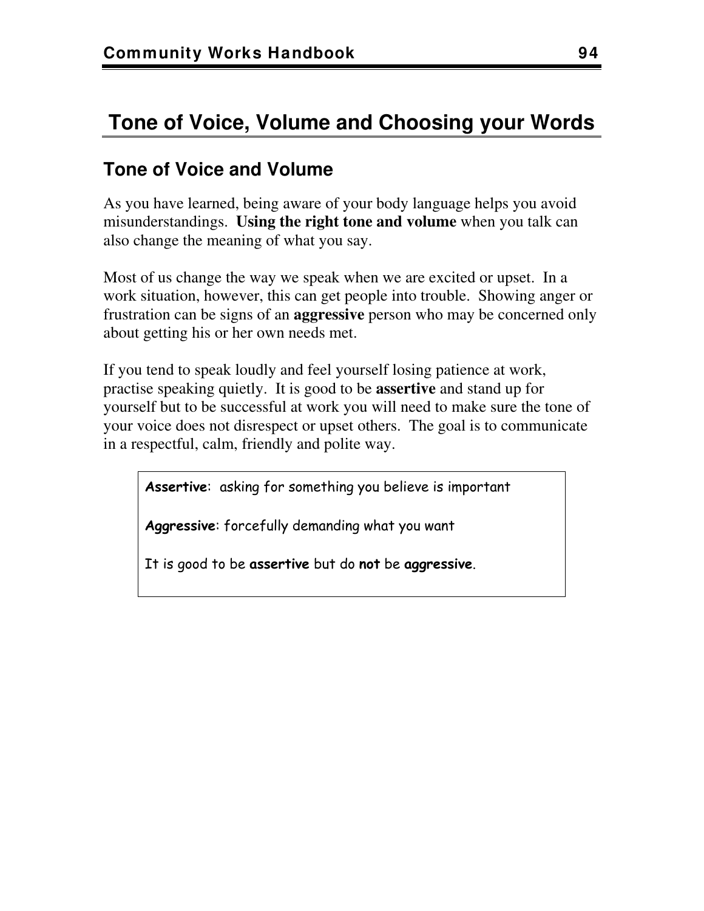# Tone of Voice, Volume and Choosing your Words

## Tone of Voice and Volume

As you have learned, being aware of your body language helps you avoid misunderstandings. **Using the right tone and volume** when you talk can also change the meaning of what you say.

Most of us change the way we speak when we are excited or upset. In a work situation, however, this can get people into trouble. Showing anger or frustration can be signs of an **aggressive** person who may be concerned only about getting his or her own needs met.

If you tend to speak loudly and feel yourself losing patience at work, practise speaking quietly. It is good to be **assertive** and stand up for yourself but to be successful at work you will need to make sure the tone of your voice does not disrespect or upset others. The goal is to communicate in a respectful, calm, friendly and polite way.

> **Assertive**: asking for something you believe is important
>
> **Aggressive**: forcefully demanding what you want
>
> It is good to be **assertive** but do **not** be **aggressive**.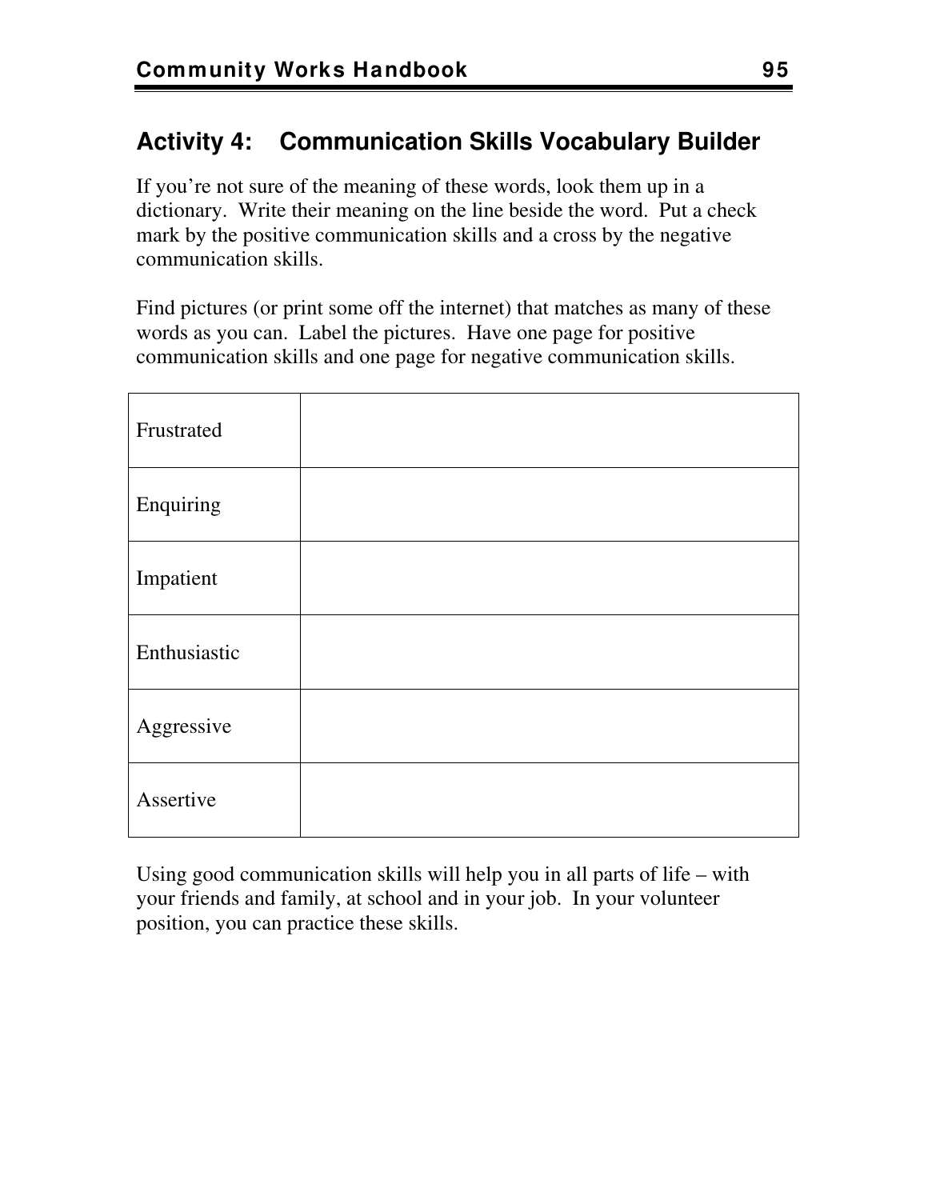## Activity 4: Communication Skills Vocabulary Builder

If you're not sure of the meaning of these words, look them up in a dictionary. Write their meaning on the line beside the word. Put a check mark by the positive communication skills and a cross by the negative communication skills.

Find pictures (or print some off the internet) that matches as many of these words as you can. Label the pictures. Have one page for positive communication skills and one page for negative communication skills.

| | |
|---|---|
| Frustrated | |
| Enquiring | |
| Impatient | |
| Enthusiastic | |
| Aggressive | |
| Assertive | |

Using good communication skills will help you in all parts of life – with your friends and family, at school and in your job. In your volunteer position, you can practice these skills.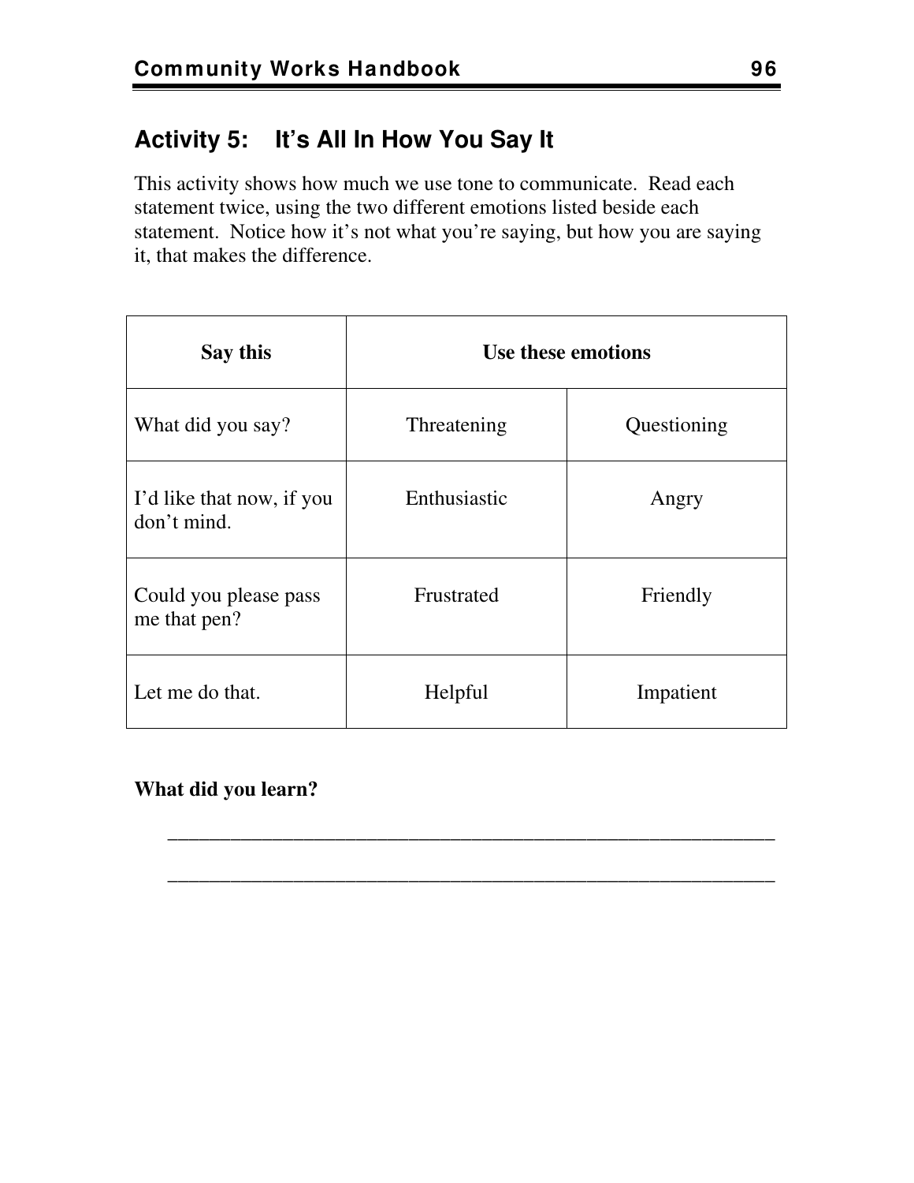## Activity 5: It's All In How You Say It

This activity shows how much we use tone to communicate. Read each statement twice, using the two different emotions listed beside each statement. Notice how it's not what you're saying, but how you are saying it, that makes the difference.

| Say this | Use these emotions | |
|---|---|---|
| What did you say? | Threatening | Questioning |
| I'd like that now, if you don't mind. | Enthusiastic | Angry |
| Could you please pass me that pen? | Frustrated | Friendly |
| Let me do that. | Helpful | Impatient |

**What did you learn?**

_______________________________________________________________

_______________________________________________________________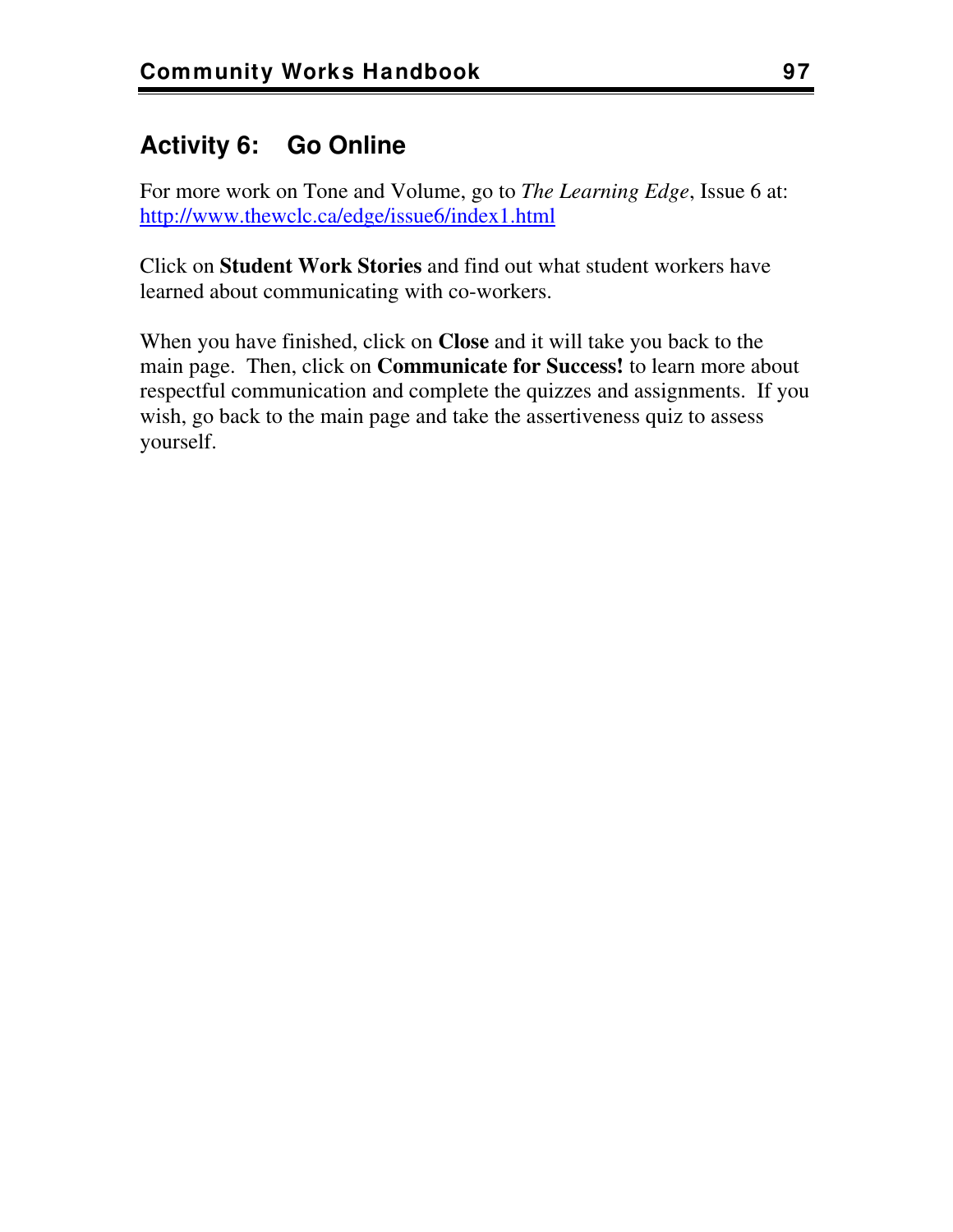## Activity 6: Go Online

For more work on Tone and Volume, go to *The Learning Edge*, Issue 6 at: http://www.thewclc.ca/edge/issue6/index1.html

Click on **Student Work Stories** and find out what student workers have learned about communicating with co-workers.

When you have finished, click on **Close** and it will take you back to the main page. Then, click on **Communicate for Success!** to learn more about respectful communication and complete the quizzes and assignments. If you wish, go back to the main page and take the assertiveness quiz to assess yourself.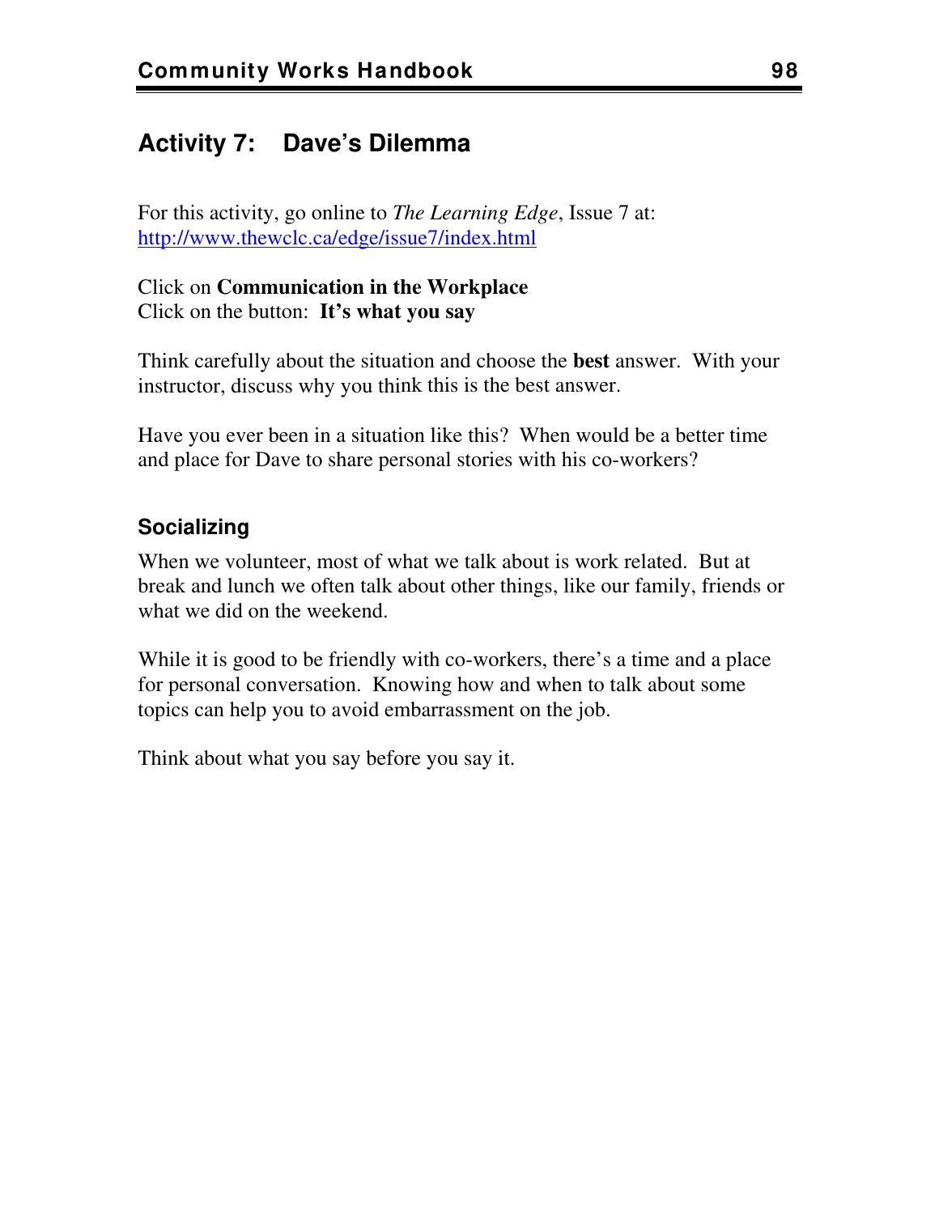## Activity 7: Dave's Dilemma

For this activity, go online to *The Learning Edge*, Issue 7 at: http://www.thewclc.ca/edge/issue7/index.html

Click on **Communication in the Workplace**
Click on the button: **It's what you say**

Think carefully about the situation and choose the **best** answer. With your instructor, discuss why you think this is the best answer.

Have you ever been in a situation like this? When would be a better time and place for Dave to share personal stories with his co-workers?

### Socializing

When we volunteer, most of what we talk about is work related. But at break and lunch we often talk about other things, like our family, friends or what we did on the weekend.

While it is good to be friendly with co-workers, there's a time and a place for personal conversation. Knowing how and when to talk about some topics can help you to avoid embarrassment on the job.

Think about what you say before you say it.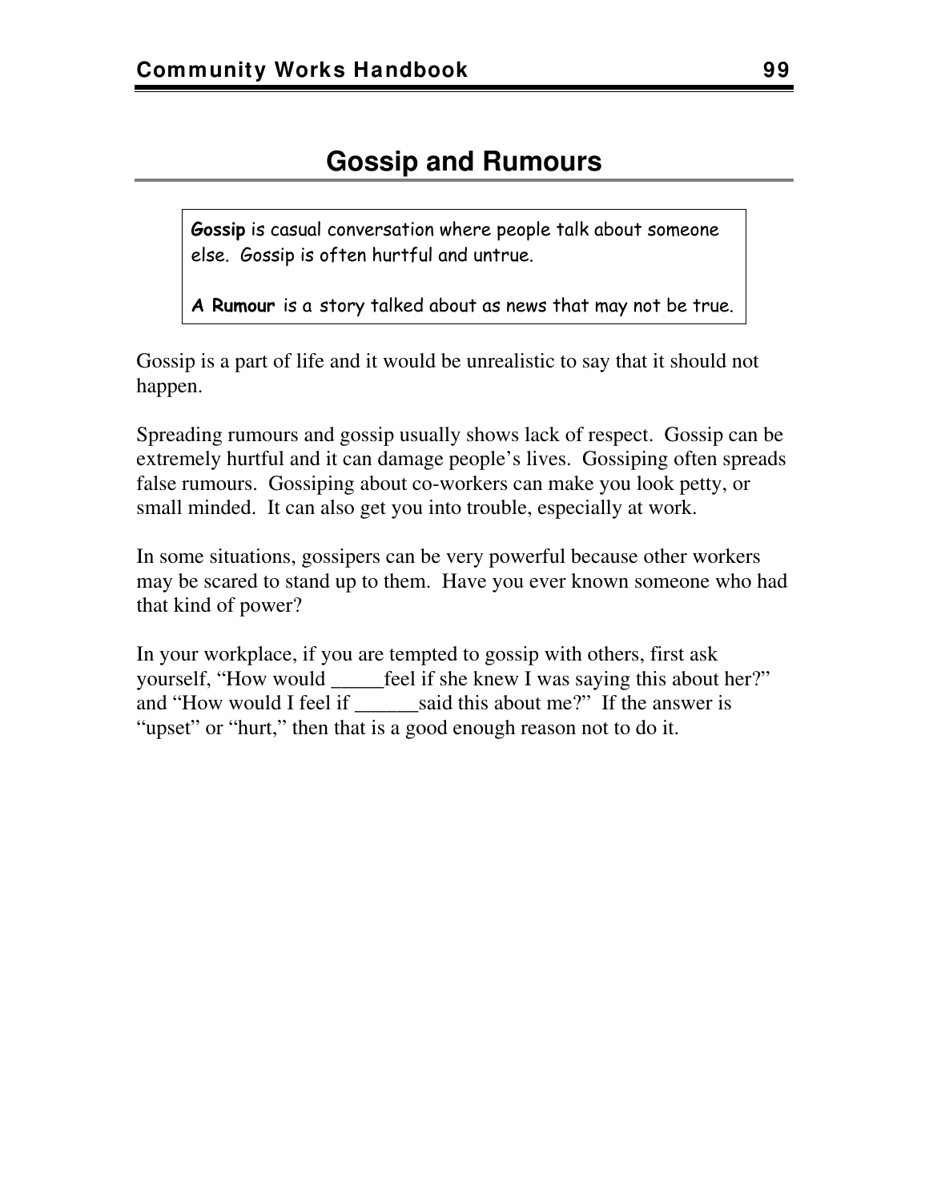# Gossip and Rumours

> **Gossip** is casual conversation where people talk about someone else. Gossip is often hurtful and untrue.
>
> **A Rumour** is a story talked about as news that may not be true.

Gossip is a part of life and it would be unrealistic to say that it should not happen.

Spreading rumours and gossip usually shows lack of respect. Gossip can be extremely hurtful and it can damage people's lives. Gossiping often spreads false rumours. Gossiping about co-workers can make you look petty, or small minded. It can also get you into trouble, especially at work.

In some situations, gossipers can be very powerful because other workers may be scared to stand up to them. Have you ever known someone who had that kind of power?

In your workplace, if you are tempted to gossip with others, first ask yourself, "How would _____feel if she knew I was saying this about her?" and "How would I feel if ______said this about me?" If the answer is "upset" or "hurt," then that is a good enough reason not to do it.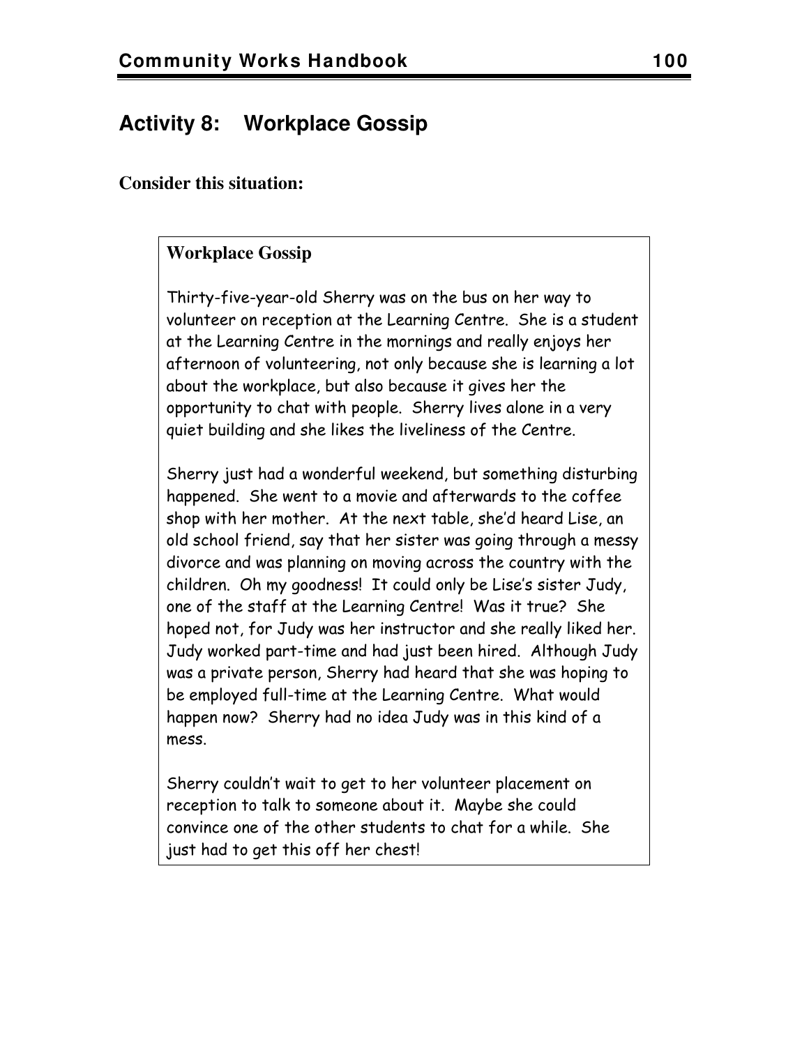## Activity 8: Workplace Gossip

**Consider this situation:**

### Workplace Gossip

Thirty-five-year-old Sherry was on the bus on her way to volunteer on reception at the Learning Centre. She is a student at the Learning Centre in the mornings and really enjoys her afternoon of volunteering, not only because she is learning a lot about the workplace, but also because it gives her the opportunity to chat with people. Sherry lives alone in a very quiet building and she likes the liveliness of the Centre.

Sherry just had a wonderful weekend, but something disturbing happened. She went to a movie and afterwards to the coffee shop with her mother. At the next table, she'd heard Lise, an old school friend, say that her sister was going through a messy divorce and was planning on moving across the country with the children. Oh my goodness! It could only be Lise's sister Judy, one of the staff at the Learning Centre! Was it true? She hoped not, for Judy was her instructor and she really liked her. Judy worked part-time and had just been hired. Although Judy was a private person, Sherry had heard that she was hoping to be employed full-time at the Learning Centre. What would happen now? Sherry had no idea Judy was in this kind of a mess.

Sherry couldn't wait to get to her volunteer placement on reception to talk to someone about it. Maybe she could convince one of the other students to chat for a while. She just had to get this off her chest!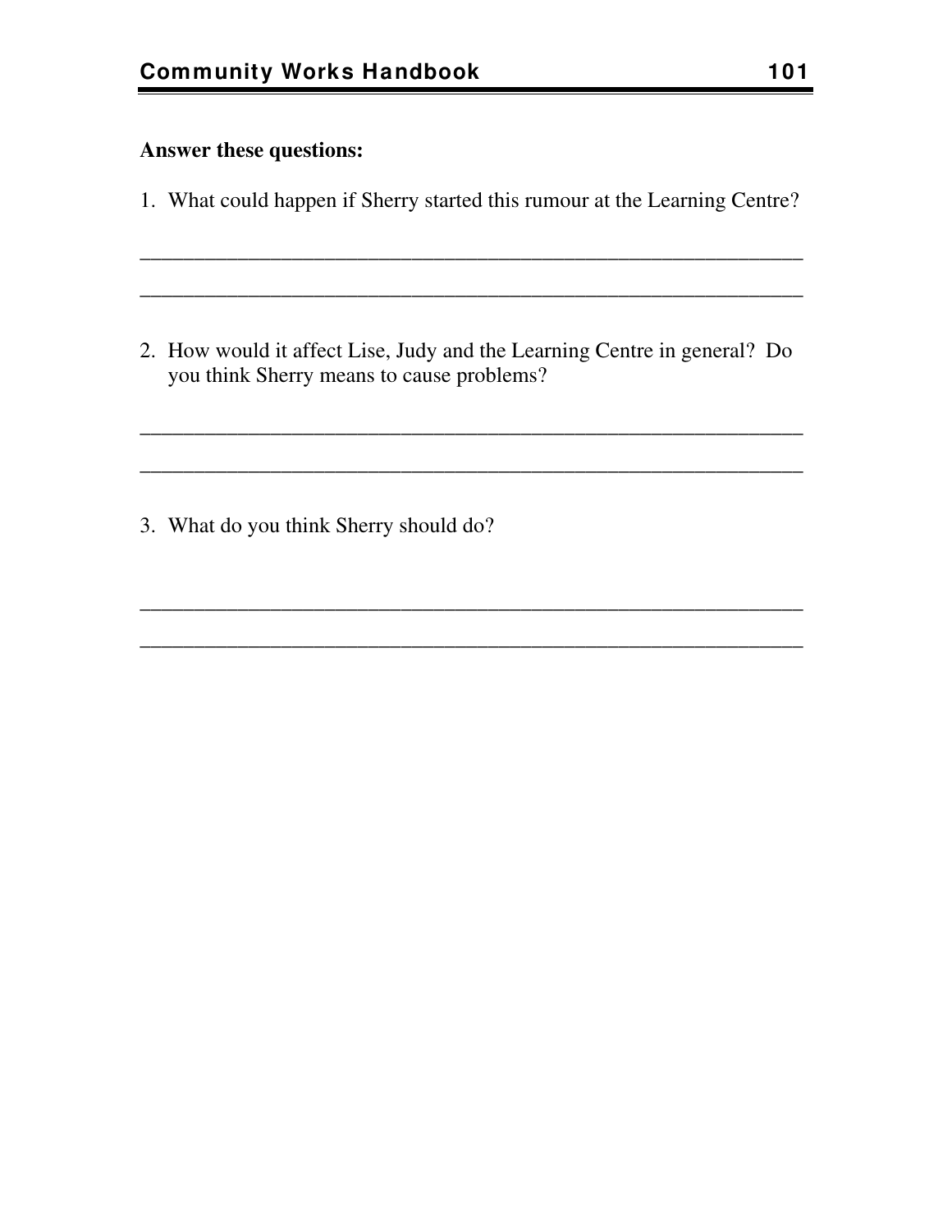**Answer these questions:**

1. What could happen if Sherry started this rumour at the Learning Centre?

_______________________________________________________________

_______________________________________________________________

2. How would it affect Lise, Judy and the Learning Centre in general? Do you think Sherry means to cause problems?

_______________________________________________________________

_______________________________________________________________

3. What do you think Sherry should do?

_______________________________________________________________

_______________________________________________________________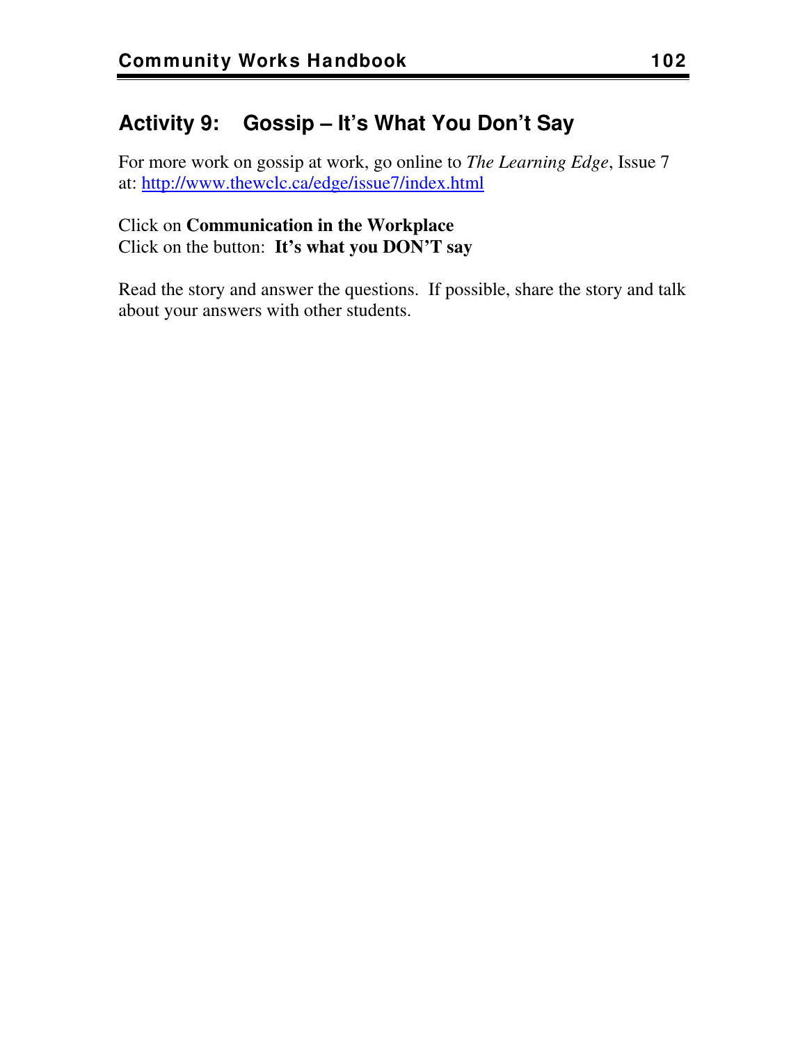## Activity 9: Gossip – It's What You Don't Say

For more work on gossip at work, go online to *The Learning Edge*, Issue 7 at: [http://www.thewclc.ca/edge/issue7/index.html](http://www.thewclc.ca/edge/issue7/index.html)

Click on **Communication in the Workplace**
Click on the button: **It's what you DON'T say**

Read the story and answer the questions. If possible, share the story and talk about your answers with other students.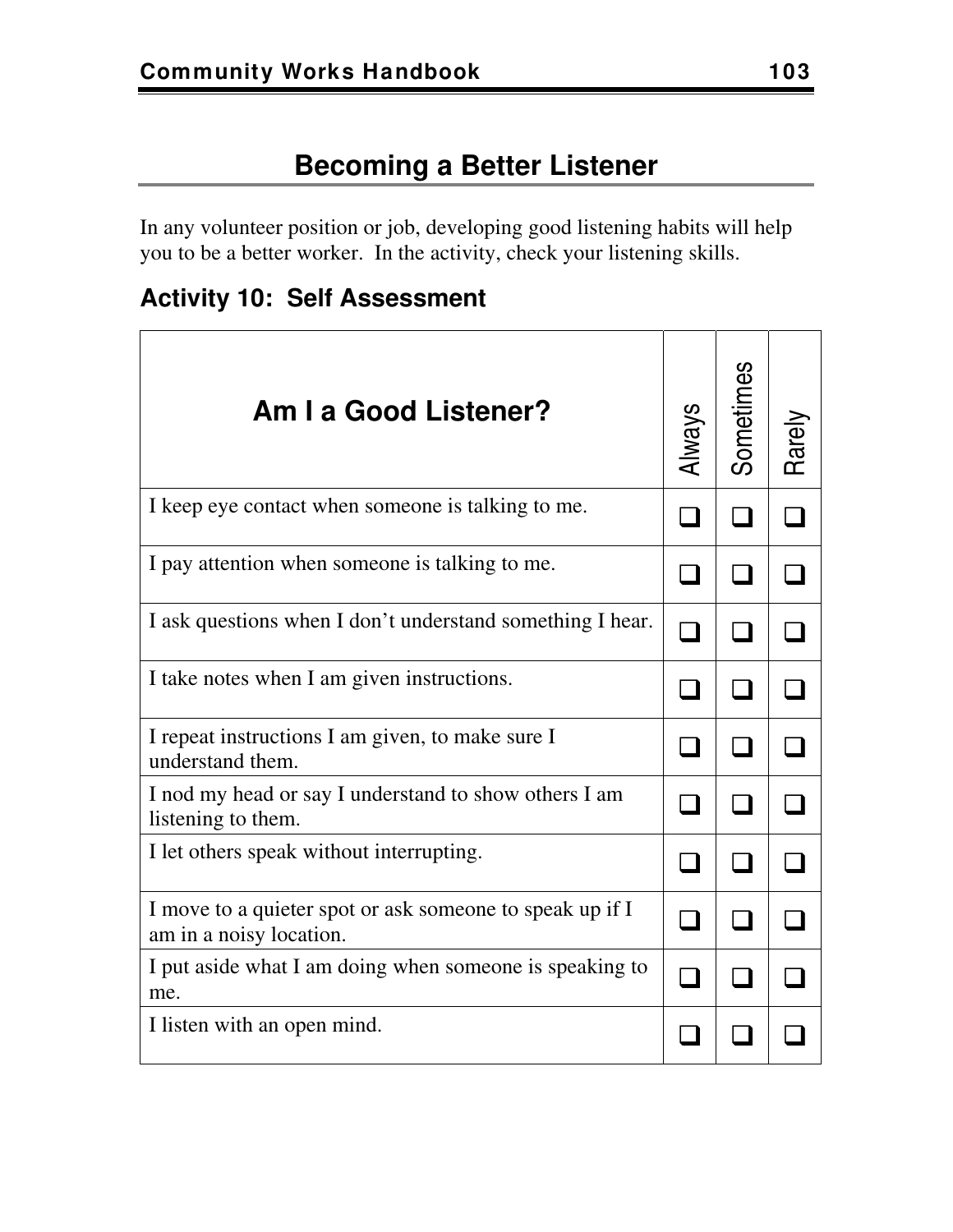# Becoming a Better Listener

In any volunteer position or job, developing good listening habits will help you to be a better worker. In the activity, check your listening skills.

## Activity 10: Self Assessment

| Am I a Good Listener? | Always | Sometimes | Rarely |
|---|---|---|---|
| I keep eye contact when someone is talking to me. | ❑ | ❑ | ❑ |
| I pay attention when someone is talking to me. | ❑ | ❑ | ❑ |
| I ask questions when I don't understand something I hear. | ❑ | ❑ | ❑ |
| I take notes when I am given instructions. | ❑ | ❑ | ❑ |
| I repeat instructions I am given, to make sure I understand them. | ❑ | ❑ | ❑ |
| I nod my head or say I understand to show others I am listening to them. | ❑ | ❑ | ❑ |
| I let others speak without interrupting. | ❑ | ❑ | ❑ |
| I move to a quieter spot or ask someone to speak up if I am in a noisy location. | ❑ | ❑ | ❑ |
| I put aside what I am doing when someone is speaking to me. | ❑ | ❑ | ❑ |
| I listen with an open mind. | ❑ | ❑ | ❑ |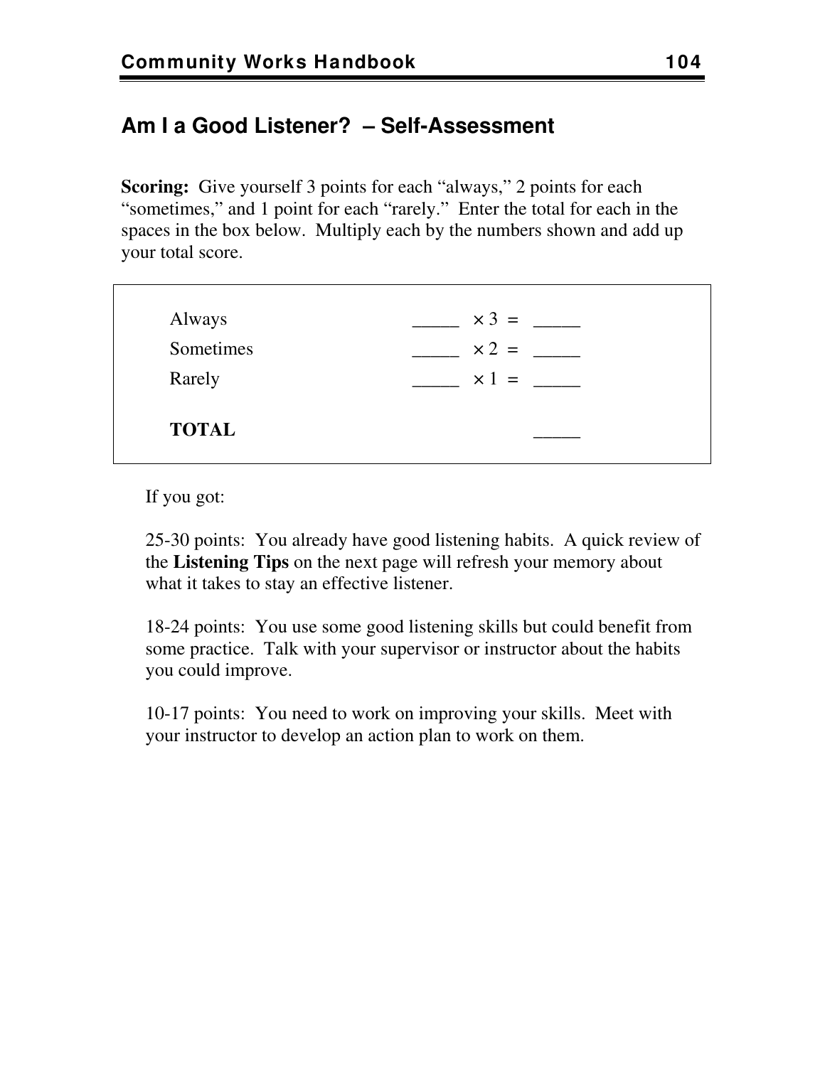## Am I a Good Listener? – Self-Assessment

**Scoring:** Give yourself 3 points for each "always," 2 points for each "sometimes," and 1 point for each "rarely." Enter the total for each in the spaces in the box below. Multiply each by the numbers shown and add up your total score.

| | | | | |
|---|---|---|---|---|
| Always | _____ | × 3 | = | _____ |
| Sometimes | _____ | × 2 | = | _____ |
| Rarely | _____ | × 1 | = | _____ |
| **TOTAL** | | | | _____ |

If you got:

25-30 points: You already have good listening habits. A quick review of the **Listening Tips** on the next page will refresh your memory about what it takes to stay an effective listener.

18-24 points: You use some good listening skills but could benefit from some practice. Talk with your supervisor or instructor about the habits you could improve.

10-17 points: You need to work on improving your skills. Meet with your instructor to develop an action plan to work on them.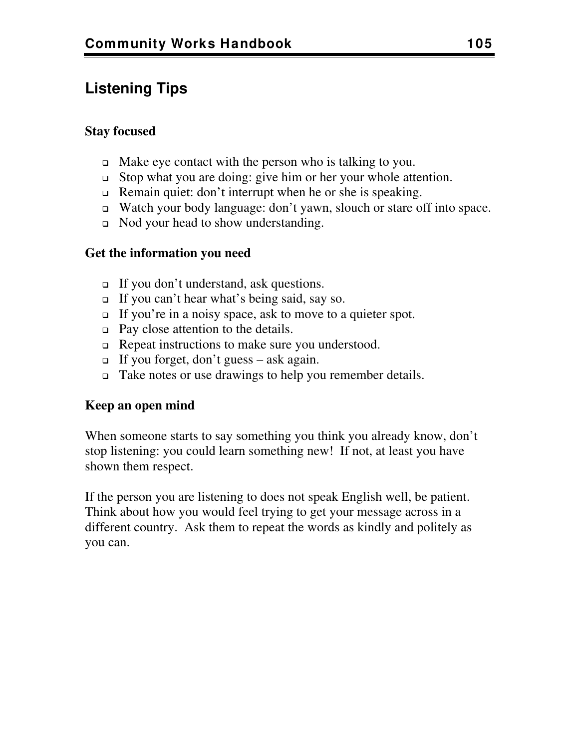## Listening Tips

### Stay focused

- Make eye contact with the person who is talking to you.
- Stop what you are doing: give him or her your whole attention.
- Remain quiet: don't interrupt when he or she is speaking.
- Watch your body language: don't yawn, slouch or stare off into space.
- Nod your head to show understanding.

### Get the information you need

- If you don't understand, ask questions.
- If you can't hear what's being said, say so.
- If you're in a noisy space, ask to move to a quieter spot.
- Pay close attention to the details.
- Repeat instructions to make sure you understood.
- If you forget, don't guess – ask again.
- Take notes or use drawings to help you remember details.

### Keep an open mind

When someone starts to say something you think you already know, don't stop listening: you could learn something new! If not, at least you have shown them respect.

If the person you are listening to does not speak English well, be patient. Think about how you would feel trying to get your message across in a different country. Ask them to repeat the words as kindly and politely as you can.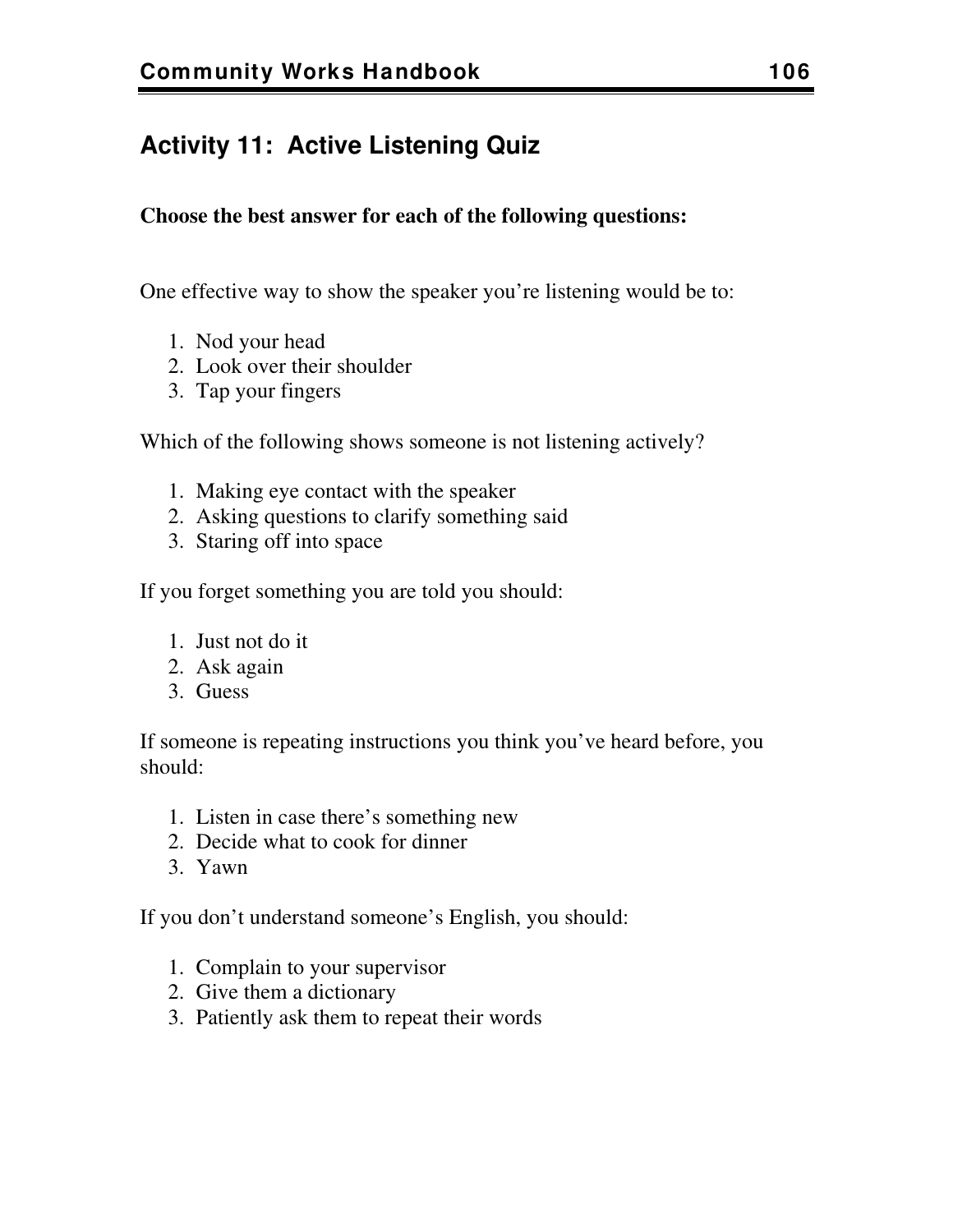## Activity 11: Active Listening Quiz

**Choose the best answer for each of the following questions:**

One effective way to show the speaker you're listening would be to:

1. Nod your head
2. Look over their shoulder
3. Tap your fingers

Which of the following shows someone is not listening actively?

1. Making eye contact with the speaker
2. Asking questions to clarify something said
3. Staring off into space

If you forget something you are told you should:

1. Just not do it
2. Ask again
3. Guess

If someone is repeating instructions you think you've heard before, you should:

1. Listen in case there's something new
2. Decide what to cook for dinner
3. Yawn

If you don't understand someone's English, you should:

1. Complain to your supervisor
2. Give them a dictionary
3. Patiently ask them to repeat their words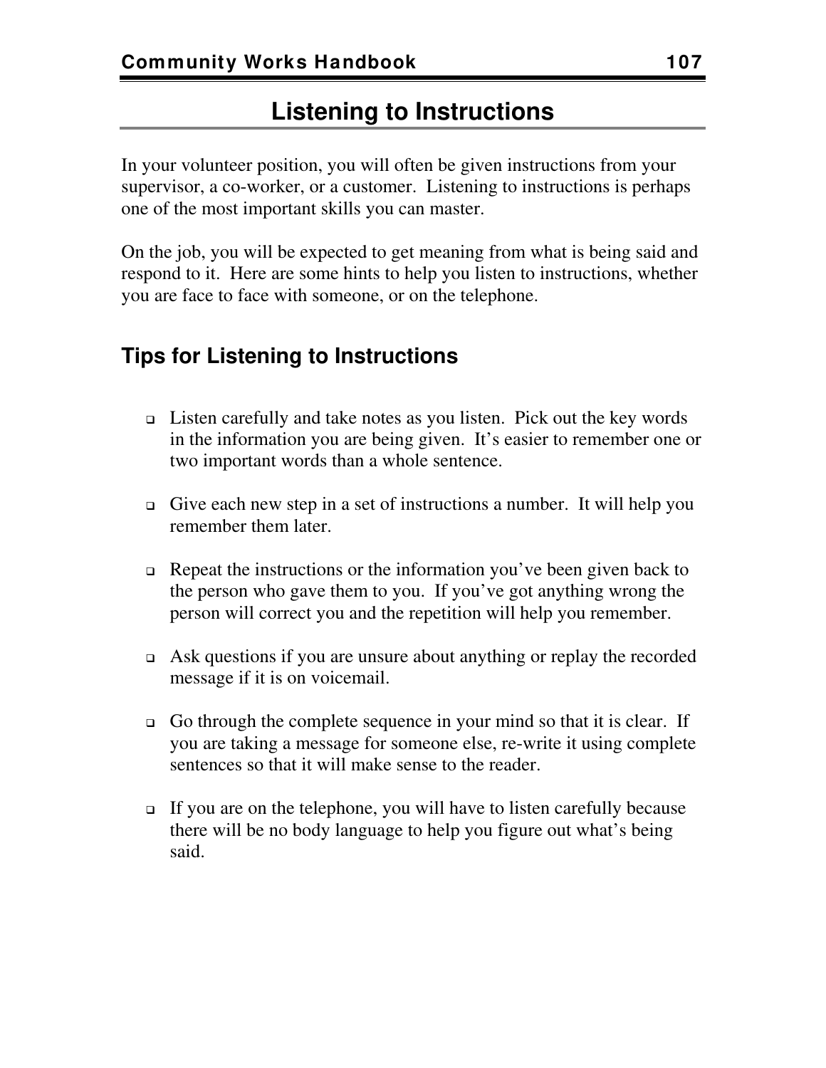# Listening to Instructions

In your volunteer position, you will often be given instructions from your supervisor, a co-worker, or a customer. Listening to instructions is perhaps one of the most important skills you can master.

On the job, you will be expected to get meaning from what is being said and respond to it. Here are some hints to help you listen to instructions, whether you are face to face with someone, or on the telephone.

## Tips for Listening to Instructions

- Listen carefully and take notes as you listen. Pick out the key words in the information you are being given. It's easier to remember one or two important words than a whole sentence.

- Give each new step in a set of instructions a number. It will help you remember them later.

- Repeat the instructions or the information you've been given back to the person who gave them to you. If you've got anything wrong the person will correct you and the repetition will help you remember.

- Ask questions if you are unsure about anything or replay the recorded message if it is on voicemail.

- Go through the complete sequence in your mind so that it is clear. If you are taking a message for someone else, re-write it using complete sentences so that it will make sense to the reader.

- If you are on the telephone, you will have to listen carefully because there will be no body language to help you figure out what's being said.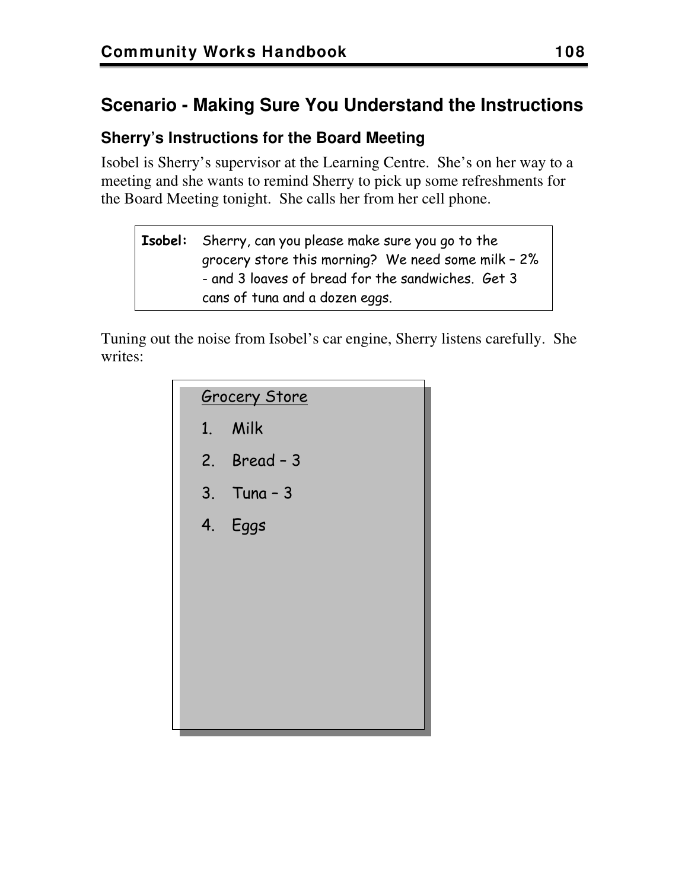## Scenario - Making Sure You Understand the Instructions

### Sherry's Instructions for the Board Meeting

Isobel is Sherry's supervisor at the Learning Centre. She's on her way to a meeting and she wants to remind Sherry to pick up some refreshments for the Board Meeting tonight. She calls her from her cell phone.

> **Isobel:** Sherry, can you please make sure you go to the grocery store this morning? We need some milk – 2% - and 3 loaves of bread for the sandwiches. Get 3 cans of tuna and a dozen eggs.

Tuning out the noise from Isobel's car engine, Sherry listens carefully. She writes:

> Grocery Store
>
> 1. Milk
> 2. Bread – 3
> 3. Tuna – 3
> 4. Eggs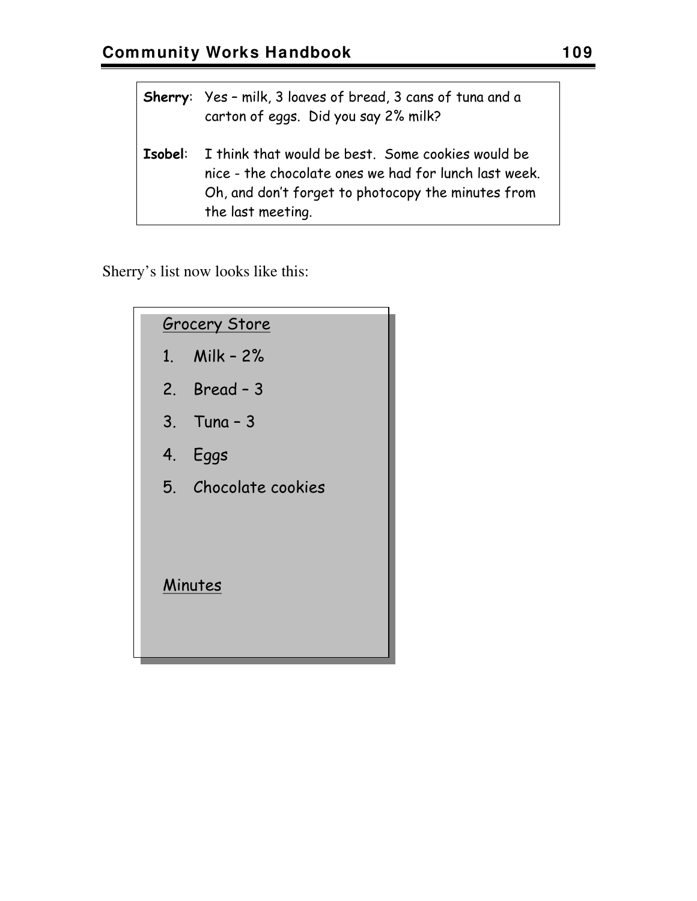**Sherry**: Yes – milk, 3 loaves of bread, 3 cans of tuna and a carton of eggs. Did you say 2% milk?

**Isobel**: I think that would be best. Some cookies would be nice - the chocolate ones we had for lunch last week. Oh, and don't forget to photocopy the minutes from the last meeting.

Sherry's list now looks like this:

Grocery Store

1. Milk – 2%
2. Bread – 3
3. Tuna – 3
4. Eggs
5. Chocolate cookies

Minutes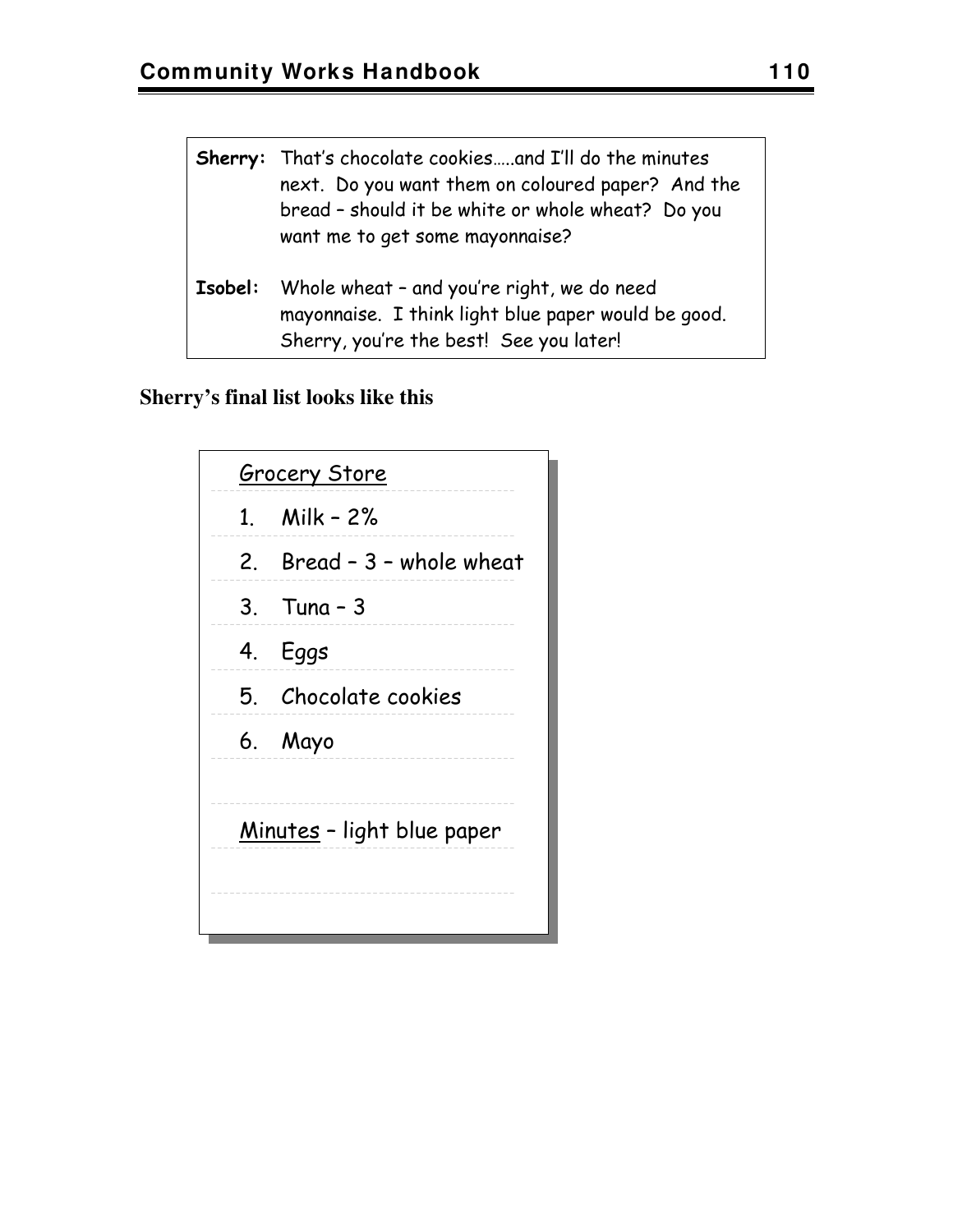| | |
|---|---|
| **Sherry:** | That's chocolate cookies.....and I'll do the minutes next. Do you want them on coloured paper? And the bread – should it be white or whole wheat? Do you want me to get some mayonnaise? |
| **Isobel:** | Whole wheat – and you're right, we do need mayonnaise. I think light blue paper would be good. Sherry, you're the best! See you later! |

**Sherry's final list looks like this**

Grocery Store

1. Milk – 2%
2. Bread – 3 – whole wheat
3. Tuna – 3
4. Eggs
5. Chocolate cookies
6. Mayo

Minutes – light blue paper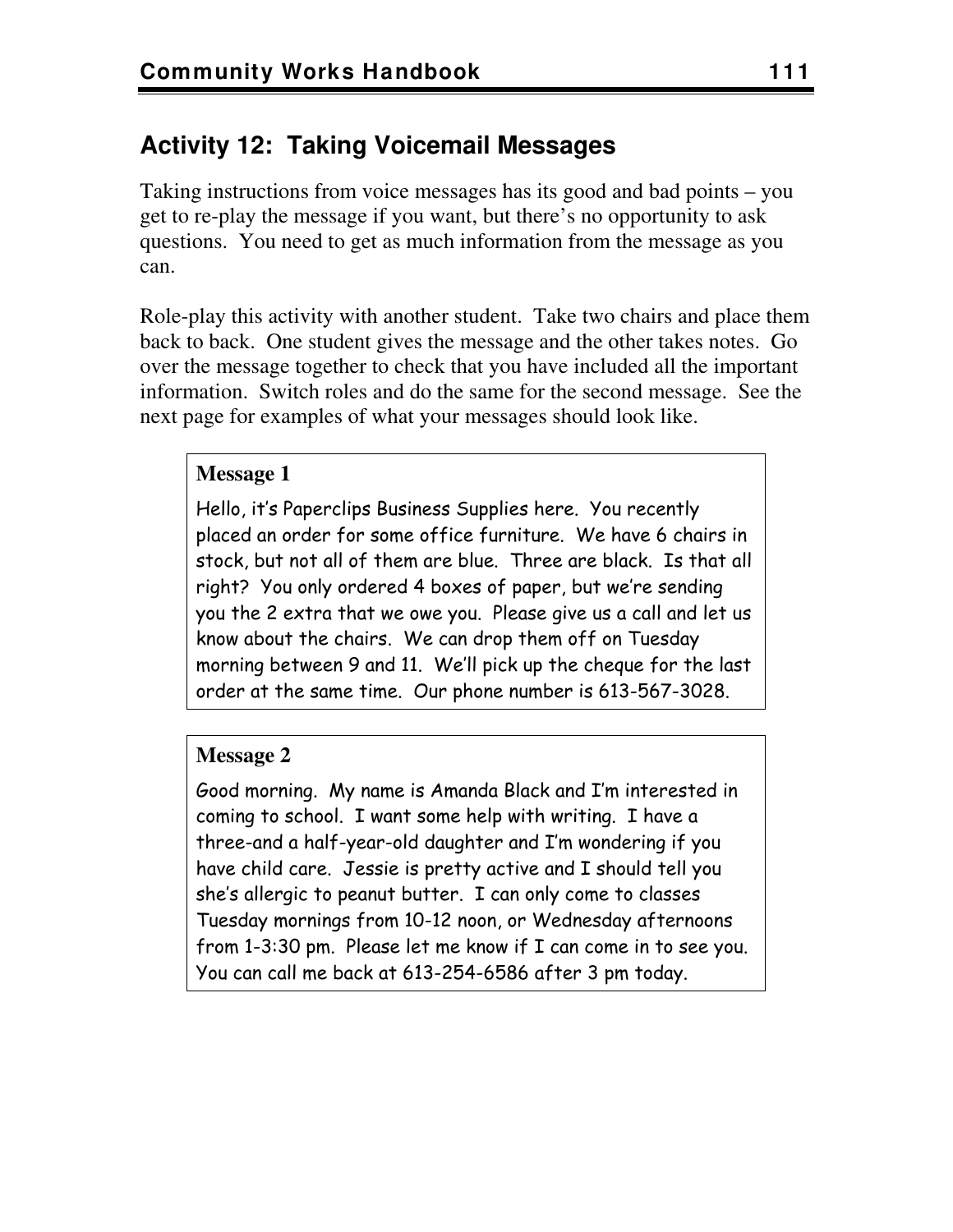## Activity 12: Taking Voicemail Messages

Taking instructions from voice messages has its good and bad points – you get to re-play the message if you want, but there's no opportunity to ask questions. You need to get as much information from the message as you can.

Role-play this activity with another student. Take two chairs and place them back to back. One student gives the message and the other takes notes. Go over the message together to check that you have included all the important information. Switch roles and do the same for the second message. See the next page for examples of what your messages should look like.

**Message 1**

Hello, it's Paperclips Business Supplies here. You recently placed an order for some office furniture. We have 6 chairs in stock, but not all of them are blue. Three are black. Is that all right? You only ordered 4 boxes of paper, but we're sending you the 2 extra that we owe you. Please give us a call and let us know about the chairs. We can drop them off on Tuesday morning between 9 and 11. We'll pick up the cheque for the last order at the same time. Our phone number is 613-567-3028.

**Message 2**

Good morning. My name is Amanda Black and I'm interested in coming to school. I want some help with writing. I have a three-and a half-year-old daughter and I'm wondering if you have child care. Jessie is pretty active and I should tell you she's allergic to peanut butter. I can only come to classes Tuesday mornings from 10-12 noon, or Wednesday afternoons from 1-3:30 pm. Please let me know if I can come in to see you. You can call me back at 613-254-6586 after 3 pm today.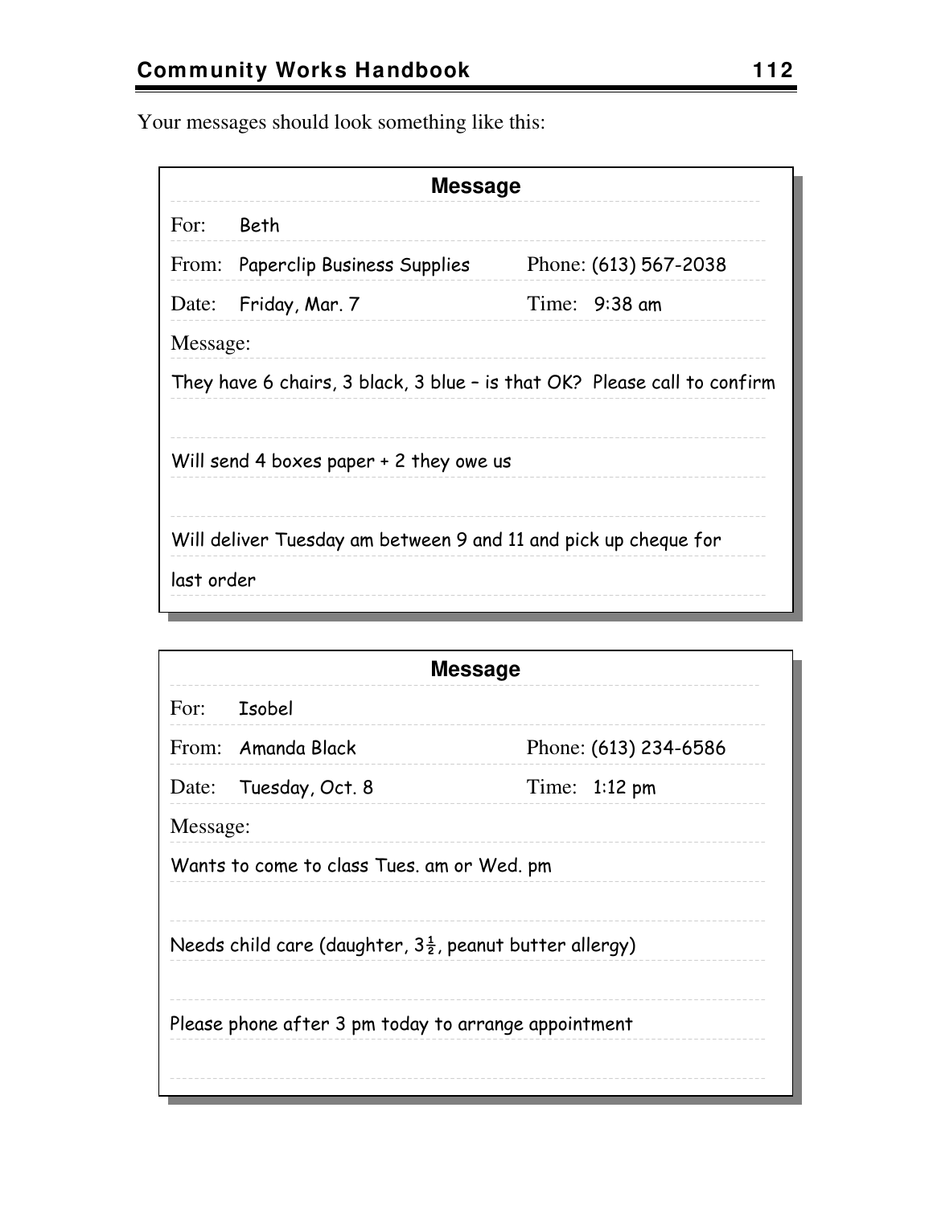Your messages should look something like this:

| **Message** | | | |
|---|---|---|---|
| For: | Beth | | |
| From: | Paperclip Business Supplies | Phone: | (613) 567-2038 |
| Date: | Friday, Mar. 7 | Time: | 9:38 am |
| Message: | | | |
| They have 6 chairs, 3 black, 3 blue – is that OK? Please call to confirm | | | |
| Will send 4 boxes paper + 2 they owe us | | | |
| Will deliver Tuesday am between 9 and 11 and pick up cheque for last order | | | |

| **Message** | | | |
|---|---|---|---|
| For: | Isobel | | |
| From: | Amanda Black | Phone: | (613) 234-6586 |
| Date: | Tuesday, Oct. 8 | Time: | 1:12 pm |
| Message: | | | |
| Wants to come to class Tues. am or Wed. pm | | | |
| Needs child care (daughter, 3½, peanut butter allergy) | | | |
| Please phone after 3 pm today to arrange appointment | | | |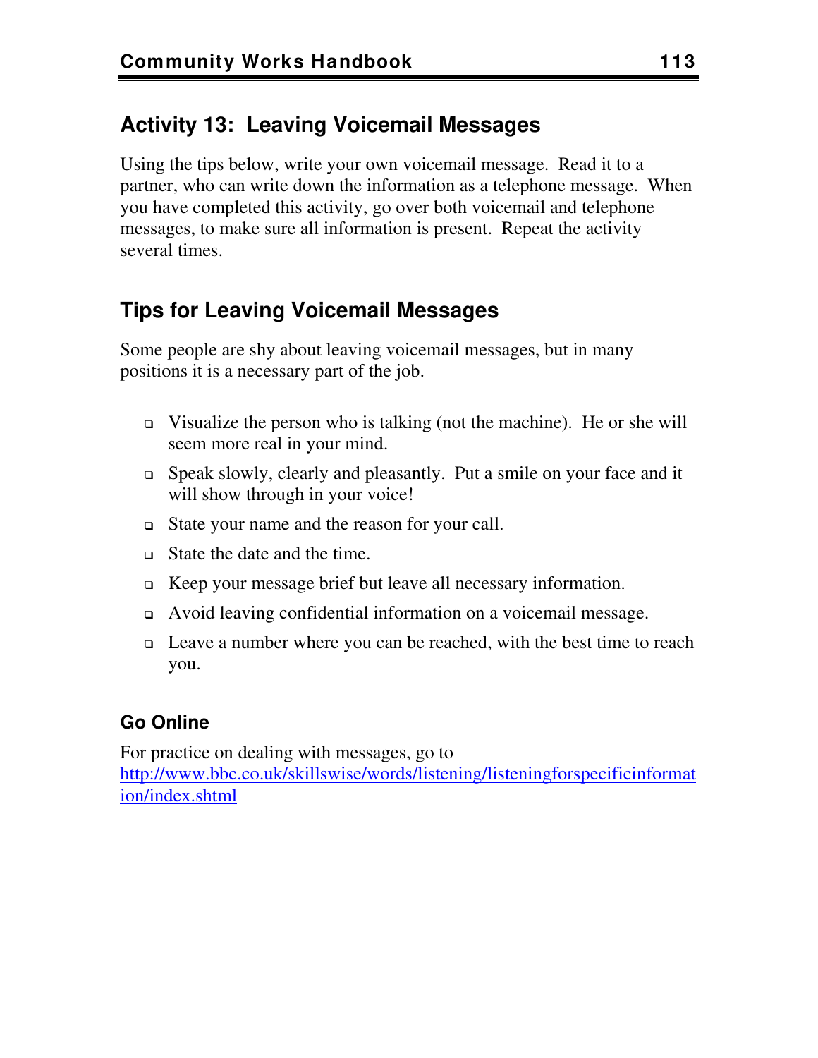## Activity 13: Leaving Voicemail Messages

Using the tips below, write your own voicemail message. Read it to a partner, who can write down the information as a telephone message. When you have completed this activity, go over both voicemail and telephone messages, to make sure all information is present. Repeat the activity several times.

## Tips for Leaving Voicemail Messages

Some people are shy about leaving voicemail messages, but in many positions it is a necessary part of the job.

- Visualize the person who is talking (not the machine). He or she will seem more real in your mind.
- Speak slowly, clearly and pleasantly. Put a smile on your face and it will show through in your voice!
- State your name and the reason for your call.
- State the date and the time.
- Keep your message brief but leave all necessary information.
- Avoid leaving confidential information on a voicemail message.
- Leave a number where you can be reached, with the best time to reach you.

### Go Online

For practice on dealing with messages, go to [http://www.bbc.co.uk/skillswise/words/listening/listeningforspecificinformation/index.shtml](http://www.bbc.co.uk/skillswise/words/listening/listeningforspecificinformation/index.shtml)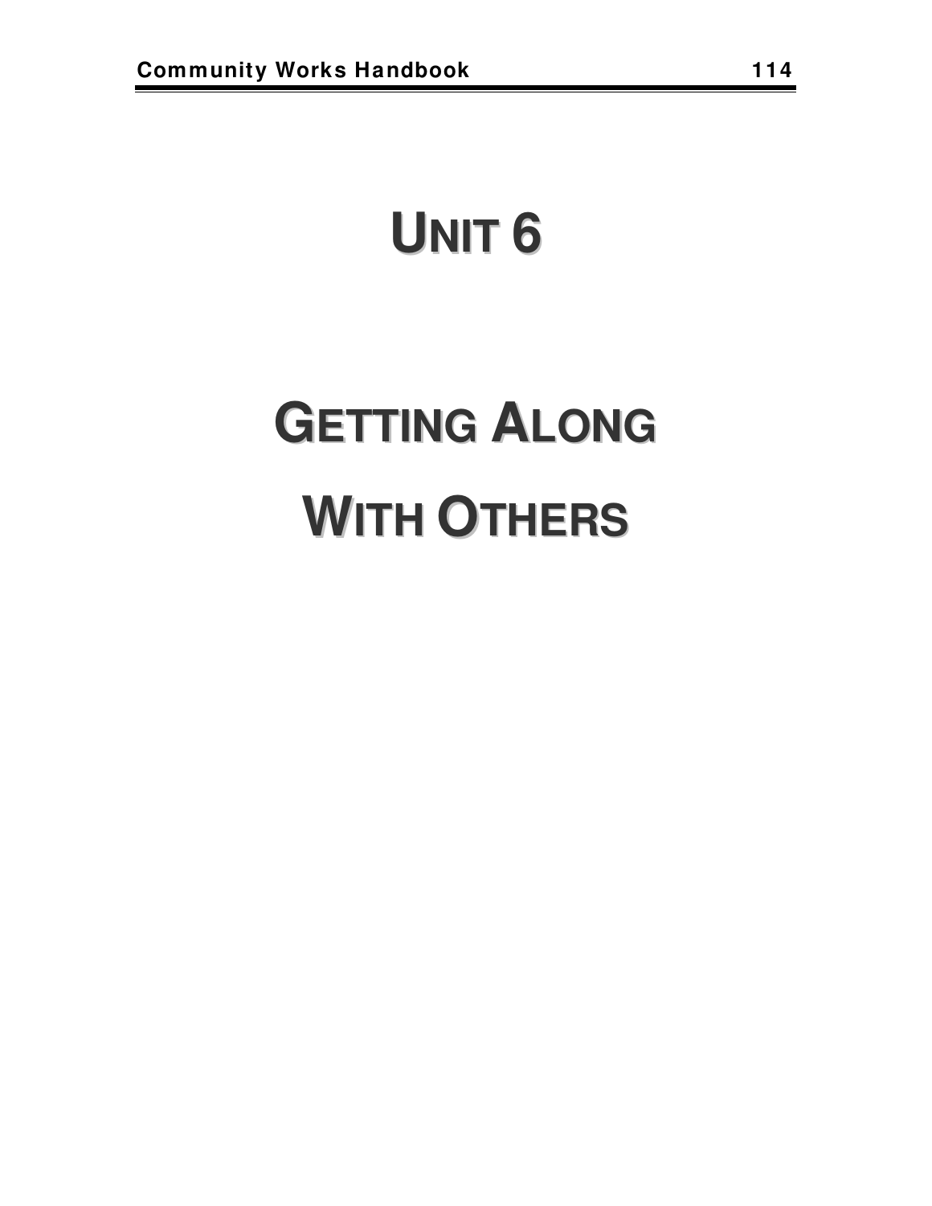# UNIT 6

# GETTING ALONG WITH OTHERS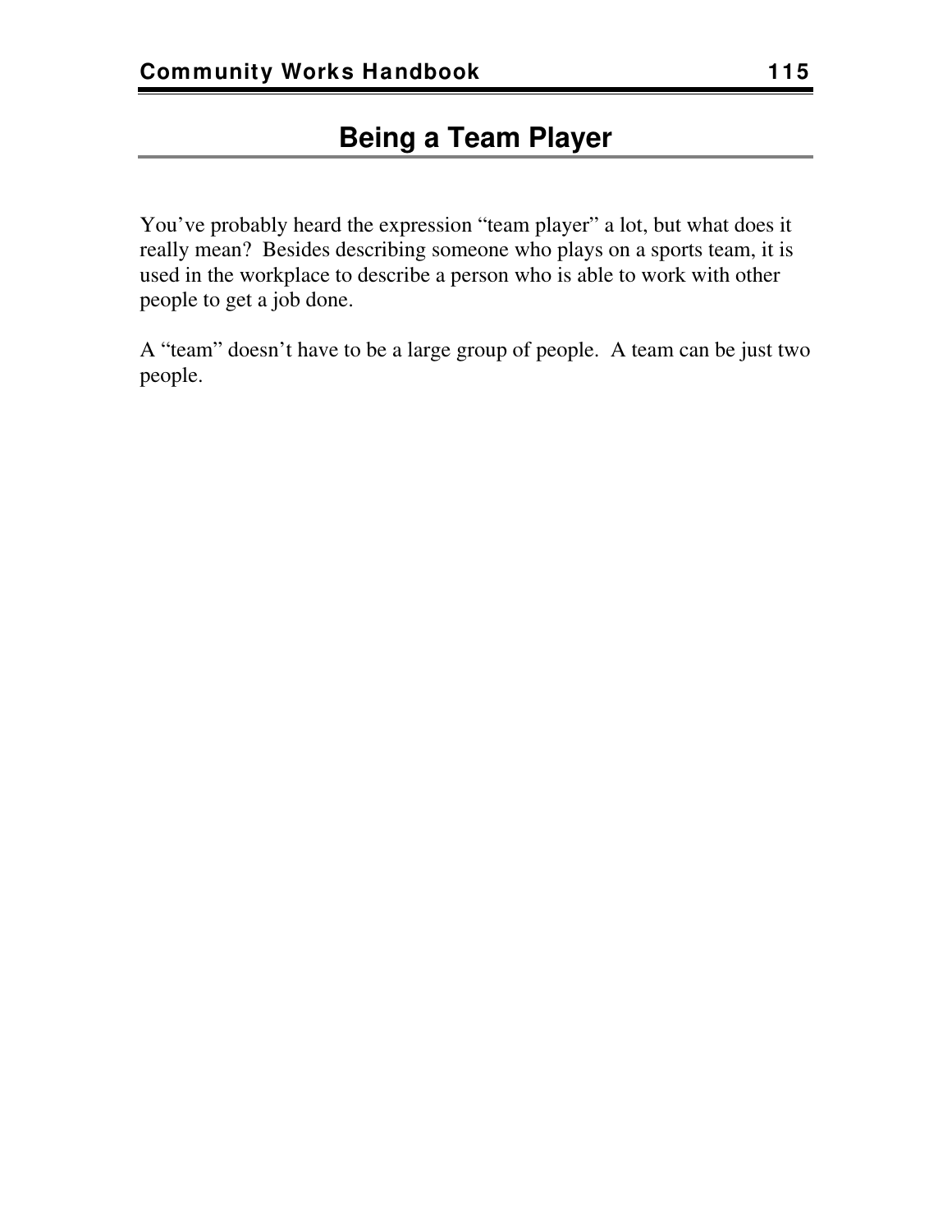# Being a Team Player

You’ve probably heard the expression “team player” a lot, but what does it really mean? Besides describing someone who plays on a sports team, it is used in the workplace to describe a person who is able to work with other people to get a job done.

A “team” doesn’t have to be a large group of people. A team can be just two people.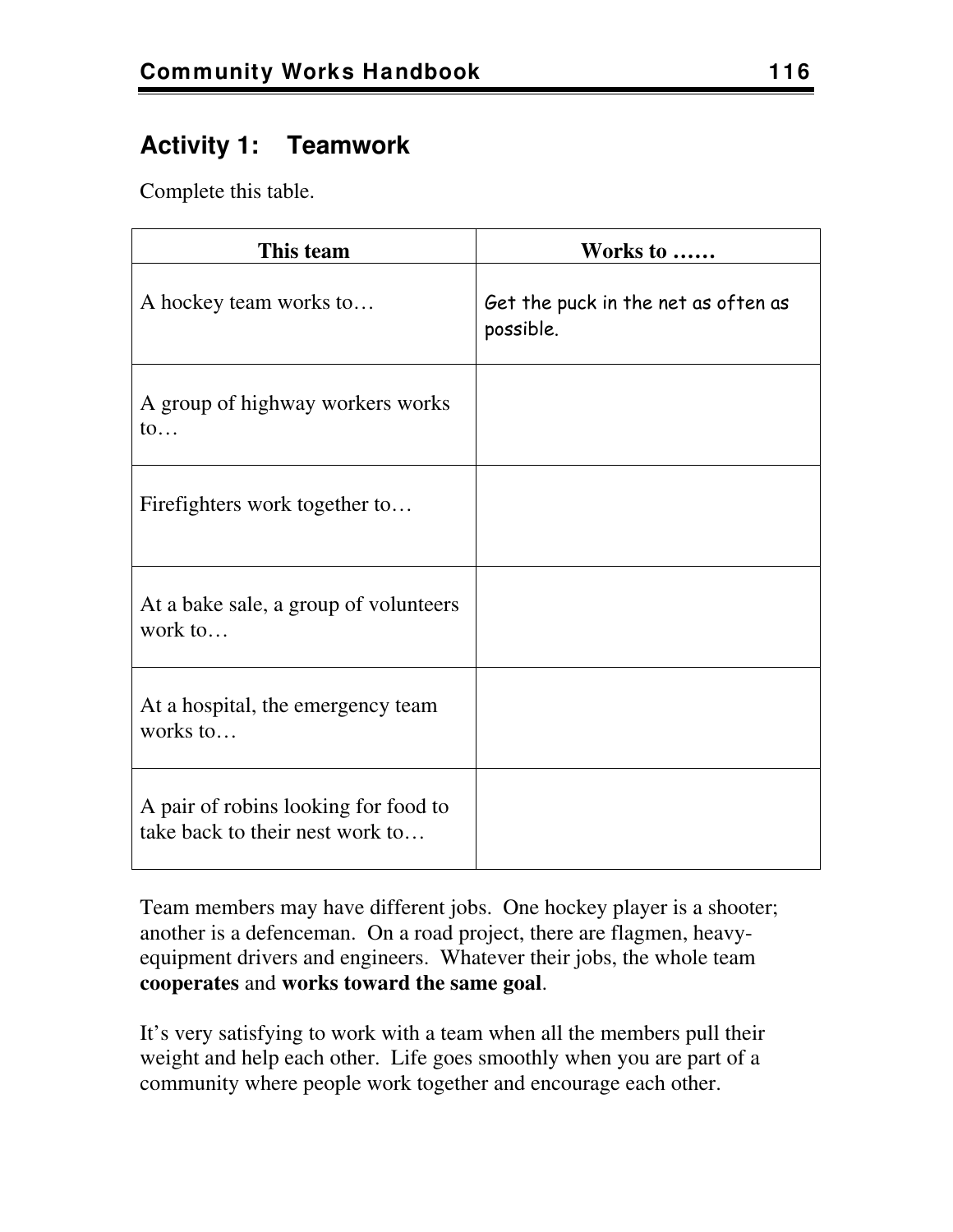## Activity 1:    Teamwork

Complete this table.

| This team | Works to …… |
|---|---|
| A hockey team works to… | Get the puck in the net as often as possible. |
| A group of highway workers works to… | |
| Firefighters work together to… | |
| At a bake sale, a group of volunteers work to… | |
| At a hospital, the emergency team works to… | |
| A pair of robins looking for food to take back to their nest work to… | |

Team members may have different jobs. One hockey player is a shooter; another is a defenceman. On a road project, there are flagmen, heavy-equipment drivers and engineers. Whatever their jobs, the whole team **cooperates** and **works toward the same goal**.

It's very satisfying to work with a team when all the members pull their weight and help each other. Life goes smoothly when you are part of a community where people work together and encourage each other.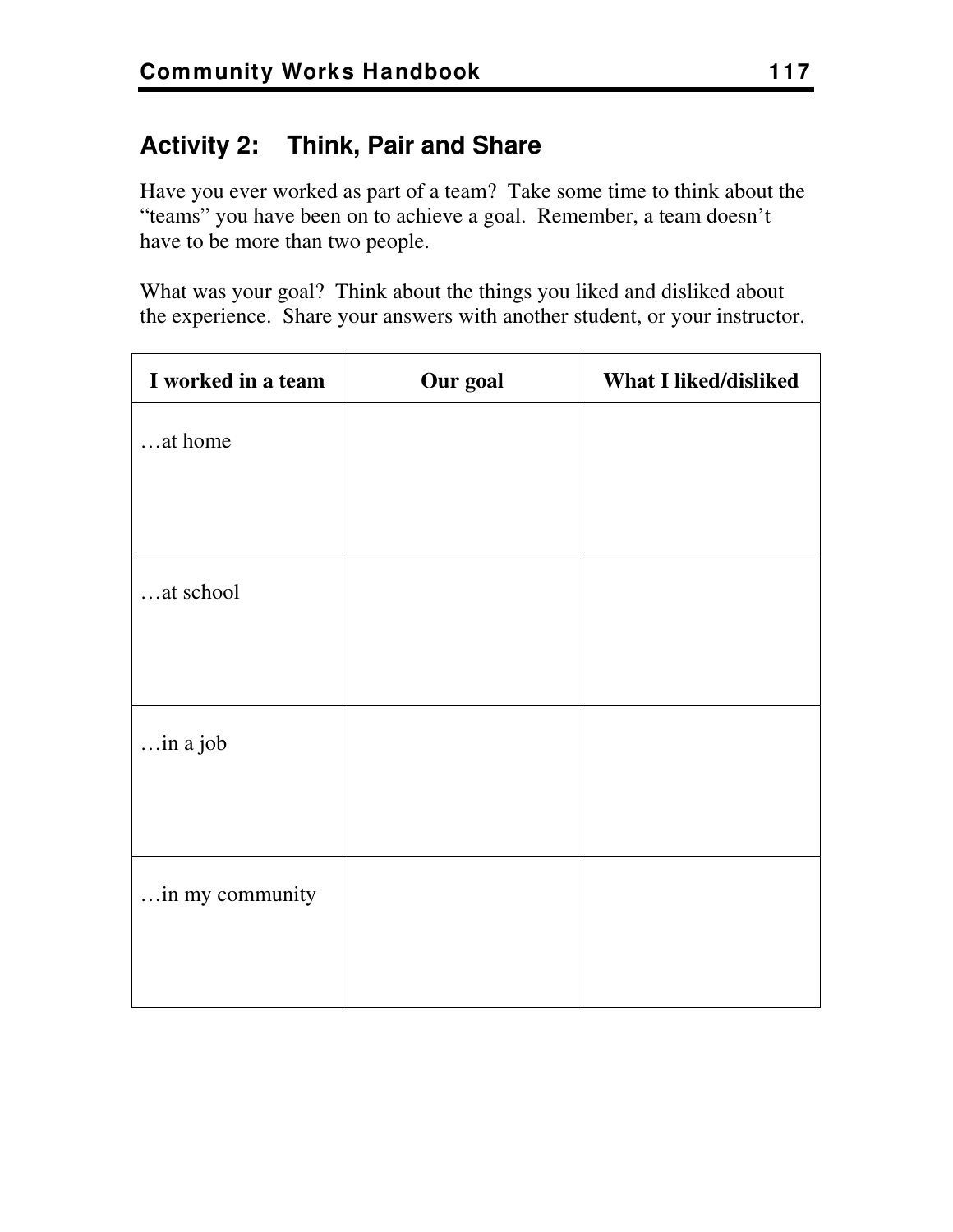## Activity 2: Think, Pair and Share

Have you ever worked as part of a team? Take some time to think about the "teams" you have been on to achieve a goal. Remember, a team doesn't have to be more than two people.

What was your goal? Think about the things you liked and disliked about the experience. Share your answers with another student, or your instructor.

| I worked in a team | Our goal | What I liked/disliked |
|---|---|---|
| …at home | | |
| …at school | | |
| …in a job | | |
| …in my community | | |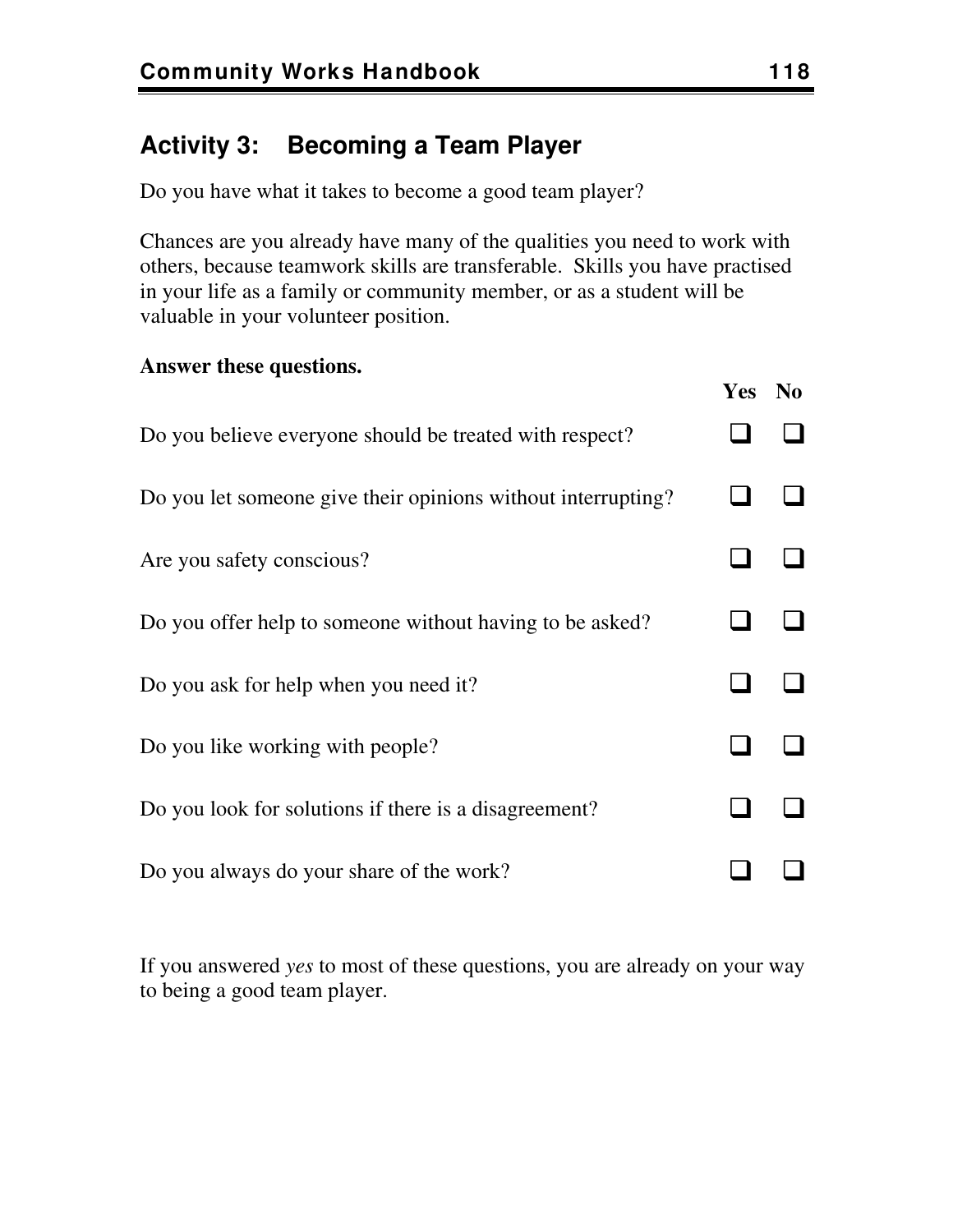## Activity 3: Becoming a Team Player

Do you have what it takes to become a good team player?

Chances are you already have many of the qualities you need to work with others, because teamwork skills are transferable. Skills you have practised in your life as a family or community member, or as a student will be valuable in your volunteer position.

**Answer these questions.**

| | Yes | No |
|---|---|---|
| Do you believe everyone should be treated with respect? | ❑ | ❑ |
| Do you let someone give their opinions without interrupting? | ❑ | ❑ |
| Are you safety conscious? | ❑ | ❑ |
| Do you offer help to someone without having to be asked? | ❑ | ❑ |
| Do you ask for help when you need it? | ❑ | ❑ |
| Do you like working with people? | ❑ | ❑ |
| Do you look for solutions if there is a disagreement? | ❑ | ❑ |
| Do you always do your share of the work? | ❑ | ❑ |

If you answered *yes* to most of these questions, you are already on your way to being a good team player.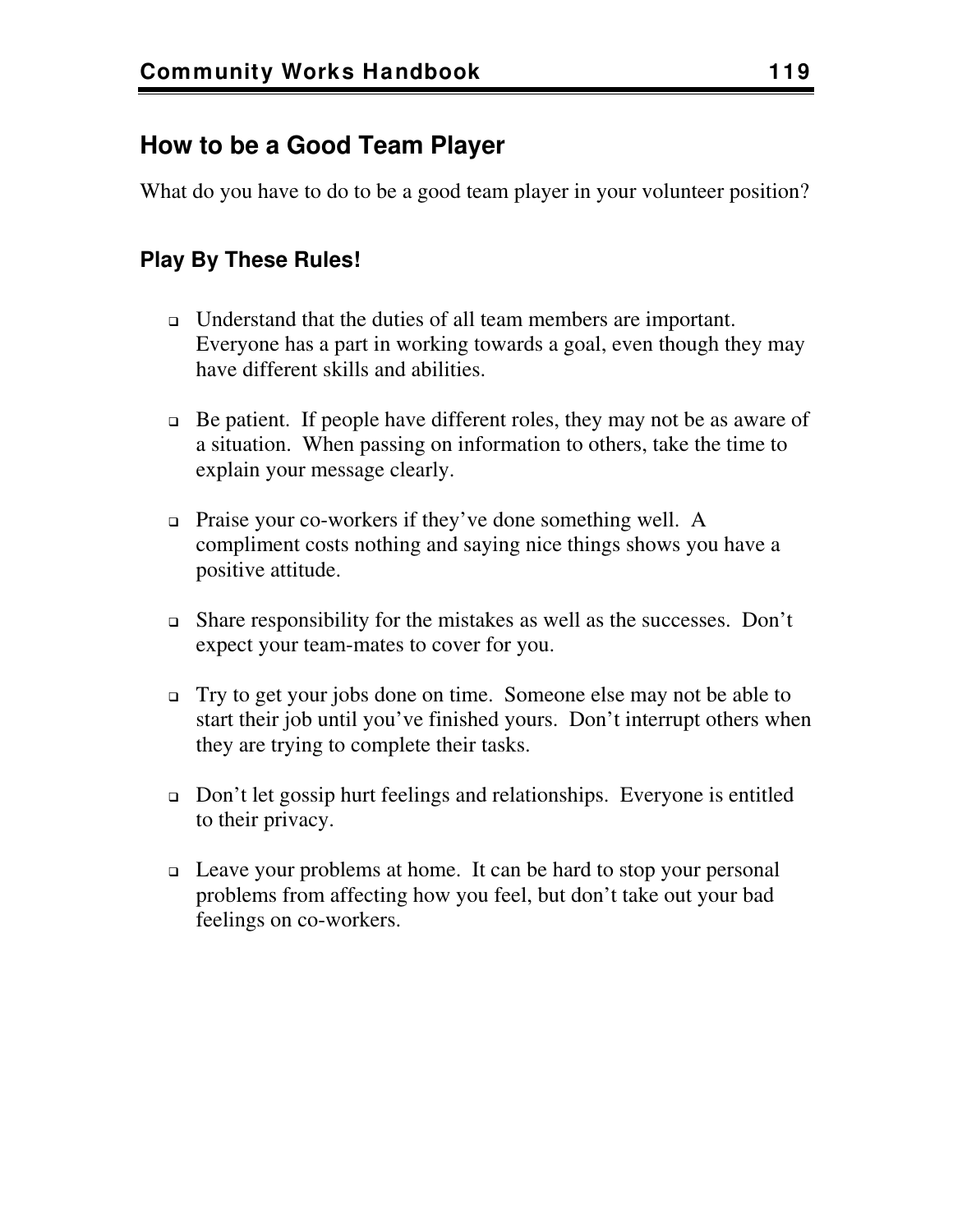## How to be a Good Team Player

What do you have to do to be a good team player in your volunteer position?

### Play By These Rules!

- Understand that the duties of all team members are important. Everyone has a part in working towards a goal, even though they may have different skills and abilities.
- Be patient. If people have different roles, they may not be as aware of a situation. When passing on information to others, take the time to explain your message clearly.
- Praise your co-workers if they've done something well. A compliment costs nothing and saying nice things shows you have a positive attitude.
- Share responsibility for the mistakes as well as the successes. Don't expect your team-mates to cover for you.
- Try to get your jobs done on time. Someone else may not be able to start their job until you've finished yours. Don't interrupt others when they are trying to complete their tasks.
- Don't let gossip hurt feelings and relationships. Everyone is entitled to their privacy.
- Leave your problems at home. It can be hard to stop your personal problems from affecting how you feel, but don't take out your bad feelings on co-workers.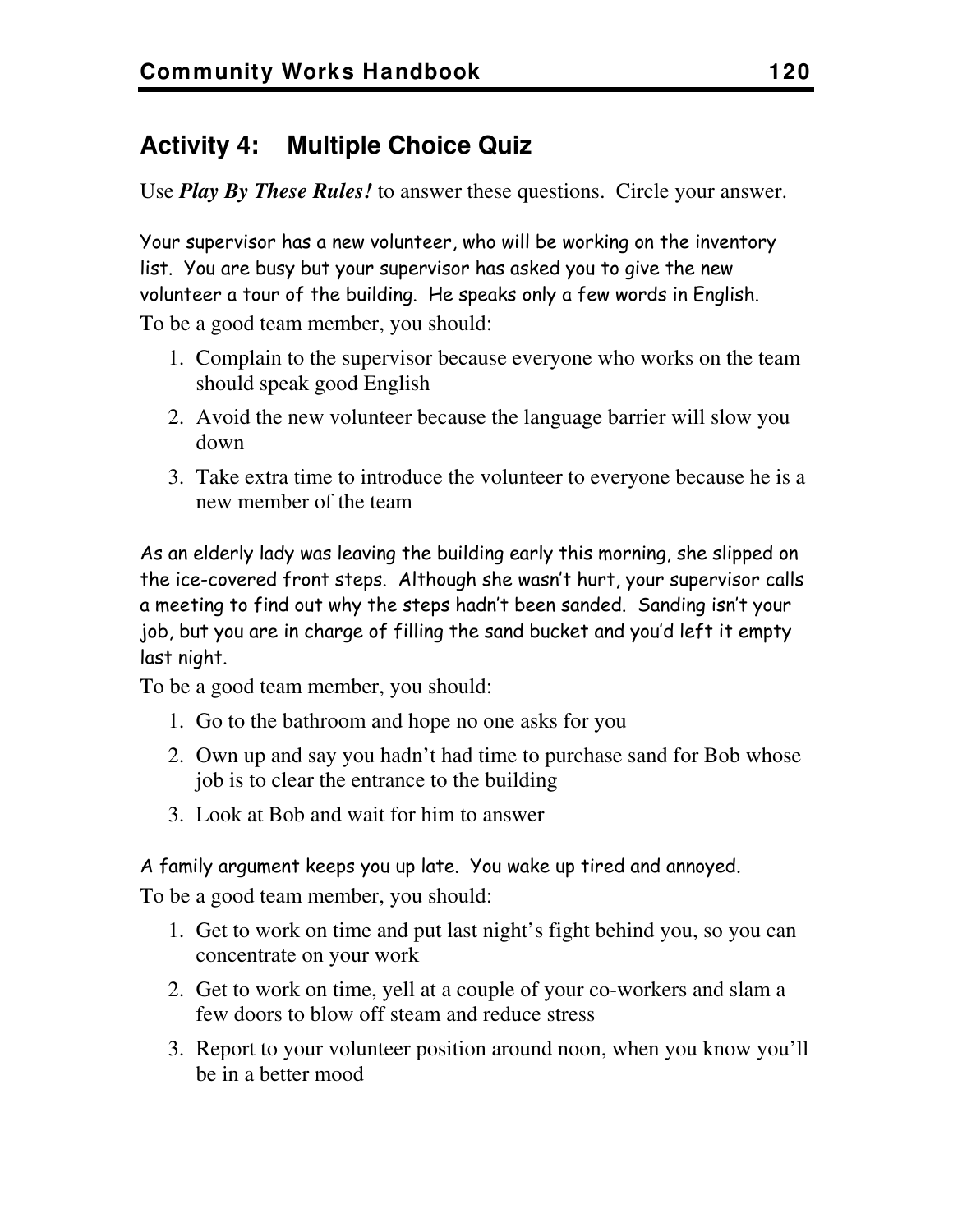## Activity 4: Multiple Choice Quiz

Use ***Play By These Rules!*** to answer these questions. Circle your answer.

Your supervisor has a new volunteer, who will be working on the inventory list. You are busy but your supervisor has asked you to give the new volunteer a tour of the building. He speaks only a few words in English.

To be a good team member, you should:

1. Complain to the supervisor because everyone who works on the team should speak good English
2. Avoid the new volunteer because the language barrier will slow you down
3. Take extra time to introduce the volunteer to everyone because he is a new member of the team

As an elderly lady was leaving the building early this morning, she slipped on the ice-covered front steps. Although she wasn't hurt, your supervisor calls a meeting to find out why the steps hadn't been sanded. Sanding isn't your job, but you are in charge of filling the sand bucket and you'd left it empty last night.

To be a good team member, you should:

1. Go to the bathroom and hope no one asks for you
2. Own up and say you hadn't had time to purchase sand for Bob whose job is to clear the entrance to the building
3. Look at Bob and wait for him to answer

A family argument keeps you up late. You wake up tired and annoyed.

To be a good team member, you should:

1. Get to work on time and put last night's fight behind you, so you can concentrate on your work
2. Get to work on time, yell at a couple of your co-workers and slam a few doors to blow off steam and reduce stress
3. Report to your volunteer position around noon, when you know you'll be in a better mood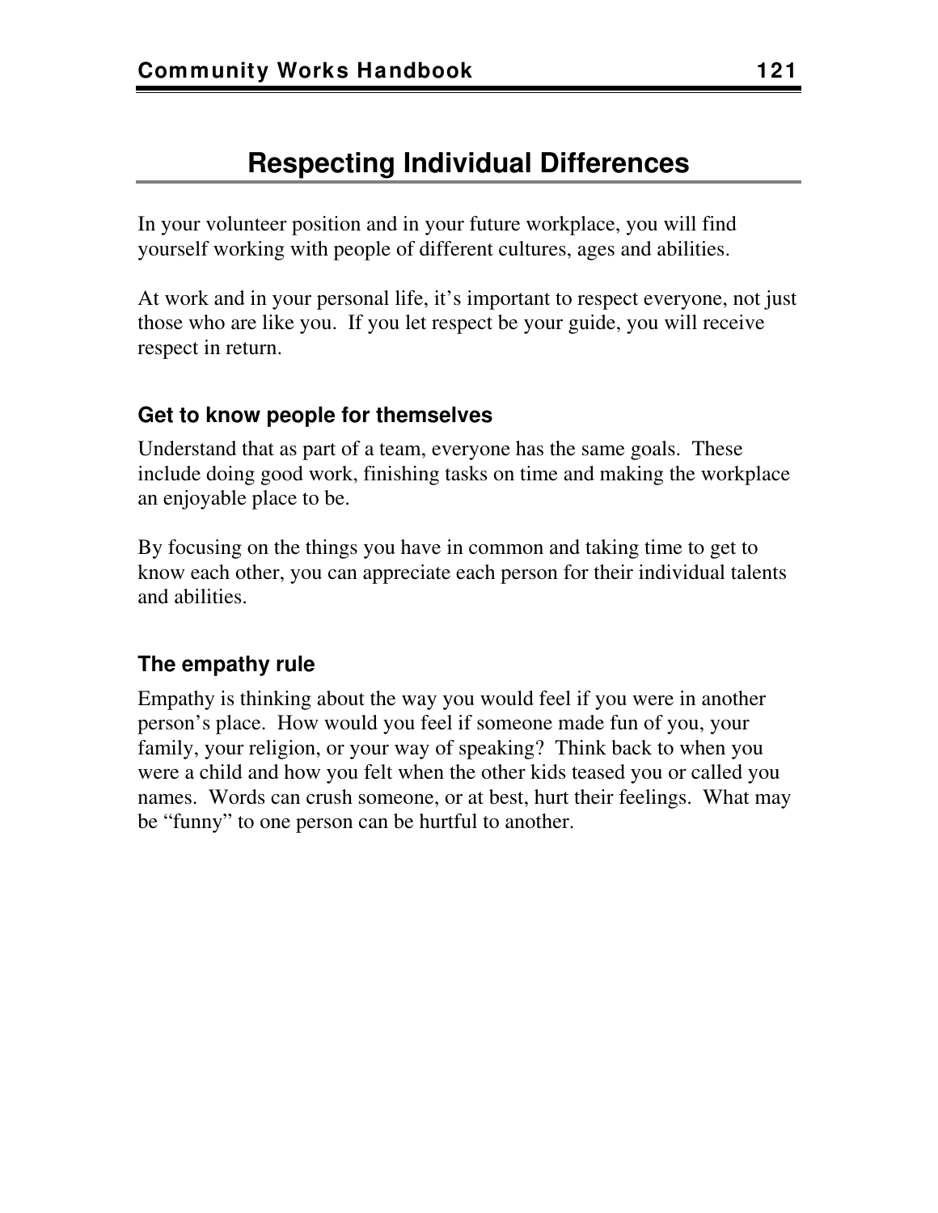# Respecting Individual Differences

In your volunteer position and in your future workplace, you will find yourself working with people of different cultures, ages and abilities.

At work and in your personal life, it's important to respect everyone, not just those who are like you. If you let respect be your guide, you will receive respect in return.

### Get to know people for themselves

Understand that as part of a team, everyone has the same goals. These include doing good work, finishing tasks on time and making the workplace an enjoyable place to be.

By focusing on the things you have in common and taking time to get to know each other, you can appreciate each person for their individual talents and abilities.

### The empathy rule

Empathy is thinking about the way you would feel if you were in another person's place. How would you feel if someone made fun of you, your family, your religion, or your way of speaking? Think back to when you were a child and how you felt when the other kids teased you or called you names. Words can crush someone, or at best, hurt their feelings. What may be "funny" to one person can be hurtful to another.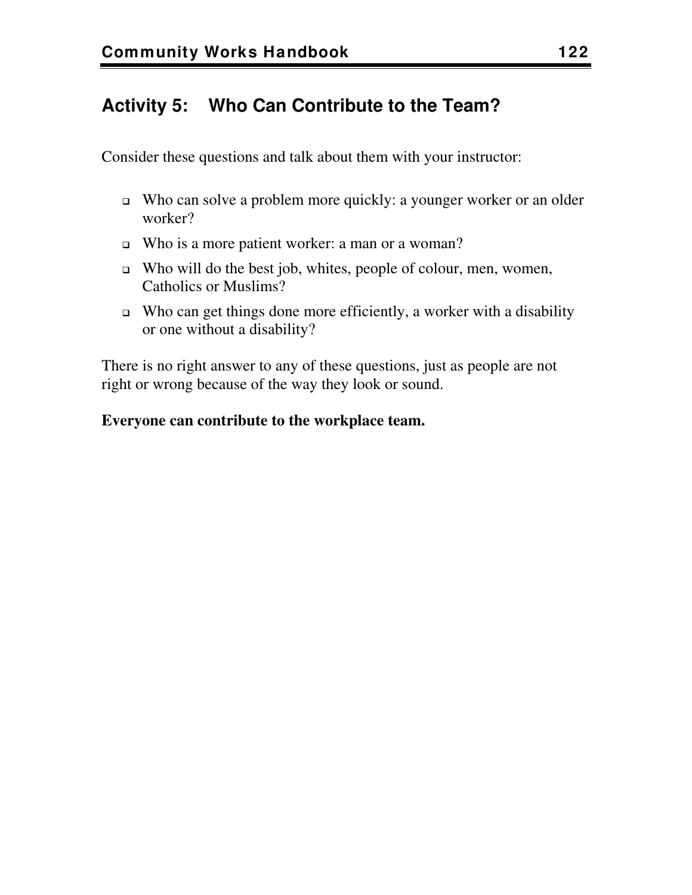## Activity 5: Who Can Contribute to the Team?

Consider these questions and talk about them with your instructor:

- Who can solve a problem more quickly: a younger worker or an older worker?
- Who is a more patient worker: a man or a woman?
- Who will do the best job, whites, people of colour, men, women, Catholics or Muslims?
- Who can get things done more efficiently, a worker with a disability or one without a disability?

There is no right answer to any of these questions, just as people are not right or wrong because of the way they look or sound.

**Everyone can contribute to the workplace team.**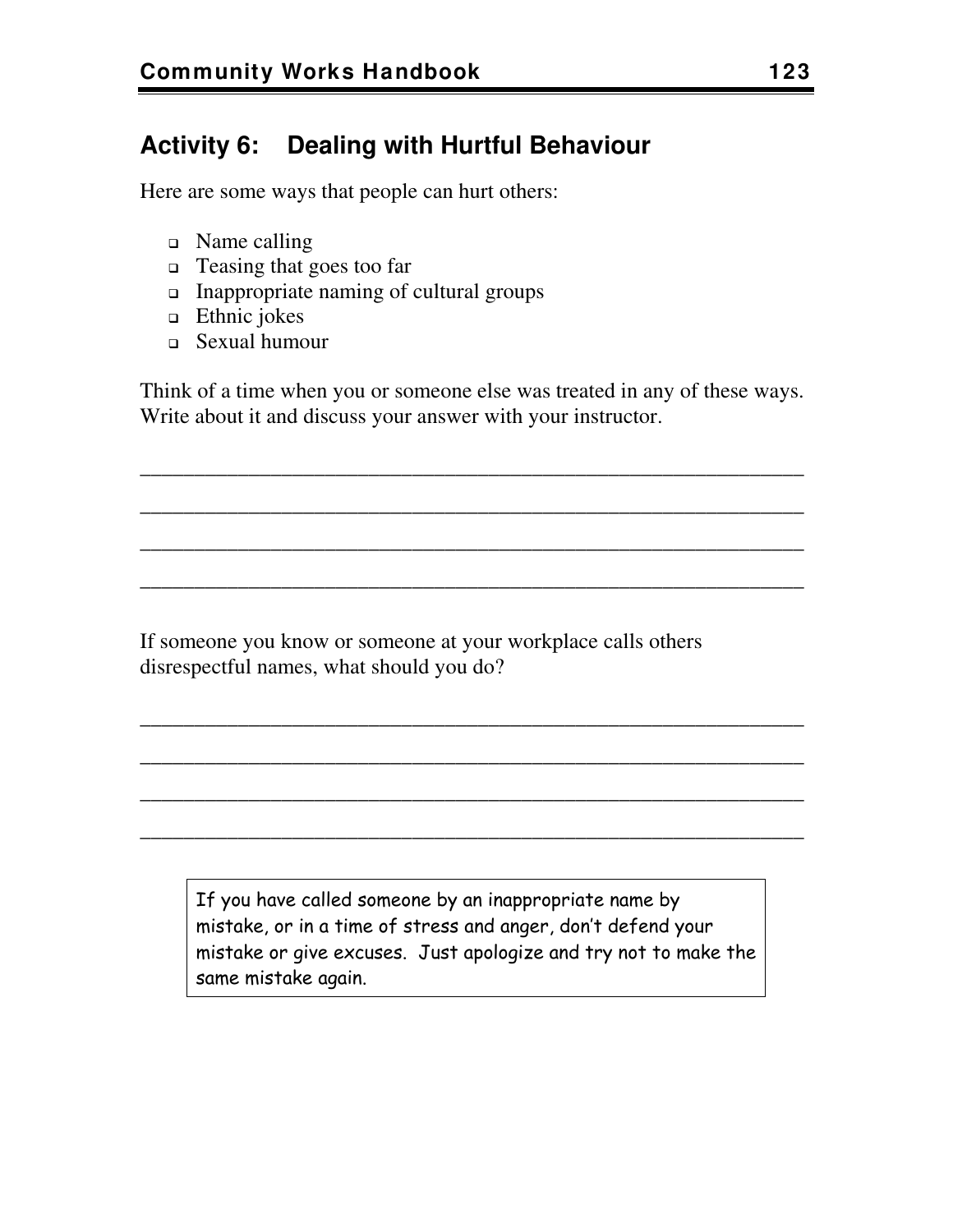## Activity 6: Dealing with Hurtful Behaviour

Here are some ways that people can hurt others:

- Name calling
- Teasing that goes too far
- Inappropriate naming of cultural groups
- Ethnic jokes
- Sexual humour

Think of a time when you or someone else was treated in any of these ways. Write about it and discuss your answer with your instructor.

_______________________________________________________________

_______________________________________________________________

_______________________________________________________________

_______________________________________________________________

If someone you know or someone at your workplace calls others disrespectful names, what should you do?

_______________________________________________________________

_______________________________________________________________

_______________________________________________________________

_______________________________________________________________

> If you have called someone by an inappropriate name by mistake, or in a time of stress and anger, don't defend your mistake or give excuses. Just apologize and try not to make the same mistake again.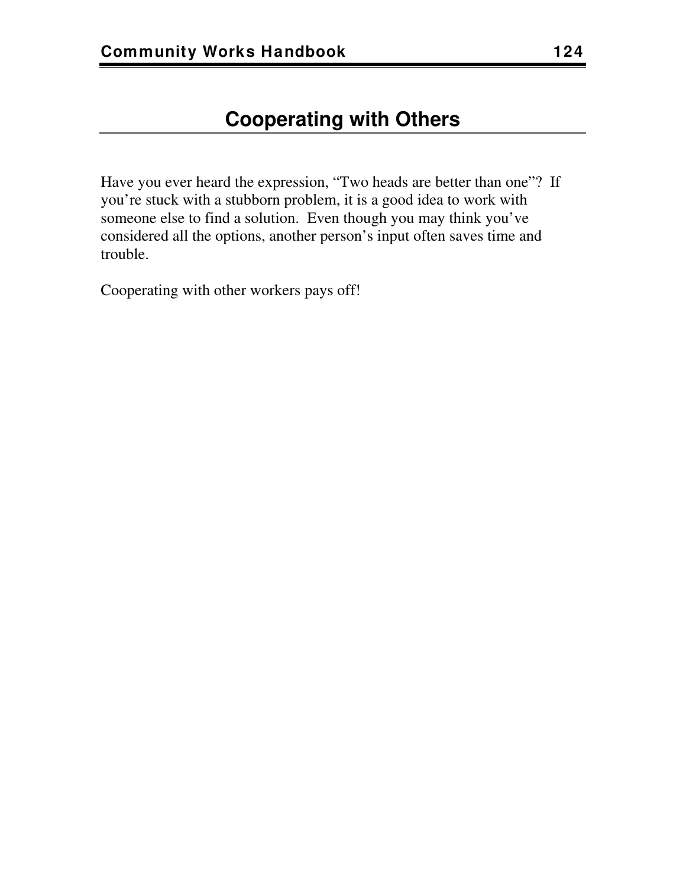# Cooperating with Others

Have you ever heard the expression, "Two heads are better than one"? If you're stuck with a stubborn problem, it is a good idea to work with someone else to find a solution. Even though you may think you've considered all the options, another person's input often saves time and trouble.

Cooperating with other workers pays off!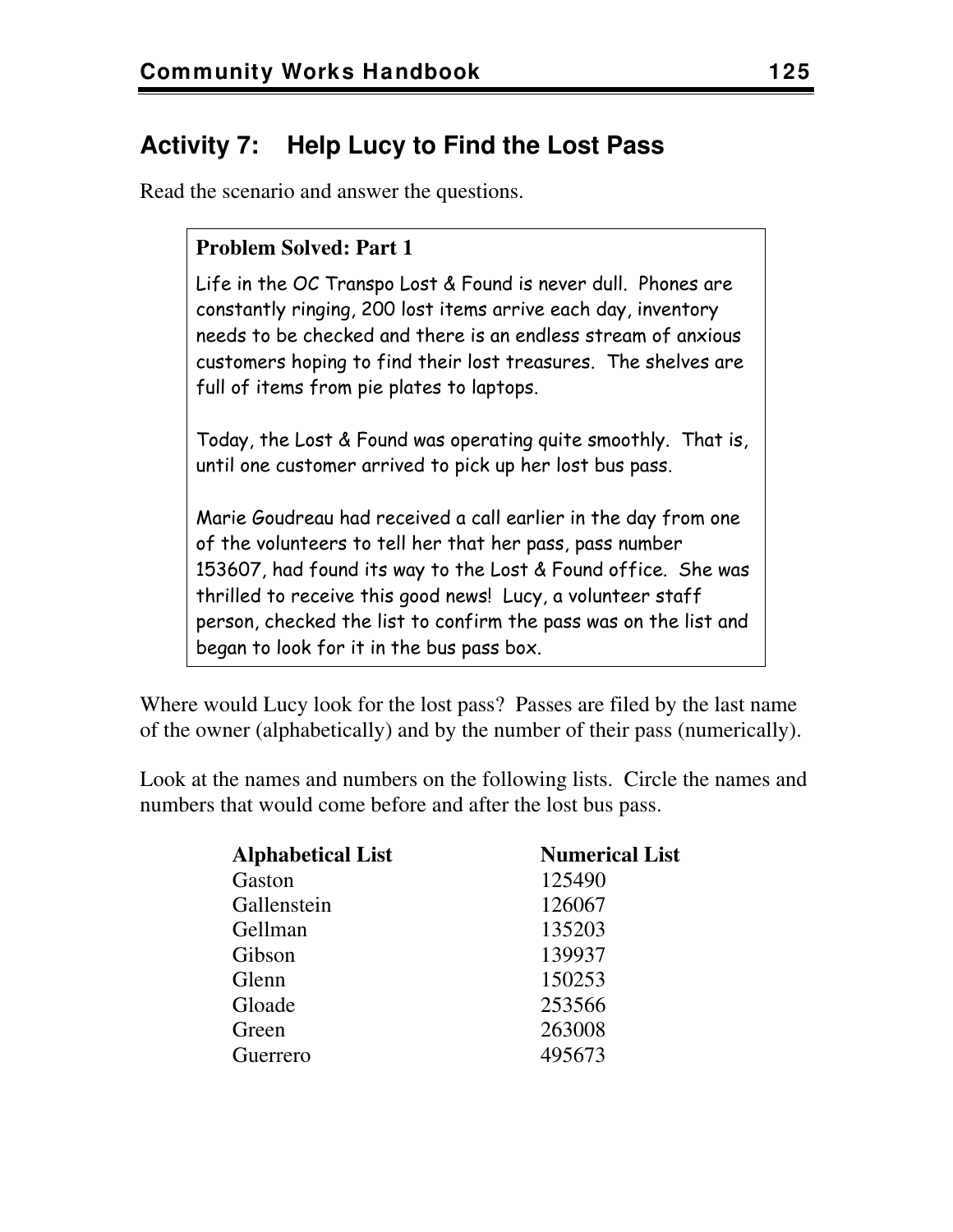## Activity 7: Help Lucy to Find the Lost Pass

Read the scenario and answer the questions.

> **Problem Solved: Part 1**
>
> Life in the OC Transpo Lost & Found is never dull. Phones are constantly ringing, 200 lost items arrive each day, inventory needs to be checked and there is an endless stream of anxious customers hoping to find their lost treasures. The shelves are full of items from pie plates to laptops.
>
> Today, the Lost & Found was operating quite smoothly. That is, until one customer arrived to pick up her lost bus pass.
>
> Marie Goudreau had received a call earlier in the day from one of the volunteers to tell her that her pass, pass number 153607, had found its way to the Lost & Found office. She was thrilled to receive this good news! Lucy, a volunteer staff person, checked the list to confirm the pass was on the list and began to look for it in the bus pass box.

Where would Lucy look for the lost pass? Passes are filed by the last name of the owner (alphabetically) and by the number of their pass (numerically).

Look at the names and numbers on the following lists. Circle the names and numbers that would come before and after the lost bus pass.

| Alphabetical List | Numerical List |
|---|---|
| Gaston | 125490 |
| Gallenstein | 126067 |
| Gellman | 135203 |
| Gibson | 139937 |
| Glenn | 150253 |
| Gloade | 253566 |
| Green | 263008 |
| Guerrero | 495673 |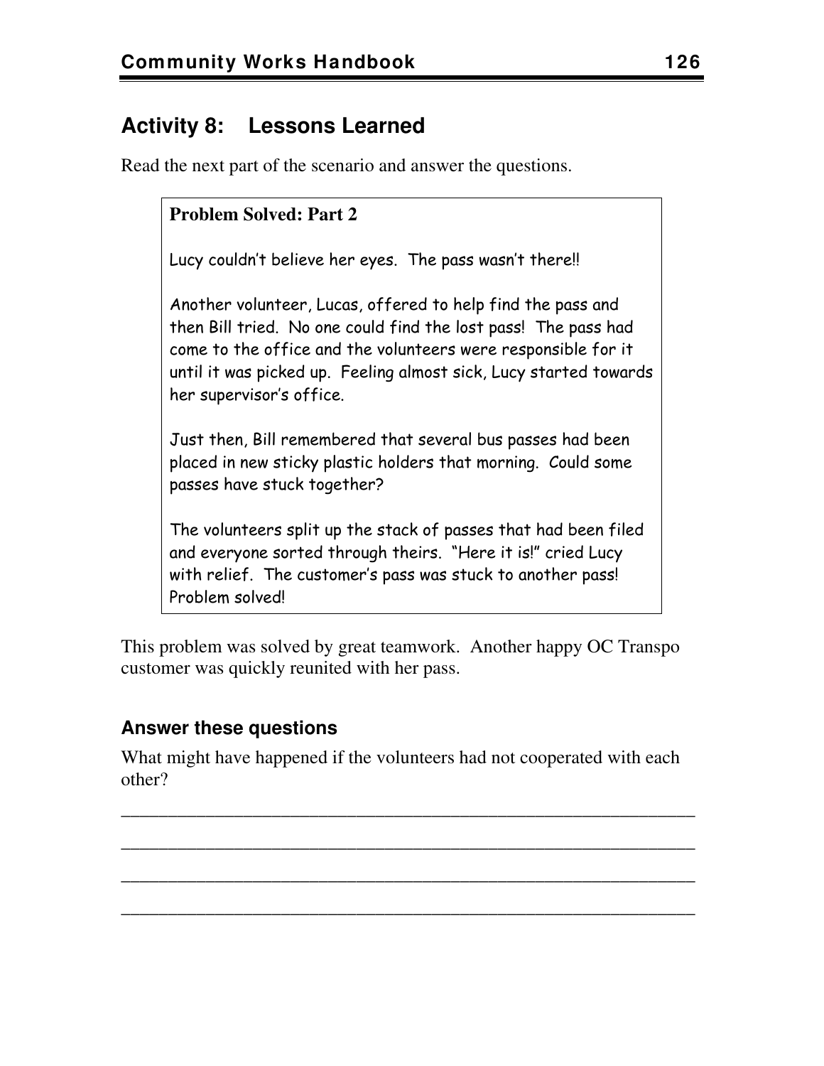## Activity 8: Lessons Learned

Read the next part of the scenario and answer the questions.

> **Problem Solved: Part 2**
>
> Lucy couldn't believe her eyes. The pass wasn't there!!
>
> Another volunteer, Lucas, offered to help find the pass and then Bill tried. No one could find the lost pass! The pass had come to the office and the volunteers were responsible for it until it was picked up. Feeling almost sick, Lucy started towards her supervisor's office.
>
> Just then, Bill remembered that several bus passes had been placed in new sticky plastic holders that morning. Could some passes have stuck together?
>
> The volunteers split up the stack of passes that had been filed and everyone sorted through theirs. "Here it is!" cried Lucy with relief. The customer's pass was stuck to another pass! Problem solved!

This problem was solved by great teamwork. Another happy OC Transpo customer was quickly reunited with her pass.

### Answer these questions

What might have happened if the volunteers had not cooperated with each other?

______________________________________________________________

______________________________________________________________

______________________________________________________________

______________________________________________________________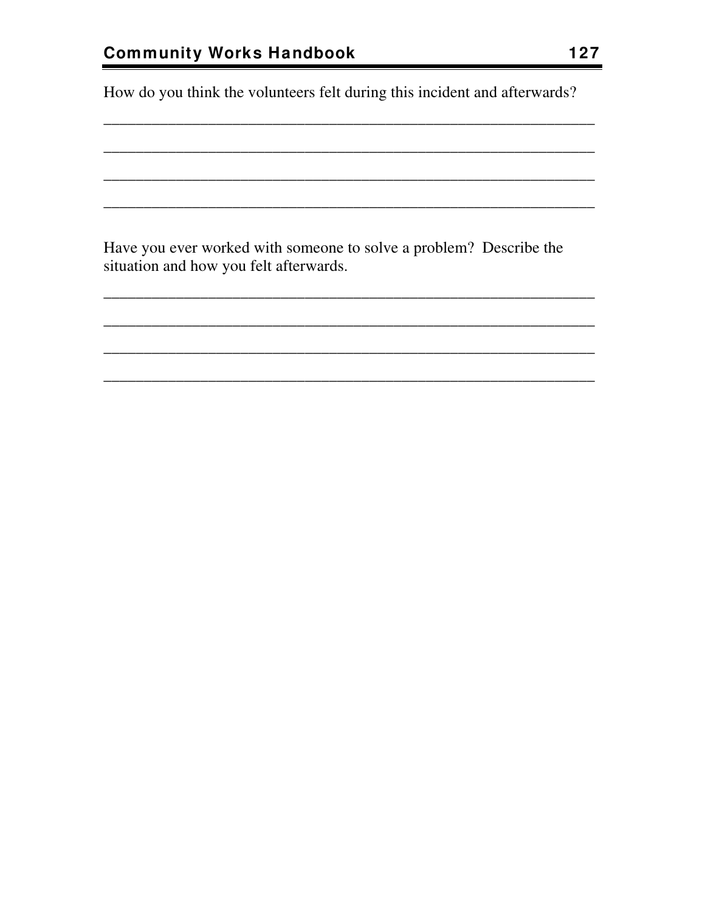How do you think the volunteers felt during this incident and afterwards?

_______________________________________________________________

_______________________________________________________________

_______________________________________________________________

_______________________________________________________________

Have you ever worked with someone to solve a problem? Describe the situation and how you felt afterwards.

_______________________________________________________________

_______________________________________________________________

_______________________________________________________________

_______________________________________________________________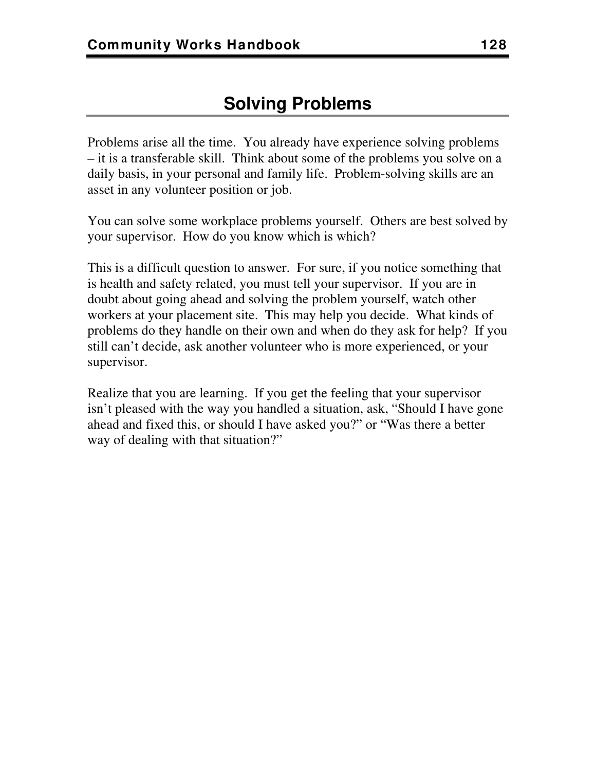# Solving Problems

Problems arise all the time. You already have experience solving problems – it is a transferable skill. Think about some of the problems you solve on a daily basis, in your personal and family life. Problem-solving skills are an asset in any volunteer position or job.

You can solve some workplace problems yourself. Others are best solved by your supervisor. How do you know which is which?

This is a difficult question to answer. For sure, if you notice something that is health and safety related, you must tell your supervisor. If you are in doubt about going ahead and solving the problem yourself, watch other workers at your placement site. This may help you decide. What kinds of problems do they handle on their own and when do they ask for help? If you still can't decide, ask another volunteer who is more experienced, or your supervisor.

Realize that you are learning. If you get the feeling that your supervisor isn't pleased with the way you handled a situation, ask, "Should I have gone ahead and fixed this, or should I have asked you?" or "Was there a better way of dealing with that situation?"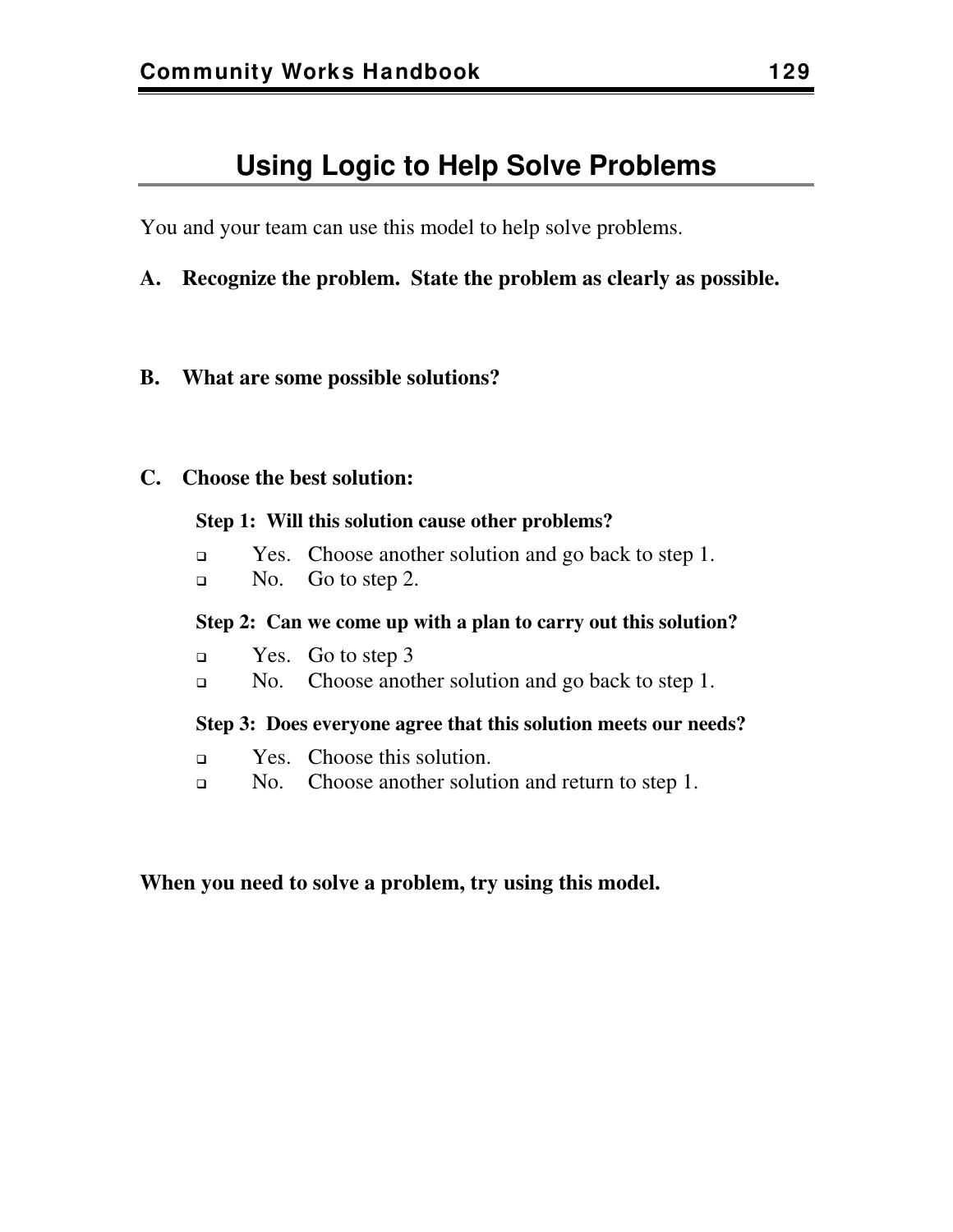# Using Logic to Help Solve Problems

You and your team can use this model to help solve problems.

**A. Recognize the problem. State the problem as clearly as possible.**

**B. What are some possible solutions?**

**C. Choose the best solution:**

**Step 1: Will this solution cause other problems?**

- ❑ Yes. Choose another solution and go back to step 1.
- ❑ No. Go to step 2.

**Step 2: Can we come up with a plan to carry out this solution?**

- ❑ Yes. Go to step 3
- ❑ No. Choose another solution and go back to step 1.

**Step 3: Does everyone agree that this solution meets our needs?**

- ❑ Yes. Choose this solution.
- ❑ No. Choose another solution and return to step 1.

**When you need to solve a problem, try using this model.**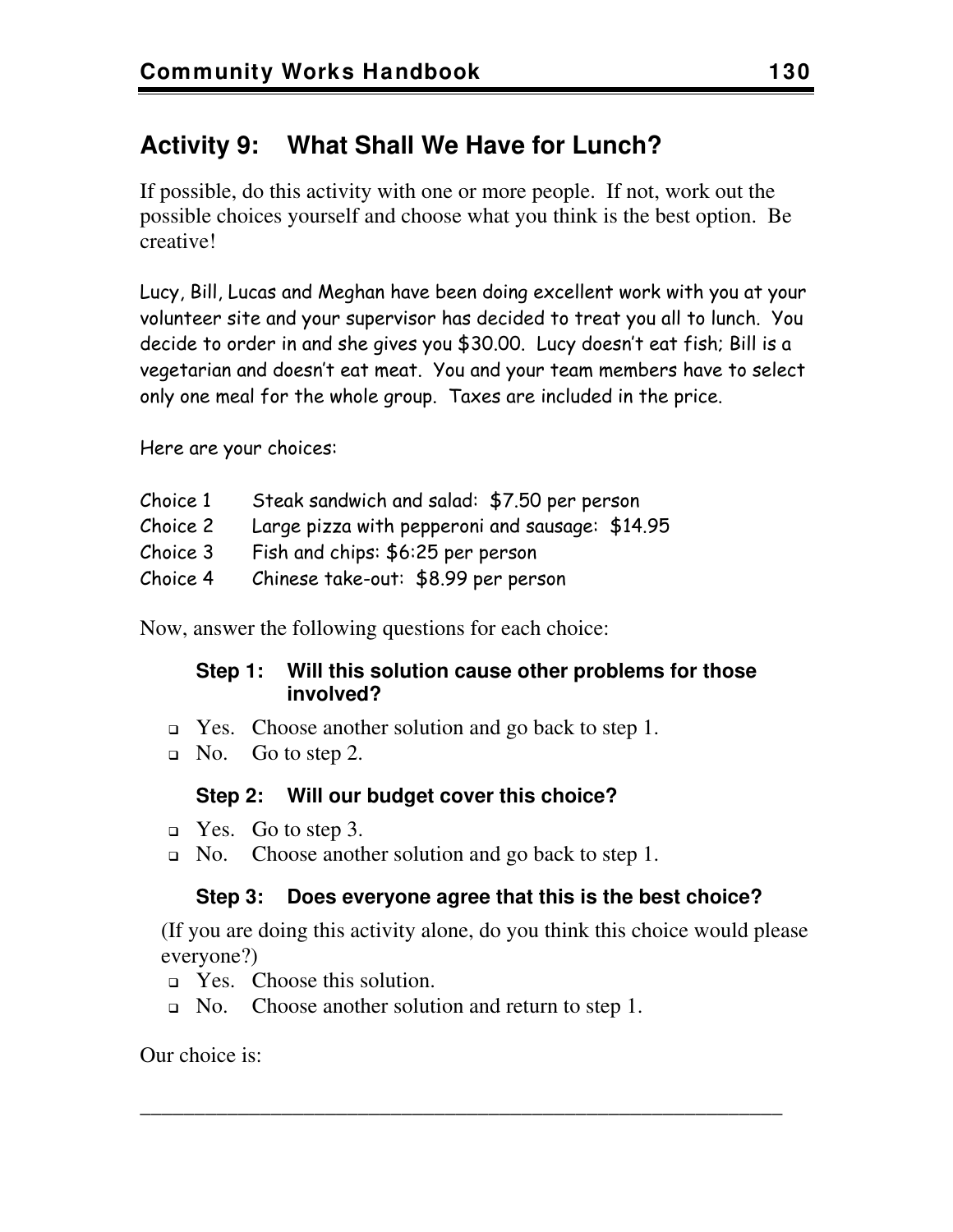## Activity 9: What Shall We Have for Lunch?

If possible, do this activity with one or more people. If not, work out the possible choices yourself and choose what you think is the best option. Be creative!

Lucy, Bill, Lucas and Meghan have been doing excellent work with you at your volunteer site and your supervisor has decided to treat you all to lunch. You decide to order in and she gives you $30.00. Lucy doesn't eat fish; Bill is a vegetarian and doesn't eat meat. You and your team members have to select only one meal for the whole group. Taxes are included in the price.

Here are your choices:

| | |
|---|---|
| Choice 1 | Steak sandwich and salad: $7.50 per person |
| Choice 2 | Large pizza with pepperoni and sausage: $14.95 |
| Choice 3 | Fish and chips: $6:25 per person |
| Choice 4 | Chinese take-out: $8.99 per person |

Now, answer the following questions for each choice:

### Step 1: Will this solution cause other problems for those involved?

- ❑ Yes. Choose another solution and go back to step 1.
- ❑ No. Go to step 2.

### Step 2: Will our budget cover this choice?

- ❑ Yes. Go to step 3.
- ❑ No. Choose another solution and go back to step 1.

### Step 3: Does everyone agree that this is the best choice?

(If you are doing this activity alone, do you think this choice would please everyone?)

- ❑ Yes. Choose this solution.
- ❑ No. Choose another solution and return to step 1.

Our choice is:

_______________________________________________________________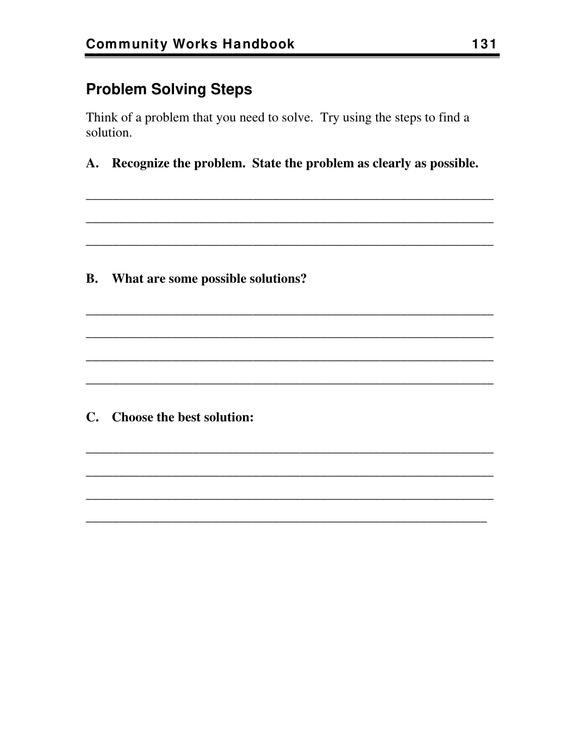## Problem Solving Steps

Think of a problem that you need to solve. Try using the steps to find a solution.

**A. Recognize the problem. State the problem as clearly as possible.**

_______________________________________________________________

_______________________________________________________________

_______________________________________________________________

**B. What are some possible solutions?**

_______________________________________________________________

_______________________________________________________________

_______________________________________________________________

_______________________________________________________________

**C. Choose the best solution:**

_______________________________________________________________

_______________________________________________________________

_______________________________________________________________

______________________________________________________________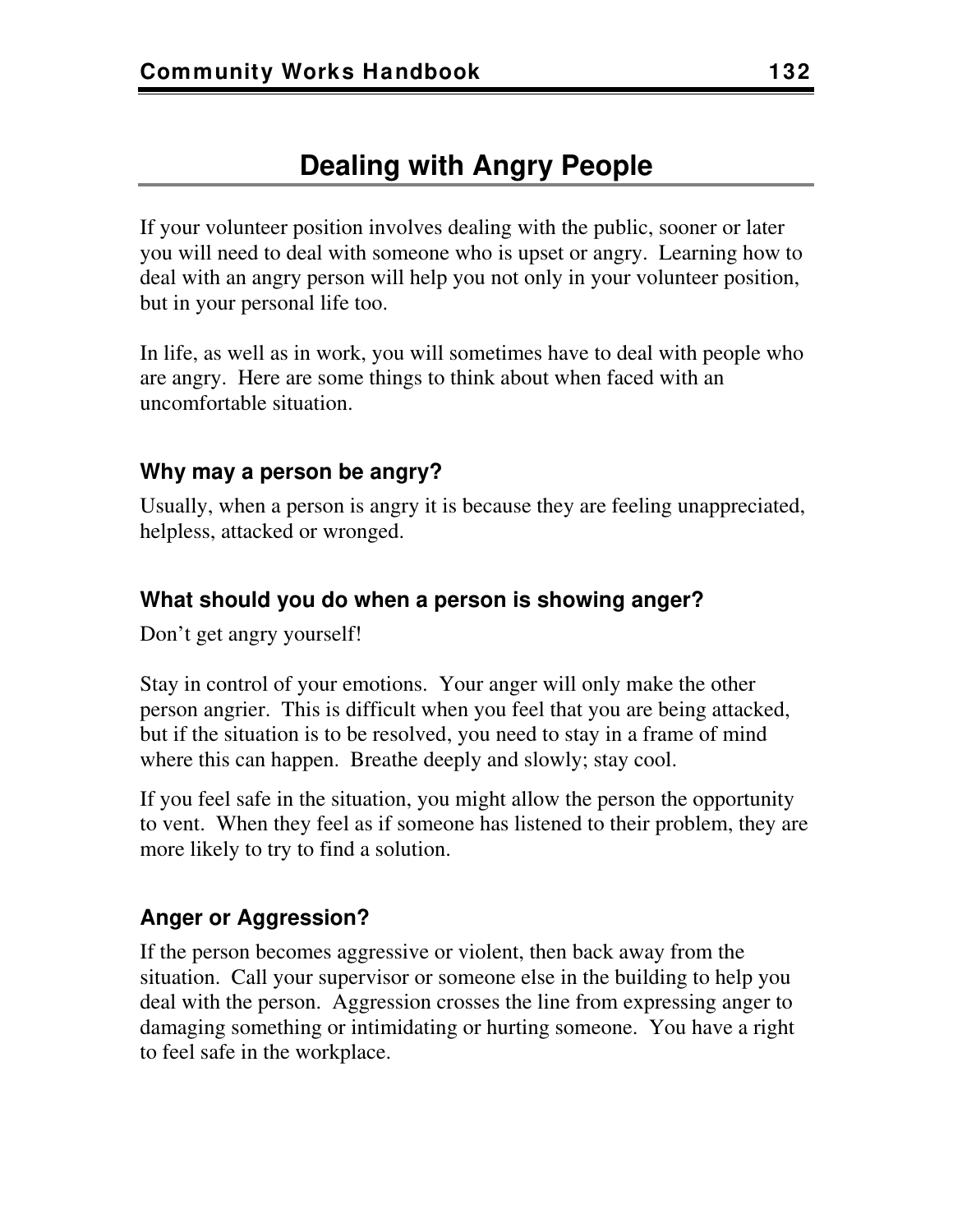# Dealing with Angry People

If your volunteer position involves dealing with the public, sooner or later you will need to deal with someone who is upset or angry. Learning how to deal with an angry person will help you not only in your volunteer position, but in your personal life too.

In life, as well as in work, you will sometimes have to deal with people who are angry. Here are some things to think about when faced with an uncomfortable situation.

### Why may a person be angry?

Usually, when a person is angry it is because they are feeling unappreciated, helpless, attacked or wronged.

### What should you do when a person is showing anger?

Don't get angry yourself!

Stay in control of your emotions. Your anger will only make the other person angrier. This is difficult when you feel that you are being attacked, but if the situation is to be resolved, you need to stay in a frame of mind where this can happen. Breathe deeply and slowly; stay cool.

If you feel safe in the situation, you might allow the person the opportunity to vent. When they feel as if someone has listened to their problem, they are more likely to try to find a solution.

### Anger or Aggression?

If the person becomes aggressive or violent, then back away from the situation. Call your supervisor or someone else in the building to help you deal with the person. Aggression crosses the line from expressing anger to damaging something or intimidating or hurting someone. You have a right to feel safe in the workplace.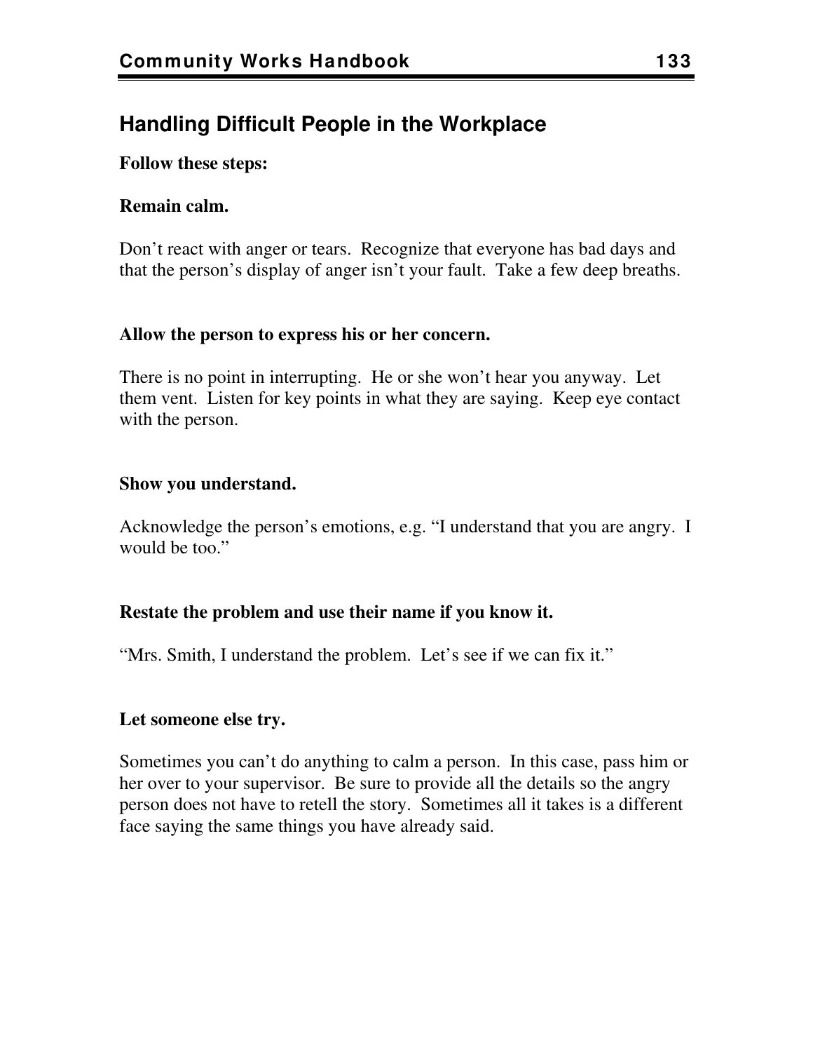## Handling Difficult People in the Workplace

**Follow these steps:**

**Remain calm.**

Don’t react with anger or tears. Recognize that everyone has bad days and that the person’s display of anger isn’t your fault. Take a few deep breaths.

**Allow the person to express his or her concern.**

There is no point in interrupting. He or she won’t hear you anyway. Let them vent. Listen for key points in what they are saying. Keep eye contact with the person.

**Show you understand.**

Acknowledge the person’s emotions, e.g. “I understand that you are angry. I would be too.”

**Restate the problem and use their name if you know it.**

“Mrs. Smith, I understand the problem. Let’s see if we can fix it.”

**Let someone else try.**

Sometimes you can’t do anything to calm a person. In this case, pass him or her over to your supervisor. Be sure to provide all the details so the angry person does not have to retell the story. Sometimes all it takes is a different face saying the same things you have already said.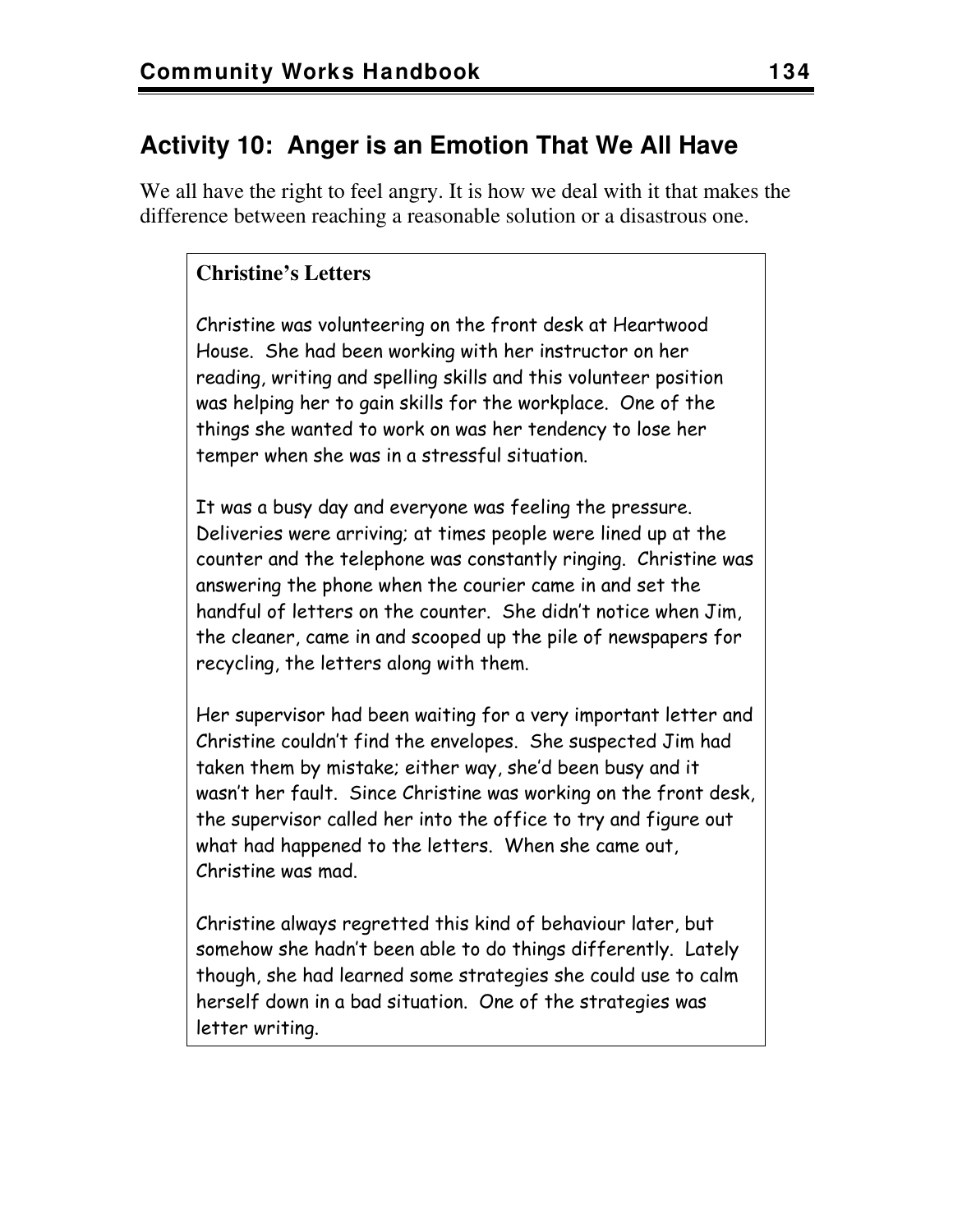## Activity 10: Anger is an Emotion That We All Have

We all have the right to feel angry. It is how we deal with it that makes the difference between reaching a reasonable solution or a disastrous one.

**Christine's Letters**

Christine was volunteering on the front desk at Heartwood House. She had been working with her instructor on her reading, writing and spelling skills and this volunteer position was helping her to gain skills for the workplace. One of the things she wanted to work on was her tendency to lose her temper when she was in a stressful situation.

It was a busy day and everyone was feeling the pressure. Deliveries were arriving; at times people were lined up at the counter and the telephone was constantly ringing. Christine was answering the phone when the courier came in and set the handful of letters on the counter. She didn't notice when Jim, the cleaner, came in and scooped up the pile of newspapers for recycling, the letters along with them.

Her supervisor had been waiting for a very important letter and Christine couldn't find the envelopes. She suspected Jim had taken them by mistake; either way, she'd been busy and it wasn't her fault. Since Christine was working on the front desk, the supervisor called her into the office to try and figure out what had happened to the letters. When she came out, Christine was mad.

Christine always regretted this kind of behaviour later, but somehow she hadn't been able to do things differently. Lately though, she had learned some strategies she could use to calm herself down in a bad situation. One of the strategies was letter writing.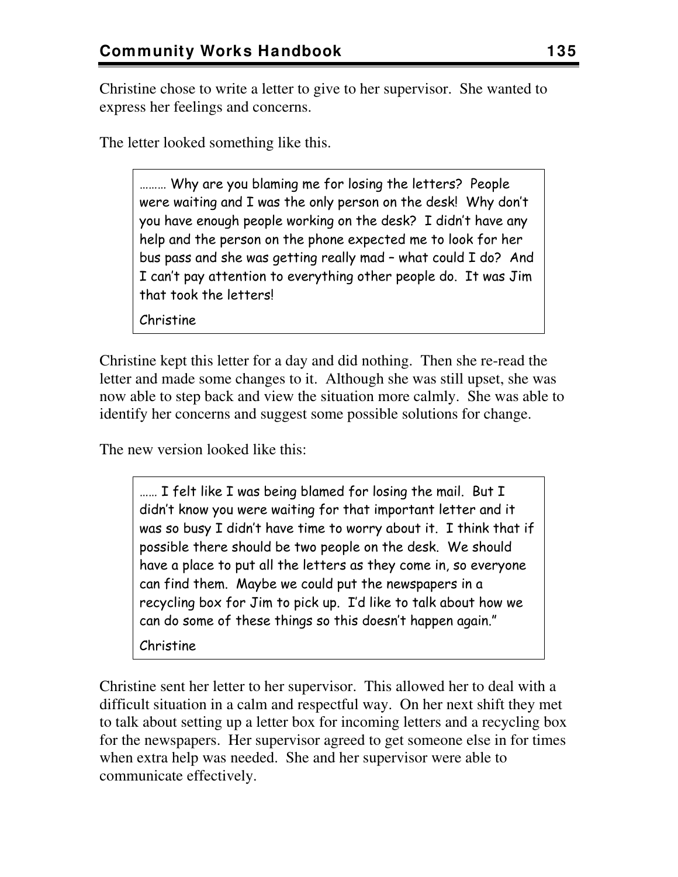Christine chose to write a letter to give to her supervisor. She wanted to express her feelings and concerns.

The letter looked something like this.

> ……… Why are you blaming me for losing the letters? People were waiting and I was the only person on the desk! Why don't you have enough people working on the desk? I didn't have any help and the person on the phone expected me to look for her bus pass and she was getting really mad – what could I do? And I can't pay attention to everything other people do. It was Jim that took the letters!
>
> Christine

Christine kept this letter for a day and did nothing. Then she re-read the letter and made some changes to it. Although she was still upset, she was now able to step back and view the situation more calmly. She was able to identify her concerns and suggest some possible solutions for change.

The new version looked like this:

> …… I felt like I was being blamed for losing the mail. But I didn't know you were waiting for that important letter and it was so busy I didn't have time to worry about it. I think that if possible there should be two people on the desk. We should have a place to put all the letters as they come in, so everyone can find them. Maybe we could put the newspapers in a recycling box for Jim to pick up. I'd like to talk about how we can do some of these things so this doesn't happen again."
>
> Christine

Christine sent her letter to her supervisor. This allowed her to deal with a difficult situation in a calm and respectful way. On her next shift they met to talk about setting up a letter box for incoming letters and a recycling box for the newspapers. Her supervisor agreed to get someone else in for times when extra help was needed. She and her supervisor were able to communicate effectively.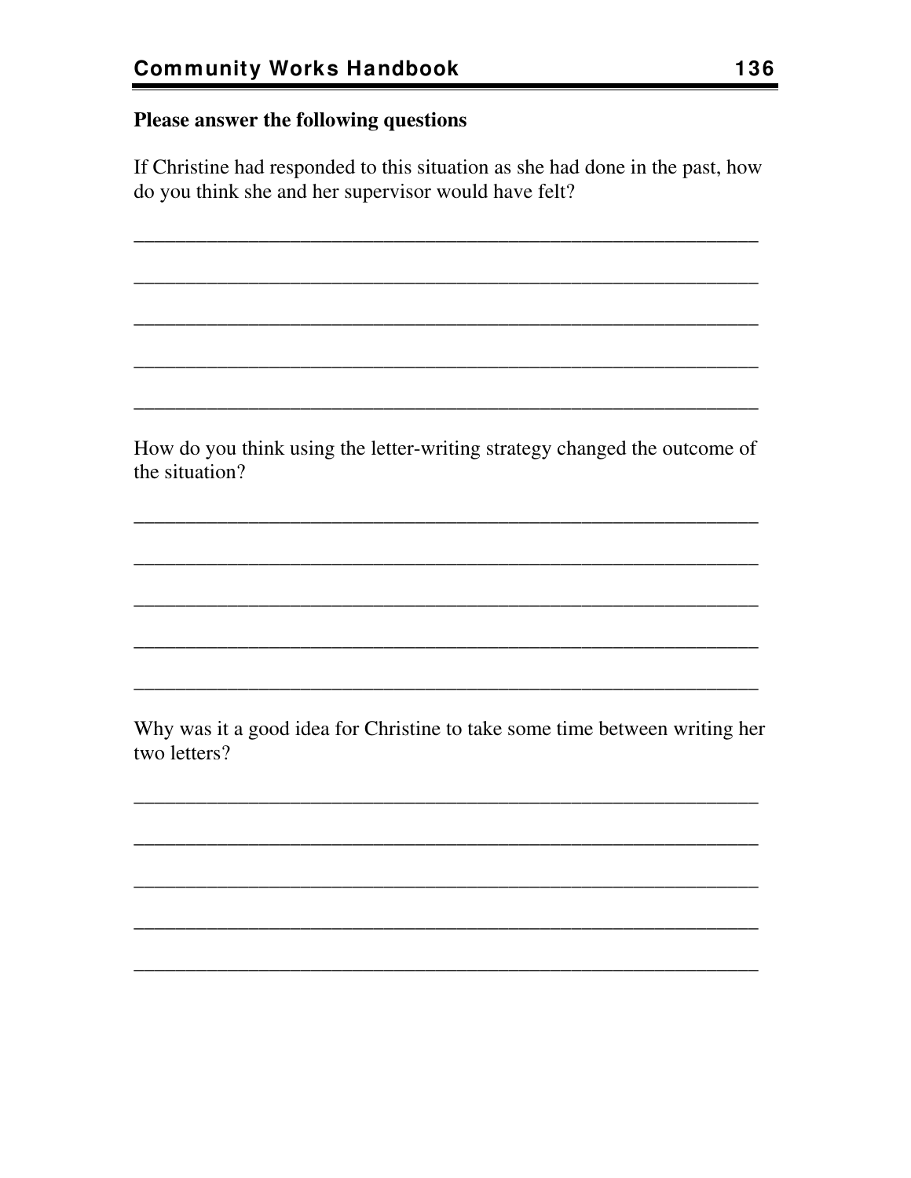**Please answer the following questions**

If Christine had responded to this situation as she had done in the past, how do you think she and her supervisor would have felt?

_______________________________________________________________

_______________________________________________________________

_______________________________________________________________

_______________________________________________________________

_______________________________________________________________

How do you think using the letter-writing strategy changed the outcome of the situation?

_______________________________________________________________

_______________________________________________________________

_______________________________________________________________

_______________________________________________________________

_______________________________________________________________

Why was it a good idea for Christine to take some time between writing her two letters?

_______________________________________________________________

_______________________________________________________________

_______________________________________________________________

_______________________________________________________________

_______________________________________________________________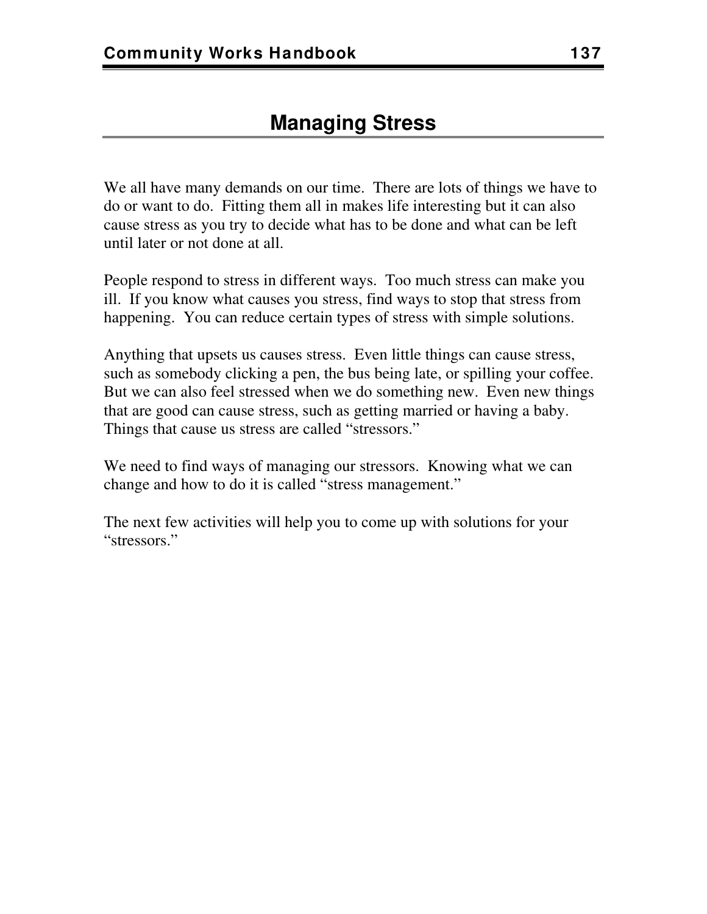# Managing Stress

We all have many demands on our time. There are lots of things we have to do or want to do. Fitting them all in makes life interesting but it can also cause stress as you try to decide what has to be done and what can be left until later or not done at all.

People respond to stress in different ways. Too much stress can make you ill. If you know what causes you stress, find ways to stop that stress from happening. You can reduce certain types of stress with simple solutions.

Anything that upsets us causes stress. Even little things can cause stress, such as somebody clicking a pen, the bus being late, or spilling your coffee. But we can also feel stressed when we do something new. Even new things that are good can cause stress, such as getting married or having a baby. Things that cause us stress are called "stressors."

We need to find ways of managing our stressors. Knowing what we can change and how to do it is called "stress management."

The next few activities will help you to come up with solutions for your "stressors."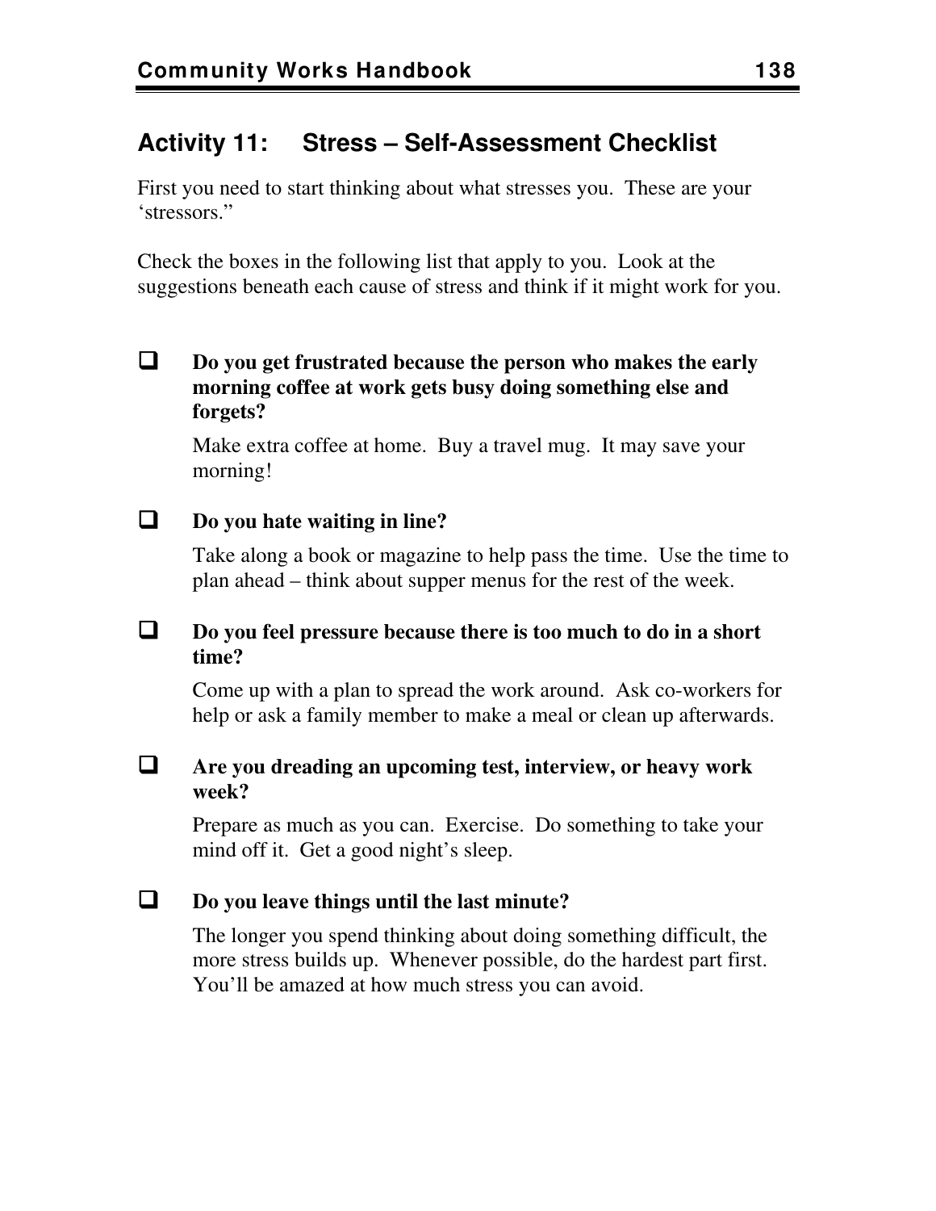## Activity 11: Stress – Self-Assessment Checklist

First you need to start thinking about what stresses you. These are your 'stressors."

Check the boxes in the following list that apply to you. Look at the suggestions beneath each cause of stress and think if it might work for you.

- ☐ **Do you get frustrated because the person who makes the early morning coffee at work gets busy doing something else and forgets?**

  Make extra coffee at home. Buy a travel mug. It may save your morning!

- ☐ **Do you hate waiting in line?**

  Take along a book or magazine to help pass the time. Use the time to plan ahead – think about supper menus for the rest of the week.

- ☐ **Do you feel pressure because there is too much to do in a short time?**

  Come up with a plan to spread the work around. Ask co-workers for help or ask a family member to make a meal or clean up afterwards.

- ☐ **Are you dreading an upcoming test, interview, or heavy work week?**

  Prepare as much as you can. Exercise. Do something to take your mind off it. Get a good night's sleep.

- ☐ **Do you leave things until the last minute?**

  The longer you spend thinking about doing something difficult, the more stress builds up. Whenever possible, do the hardest part first. You'll be amazed at how much stress you can avoid.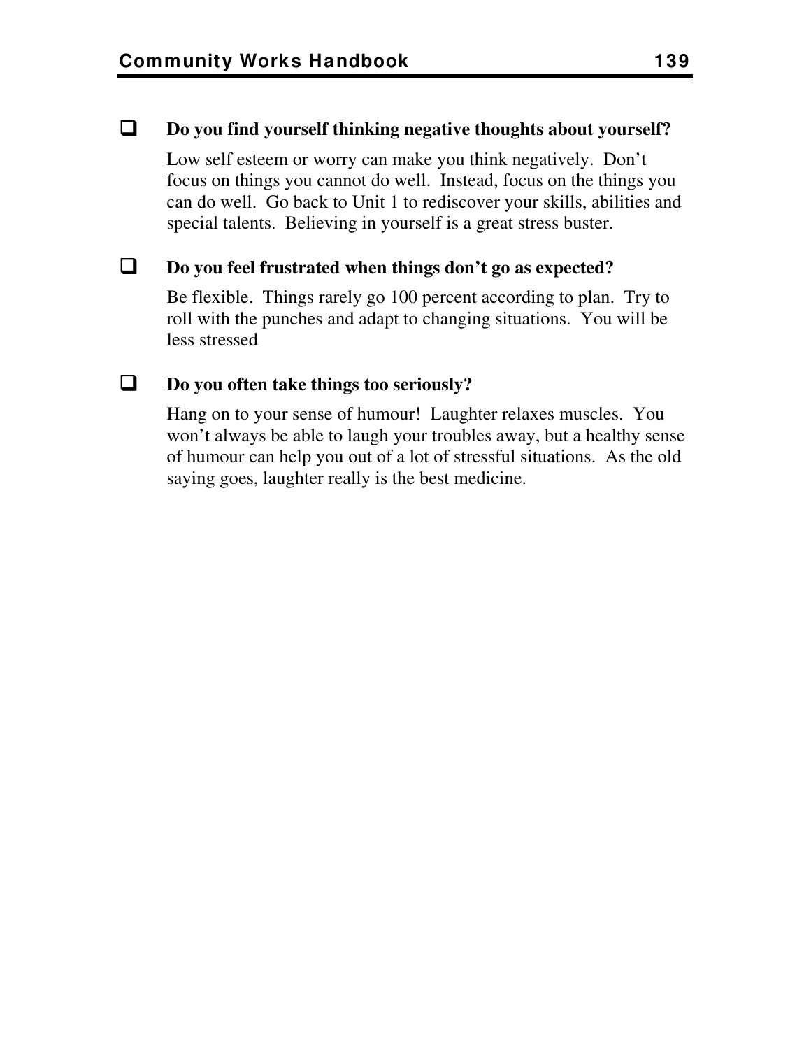- [ ] **Do you find yourself thinking negative thoughts about yourself?**

  Low self esteem or worry can make you think negatively. Don't focus on things you cannot do well. Instead, focus on the things you can do well. Go back to Unit 1 to rediscover your skills, abilities and special talents. Believing in yourself is a great stress buster.

- [ ] **Do you feel frustrated when things don't go as expected?**

  Be flexible. Things rarely go 100 percent according to plan. Try to roll with the punches and adapt to changing situations. You will be less stressed

- [ ] **Do you often take things too seriously?**

  Hang on to your sense of humour! Laughter relaxes muscles. You won't always be able to laugh your troubles away, but a healthy sense of humour can help you out of a lot of stressful situations. As the old saying goes, laughter really is the best medicine.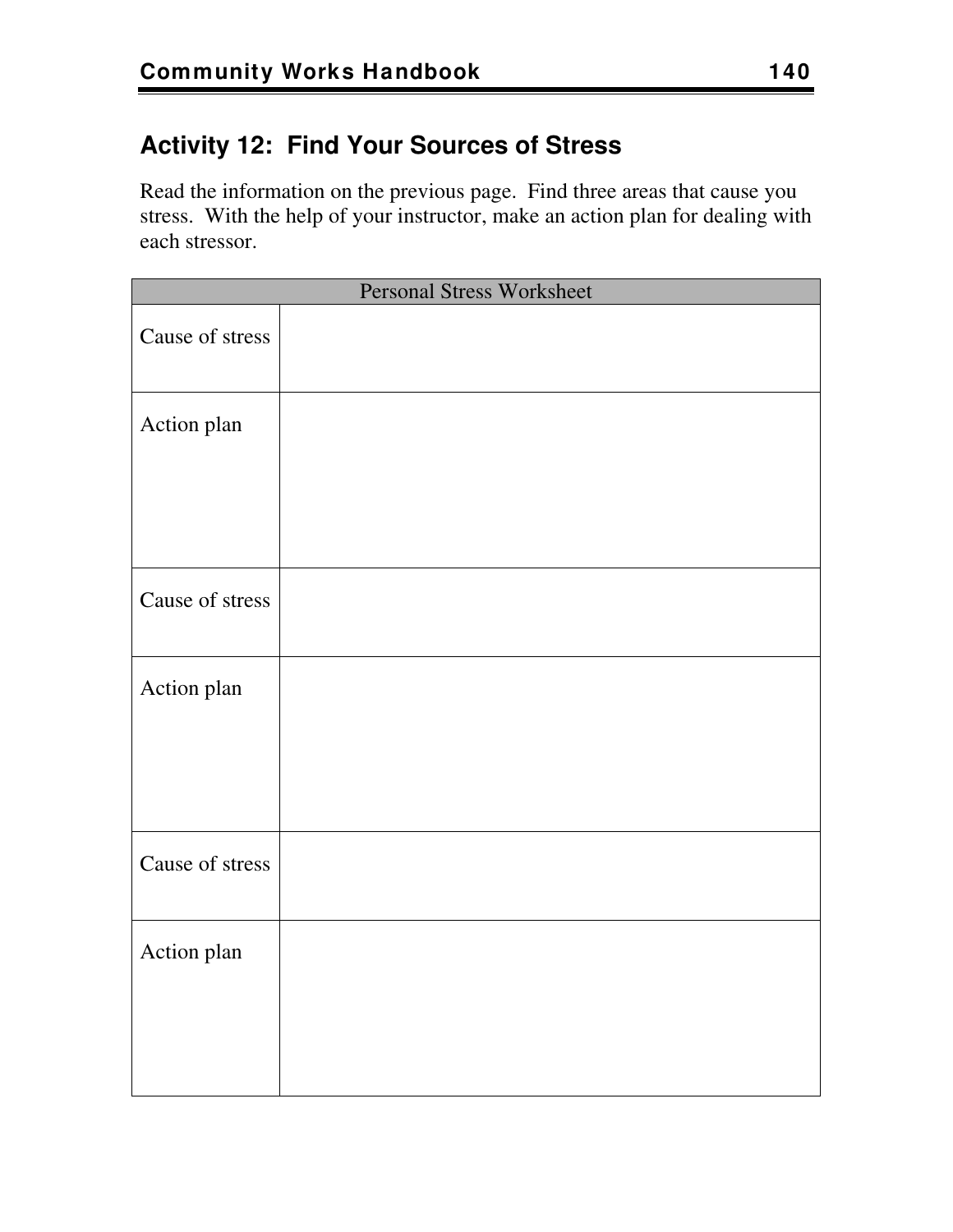## Activity 12: Find Your Sources of Stress

Read the information on the previous page. Find three areas that cause you stress. With the help of your instructor, make an action plan for dealing with each stressor.

| Personal Stress Worksheet | |
|---|---|
| Cause of stress | |
| Action plan | |
| Cause of stress | |
| Action plan | |
| Cause of stress | |
| Action plan | |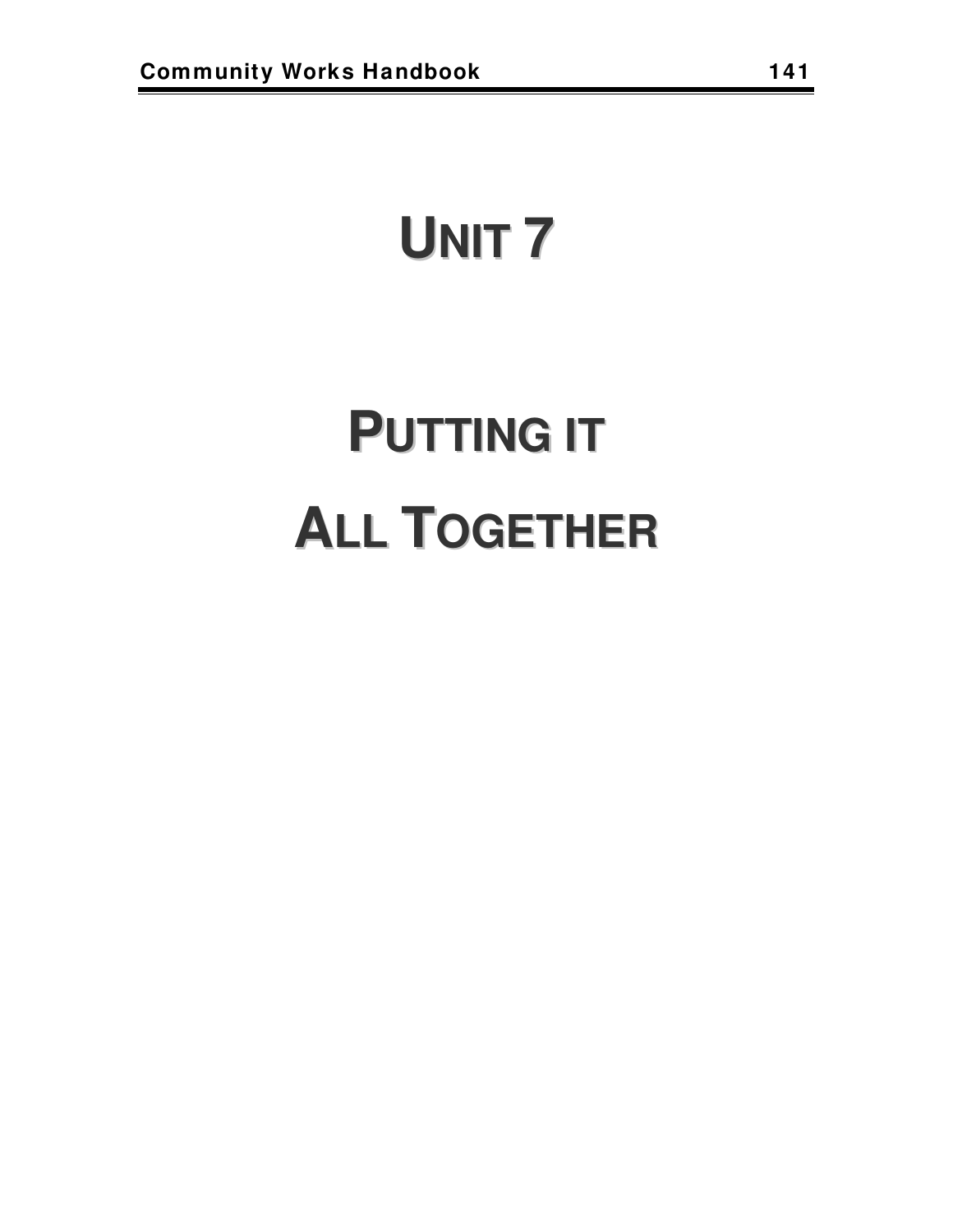# UNIT 7

# PUTTING IT ALL TOGETHER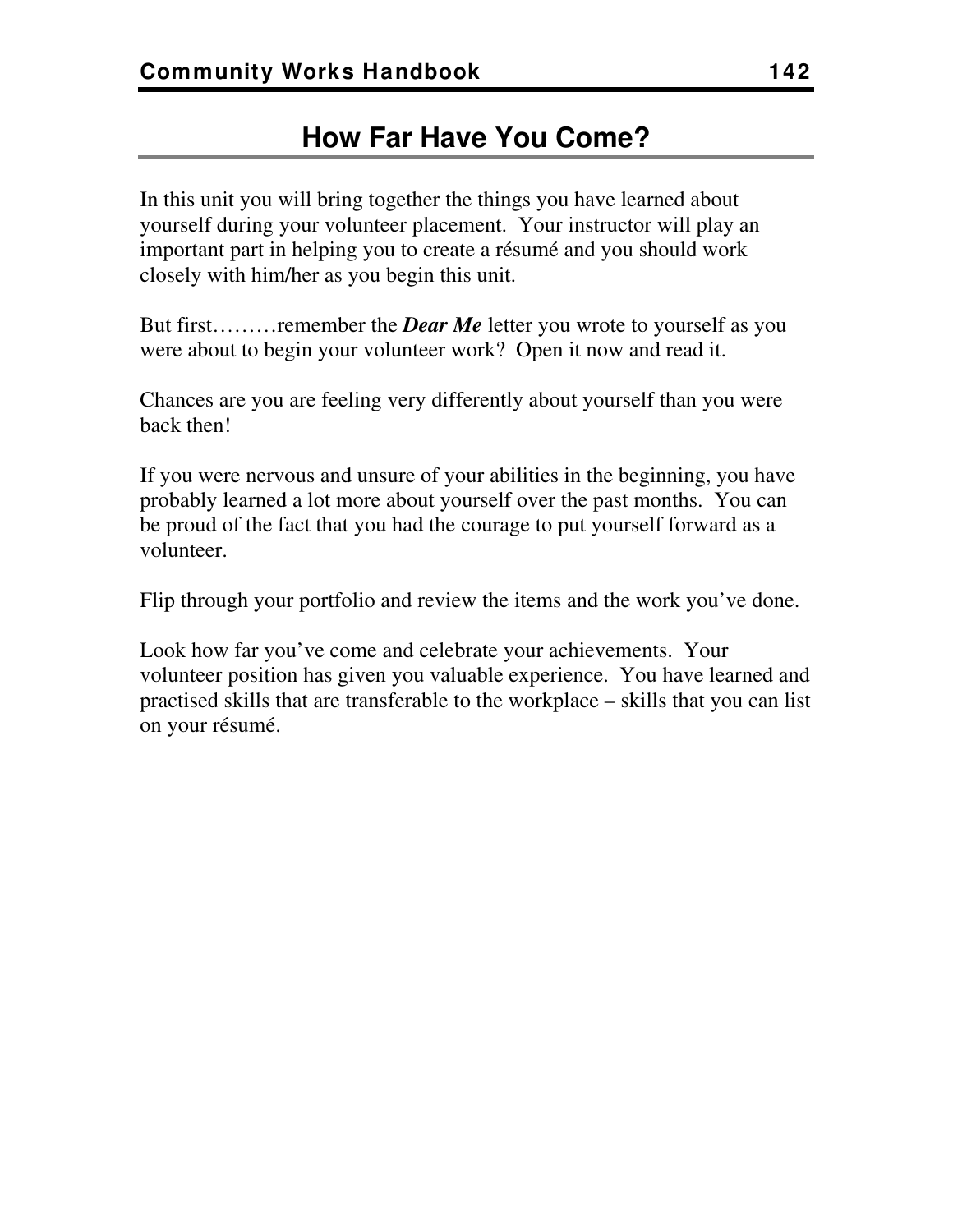# How Far Have You Come?

In this unit you will bring together the things you have learned about yourself during your volunteer placement. Your instructor will play an important part in helping you to create a résumé and you should work closely with him/her as you begin this unit.

But first………remember the ***Dear Me*** letter you wrote to yourself as you were about to begin your volunteer work? Open it now and read it.

Chances are you are feeling very differently about yourself than you were back then!

If you were nervous and unsure of your abilities in the beginning, you have probably learned a lot more about yourself over the past months. You can be proud of the fact that you had the courage to put yourself forward as a volunteer.

Flip through your portfolio and review the items and the work you've done.

Look how far you've come and celebrate your achievements. Your volunteer position has given you valuable experience. You have learned and practised skills that are transferable to the workplace – skills that you can list on your résumé.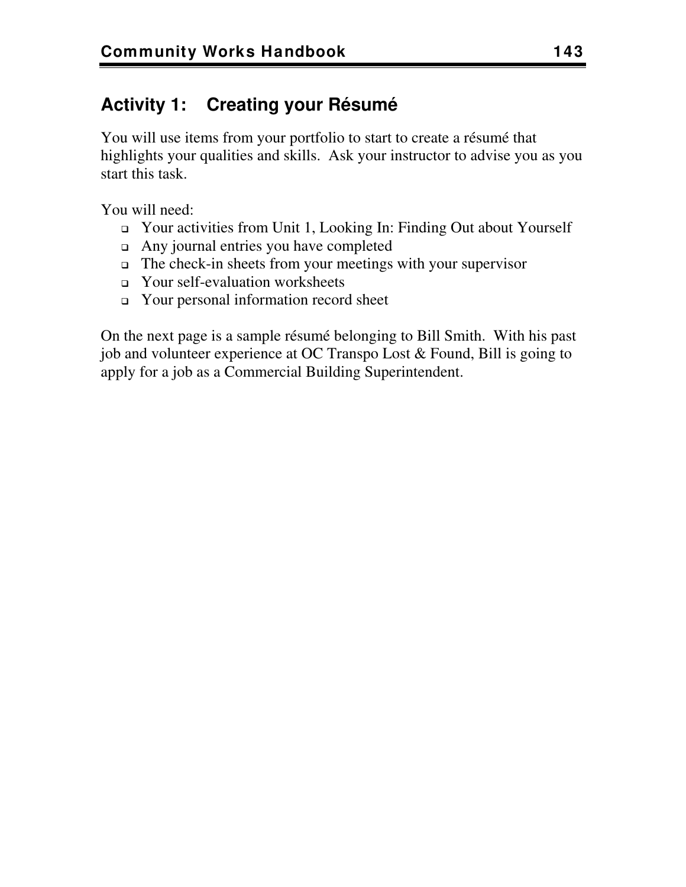## Activity 1: Creating your Résumé

You will use items from your portfolio to start to create a résumé that highlights your qualities and skills. Ask your instructor to advise you as you start this task.

You will need:

- Your activities from Unit 1, Looking In: Finding Out about Yourself
- Any journal entries you have completed
- The check-in sheets from your meetings with your supervisor
- Your self-evaluation worksheets
- Your personal information record sheet

On the next page is a sample résumé belonging to Bill Smith. With his past job and volunteer experience at OC Transpo Lost & Found, Bill is going to apply for a job as a Commercial Building Superintendent.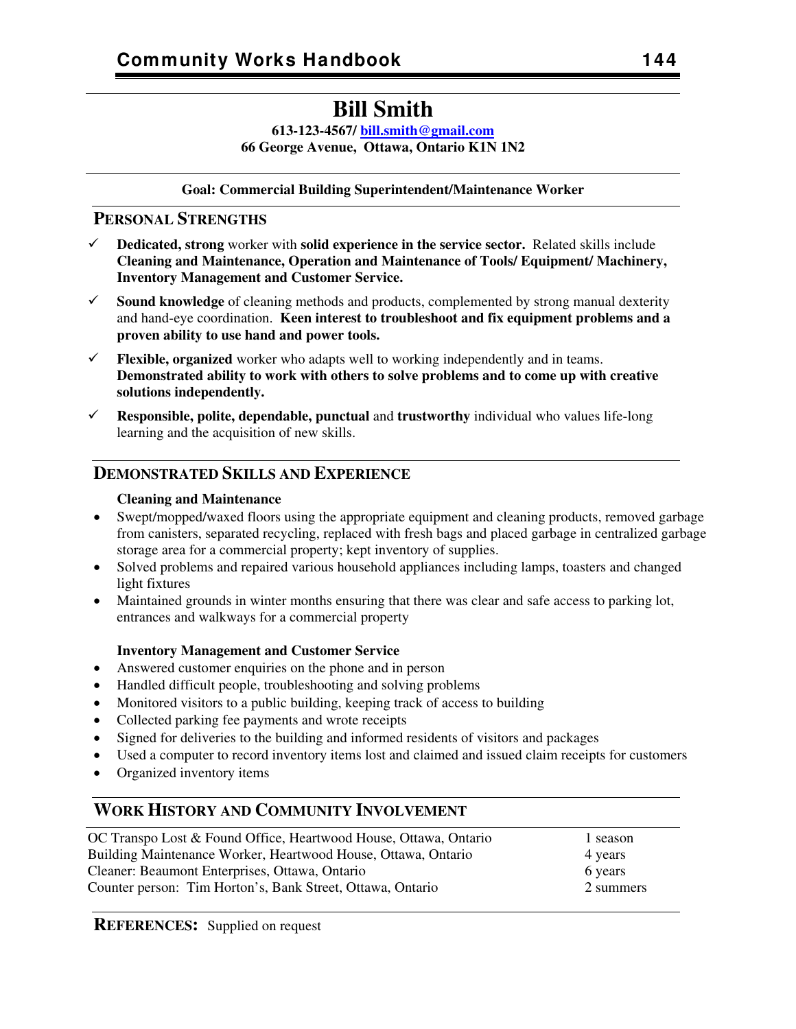# Bill Smith

**613-123-4567/ bill.smith@gmail.com**
**66 George Avenue, Ottawa, Ontario K1N 1N2**

**Goal: Commercial Building Superintendent/Maintenance Worker**

## PERSONAL STRENGTHS

- ✓ **Dedicated, strong** worker with **solid experience in the service sector.** Related skills include **Cleaning and Maintenance, Operation and Maintenance of Tools/ Equipment/ Machinery, Inventory Management and Customer Service.**
- ✓ **Sound knowledge** of cleaning methods and products, complemented by strong manual dexterity and hand-eye coordination. **Keen interest to troubleshoot and fix equipment problems and a proven ability to use hand and power tools.**
- ✓ **Flexible, organized** worker who adapts well to working independently and in teams. **Demonstrated ability to work with others to solve problems and to come up with creative solutions independently.**
- ✓ **Responsible, polite, dependable, punctual** and **trustworthy** individual who values life-long learning and the acquisition of new skills.

## DEMONSTRATED SKILLS AND EXPERIENCE

**Cleaning and Maintenance**

- Swept/mopped/waxed floors using the appropriate equipment and cleaning products, removed garbage from canisters, separated recycling, replaced with fresh bags and placed garbage in centralized garbage storage area for a commercial property; kept inventory of supplies.
- Solved problems and repaired various household appliances including lamps, toasters and changed light fixtures
- Maintained grounds in winter months ensuring that there was clear and safe access to parking lot, entrances and walkways for a commercial property

**Inventory Management and Customer Service**

- Answered customer enquiries on the phone and in person
- Handled difficult people, troubleshooting and solving problems
- Monitored visitors to a public building, keeping track of access to building
- Collected parking fee payments and wrote receipts
- Signed for deliveries to the building and informed residents of visitors and packages
- Used a computer to record inventory items lost and claimed and issued claim receipts for customers
- Organized inventory items

## WORK HISTORY AND COMMUNITY INVOLVEMENT

| | |
|---|---|
| OC Transpo Lost & Found Office, Heartwood House, Ottawa, Ontario | 1 season |
| Building Maintenance Worker, Heartwood House, Ottawa, Ontario | 4 years |
| Cleaner: Beaumont Enterprises, Ottawa, Ontario | 6 years |
| Counter person: Tim Horton's, Bank Street, Ottawa, Ontario | 2 summers |

**REFERENCES:** Supplied on request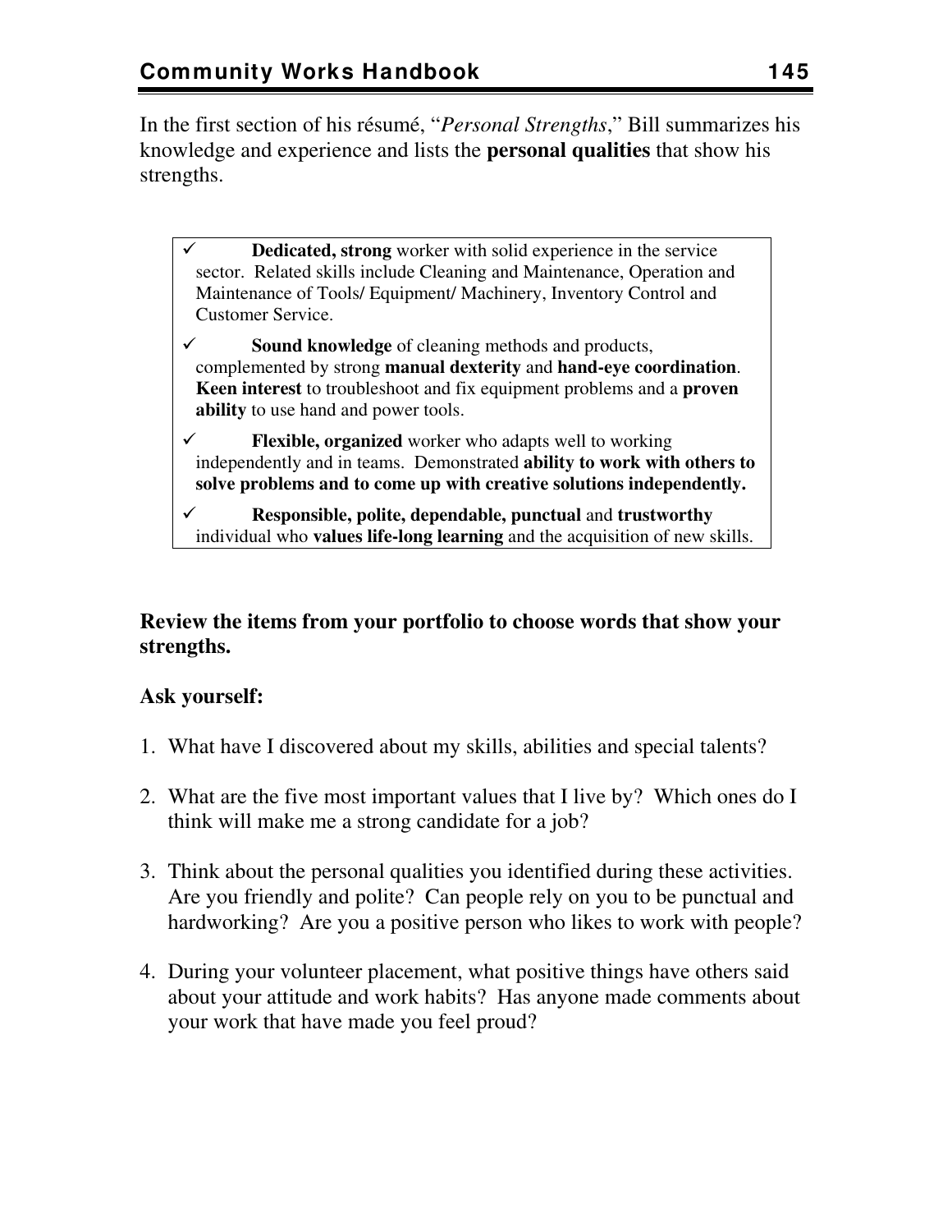In the first section of his résumé, "*Personal Strengths*," Bill summarizes his knowledge and experience and lists the **personal qualities** that show his strengths.

- ✓ **Dedicated, strong** worker with solid experience in the service sector. Related skills include Cleaning and Maintenance, Operation and Maintenance of Tools/ Equipment/ Machinery, Inventory Control and Customer Service.
- ✓ **Sound knowledge** of cleaning methods and products, complemented by strong **manual dexterity** and **hand-eye coordination**. **Keen interest** to troubleshoot and fix equipment problems and a **proven ability** to use hand and power tools.
- ✓ **Flexible, organized** worker who adapts well to working independently and in teams. Demonstrated **ability to work with others to solve problems and to come up with creative solutions independently.**
- ✓ **Responsible, polite, dependable, punctual** and **trustworthy** individual who **values life-long learning** and the acquisition of new skills.

**Review the items from your portfolio to choose words that show your strengths.**

**Ask yourself:**

1. What have I discovered about my skills, abilities and special talents?
2. What are the five most important values that I live by? Which ones do I think will make me a strong candidate for a job?
3. Think about the personal qualities you identified during these activities. Are you friendly and polite? Can people rely on you to be punctual and hardworking? Are you a positive person who likes to work with people?
4. During your volunteer placement, what positive things have others said about your attitude and work habits? Has anyone made comments about your work that have made you feel proud?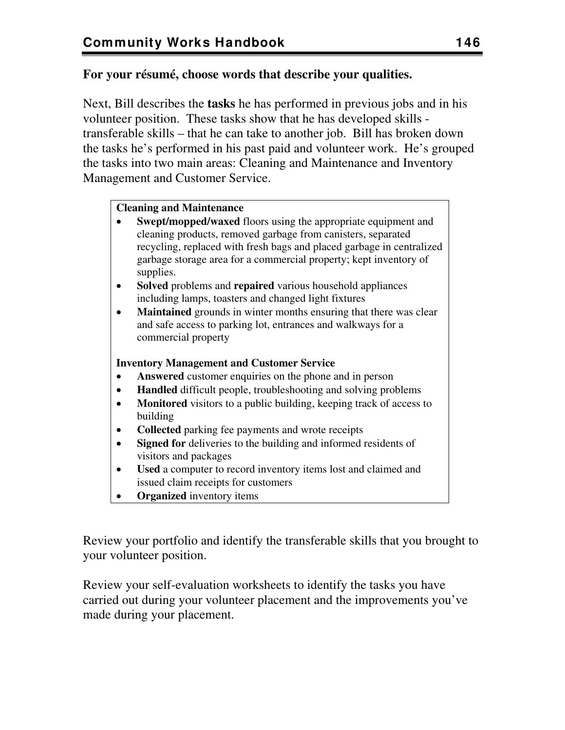**For your résumé, choose words that describe your qualities.**

Next, Bill describes the **tasks** he has performed in previous jobs and in his volunteer position. These tasks show that he has developed skills - transferable skills – that he can take to another job. Bill has broken down the tasks he's performed in his past paid and volunteer work. He's grouped the tasks into two main areas: Cleaning and Maintenance and Inventory Management and Customer Service.

**Cleaning and Maintenance**

- **Swept/mopped/waxed** floors using the appropriate equipment and cleaning products, removed garbage from canisters, separated recycling, replaced with fresh bags and placed garbage in centralized garbage storage area for a commercial property; kept inventory of supplies.
- **Solved** problems and **repaired** various household appliances including lamps, toasters and changed light fixtures
- **Maintained** grounds in winter months ensuring that there was clear and safe access to parking lot, entrances and walkways for a commercial property

**Inventory Management and Customer Service**

- **Answered** customer enquiries on the phone and in person
- **Handled** difficult people, troubleshooting and solving problems
- **Monitored** visitors to a public building, keeping track of access to building
- **Collected** parking fee payments and wrote receipts
- **Signed for** deliveries to the building and informed residents of visitors and packages
- **Used** a computer to record inventory items lost and claimed and issued claim receipts for customers
- **Organized** inventory items

Review your portfolio and identify the transferable skills that you brought to your volunteer position.

Review your self-evaluation worksheets to identify the tasks you have carried out during your volunteer placement and the improvements you've made during your placement.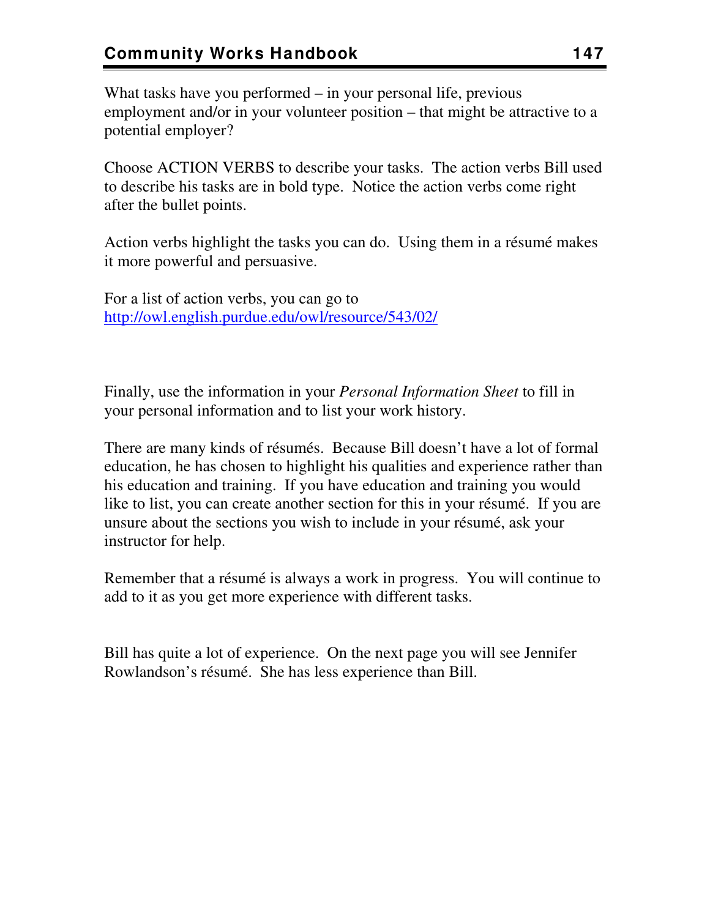What tasks have you performed – in your personal life, previous employment and/or in your volunteer position – that might be attractive to a potential employer?

Choose ACTION VERBS to describe your tasks. The action verbs Bill used to describe his tasks are in bold type. Notice the action verbs come right after the bullet points.

Action verbs highlight the tasks you can do. Using them in a résumé makes it more powerful and persuasive.

For a list of action verbs, you can go to http://owl.english.purdue.edu/owl/resource/543/02/

Finally, use the information in your *Personal Information Sheet* to fill in your personal information and to list your work history.

There are many kinds of résumés. Because Bill doesn't have a lot of formal education, he has chosen to highlight his qualities and experience rather than his education and training. If you have education and training you would like to list, you can create another section for this in your résumé. If you are unsure about the sections you wish to include in your résumé, ask your instructor for help.

Remember that a résumé is always a work in progress. You will continue to add to it as you get more experience with different tasks.

Bill has quite a lot of experience. On the next page you will see Jennifer Rowlandson's résumé. She has less experience than Bill.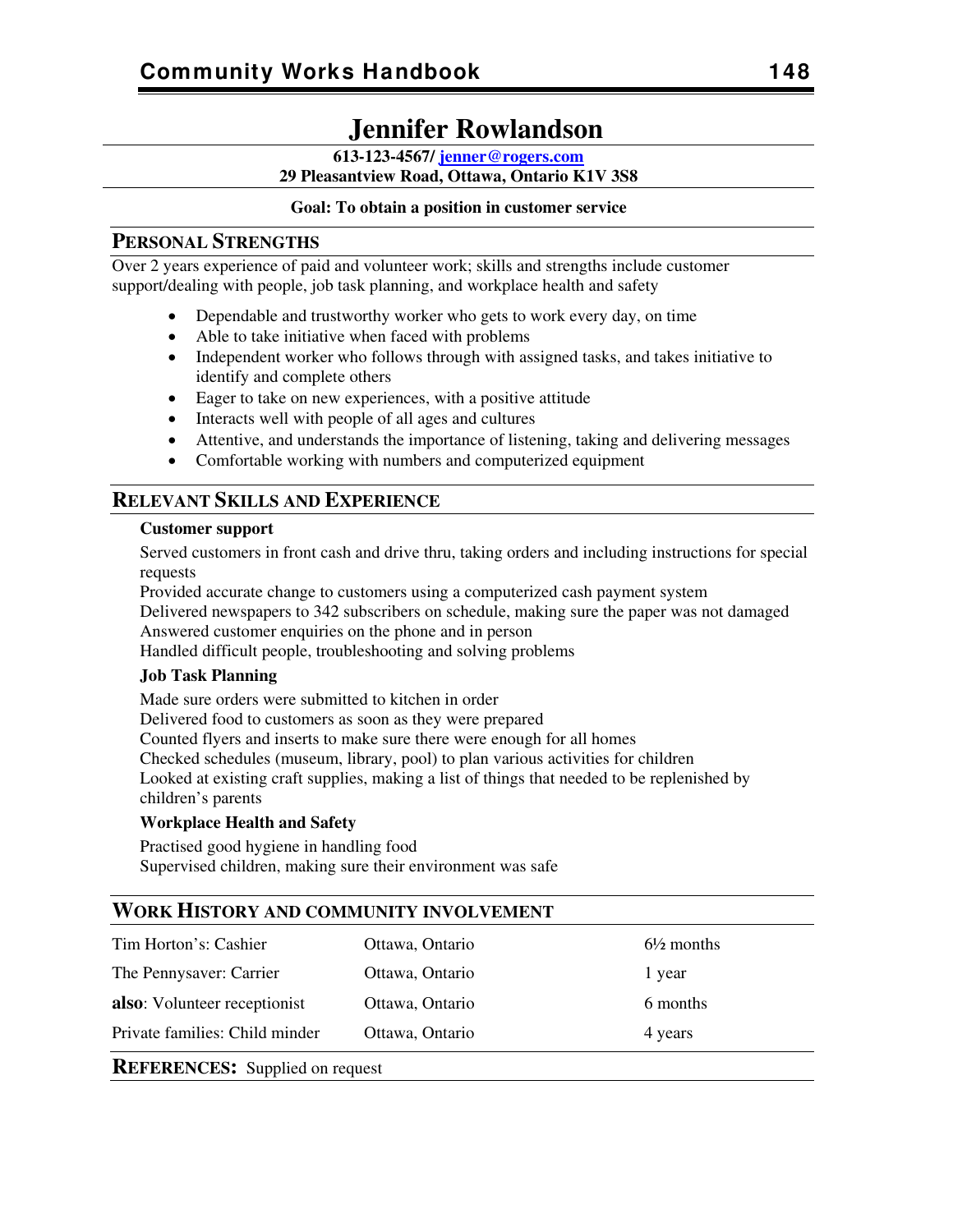# Jennifer Rowlandson

**613-123-4567/ jenner@rogers.com**
**29 Pleasantview Road, Ottawa, Ontario K1V 3S8**

**Goal: To obtain a position in customer service**

## PERSONAL STRENGTHS

Over 2 years experience of paid and volunteer work; skills and strengths include customer support/dealing with people, job task planning, and workplace health and safety

- Dependable and trustworthy worker who gets to work every day, on time
- Able to take initiative when faced with problems
- Independent worker who follows through with assigned tasks, and takes initiative to identify and complete others
- Eager to take on new experiences, with a positive attitude
- Interacts well with people of all ages and cultures
- Attentive, and understands the importance of listening, taking and delivering messages
- Comfortable working with numbers and computerized equipment

## RELEVANT SKILLS AND EXPERIENCE

**Customer support**

Served customers in front cash and drive thru, taking orders and including instructions for special requests
Provided accurate change to customers using a computerized cash payment system
Delivered newspapers to 342 subscribers on schedule, making sure the paper was not damaged
Answered customer enquiries on the phone and in person
Handled difficult people, troubleshooting and solving problems

**Job Task Planning**

Made sure orders were submitted to kitchen in order
Delivered food to customers as soon as they were prepared
Counted flyers and inserts to make sure there were enough for all homes
Checked schedules (museum, library, pool) to plan various activities for children
Looked at existing craft supplies, making a list of things that needed to be replenished by children's parents

**Workplace Health and Safety**

Practised good hygiene in handling food
Supervised children, making sure their environment was safe

## WORK HISTORY AND COMMUNITY INVOLVEMENT

| | | |
|---|---|---|
| Tim Horton's: Cashier | Ottawa, Ontario | 6½ months |
| The Pennysaver: Carrier | Ottawa, Ontario | 1 year |
| **also**: Volunteer receptionist | Ottawa, Ontario | 6 months |
| Private families: Child minder | Ottawa, Ontario | 4 years |

**REFERENCES:** Supplied on request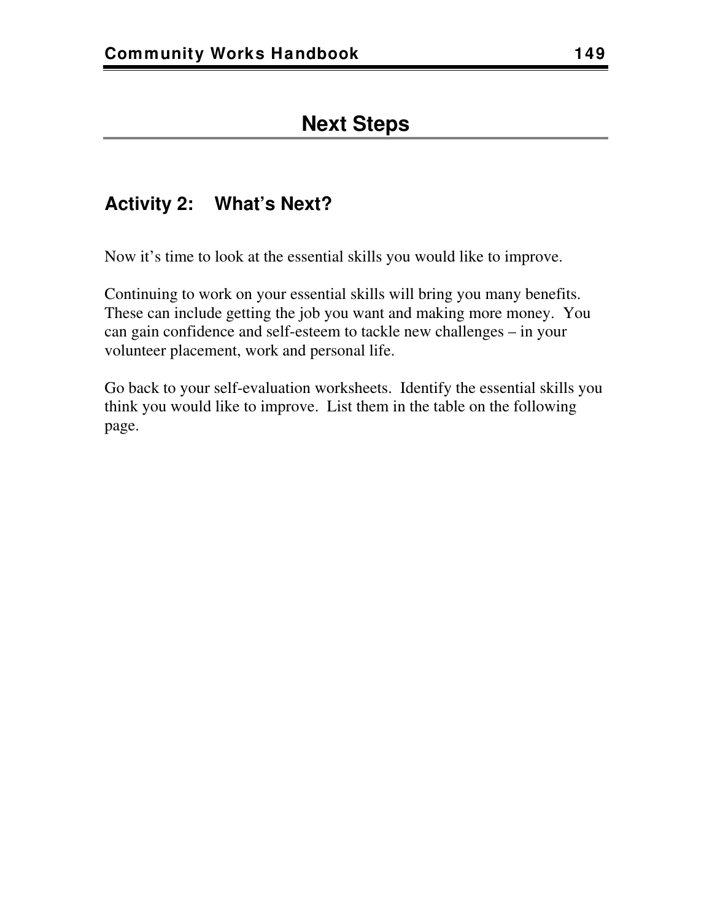# Next Steps

## Activity 2: What's Next?

Now it's time to look at the essential skills you would like to improve.

Continuing to work on your essential skills will bring you many benefits. These can include getting the job you want and making more money. You can gain confidence and self-esteem to tackle new challenges – in your volunteer placement, work and personal life.

Go back to your self-evaluation worksheets. Identify the essential skills you think you would like to improve. List them in the table on the following page.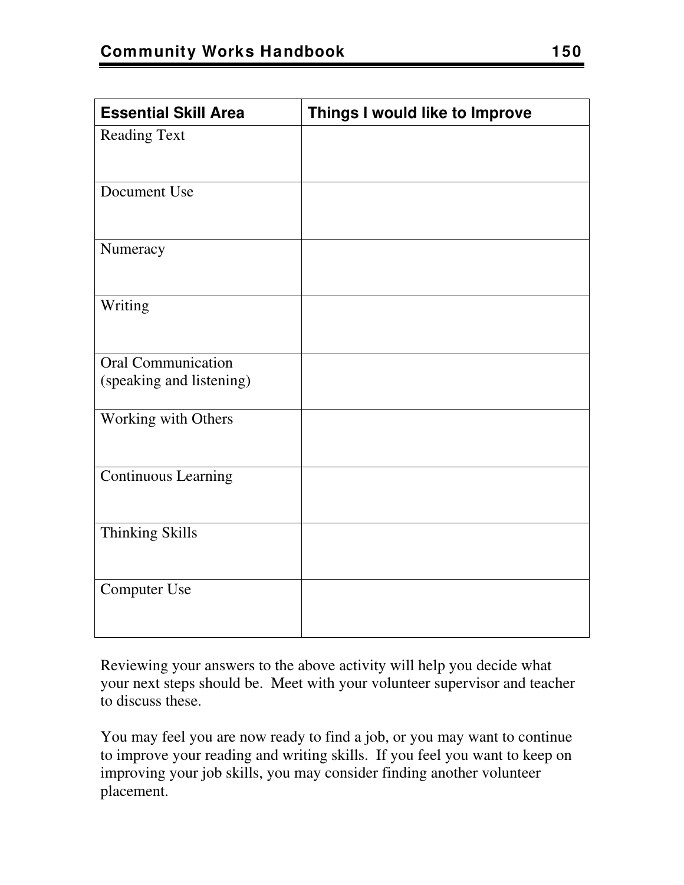| Essential Skill Area | Things I would like to Improve |
|---|---|
| Reading Text | |
| Document Use | |
| Numeracy | |
| Writing | |
| Oral Communication (speaking and listening) | |
| Working with Others | |
| Continuous Learning | |
| Thinking Skills | |
| Computer Use | |

Reviewing your answers to the above activity will help you decide what your next steps should be. Meet with your volunteer supervisor and teacher to discuss these.

You may feel you are now ready to find a job, or you may want to continue to improve your reading and writing skills. If you feel you want to keep on improving your job skills, you may consider finding another volunteer placement.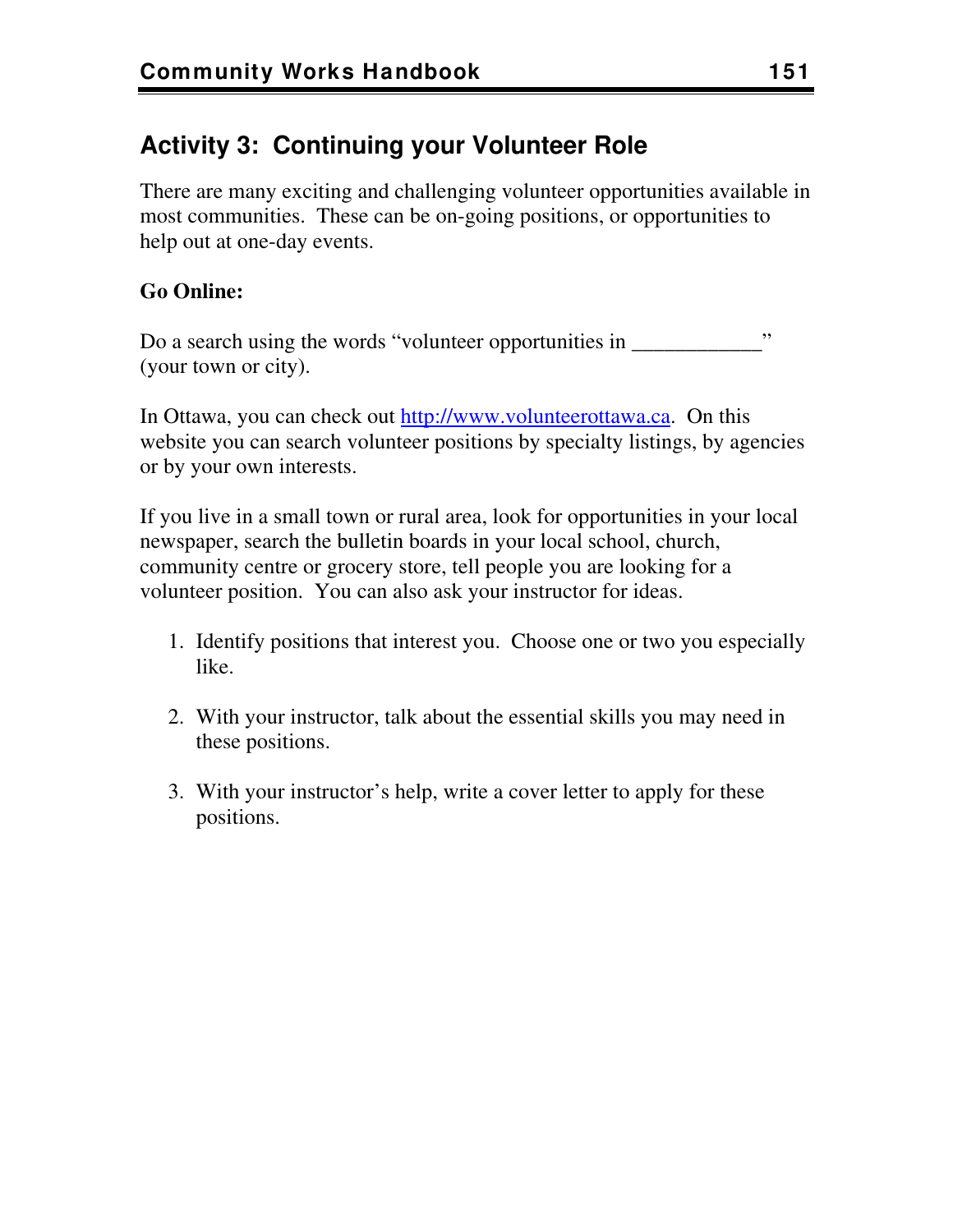## Activity 3: Continuing your Volunteer Role

There are many exciting and challenging volunteer opportunities available in most communities. These can be on-going positions, or opportunities to help out at one-day events.

**Go Online:**

Do a search using the words "volunteer opportunities in ____________" (your town or city).

In Ottawa, you can check out [http://www.volunteerottawa.ca](http://www.volunteerottawa.ca). On this website you can search volunteer positions by specialty listings, by agencies or by your own interests.

If you live in a small town or rural area, look for opportunities in your local newspaper, search the bulletin boards in your local school, church, community centre or grocery store, tell people you are looking for a volunteer position. You can also ask your instructor for ideas.

1. Identify positions that interest you. Choose one or two you especially like.

2. With your instructor, talk about the essential skills you may need in these positions.

3. With your instructor's help, write a cover letter to apply for these positions.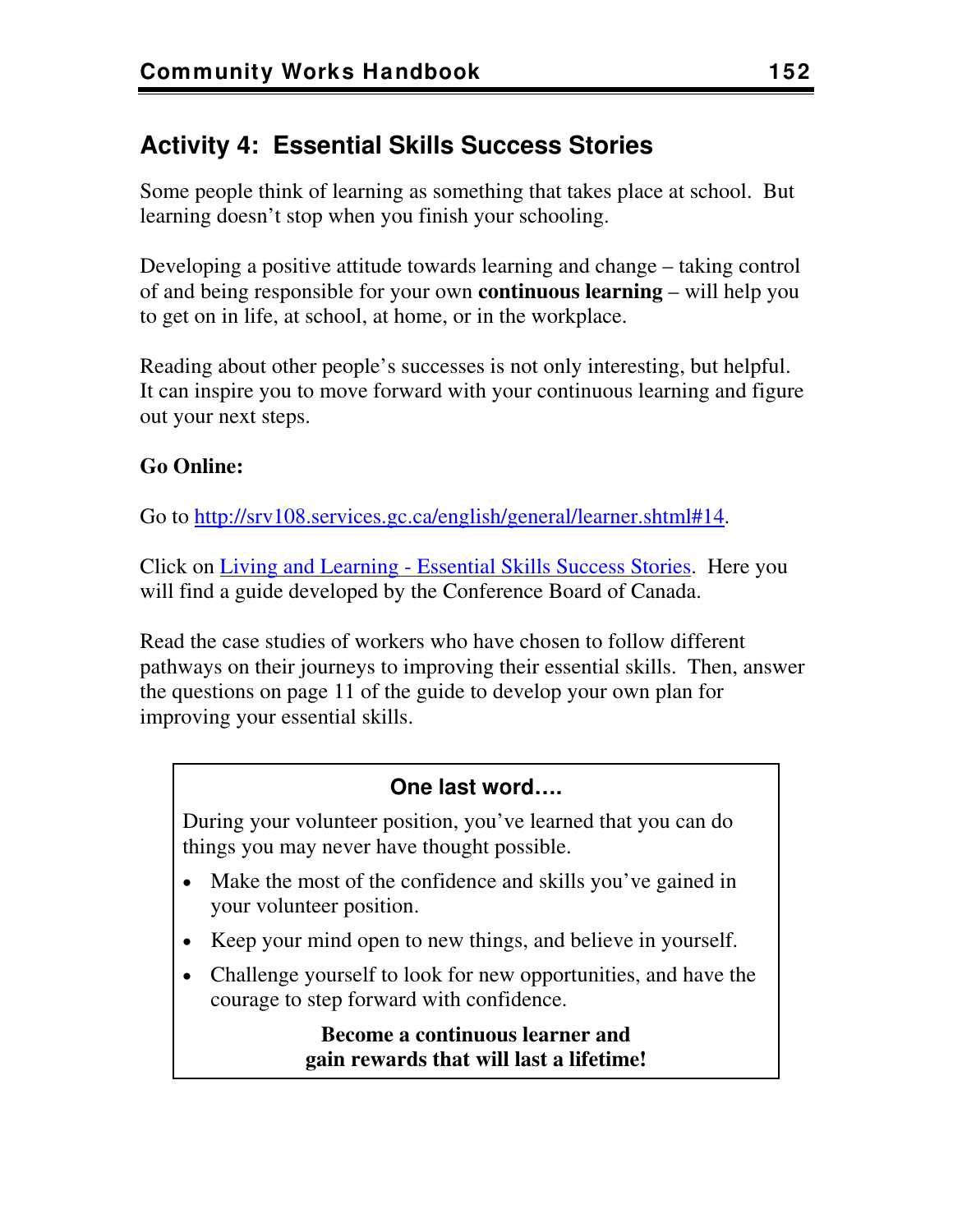## Activity 4: Essential Skills Success Stories

Some people think of learning as something that takes place at school. But learning doesn't stop when you finish your schooling.

Developing a positive attitude towards learning and change – taking control of and being responsible for your own **continuous learning** – will help you to get on in life, at school, at home, or in the workplace.

Reading about other people's successes is not only interesting, but helpful. It can inspire you to move forward with your continuous learning and figure out your next steps.

**Go Online:**

Go to [http://srv108.services.gc.ca/english/general/learner.shtml#14](http://srv108.services.gc.ca/english/general/learner.shtml#14).

Click on Living and Learning - Essential Skills Success Stories. Here you will find a guide developed by the Conference Board of Canada.

Read the case studies of workers who have chosen to follow different pathways on their journeys to improving their essential skills. Then, answer the questions on page 11 of the guide to develop your own plan for improving your essential skills.

### One last word….

During your volunteer position, you've learned that you can do things you may never have thought possible.

- Make the most of the confidence and skills you've gained in your volunteer position.
- Keep your mind open to new things, and believe in yourself.
- Challenge yourself to look for new opportunities, and have the courage to step forward with confidence.

**Become a continuous learner and gain rewards that will last a lifetime!**